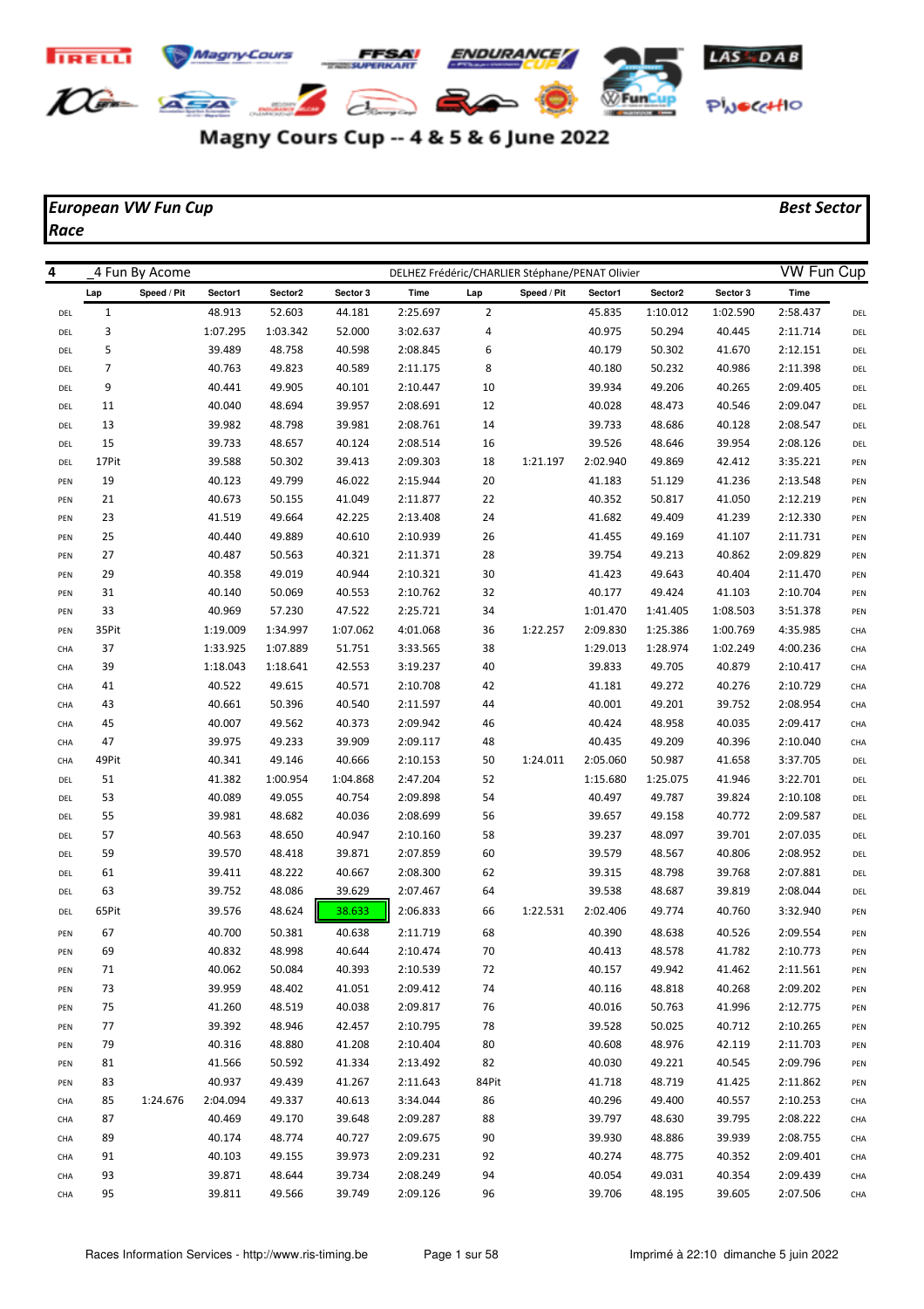# Magny Cours Cup -- 4 & 5 & 6 June 2022

***European VW Fun Cup***
***Race***

***Best Sector***

**4** _4 Fun By Acome — DELHEZ Frédéric/CHARLIER Stéphane/PENAT Olivier — VW Fun Cup

| | Lap | Speed / Pit | Sector1 | Sector2 | Sector 3 | Time | Lap | Speed / Pit | Sector1 | Sector2 | Sector 3 | Time | |
|---|---|---|---|---|---|---|---|---|---|---|---|---|---|
| DEL | 1 | | 48.913 | 52.603 | 44.181 | 2:25.697 | 2 | | 45.835 | 1:10.012 | 1:02.590 | 2:58.437 | DEL |
| DEL | 3 | | 1:07.295 | 1:03.342 | 52.000 | 3:02.637 | 4 | | 40.975 | 50.294 | 40.445 | 2:11.714 | DEL |
| DEL | 5 | | 39.489 | 48.758 | 40.598 | 2:08.845 | 6 | | 40.179 | 50.302 | 41.670 | 2:12.151 | DEL |
| DEL | 7 | | 40.763 | 49.823 | 40.589 | 2:11.175 | 8 | | 40.180 | 50.232 | 40.986 | 2:11.398 | DEL |
| DEL | 9 | | 40.441 | 49.905 | 40.101 | 2:10.447 | 10 | | 39.934 | 49.206 | 40.265 | 2:09.405 | DEL |
| DEL | 11 | | 40.040 | 48.694 | 39.957 | 2:08.691 | 12 | | 40.028 | 48.473 | 40.546 | 2:09.047 | DEL |
| DEL | 13 | | 39.982 | 48.798 | 39.981 | 2:08.761 | 14 | | 39.733 | 48.686 | 40.128 | 2:08.547 | DEL |
| DEL | 15 | | 39.733 | 48.657 | 40.124 | 2:08.514 | 16 | | 39.526 | 48.646 | 39.954 | 2:08.126 | DEL |
| DEL | 17Pit | | 39.588 | 50.302 | 39.413 | 2:09.303 | 18 | 1:21.197 | 2:02.940 | 49.869 | 42.412 | 3:35.221 | PEN |
| PEN | 19 | | 40.123 | 49.799 | 46.022 | 2:15.944 | 20 | | 41.183 | 51.129 | 41.236 | 2:13.548 | PEN |
| PEN | 21 | | 40.673 | 50.155 | 41.049 | 2:11.877 | 22 | | 40.352 | 50.817 | 41.050 | 2:12.219 | PEN |
| PEN | 23 | | 41.519 | 49.664 | 42.225 | 2:13.408 | 24 | | 41.682 | 49.409 | 41.239 | 2:12.330 | PEN |
| PEN | 25 | | 40.440 | 49.889 | 40.610 | 2:10.939 | 26 | | 41.455 | 49.169 | 41.107 | 2:11.731 | PEN |
| PEN | 27 | | 40.487 | 50.563 | 40.321 | 2:11.371 | 28 | | 39.754 | 49.213 | 40.862 | 2:09.829 | PEN |
| PEN | 29 | | 40.358 | 49.019 | 40.944 | 2:10.321 | 30 | | 41.423 | 49.643 | 40.404 | 2:11.470 | PEN |
| PEN | 31 | | 40.140 | 50.069 | 40.553 | 2:10.762 | 32 | | 40.177 | 49.424 | 41.103 | 2:10.704 | PEN |
| PEN | 33 | | 40.969 | 57.230 | 47.522 | 2:25.721 | 34 | | 1:01.470 | 1:41.405 | 1:08.503 | 3:51.378 | PEN |
| PEN | 35Pit | | 1:19.009 | 1:34.997 | 1:07.062 | 4:01.068 | 36 | 1:22.257 | 2:09.830 | 1:25.386 | 1:00.769 | 4:35.985 | CHA |
| CHA | 37 | | 1:33.925 | 1:07.889 | 51.751 | 3:33.565 | 38 | | 1:29.013 | 1:28.974 | 1:02.249 | 4:00.236 | CHA |
| CHA | 39 | | 1:18.043 | 1:18.641 | 42.553 | 3:19.237 | 40 | | 39.833 | 49.705 | 40.879 | 2:10.417 | CHA |
| CHA | 41 | | 40.522 | 49.615 | 40.571 | 2:10.708 | 42 | | 41.181 | 49.272 | 40.276 | 2:10.729 | CHA |
| CHA | 43 | | 40.661 | 50.396 | 40.540 | 2:11.597 | 44 | | 40.001 | 49.201 | 39.752 | 2:08.954 | CHA |
| CHA | 45 | | 40.007 | 49.562 | 40.373 | 2:09.942 | 46 | | 40.424 | 48.958 | 40.035 | 2:09.417 | CHA |
| CHA | 47 | | 39.975 | 49.233 | 39.909 | 2:09.117 | 48 | | 40.435 | 49.209 | 40.396 | 2:10.040 | CHA |
| CHA | 49Pit | | 40.341 | 49.146 | 40.666 | 2:10.153 | 50 | 1:24.011 | 2:05.060 | 50.987 | 41.658 | 3:37.705 | DEL |
| DEL | 51 | | 41.382 | 1:00.954 | 1:04.868 | 2:47.204 | 52 | | 1:15.680 | 1:25.075 | 41.946 | 3:22.701 | DEL |
| DEL | 53 | | 40.089 | 49.055 | 40.754 | 2:09.898 | 54 | | 40.497 | 49.787 | 39.824 | 2:10.108 | DEL |
| DEL | 55 | | 39.981 | 48.682 | 40.036 | 2:08.699 | 56 | | 39.657 | 49.158 | 40.772 | 2:09.587 | DEL |
| DEL | 57 | | 40.563 | 48.650 | 40.947 | 2:10.160 | 58 | | 39.237 | 48.097 | 39.701 | 2:07.035 | DEL |
| DEL | 59 | | 39.570 | 48.418 | 39.871 | 2:07.859 | 60 | | 39.579 | 48.567 | 40.806 | 2:08.952 | DEL |
| DEL | 61 | | 39.411 | 48.222 | 40.667 | 2:08.300 | 62 | | 39.315 | 48.798 | 39.768 | 2:07.881 | DEL |
| DEL | 63 | | 39.752 | 48.086 | 39.629 | 2:07.467 | 64 | | 39.538 | 48.687 | 39.819 | 2:08.044 | DEL |
| DEL | 65Pit | | 39.576 | 48.624 | 38.633 | 2:06.833 | 66 | 1:22.531 | 2:02.406 | 49.774 | 40.760 | 3:32.940 | PEN |
| PEN | 67 | | 40.700 | 50.381 | 40.638 | 2:11.719 | 68 | | 40.390 | 48.638 | 40.526 | 2:09.554 | PEN |
| PEN | 69 | | 40.832 | 48.998 | 40.644 | 2:10.474 | 70 | | 40.413 | 48.578 | 41.782 | 2:10.773 | PEN |
| PEN | 71 | | 40.062 | 50.084 | 40.393 | 2:10.539 | 72 | | 40.157 | 49.942 | 41.462 | 2:11.561 | PEN |
| PEN | 73 | | 39.959 | 48.402 | 41.051 | 2:09.412 | 74 | | 40.116 | 48.818 | 40.268 | 2:09.202 | PEN |
| PEN | 75 | | 41.260 | 48.519 | 40.038 | 2:09.817 | 76 | | 40.016 | 50.763 | 41.996 | 2:12.775 | PEN |
| PEN | 77 | | 39.392 | 48.946 | 42.457 | 2:10.795 | 78 | | 39.528 | 50.025 | 40.712 | 2:10.265 | PEN |
| PEN | 79 | | 40.316 | 48.880 | 41.208 | 2:10.404 | 80 | | 40.608 | 48.976 | 42.119 | 2:11.703 | PEN |
| PEN | 81 | | 41.566 | 50.592 | 41.334 | 2:13.492 | 82 | | 40.030 | 49.221 | 40.545 | 2:09.796 | PEN |
| PEN | 83 | | 40.937 | 49.439 | 41.267 | 2:11.643 | 84Pit | | 41.718 | 48.719 | 41.425 | 2:11.862 | PEN |
| CHA | 85 | 1:24.676 | 2:04.094 | 49.337 | 40.613 | 3:34.044 | 86 | | 40.296 | 49.400 | 40.557 | 2:10.253 | CHA |
| CHA | 87 | | 40.469 | 49.170 | 39.648 | 2:09.287 | 88 | | 39.797 | 48.630 | 39.795 | 2:08.222 | CHA |
| CHA | 89 | | 40.174 | 48.774 | 40.727 | 2:09.675 | 90 | | 39.930 | 48.886 | 39.939 | 2:08.755 | CHA |
| CHA | 91 | | 40.103 | 49.155 | 39.973 | 2:09.231 | 92 | | 40.274 | 48.775 | 40.352 | 2:09.401 | CHA |
| CHA | 93 | | 39.871 | 48.644 | 39.734 | 2:08.249 | 94 | | 40.054 | 49.031 | 40.354 | 2:09.439 | CHA |
| CHA | 95 | | 39.811 | 49.566 | 39.749 | 2:09.126 | 96 | | 39.706 | 48.195 | 39.605 | 2:07.506 | CHA |

Races Information Services - http://www.ris-timing.be — Imprimé à 22:10 dimanche 5 juin 2022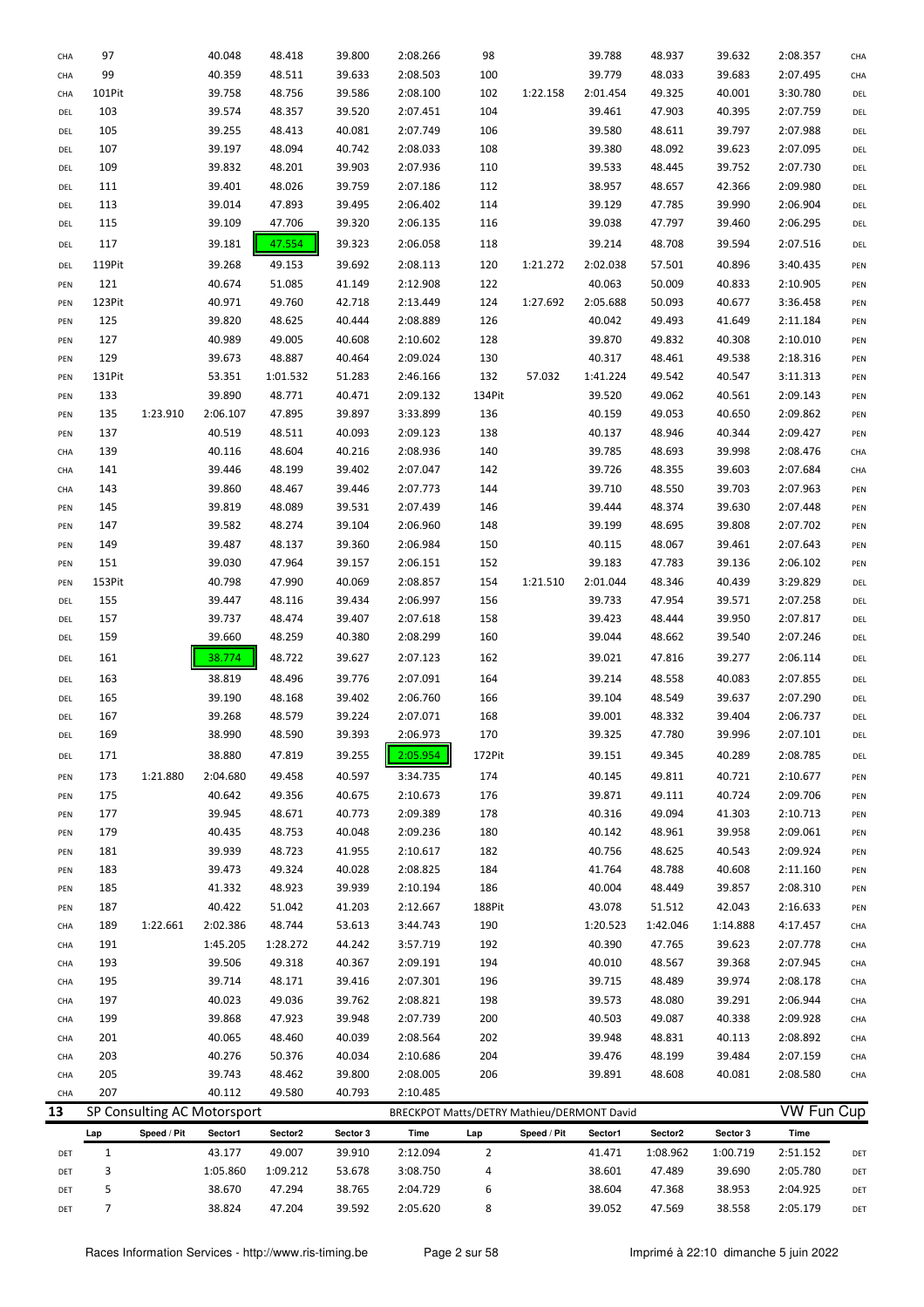| | | | | | | | | | | | | | |
|---|---|---|---|---|---|---|---|---|---|---|---|---|---|
| CHA | 97 | | 40.048 | 48.418 | 39.800 | 2:08.266 | 98 | | 39.788 | 48.937 | 39.632 | 2:08.357 | CHA |
| CHA | 99 | | 40.359 | 48.511 | 39.633 | 2:08.503 | 100 | | 39.779 | 48.033 | 39.683 | 2:07.495 | CHA |
| CHA | 101Pit | | 39.758 | 48.756 | 39.586 | 2:08.100 | 102 | 1:22.158 | 2:01.454 | 49.325 | 40.001 | 3:30.780 | DEL |
| DEL | 103 | | 39.574 | 48.357 | 39.520 | 2:07.451 | 104 | | 39.461 | 47.903 | 40.395 | 2:07.759 | DEL |
| DEL | 105 | | 39.255 | 48.413 | 40.081 | 2:07.749 | 106 | | 39.580 | 48.611 | 39.797 | 2:07.988 | DEL |
| DEL | 107 | | 39.197 | 48.094 | 40.742 | 2:08.033 | 108 | | 39.380 | 48.092 | 39.623 | 2:07.095 | DEL |
| DEL | 109 | | 39.832 | 48.201 | 39.903 | 2:07.936 | 110 | | 39.533 | 48.445 | 39.752 | 2:07.730 | DEL |
| DEL | 111 | | 39.401 | 48.026 | 39.759 | 2:07.186 | 112 | | 38.957 | 48.657 | 42.366 | 2:09.980 | DEL |
| DEL | 113 | | 39.014 | 47.893 | 39.495 | 2:06.402 | 114 | | 39.129 | 47.785 | 39.990 | 2:06.904 | DEL |
| DEL | 115 | | 39.109 | 47.706 | 39.320 | 2:06.135 | 116 | | 39.038 | 47.797 | 39.460 | 2:06.295 | DEL |
| DEL | 117 | | 39.181 | 47.554 | 39.323 | 2:06.058 | 118 | | 39.214 | 48.708 | 39.594 | 2:07.516 | DEL |
| DEL | 119Pit | | 39.268 | 49.153 | 39.692 | 2:08.113 | 120 | 1:21.272 | 2:02.038 | 57.501 | 40.896 | 3:40.435 | PEN |
| PEN | 121 | | 40.674 | 51.085 | 41.149 | 2:12.908 | 122 | | 40.063 | 50.009 | 40.833 | 2:10.905 | PEN |
| PEN | 123Pit | | 40.971 | 49.760 | 42.718 | 2:13.449 | 124 | 1:27.692 | 2:05.688 | 50.093 | 40.677 | 3:36.458 | PEN |
| PEN | 125 | | 39.820 | 48.625 | 40.444 | 2:08.889 | 126 | | 40.042 | 49.493 | 41.649 | 2:11.184 | PEN |
| PEN | 127 | | 40.989 | 49.005 | 40.608 | 2:10.602 | 128 | | 39.870 | 49.832 | 40.308 | 2:10.010 | PEN |
| PEN | 129 | | 39.673 | 48.887 | 40.464 | 2:09.024 | 130 | | 40.317 | 48.461 | 49.538 | 2:18.316 | PEN |
| PEN | 131Pit | | 53.351 | 1:01.532 | 51.283 | 2:46.166 | 132 | 57.032 | 1:41.224 | 49.542 | 40.547 | 3:11.313 | PEN |
| PEN | 133 | | 39.890 | 48.771 | 40.471 | 2:09.132 | 134Pit | | 39.520 | 49.062 | 40.561 | 2:09.143 | PEN |
| PEN | 135 | 1:23.910 | 2:06.107 | 47.895 | 39.897 | 3:33.899 | 136 | | 40.159 | 49.053 | 40.650 | 2:09.862 | PEN |
| PEN | 137 | | 40.519 | 48.511 | 40.093 | 2:09.123 | 138 | | 40.137 | 48.946 | 40.344 | 2:09.427 | PEN |
| CHA | 139 | | 40.116 | 48.604 | 40.216 | 2:08.936 | 140 | | 39.785 | 48.693 | 39.998 | 2:08.476 | CHA |
| CHA | 141 | | 39.446 | 48.199 | 39.402 | 2:07.047 | 142 | | 39.726 | 48.355 | 39.603 | 2:07.684 | CHA |
| CHA | 143 | | 39.860 | 48.467 | 39.446 | 2:07.773 | 144 | | 39.710 | 48.550 | 39.703 | 2:07.963 | PEN |
| PEN | 145 | | 39.819 | 48.089 | 39.531 | 2:07.439 | 146 | | 39.444 | 48.374 | 39.630 | 2:07.448 | PEN |
| PEN | 147 | | 39.582 | 48.274 | 39.104 | 2:06.960 | 148 | | 39.199 | 48.695 | 39.808 | 2:07.702 | PEN |
| PEN | 149 | | 39.487 | 48.137 | 39.360 | 2:06.984 | 150 | | 40.115 | 48.067 | 39.461 | 2:07.643 | PEN |
| PEN | 151 | | 39.030 | 47.964 | 39.157 | 2:06.151 | 152 | | 39.183 | 47.783 | 39.136 | 2:06.102 | PEN |
| PEN | 153Pit | | 40.798 | 47.990 | 40.069 | 2:08.857 | 154 | 1:21.510 | 2:01.044 | 48.346 | 40.439 | 3:29.829 | DEL |
| DEL | 155 | | 39.447 | 48.116 | 39.434 | 2:06.997 | 156 | | 39.733 | 47.954 | 39.571 | 2:07.258 | DEL |
| DEL | 157 | | 39.737 | 48.474 | 39.407 | 2:07.618 | 158 | | 39.423 | 48.444 | 39.950 | 2:07.817 | DEL |
| DEL | 159 | | 39.660 | 48.259 | 40.380 | 2:08.299 | 160 | | 39.044 | 48.662 | 39.540 | 2:07.246 | DEL |
| DEL | 161 | | 38.774 | 48.722 | 39.627 | 2:07.123 | 162 | | 39.021 | 47.816 | 39.277 | 2:06.114 | DEL |
| DEL | 163 | | 38.819 | 48.496 | 39.776 | 2:07.091 | 164 | | 39.214 | 48.558 | 40.083 | 2:07.855 | DEL |
| DEL | 165 | | 39.190 | 48.168 | 39.402 | 2:06.760 | 166 | | 39.104 | 48.549 | 39.637 | 2:07.290 | DEL |
| DEL | 167 | | 39.268 | 48.579 | 39.224 | 2:07.071 | 168 | | 39.001 | 48.332 | 39.404 | 2:06.737 | DEL |
| DEL | 169 | | 38.990 | 48.590 | 39.393 | 2:06.973 | 170 | | 39.325 | 47.780 | 39.996 | 2:07.101 | DEL |
| DEL | 171 | | 38.880 | 47.819 | 39.255 | 2:05.954 | 172Pit | | 39.151 | 49.345 | 40.289 | 2:08.785 | DEL |
| PEN | 173 | 1:21.880 | 2:04.680 | 49.458 | 40.597 | 3:34.735 | 174 | | 40.145 | 49.811 | 40.721 | 2:10.677 | PEN |
| PEN | 175 | | 40.642 | 49.356 | 40.675 | 2:10.673 | 176 | | 39.871 | 49.111 | 40.724 | 2:09.706 | PEN |
| PEN | 177 | | 39.945 | 48.671 | 40.773 | 2:09.389 | 178 | | 40.316 | 49.094 | 41.303 | 2:10.713 | PEN |
| PEN | 179 | | 40.435 | 48.753 | 40.048 | 2:09.236 | 180 | | 40.142 | 48.961 | 39.958 | 2:09.061 | PEN |
| PEN | 181 | | 39.939 | 48.723 | 41.955 | 2:10.617 | 182 | | 40.756 | 48.625 | 40.543 | 2:09.924 | PEN |
| PEN | 183 | | 39.473 | 49.324 | 40.028 | 2:08.825 | 184 | | 41.764 | 48.788 | 40.608 | 2:11.160 | PEN |
| PEN | 185 | | 41.332 | 48.923 | 39.939 | 2:10.194 | 186 | | 40.004 | 48.449 | 39.857 | 2:08.310 | PEN |
| PEN | 187 | | 40.422 | 51.042 | 41.203 | 2:12.667 | 188Pit | | 43.078 | 51.512 | 42.043 | 2:16.633 | PEN |
| CHA | 189 | 1:22.661 | 2:02.386 | 48.744 | 53.613 | 3:44.743 | 190 | | 1:20.523 | 1:42.046 | 1:14.888 | 4:17.457 | CHA |
| CHA | 191 | | 1:45.205 | 1:28.272 | 44.242 | 3:57.719 | 192 | | 40.390 | 47.765 | 39.623 | 2:07.778 | CHA |
| CHA | 193 | | 39.506 | 49.318 | 40.367 | 2:09.191 | 194 | | 40.010 | 48.567 | 39.368 | 2:07.945 | CHA |
| CHA | 195 | | 39.714 | 48.171 | 39.416 | 2:07.301 | 196 | | 39.715 | 48.489 | 39.974 | 2:08.178 | CHA |
| CHA | 197 | | 40.023 | 49.036 | 39.762 | 2:08.821 | 198 | | 39.573 | 48.080 | 39.291 | 2:06.944 | CHA |
| CHA | 199 | | 39.868 | 47.923 | 39.948 | 2:07.739 | 200 | | 40.503 | 49.087 | 40.338 | 2:09.928 | CHA |
| CHA | 201 | | 40.065 | 48.460 | 40.039 | 2:08.564 | 202 | | 39.948 | 48.831 | 40.113 | 2:08.892 | CHA |
| CHA | 203 | | 40.276 | 50.376 | 40.034 | 2:10.686 | 204 | | 39.476 | 48.199 | 39.484 | 2:07.159 | CHA |
| CHA | 205 | | 39.743 | 48.462 | 39.800 | 2:08.005 | 206 | | 39.891 | 48.608 | 40.081 | 2:08.580 | CHA |
| CHA | 207 | | 40.112 | 49.580 | 40.793 | 2:10.485 | | | | | | | |

## 13 SP Consulting AC Motorsport — BRECKPOT Matts/DETRY Mathieu/DERMONT David — VW Fun Cup

| | Lap | Speed / Pit | Sector1 | Sector2 | Sector 3 | Time | Lap | Speed / Pit | Sector1 | Sector2 | Sector 3 | Time | |
|---|---|---|---|---|---|---|---|---|---|---|---|---|---|
| DET | 1 | | 43.177 | 49.007 | 39.910 | 2:12.094 | 2 | | 41.471 | 1:08.962 | 1:00.719 | 2:51.152 | DET |
| DET | 3 | | 1:05.860 | 1:09.212 | 53.678 | 3:08.750 | 4 | | 38.601 | 47.489 | 39.690 | 2:05.780 | DET |
| DET | 5 | | 38.670 | 47.294 | 38.765 | 2:04.729 | 6 | | 38.604 | 47.368 | 38.953 | 2:04.925 | DET |
| DET | 7 | | 38.824 | 47.204 | 39.592 | 2:05.620 | 8 | | 39.052 | 47.569 | 38.558 | 2:05.179 | DET |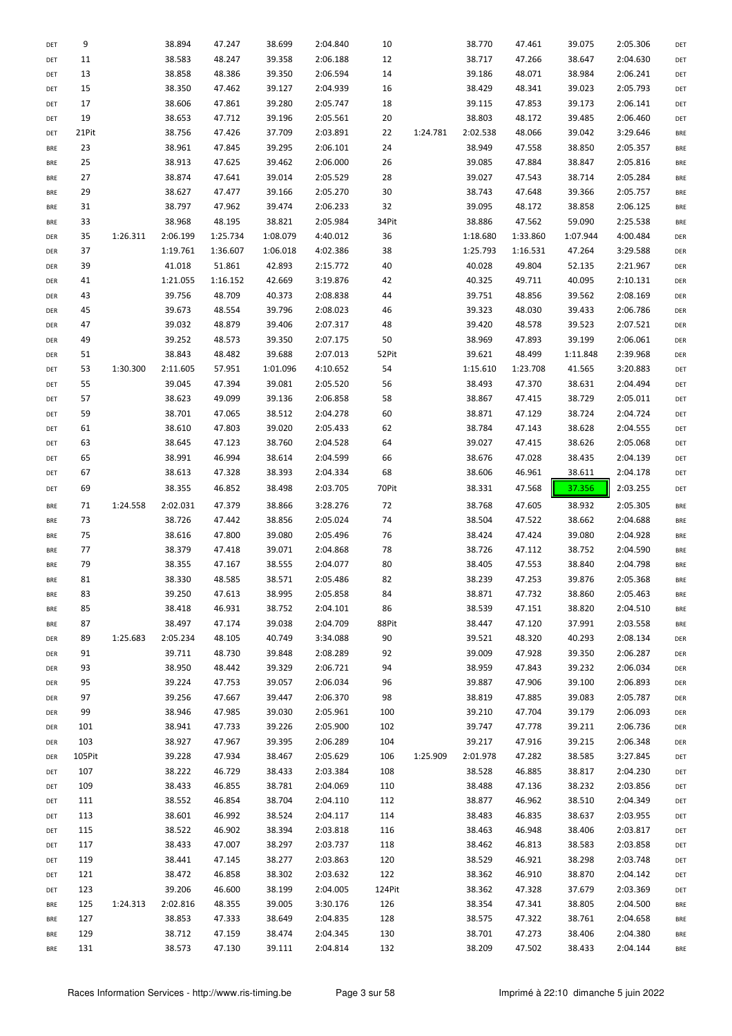| | | | | | | | | | | | | | | |
|---|---|---|---|---|---|---|---|---|---|---|---|---|---|---|
| DET | 9 | | 38.894 | 47.247 | 38.699 | 2:04.840 | 10 | | 38.770 | 47.461 | 39.075 | 2:05.306 | DET |
| DET | 11 | | 38.583 | 48.247 | 39.358 | 2:06.188 | 12 | | 38.717 | 47.266 | 38.647 | 2:04.630 | DET |
| DET | 13 | | 38.858 | 48.386 | 39.350 | 2:06.594 | 14 | | 39.186 | 48.071 | 38.984 | 2:06.241 | DET |
| DET | 15 | | 38.350 | 47.462 | 39.127 | 2:04.939 | 16 | | 38.429 | 48.341 | 39.023 | 2:05.793 | DET |
| DET | 17 | | 38.606 | 47.861 | 39.280 | 2:05.747 | 18 | | 39.115 | 47.853 | 39.173 | 2:06.141 | DET |
| DET | 19 | | 38.653 | 47.712 | 39.196 | 2:05.561 | 20 | | 38.803 | 48.172 | 39.485 | 2:06.460 | DET |
| DET | 21Pit | | 38.756 | 47.426 | 37.709 | 2:03.891 | 22 | 1:24.781 | 2:02.538 | 48.066 | 39.042 | 3:29.646 | BRE |
| BRE | 23 | | 38.961 | 47.845 | 39.295 | 2:06.101 | 24 | | 38.949 | 47.558 | 38.850 | 2:05.357 | BRE |
| BRE | 25 | | 38.913 | 47.625 | 39.462 | 2:06.000 | 26 | | 39.085 | 47.884 | 38.847 | 2:05.816 | BRE |
| BRE | 27 | | 38.874 | 47.641 | 39.014 | 2:05.529 | 28 | | 39.027 | 47.543 | 38.714 | 2:05.284 | BRE |
| BRE | 29 | | 38.627 | 47.477 | 39.166 | 2:05.270 | 30 | | 38.743 | 47.648 | 39.366 | 2:05.757 | BRE |
| BRE | 31 | | 38.797 | 47.962 | 39.474 | 2:06.233 | 32 | | 39.095 | 48.172 | 38.858 | 2:06.125 | BRE |
| BRE | 33 | | 38.968 | 48.195 | 38.821 | 2:05.984 | 34Pit | | 38.886 | 47.562 | 59.090 | 2:25.538 | BRE |
| DER | 35 | 1:26.311 | 2:06.199 | 1:25.734 | 1:08.079 | 4:40.012 | 36 | | 1:18.680 | 1:33.860 | 1:07.944 | 4:00.484 | DER |
| DER | 37 | | 1:19.761 | 1:36.607 | 1:06.018 | 4:02.386 | 38 | | 1:25.793 | 1:16.531 | 47.264 | 3:29.588 | DER |
| DER | 39 | | 41.018 | 51.861 | 42.893 | 2:15.772 | 40 | | 40.028 | 49.804 | 52.135 | 2:21.967 | DER |
| DER | 41 | | 1:21.055 | 1:16.152 | 42.669 | 3:19.876 | 42 | | 40.325 | 49.711 | 40.095 | 2:10.131 | DER |
| DER | 43 | | 39.756 | 48.709 | 40.373 | 2:08.838 | 44 | | 39.751 | 48.856 | 39.562 | 2:08.169 | DER |
| DER | 45 | | 39.673 | 48.554 | 39.796 | 2:08.023 | 46 | | 39.323 | 48.030 | 39.433 | 2:06.786 | DER |
| DER | 47 | | 39.032 | 48.879 | 39.406 | 2:07.317 | 48 | | 39.420 | 48.578 | 39.523 | 2:07.521 | DER |
| DER | 49 | | 39.252 | 48.573 | 39.350 | 2:07.175 | 50 | | 38.969 | 47.893 | 39.199 | 2:06.061 | DER |
| DER | 51 | | 38.843 | 48.482 | 39.688 | 2:07.013 | 52Pit | | 39.621 | 48.499 | 1:11.848 | 2:39.968 | DER |
| DET | 53 | 1:30.300 | 2:11.605 | 57.951 | 1:01.096 | 4:10.652 | 54 | | 1:15.610 | 1:23.708 | 41.565 | 3:20.883 | DET |
| DET | 55 | | 39.045 | 47.394 | 39.081 | 2:05.520 | 56 | | 38.493 | 47.370 | 38.631 | 2:04.494 | DET |
| DET | 57 | | 38.623 | 49.099 | 39.136 | 2:06.858 | 58 | | 38.867 | 47.415 | 38.729 | 2:05.011 | DET |
| DET | 59 | | 38.701 | 47.065 | 38.512 | 2:04.278 | 60 | | 38.871 | 47.129 | 38.724 | 2:04.724 | DET |
| DET | 61 | | 38.610 | 47.803 | 39.020 | 2:05.433 | 62 | | 38.784 | 47.143 | 38.628 | 2:04.555 | DET |
| DET | 63 | | 38.645 | 47.123 | 38.760 | 2:04.528 | 64 | | 39.027 | 47.415 | 38.626 | 2:05.068 | DET |
| DET | 65 | | 38.991 | 46.994 | 38.614 | 2:04.599 | 66 | | 38.676 | 47.028 | 38.435 | 2:04.139 | DET |
| DET | 67 | | 38.613 | 47.328 | 38.393 | 2:04.334 | 68 | | 38.606 | 46.961 | 38.611 | 2:04.178 | DET |
| DET | 69 | | 38.355 | 46.852 | 38.498 | 2:03.705 | 70Pit | | 38.331 | 47.568 | 37.356 | 2:03.255 | DET |
| BRE | 71 | 1:24.558 | 2:02.031 | 47.379 | 38.866 | 3:28.276 | 72 | | 38.768 | 47.605 | 38.932 | 2:05.305 | BRE |
| BRE | 73 | | 38.726 | 47.442 | 38.856 | 2:05.024 | 74 | | 38.504 | 47.522 | 38.662 | 2:04.688 | BRE |
| BRE | 75 | | 38.616 | 47.800 | 39.080 | 2:05.496 | 76 | | 38.424 | 47.424 | 39.080 | 2:04.928 | BRE |
| BRE | 77 | | 38.379 | 47.418 | 39.071 | 2:04.868 | 78 | | 38.726 | 47.112 | 38.752 | 2:04.590 | BRE |
| BRE | 79 | | 38.355 | 47.167 | 38.555 | 2:04.077 | 80 | | 38.405 | 47.553 | 38.840 | 2:04.798 | BRE |
| BRE | 81 | | 38.330 | 48.585 | 38.571 | 2:05.486 | 82 | | 38.239 | 47.253 | 39.876 | 2:05.368 | BRE |
| BRE | 83 | | 39.250 | 47.613 | 38.995 | 2:05.858 | 84 | | 38.871 | 47.732 | 38.860 | 2:05.463 | BRE |
| BRE | 85 | | 38.418 | 46.931 | 38.752 | 2:04.101 | 86 | | 38.539 | 47.151 | 38.820 | 2:04.510 | BRE |
| BRE | 87 | | 38.497 | 47.174 | 39.038 | 2:04.709 | 88Pit | | 38.447 | 47.120 | 37.991 | 2:03.558 | BRE |
| DER | 89 | 1:25.683 | 2:05.234 | 48.105 | 40.749 | 3:34.088 | 90 | | 39.521 | 48.320 | 40.293 | 2:08.134 | DER |
| DER | 91 | | 39.711 | 48.730 | 39.848 | 2:08.289 | 92 | | 39.009 | 47.928 | 39.350 | 2:06.287 | DER |
| DER | 93 | | 38.950 | 48.442 | 39.329 | 2:06.721 | 94 | | 38.959 | 47.843 | 39.232 | 2:06.034 | DER |
| DER | 95 | | 39.224 | 47.753 | 39.057 | 2:06.034 | 96 | | 39.887 | 47.906 | 39.100 | 2:06.893 | DER |
| DER | 97 | | 39.256 | 47.667 | 39.447 | 2:06.370 | 98 | | 38.819 | 47.885 | 39.083 | 2:05.787 | DER |
| DER | 99 | | 38.946 | 47.985 | 39.030 | 2:05.961 | 100 | | 39.210 | 47.704 | 39.179 | 2:06.093 | DER |
| DER | 101 | | 38.941 | 47.733 | 39.226 | 2:05.900 | 102 | | 39.747 | 47.778 | 39.211 | 2:06.736 | DER |
| DER | 103 | | 38.927 | 47.967 | 39.395 | 2:06.289 | 104 | | 39.217 | 47.916 | 39.215 | 2:06.348 | DER |
| DER | 105Pit | | 39.228 | 47.934 | 38.467 | 2:05.629 | 106 | 1:25.909 | 2:01.978 | 47.282 | 38.585 | 3:27.845 | DET |
| DET | 107 | | 38.222 | 46.729 | 38.433 | 2:03.384 | 108 | | 38.528 | 46.885 | 38.817 | 2:04.230 | DET |
| DET | 109 | | 38.433 | 46.855 | 38.781 | 2:04.069 | 110 | | 38.488 | 47.136 | 38.232 | 2:03.856 | DET |
| DET | 111 | | 38.552 | 46.854 | 38.704 | 2:04.110 | 112 | | 38.877 | 46.962 | 38.510 | 2:04.349 | DET |
| DET | 113 | | 38.601 | 46.992 | 38.524 | 2:04.117 | 114 | | 38.483 | 46.835 | 38.637 | 2:03.955 | DET |
| DET | 115 | | 38.522 | 46.902 | 38.394 | 2:03.818 | 116 | | 38.463 | 46.948 | 38.406 | 2:03.817 | DET |
| DET | 117 | | 38.433 | 47.007 | 38.297 | 2:03.737 | 118 | | 38.462 | 46.813 | 38.583 | 2:03.858 | DET |
| DET | 119 | | 38.441 | 47.145 | 38.277 | 2:03.863 | 120 | | 38.529 | 46.921 | 38.298 | 2:03.748 | DET |
| DET | 121 | | 38.472 | 46.858 | 38.302 | 2:03.632 | 122 | | 38.362 | 46.910 | 38.870 | 2:04.142 | DET |
| DET | 123 | | 39.206 | 46.600 | 38.199 | 2:04.005 | 124Pit | | 38.362 | 47.328 | 37.679 | 2:03.369 | DET |
| BRE | 125 | 1:24.313 | 2:02.816 | 48.355 | 39.005 | 3:30.176 | 126 | | 38.354 | 47.341 | 38.805 | 2:04.500 | BRE |
| BRE | 127 | | 38.853 | 47.333 | 38.649 | 2:04.835 | 128 | | 38.575 | 47.322 | 38.761 | 2:04.658 | BRE |
| BRE | 129 | | 38.712 | 47.159 | 38.474 | 2:04.345 | 130 | | 38.701 | 47.273 | 38.406 | 2:04.380 | BRE |
| BRE | 131 | | 38.573 | 47.130 | 39.111 | 2:04.814 | 132 | | 38.209 | 47.502 | 38.433 | 2:04.144 | BRE |

Races Information Services - http://www.ris-timing.be Imprimé à 22:10 dimanche 5 juin 2022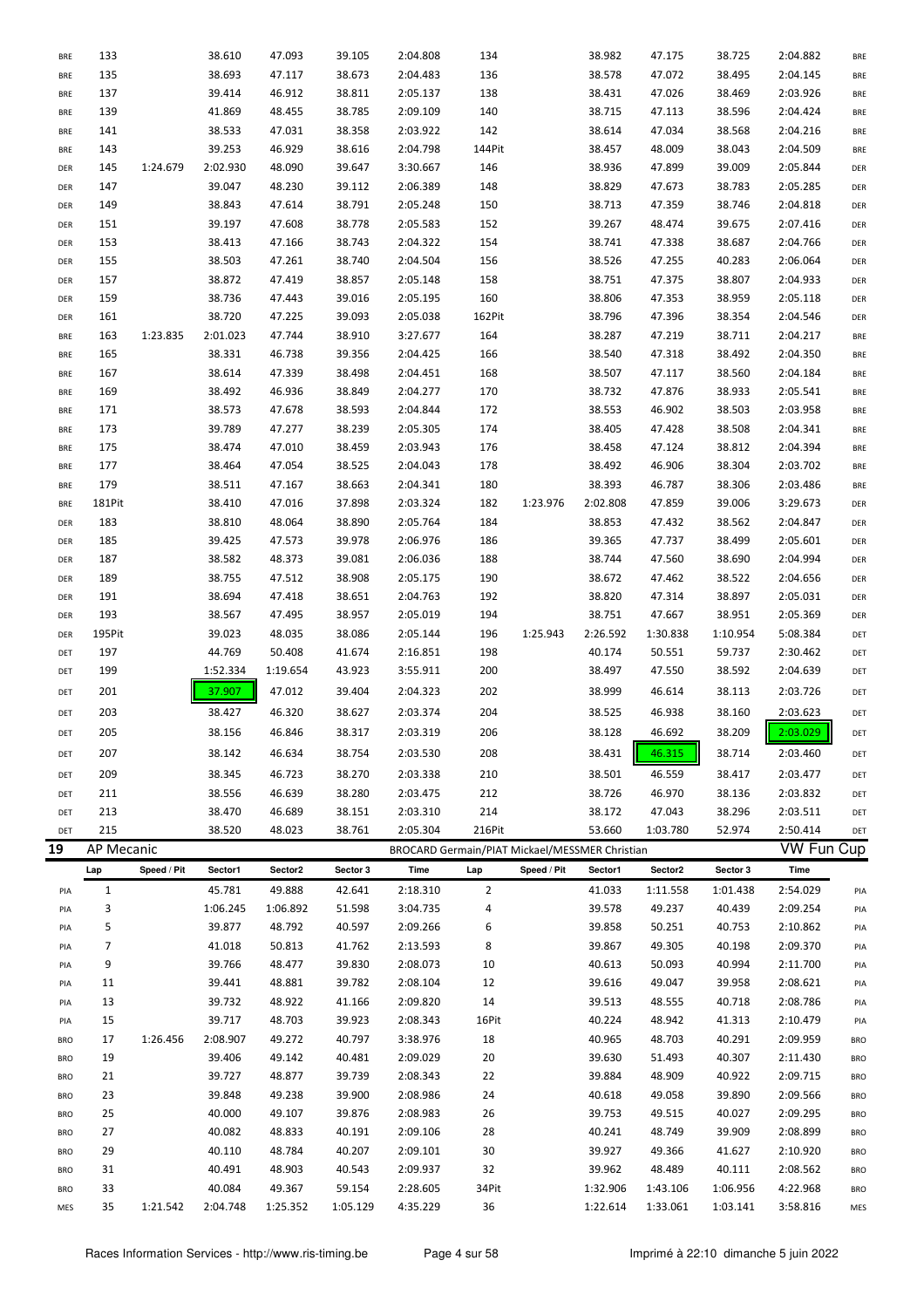| | | | | | | | | | | | | | | |
|---|---|---|---|---|---|---|---|---|---|---|---|---|---|---|
| BRE | 133 | | 38.610 | 47.093 | 39.105 | 2:04.808 | 134 | | 38.982 | 47.175 | 38.725 | 2:04.882 | BRE |
| BRE | 135 | | 38.693 | 47.117 | 38.673 | 2:04.483 | 136 | | 38.578 | 47.072 | 38.495 | 2:04.145 | BRE |
| BRE | 137 | | 39.414 | 46.912 | 38.811 | 2:05.137 | 138 | | 38.431 | 47.026 | 38.469 | 2:03.926 | BRE |
| BRE | 139 | | 41.869 | 48.455 | 38.785 | 2:09.109 | 140 | | 38.715 | 47.113 | 38.596 | 2:04.424 | BRE |
| BRE | 141 | | 38.533 | 47.031 | 38.358 | 2:03.922 | 142 | | 38.614 | 47.034 | 38.568 | 2:04.216 | BRE |
| BRE | 143 | | 39.253 | 46.929 | 38.616 | 2:04.798 | 144Pit | | 38.457 | 48.009 | 38.043 | 2:04.509 | BRE |
| DER | 145 | 1:24.679 | 2:02.930 | 48.090 | 39.647 | 3:30.667 | 146 | | 38.936 | 47.899 | 39.009 | 2:05.844 | DER |
| DER | 147 | | 39.047 | 48.230 | 39.112 | 2:06.389 | 148 | | 38.829 | 47.673 | 38.783 | 2:05.285 | DER |
| DER | 149 | | 38.843 | 47.614 | 38.791 | 2:05.248 | 150 | | 38.713 | 47.359 | 38.746 | 2:04.818 | DER |
| DER | 151 | | 39.197 | 47.608 | 38.778 | 2:05.583 | 152 | | 39.267 | 48.474 | 39.675 | 2:07.416 | DER |
| DER | 153 | | 38.413 | 47.166 | 38.743 | 2:04.322 | 154 | | 38.741 | 47.338 | 38.687 | 2:04.766 | DER |
| DER | 155 | | 38.503 | 47.261 | 38.740 | 2:04.504 | 156 | | 38.526 | 47.255 | 40.283 | 2:06.064 | DER |
| DER | 157 | | 38.872 | 47.419 | 38.857 | 2:05.148 | 158 | | 38.751 | 47.375 | 38.807 | 2:04.933 | DER |
| DER | 159 | | 38.736 | 47.443 | 39.016 | 2:05.195 | 160 | | 38.806 | 47.353 | 38.959 | 2:05.118 | DER |
| DER | 161 | | 38.720 | 47.225 | 39.093 | 2:05.038 | 162Pit | | 38.796 | 47.396 | 38.354 | 2:04.546 | DER |
| BRE | 163 | 1:23.835 | 2:01.023 | 47.744 | 38.910 | 3:27.677 | 164 | | 38.287 | 47.219 | 38.711 | 2:04.217 | BRE |
| BRE | 165 | | 38.331 | 46.738 | 39.356 | 2:04.425 | 166 | | 38.540 | 47.318 | 38.492 | 2:04.350 | BRE |
| BRE | 167 | | 38.614 | 47.339 | 38.498 | 2:04.451 | 168 | | 38.507 | 47.117 | 38.560 | 2:04.184 | BRE |
| BRE | 169 | | 38.492 | 46.936 | 38.849 | 2:04.277 | 170 | | 38.732 | 47.876 | 38.933 | 2:05.541 | BRE |
| BRE | 171 | | 38.573 | 47.678 | 38.593 | 2:04.844 | 172 | | 38.553 | 46.902 | 38.503 | 2:03.958 | BRE |
| BRE | 173 | | 39.789 | 47.277 | 38.239 | 2:05.305 | 174 | | 38.405 | 47.428 | 38.508 | 2:04.341 | BRE |
| BRE | 175 | | 38.474 | 47.010 | 38.459 | 2:03.943 | 176 | | 38.458 | 47.124 | 38.812 | 2:04.394 | BRE |
| BRE | 177 | | 38.464 | 47.054 | 38.525 | 2:04.043 | 178 | | 38.492 | 46.906 | 38.304 | 2:03.702 | BRE |
| BRE | 179 | | 38.511 | 47.167 | 38.663 | 2:04.341 | 180 | | 38.393 | 46.787 | 38.306 | 2:03.486 | BRE |
| BRE | 181Pit | | 38.410 | 47.016 | 37.898 | 2:03.324 | 182 | 1:23.976 | 2:02.808 | 47.859 | 39.006 | 3:29.673 | DER |
| DER | 183 | | 38.810 | 48.064 | 38.890 | 2:05.764 | 184 | | 38.853 | 47.432 | 38.562 | 2:04.847 | DER |
| DER | 185 | | 39.425 | 47.573 | 39.978 | 2:06.976 | 186 | | 39.365 | 47.737 | 38.499 | 2:05.601 | DER |
| DER | 187 | | 38.582 | 48.373 | 39.081 | 2:06.036 | 188 | | 38.744 | 47.560 | 38.690 | 2:04.994 | DER |
| DER | 189 | | 38.755 | 47.512 | 38.908 | 2:05.175 | 190 | | 38.672 | 47.462 | 38.522 | 2:04.656 | DER |
| DER | 191 | | 38.694 | 47.418 | 38.651 | 2:04.763 | 192 | | 38.820 | 47.314 | 38.897 | 2:05.031 | DER |
| DER | 193 | | 38.567 | 47.495 | 38.957 | 2:05.019 | 194 | | 38.751 | 47.667 | 38.951 | 2:05.369 | DER |
| DER | 195Pit | | 39.023 | 48.035 | 38.086 | 2:05.144 | 196 | 1:25.943 | 2:26.592 | 1:30.838 | 1:10.954 | 5:08.384 | DET |
| DET | 197 | | 44.769 | 50.408 | 41.674 | 2:16.851 | 198 | | 40.174 | 50.551 | 59.737 | 2:30.462 | DET |
| DET | 199 | | 1:52.334 | 1:19.654 | 43.923 | 3:55.911 | 200 | | 38.497 | 47.550 | 38.592 | 2:04.639 | DET |
| DET | 201 | | 37.907 | 47.012 | 39.404 | 2:04.323 | 202 | | 38.999 | 46.614 | 38.113 | 2:03.726 | DET |
| DET | 203 | | 38.427 | 46.320 | 38.627 | 2:03.374 | 204 | | 38.525 | 46.938 | 38.160 | 2:03.623 | DET |
| DET | 205 | | 38.156 | 46.846 | 38.317 | 2:03.319 | 206 | | 38.128 | 46.692 | 38.209 | 2:03.029 | DET |
| DET | 207 | | 38.142 | 46.634 | 38.754 | 2:03.530 | 208 | | 38.431 | 46.315 | 38.714 | 2:03.460 | DET |
| DET | 209 | | 38.345 | 46.723 | 38.270 | 2:03.338 | 210 | | 38.501 | 46.559 | 38.417 | 2:03.477 | DET |
| DET | 211 | | 38.556 | 46.639 | 38.280 | 2:03.475 | 212 | | 38.726 | 46.970 | 38.136 | 2:03.832 | DET |
| DET | 213 | | 38.470 | 46.689 | 38.151 | 2:03.310 | 214 | | 38.172 | 47.043 | 38.296 | 2:03.511 | DET |
| DET | 215 | | 38.520 | 48.023 | 38.761 | 2:05.304 | 216Pit | | 53.660 | 1:03.780 | 52.974 | 2:50.414 | DET |

## 19 AP Mecanic — BROCARD Germain/PIAT Mickael/MESSMER Christian — VW Fun Cup

| | Lap | Speed / Pit | Sector1 | Sector2 | Sector 3 | Time | Lap | Speed / Pit | Sector1 | Sector2 | Sector 3 | Time | |
|---|---|---|---|---|---|---|---|---|---|---|---|---|---|
| PIA | 1 | | 45.781 | 49.888 | 42.641 | 2:18.310 | 2 | | 41.033 | 1:11.558 | 1:01.438 | 2:54.029 | PIA |
| PIA | 3 | | 1:06.245 | 1:06.892 | 51.598 | 3:04.735 | 4 | | 39.578 | 49.237 | 40.439 | 2:09.254 | PIA |
| PIA | 5 | | 39.877 | 48.792 | 40.597 | 2:09.266 | 6 | | 39.858 | 50.251 | 40.753 | 2:10.862 | PIA |
| PIA | 7 | | 41.018 | 50.813 | 41.762 | 2:13.593 | 8 | | 39.867 | 49.305 | 40.198 | 2:09.370 | PIA |
| PIA | 9 | | 39.766 | 48.477 | 39.830 | 2:08.073 | 10 | | 40.613 | 50.093 | 40.994 | 2:11.700 | PIA |
| PIA | 11 | | 39.441 | 48.881 | 39.782 | 2:08.104 | 12 | | 39.616 | 49.047 | 39.958 | 2:08.621 | PIA |
| PIA | 13 | | 39.732 | 48.922 | 41.166 | 2:09.820 | 14 | | 39.513 | 48.555 | 40.718 | 2:08.786 | PIA |
| PIA | 15 | | 39.717 | 48.703 | 39.923 | 2:08.343 | 16Pit | | 40.224 | 48.942 | 41.313 | 2:10.479 | PIA |
| BRO | 17 | 1:26.456 | 2:08.907 | 49.272 | 40.797 | 3:38.976 | 18 | | 40.965 | 48.703 | 40.291 | 2:09.959 | BRO |
| BRO | 19 | | 39.406 | 49.142 | 40.481 | 2:09.029 | 20 | | 39.630 | 51.493 | 40.307 | 2:11.430 | BRO |
| BRO | 21 | | 39.727 | 48.877 | 39.739 | 2:08.343 | 22 | | 39.884 | 48.909 | 40.922 | 2:09.715 | BRO |
| BRO | 23 | | 39.848 | 49.238 | 39.900 | 2:08.986 | 24 | | 40.618 | 49.058 | 39.890 | 2:09.566 | BRO |
| BRO | 25 | | 40.000 | 49.107 | 39.876 | 2:08.983 | 26 | | 39.753 | 49.515 | 40.027 | 2:09.295 | BRO |
| BRO | 27 | | 40.082 | 48.833 | 40.191 | 2:09.106 | 28 | | 40.241 | 48.749 | 39.909 | 2:08.899 | BRO |
| BRO | 29 | | 40.110 | 48.784 | 40.207 | 2:09.101 | 30 | | 39.927 | 49.366 | 41.627 | 2:10.920 | BRO |
| BRO | 31 | | 40.491 | 48.903 | 40.543 | 2:09.937 | 32 | | 39.962 | 48.489 | 40.111 | 2:08.562 | BRO |
| BRO | 33 | | 40.084 | 49.367 | 59.154 | 2:28.605 | 34Pit | | 1:32.906 | 1:43.106 | 1:06.956 | 4:22.968 | BRO |
| MES | 35 | 1:21.542 | 2:04.748 | 1:25.352 | 1:05.129 | 4:35.229 | 36 | | 1:22.614 | 1:33.061 | 1:03.141 | 3:58.816 | MES |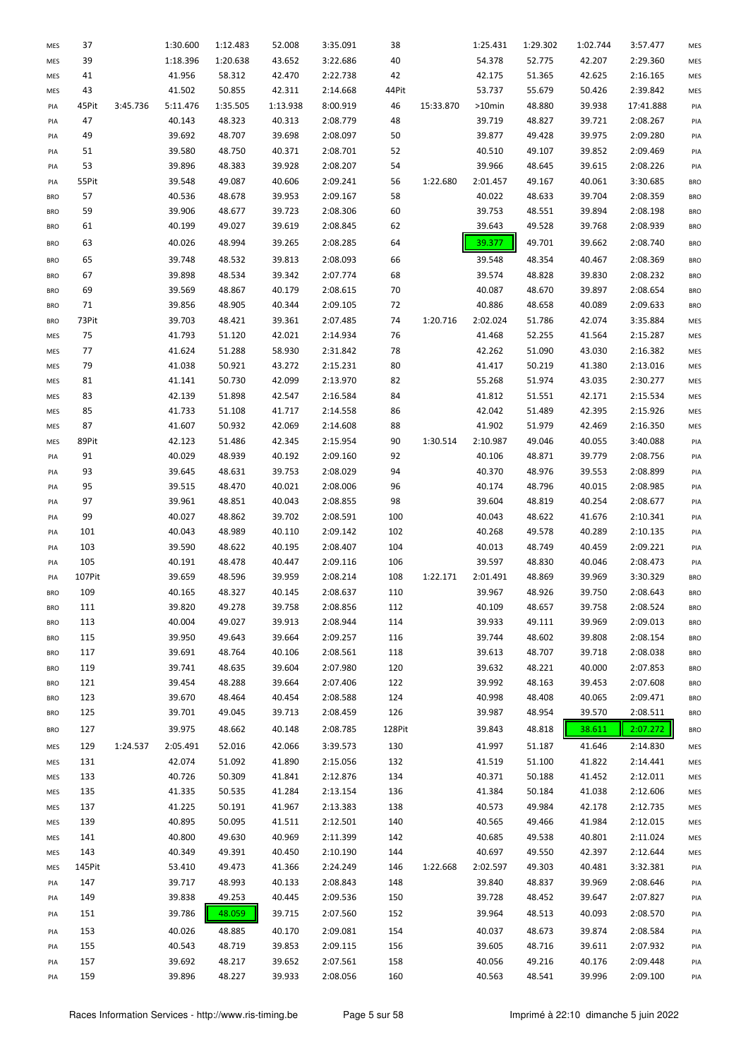| | | | | | | | | | | | | | | |
|---|---|---|---|---|---|---|---|---|---|---|---|---|---|---|
| MES | 37 | | 1:30.600 | 1:12.483 | 52.008 | 3:35.091 | 38 | | 1:25.431 | 1:29.302 | 1:02.744 | 3:57.477 | MES |
| MES | 39 | | 1:18.396 | 1:20.638 | 43.652 | 3:22.686 | 40 | | 54.378 | 52.775 | 42.207 | 2:29.360 | MES |
| MES | 41 | | 41.956 | 58.312 | 42.470 | 2:22.738 | 42 | | 42.175 | 51.365 | 42.625 | 2:16.165 | MES |
| MES | 43 | | 41.502 | 50.855 | 42.311 | 2:14.668 | 44Pit | | 53.737 | 55.679 | 50.426 | 2:39.842 | MES |
| PIA | 45Pit | 3:45.736 | 5:11.476 | 1:35.505 | 1:13.938 | 8:00.919 | 46 | 15:33.870 | >10min | 48.880 | 39.938 | 17:41.888 | PIA |
| PIA | 47 | | 40.143 | 48.323 | 40.313 | 2:08.779 | 48 | | 39.719 | 48.827 | 39.721 | 2:08.267 | PIA |
| PIA | 49 | | 39.692 | 48.707 | 39.698 | 2:08.097 | 50 | | 39.877 | 49.428 | 39.975 | 2:09.280 | PIA |
| PIA | 51 | | 39.580 | 48.750 | 40.371 | 2:08.701 | 52 | | 40.510 | 49.107 | 39.852 | 2:09.469 | PIA |
| PIA | 53 | | 39.896 | 48.383 | 39.928 | 2:08.207 | 54 | | 39.966 | 48.645 | 39.615 | 2:08.226 | PIA |
| PIA | 55Pit | | 39.548 | 49.087 | 40.606 | 2:09.241 | 56 | 1:22.680 | 2:01.457 | 49.167 | 40.061 | 3:30.685 | BRO |
| BRO | 57 | | 40.536 | 48.678 | 39.953 | 2:09.167 | 58 | | 40.022 | 48.633 | 39.704 | 2:08.359 | BRO |
| BRO | 59 | | 39.906 | 48.677 | 39.723 | 2:08.306 | 60 | | 39.753 | 48.551 | 39.894 | 2:08.198 | BRO |
| BRO | 61 | | 40.199 | 49.027 | 39.619 | 2:08.845 | 62 | | 39.643 | 49.528 | 39.768 | 2:08.939 | BRO |
| BRO | 63 | | 40.026 | 48.994 | 39.265 | 2:08.285 | 64 | | 39.377 | 49.701 | 39.662 | 2:08.740 | BRO |
| BRO | 65 | | 39.748 | 48.532 | 39.813 | 2:08.093 | 66 | | 39.548 | 48.354 | 40.467 | 2:08.369 | BRO |
| BRO | 67 | | 39.898 | 48.534 | 39.342 | 2:07.774 | 68 | | 39.574 | 48.828 | 39.830 | 2:08.232 | BRO |
| BRO | 69 | | 39.569 | 48.867 | 40.179 | 2:08.615 | 70 | | 40.087 | 48.670 | 39.897 | 2:08.654 | BRO |
| BRO | 71 | | 39.856 | 48.905 | 40.344 | 2:09.105 | 72 | | 40.886 | 48.658 | 40.089 | 2:09.633 | BRO |
| BRO | 73Pit | | 39.703 | 48.421 | 39.361 | 2:07.485 | 74 | 1:20.716 | 2:02.024 | 51.786 | 42.074 | 3:35.884 | MES |
| MES | 75 | | 41.793 | 51.120 | 42.021 | 2:14.934 | 76 | | 41.468 | 52.255 | 41.564 | 2:15.287 | MES |
| MES | 77 | | 41.624 | 51.288 | 58.930 | 2:31.842 | 78 | | 42.262 | 51.090 | 43.030 | 2:16.382 | MES |
| MES | 79 | | 41.038 | 50.921 | 43.272 | 2:15.231 | 80 | | 41.417 | 50.219 | 41.380 | 2:13.016 | MES |
| MES | 81 | | 41.141 | 50.730 | 42.099 | 2:13.970 | 82 | | 55.268 | 51.974 | 43.035 | 2:30.277 | MES |
| MES | 83 | | 42.139 | 51.898 | 42.547 | 2:16.584 | 84 | | 41.812 | 51.551 | 42.171 | 2:15.534 | MES |
| MES | 85 | | 41.733 | 51.108 | 41.717 | 2:14.558 | 86 | | 42.042 | 51.489 | 42.395 | 2:15.926 | MES |
| MES | 87 | | 41.607 | 50.932 | 42.069 | 2:14.608 | 88 | | 41.902 | 51.979 | 42.469 | 2:16.350 | MES |
| MES | 89Pit | | 42.123 | 51.486 | 42.345 | 2:15.954 | 90 | 1:30.514 | 2:10.987 | 49.046 | 40.055 | 3:40.088 | PIA |
| PIA | 91 | | 40.029 | 48.939 | 40.192 | 2:09.160 | 92 | | 40.106 | 48.871 | 39.779 | 2:08.756 | PIA |
| PIA | 93 | | 39.645 | 48.631 | 39.753 | 2:08.029 | 94 | | 40.370 | 48.976 | 39.553 | 2:08.899 | PIA |
| PIA | 95 | | 39.515 | 48.470 | 40.021 | 2:08.006 | 96 | | 40.174 | 48.796 | 40.015 | 2:08.985 | PIA |
| PIA | 97 | | 39.961 | 48.851 | 40.043 | 2:08.855 | 98 | | 39.604 | 48.819 | 40.254 | 2:08.677 | PIA |
| PIA | 99 | | 40.027 | 48.862 | 39.702 | 2:08.591 | 100 | | 40.043 | 48.622 | 41.676 | 2:10.341 | PIA |
| PIA | 101 | | 40.043 | 48.989 | 40.110 | 2:09.142 | 102 | | 40.268 | 49.578 | 40.289 | 2:10.135 | PIA |
| PIA | 103 | | 39.590 | 48.622 | 40.195 | 2:08.407 | 104 | | 40.013 | 48.749 | 40.459 | 2:09.221 | PIA |
| PIA | 105 | | 40.191 | 48.478 | 40.447 | 2:09.116 | 106 | | 39.597 | 48.830 | 40.046 | 2:08.473 | PIA |
| PIA | 107Pit | | 39.659 | 48.596 | 39.959 | 2:08.214 | 108 | 1:22.171 | 2:01.491 | 48.869 | 39.969 | 3:30.329 | BRO |
| BRO | 109 | | 40.165 | 48.327 | 40.145 | 2:08.637 | 110 | | 39.967 | 48.926 | 39.750 | 2:08.643 | BRO |
| BRO | 111 | | 39.820 | 49.278 | 39.758 | 2:08.856 | 112 | | 40.109 | 48.657 | 39.758 | 2:08.524 | BRO |
| BRO | 113 | | 40.004 | 49.027 | 39.913 | 2:08.944 | 114 | | 39.933 | 49.111 | 39.969 | 2:09.013 | BRO |
| BRO | 115 | | 39.950 | 49.643 | 39.664 | 2:09.257 | 116 | | 39.744 | 48.602 | 39.808 | 2:08.154 | BRO |
| BRO | 117 | | 39.691 | 48.764 | 40.106 | 2:08.561 | 118 | | 39.613 | 48.707 | 39.718 | 2:08.038 | BRO |
| BRO | 119 | | 39.741 | 48.635 | 39.604 | 2:07.980 | 120 | | 39.632 | 48.221 | 40.000 | 2:07.853 | BRO |
| BRO | 121 | | 39.454 | 48.288 | 39.664 | 2:07.406 | 122 | | 39.992 | 48.163 | 39.453 | 2:07.608 | BRO |
| BRO | 123 | | 39.670 | 48.464 | 40.454 | 2:08.588 | 124 | | 40.998 | 48.408 | 40.065 | 2:09.471 | BRO |
| BRO | 125 | | 39.701 | 49.045 | 39.713 | 2:08.459 | 126 | | 39.987 | 48.954 | 39.570 | 2:08.511 | BRO |
| BRO | 127 | | 39.975 | 48.662 | 40.148 | 2:08.785 | 128Pit | | 39.843 | 48.818 | 38.611 | 2:07.272 | BRO |
| MES | 129 | 1:24.537 | 2:05.491 | 52.016 | 42.066 | 3:39.573 | 130 | | 41.997 | 51.187 | 41.646 | 2:14.830 | MES |
| MES | 131 | | 42.074 | 51.092 | 41.890 | 2:15.056 | 132 | | 41.519 | 51.100 | 41.822 | 2:14.441 | MES |
| MES | 133 | | 40.726 | 50.309 | 41.841 | 2:12.876 | 134 | | 40.371 | 50.188 | 41.452 | 2:12.011 | MES |
| MES | 135 | | 41.335 | 50.535 | 41.284 | 2:13.154 | 136 | | 41.384 | 50.184 | 41.038 | 2:12.606 | MES |
| MES | 137 | | 41.225 | 50.191 | 41.967 | 2:13.383 | 138 | | 40.573 | 49.984 | 42.178 | 2:12.735 | MES |
| MES | 139 | | 40.895 | 50.095 | 41.511 | 2:12.501 | 140 | | 40.565 | 49.466 | 41.984 | 2:12.015 | MES |
| MES | 141 | | 40.800 | 49.630 | 40.969 | 2:11.399 | 142 | | 40.685 | 49.538 | 40.801 | 2:11.024 | MES |
| MES | 143 | | 40.349 | 49.391 | 40.450 | 2:10.190 | 144 | | 40.697 | 49.550 | 42.397 | 2:12.644 | MES |
| MES | 145Pit | | 53.410 | 49.473 | 41.366 | 2:24.249 | 146 | 1:22.668 | 2:02.597 | 49.303 | 40.481 | 3:32.381 | PIA |
| PIA | 147 | | 39.717 | 48.993 | 40.133 | 2:08.843 | 148 | | 39.840 | 48.837 | 39.969 | 2:08.646 | PIA |
| PIA | 149 | | 39.838 | 49.253 | 40.445 | 2:09.536 | 150 | | 39.728 | 48.452 | 39.647 | 2:07.827 | PIA |
| PIA | 151 | | 39.786 | 48.059 | 39.715 | 2:07.560 | 152 | | 39.964 | 48.513 | 40.093 | 2:08.570 | PIA |
| PIA | 153 | | 40.026 | 48.885 | 40.170 | 2:09.081 | 154 | | 40.037 | 48.673 | 39.874 | 2:08.584 | PIA |
| PIA | 155 | | 40.543 | 48.719 | 39.853 | 2:09.115 | 156 | | 39.605 | 48.716 | 39.611 | 2:07.932 | PIA |
| PIA | 157 | | 39.692 | 48.217 | 39.652 | 2:07.561 | 158 | | 40.056 | 49.216 | 40.176 | 2:09.448 | PIA |
| PIA | 159 | | 39.896 | 48.227 | 39.933 | 2:08.056 | 160 | | 40.563 | 48.541 | 39.996 | 2:09.100 | PIA |

Races Information Services - http://www.ris-timing.be    Imprimé à 22:10 dimanche 5 juin 2022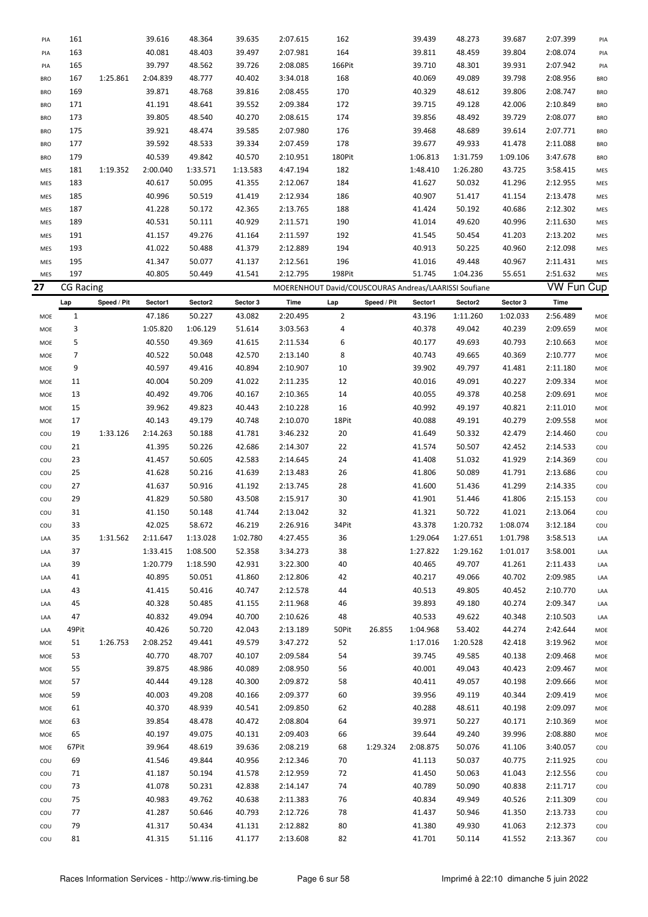| | Lap | Speed / Pit | Sector1 | Sector2 | Sector 3 | Time | Lap | Speed / Pit | Sector1 | Sector2 | Sector 3 | Time | |
|---|---|---|---|---|---|---|---|---|---|---|---|---|---|
| PIA | 161 | | 39.616 | 48.364 | 39.635 | 2:07.615 | 162 | | 39.439 | 48.273 | 39.687 | 2:07.399 | PIA |
| PIA | 163 | | 40.081 | 48.403 | 39.497 | 2:07.981 | 164 | | 39.811 | 48.459 | 39.804 | 2:08.074 | PIA |
| PIA | 165 | | 39.797 | 48.562 | 39.726 | 2:08.085 | 166Pit | | 39.710 | 48.301 | 39.931 | 2:07.942 | PIA |
| BRO | 167 | 1:25.861 | 2:04.839 | 48.777 | 40.402 | 3:34.018 | 168 | | 40.069 | 49.089 | 39.798 | 2:08.956 | BRO |
| BRO | 169 | | 39.871 | 48.768 | 39.816 | 2:08.455 | 170 | | 40.329 | 48.612 | 39.806 | 2:08.747 | BRO |
| BRO | 171 | | 41.191 | 48.641 | 39.552 | 2:09.384 | 172 | | 39.715 | 49.128 | 42.006 | 2:10.849 | BRO |
| BRO | 173 | | 39.805 | 48.540 | 40.270 | 2:08.615 | 174 | | 39.856 | 48.492 | 39.729 | 2:08.077 | BRO |
| BRO | 175 | | 39.921 | 48.474 | 39.585 | 2:07.980 | 176 | | 39.468 | 48.689 | 39.614 | 2:07.771 | BRO |
| BRO | 177 | | 39.592 | 48.533 | 39.334 | 2:07.459 | 178 | | 39.677 | 49.933 | 41.478 | 2:11.088 | BRO |
| BRO | 179 | | 40.539 | 49.842 | 40.570 | 2:10.951 | 180Pit | | 1:06.813 | 1:31.759 | 1:09.106 | 3:47.678 | BRO |
| MES | 181 | 1:19.352 | 2:00.040 | 1:33.571 | 1:13.583 | 4:47.194 | 182 | | 1:48.410 | 1:26.280 | 43.725 | 3:58.415 | MES |
| MES | 183 | | 40.617 | 50.095 | 41.355 | 2:12.067 | 184 | | 41.627 | 50.032 | 41.296 | 2:12.955 | MES |
| MES | 185 | | 40.996 | 50.519 | 41.419 | 2:12.934 | 186 | | 40.907 | 51.417 | 41.154 | 2:13.478 | MES |
| MES | 187 | | 41.228 | 50.172 | 42.365 | 2:13.765 | 188 | | 41.424 | 50.192 | 40.686 | 2:12.302 | MES |
| MES | 189 | | 40.531 | 50.111 | 40.929 | 2:11.571 | 190 | | 41.014 | 49.620 | 40.996 | 2:11.630 | MES |
| MES | 191 | | 41.157 | 49.276 | 41.164 | 2:11.597 | 192 | | 41.545 | 50.454 | 41.203 | 2:13.202 | MES |
| MES | 193 | | 41.022 | 50.488 | 41.379 | 2:12.889 | 194 | | 40.913 | 50.225 | 40.960 | 2:12.098 | MES |
| MES | 195 | | 41.347 | 50.077 | 41.137 | 2:12.561 | 196 | | 41.016 | 49.448 | 40.967 | 2:11.431 | MES |
| MES | 197 | | 40.805 | 50.449 | 41.541 | 2:12.795 | 198Pit | | 51.745 | 1:04.236 | 55.651 | 2:51.632 | MES |

## 27 CG Racing — MOERENHOUT David/COUSCOURAS Andreas/LAARISSI Soufiane — VW Fun Cup

| | Lap | Speed / Pit | Sector1 | Sector2 | Sector 3 | Time | Lap | Speed / Pit | Sector1 | Sector2 | Sector 3 | Time | |
|---|---|---|---|---|---|---|---|---|---|---|---|---|---|
| MOE | 1 | | 47.186 | 50.227 | 43.082 | 2:20.495 | 2 | | 43.196 | 1:11.260 | 1:02.033 | 2:56.489 | MOE |
| MOE | 3 | | 1:05.820 | 1:06.129 | 51.614 | 3:03.563 | 4 | | 40.378 | 49.042 | 40.239 | 2:09.659 | MOE |
| MOE | 5 | | 40.550 | 49.369 | 41.615 | 2:11.534 | 6 | | 40.177 | 49.693 | 40.793 | 2:10.663 | MOE |
| MOE | 7 | | 40.522 | 50.048 | 42.570 | 2:13.140 | 8 | | 40.743 | 49.665 | 40.369 | 2:10.777 | MOE |
| MOE | 9 | | 40.597 | 49.416 | 40.894 | 2:10.907 | 10 | | 39.902 | 49.797 | 41.481 | 2:11.180 | MOE |
| MOE | 11 | | 40.004 | 50.209 | 41.022 | 2:11.235 | 12 | | 40.016 | 49.091 | 40.227 | 2:09.334 | MOE |
| MOE | 13 | | 40.492 | 49.706 | 40.167 | 2:10.365 | 14 | | 40.055 | 49.378 | 40.258 | 2:09.691 | MOE |
| MOE | 15 | | 39.962 | 49.823 | 40.443 | 2:10.228 | 16 | | 40.992 | 49.197 | 40.821 | 2:11.010 | MOE |
| MOE | 17 | | 40.143 | 49.179 | 40.748 | 2:10.070 | 18Pit | | 40.088 | 49.191 | 40.279 | 2:09.558 | MOE |
| COU | 19 | 1:33.126 | 2:14.263 | 50.188 | 41.781 | 3:46.232 | 20 | | 41.649 | 50.332 | 42.479 | 2:14.460 | COU |
| COU | 21 | | 41.395 | 50.226 | 42.686 | 2:14.307 | 22 | | 41.574 | 50.507 | 42.452 | 2:14.533 | COU |
| COU | 23 | | 41.457 | 50.605 | 42.583 | 2:14.645 | 24 | | 41.408 | 51.032 | 41.929 | 2:14.369 | COU |
| COU | 25 | | 41.628 | 50.216 | 41.639 | 2:13.483 | 26 | | 41.806 | 50.089 | 41.791 | 2:13.686 | COU |
| COU | 27 | | 41.637 | 50.916 | 41.192 | 2:13.745 | 28 | | 41.600 | 51.436 | 41.299 | 2:14.335 | COU |
| COU | 29 | | 41.829 | 50.580 | 43.508 | 2:15.917 | 30 | | 41.901 | 51.446 | 41.806 | 2:15.153 | COU |
| COU | 31 | | 41.150 | 50.148 | 41.744 | 2:13.042 | 32 | | 41.321 | 50.722 | 41.021 | 2:13.064 | COU |
| COU | 33 | | 42.025 | 58.672 | 46.219 | 2:26.916 | 34Pit | | 43.378 | 1:20.732 | 1:08.074 | 3:12.184 | COU |
| LAA | 35 | 1:31.562 | 2:11.647 | 1:13.028 | 1:02.780 | 4:27.455 | 36 | | 1:29.064 | 1:27.651 | 1:01.798 | 3:58.513 | LAA |
| LAA | 37 | | 1:33.415 | 1:08.500 | 52.358 | 3:34.273 | 38 | | 1:27.822 | 1:29.162 | 1:01.017 | 3:58.001 | LAA |
| LAA | 39 | | 1:20.779 | 1:18.590 | 42.931 | 3:22.300 | 40 | | 40.465 | 49.707 | 41.261 | 2:11.433 | LAA |
| LAA | 41 | | 40.895 | 50.051 | 41.860 | 2:12.806 | 42 | | 40.217 | 49.066 | 40.702 | 2:09.985 | LAA |
| LAA | 43 | | 41.415 | 50.416 | 40.747 | 2:12.578 | 44 | | 40.513 | 49.805 | 40.452 | 2:10.770 | LAA |
| LAA | 45 | | 40.328 | 50.485 | 41.155 | 2:11.968 | 46 | | 39.893 | 49.180 | 40.274 | 2:09.347 | LAA |
| LAA | 47 | | 40.832 | 49.094 | 40.700 | 2:10.626 | 48 | | 40.533 | 49.622 | 40.348 | 2:10.503 | LAA |
| LAA | 49Pit | | 40.426 | 50.720 | 42.043 | 2:13.189 | 50Pit | 26.855 | 1:04.968 | 53.402 | 44.274 | 2:42.644 | MOE |
| MOE | 51 | 1:26.753 | 2:08.252 | 49.441 | 49.579 | 3:47.272 | 52 | | 1:17.016 | 1:20.528 | 42.418 | 3:19.962 | MOE |
| MOE | 53 | | 40.770 | 48.707 | 40.107 | 2:09.584 | 54 | | 39.745 | 49.585 | 40.138 | 2:09.468 | MOE |
| MOE | 55 | | 39.875 | 48.986 | 40.089 | 2:08.950 | 56 | | 40.001 | 49.043 | 40.423 | 2:09.467 | MOE |
| MOE | 57 | | 40.444 | 49.128 | 40.300 | 2:09.872 | 58 | | 40.411 | 49.057 | 40.198 | 2:09.666 | MOE |
| MOE | 59 | | 40.003 | 49.208 | 40.166 | 2:09.377 | 60 | | 39.956 | 49.119 | 40.344 | 2:09.419 | MOE |
| MOE | 61 | | 40.370 | 48.939 | 40.541 | 2:09.850 | 62 | | 40.288 | 48.611 | 40.198 | 2:09.097 | MOE |
| MOE | 63 | | 39.854 | 48.478 | 40.472 | 2:08.804 | 64 | | 39.971 | 50.227 | 40.171 | 2:10.369 | MOE |
| MOE | 65 | | 40.197 | 49.075 | 40.131 | 2:09.403 | 66 | | 39.644 | 49.240 | 39.996 | 2:08.880 | MOE |
| MOE | 67Pit | | 39.964 | 48.619 | 39.636 | 2:08.219 | 68 | 1:29.324 | 2:08.875 | 50.076 | 41.106 | 3:40.057 | COU |
| COU | 69 | | 41.546 | 49.844 | 40.956 | 2:12.346 | 70 | | 41.113 | 50.037 | 40.775 | 2:11.925 | COU |
| COU | 71 | | 41.187 | 50.194 | 41.578 | 2:12.959 | 72 | | 41.450 | 50.063 | 41.043 | 2:12.556 | COU |
| COU | 73 | | 41.078 | 50.231 | 42.838 | 2:14.147 | 74 | | 40.789 | 50.090 | 40.838 | 2:11.717 | COU |
| COU | 75 | | 40.983 | 49.762 | 40.638 | 2:11.383 | 76 | | 40.834 | 49.949 | 40.526 | 2:11.309 | COU |
| COU | 77 | | 41.287 | 50.646 | 40.793 | 2:12.726 | 78 | | 41.437 | 50.946 | 41.350 | 2:13.733 | COU |
| COU | 79 | | 41.317 | 50.434 | 41.131 | 2:12.882 | 80 | | 41.380 | 49.930 | 41.063 | 2:12.373 | COU |
| COU | 81 | | 41.315 | 51.116 | 41.177 | 2:13.608 | 82 | | 41.701 | 50.114 | 41.552 | 2:13.367 | COU |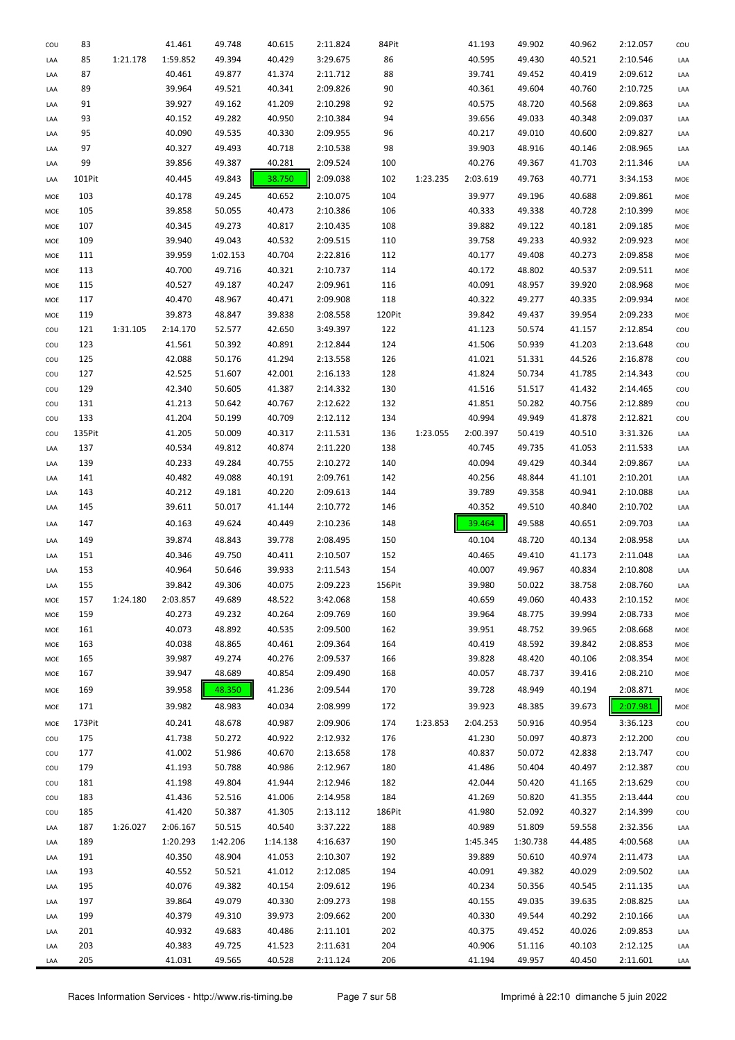| | | | | | | | | | | | | | |
|---|---|---|---|---|---|---|---|---|---|---|---|---|---|
| COU | 83 | | 41.461 | 49.748 | 40.615 | 2:11.824 | 84Pit | | 41.193 | 49.902 | 40.962 | 2:12.057 | COU |
| LAA | 85 | 1:21.178 | 1:59.852 | 49.394 | 40.429 | 3:29.675 | 86 | | 40.595 | 49.430 | 40.521 | 2:10.546 | LAA |
| LAA | 87 | | 40.461 | 49.877 | 41.374 | 2:11.712 | 88 | | 39.741 | 49.452 | 40.419 | 2:09.612 | LAA |
| LAA | 89 | | 39.964 | 49.521 | 40.341 | 2:09.826 | 90 | | 40.361 | 49.604 | 40.760 | 2:10.725 | LAA |
| LAA | 91 | | 39.927 | 49.162 | 41.209 | 2:10.298 | 92 | | 40.575 | 48.720 | 40.568 | 2:09.863 | LAA |
| LAA | 93 | | 40.152 | 49.282 | 40.950 | 2:10.384 | 94 | | 39.656 | 49.033 | 40.348 | 2:09.037 | LAA |
| LAA | 95 | | 40.090 | 49.535 | 40.330 | 2:09.955 | 96 | | 40.217 | 49.010 | 40.600 | 2:09.827 | LAA |
| LAA | 97 | | 40.327 | 49.493 | 40.718 | 2:10.538 | 98 | | 39.903 | 48.916 | 40.146 | 2:08.965 | LAA |
| LAA | 99 | | 39.856 | 49.387 | 40.281 | 2:09.524 | 100 | | 40.276 | 49.367 | 41.703 | 2:11.346 | LAA |
| LAA | 101Pit | | 40.445 | 49.843 | 38.750 | 2:09.038 | 102 | 1:23.235 | 2:03.619 | 49.763 | 40.771 | 3:34.153 | MOE |
| MOE | 103 | | 40.178 | 49.245 | 40.652 | 2:10.075 | 104 | | 39.977 | 49.196 | 40.688 | 2:09.861 | MOE |
| MOE | 105 | | 39.858 | 50.055 | 40.473 | 2:10.386 | 106 | | 40.333 | 49.338 | 40.728 | 2:10.399 | MOE |
| MOE | 107 | | 40.345 | 49.273 | 40.817 | 2:10.435 | 108 | | 39.882 | 49.122 | 40.181 | 2:09.185 | MOE |
| MOE | 109 | | 39.940 | 49.043 | 40.532 | 2:09.515 | 110 | | 39.758 | 49.233 | 40.932 | 2:09.923 | MOE |
| MOE | 111 | | 39.959 | 1:02.153 | 40.704 | 2:22.816 | 112 | | 40.177 | 49.408 | 40.273 | 2:09.858 | MOE |
| MOE | 113 | | 40.700 | 49.716 | 40.321 | 2:10.737 | 114 | | 40.172 | 48.802 | 40.537 | 2:09.511 | MOE |
| MOE | 115 | | 40.527 | 49.187 | 40.247 | 2:09.961 | 116 | | 40.091 | 48.957 | 39.920 | 2:08.968 | MOE |
| MOE | 117 | | 40.470 | 48.967 | 40.471 | 2:09.908 | 118 | | 40.322 | 49.277 | 40.335 | 2:09.934 | MOE |
| MOE | 119 | | 39.873 | 48.847 | 39.838 | 2:08.558 | 120Pit | | 39.842 | 49.437 | 39.954 | 2:09.233 | MOE |
| COU | 121 | 1:31.105 | 2:14.170 | 52.577 | 42.650 | 3:49.397 | 122 | | 41.123 | 50.574 | 41.157 | 2:12.854 | COU |
| COU | 123 | | 41.561 | 50.392 | 40.891 | 2:12.844 | 124 | | 41.506 | 50.939 | 41.203 | 2:13.648 | COU |
| COU | 125 | | 42.088 | 50.176 | 41.294 | 2:13.558 | 126 | | 41.021 | 51.331 | 44.526 | 2:16.878 | COU |
| COU | 127 | | 42.525 | 51.607 | 42.001 | 2:16.133 | 128 | | 41.824 | 50.734 | 41.785 | 2:14.343 | COU |
| COU | 129 | | 42.340 | 50.605 | 41.387 | 2:14.332 | 130 | | 41.516 | 51.517 | 41.432 | 2:14.465 | COU |
| COU | 131 | | 41.213 | 50.642 | 40.767 | 2:12.622 | 132 | | 41.851 | 50.282 | 40.756 | 2:12.889 | COU |
| COU | 133 | | 41.204 | 50.199 | 40.709 | 2:12.112 | 134 | | 40.994 | 49.949 | 41.878 | 2:12.821 | COU |
| COU | 135Pit | | 41.205 | 50.009 | 40.317 | 2:11.531 | 136 | 1:23.055 | 2:00.397 | 50.419 | 40.510 | 3:31.326 | LAA |
| LAA | 137 | | 40.534 | 49.812 | 40.874 | 2:11.220 | 138 | | 40.745 | 49.735 | 41.053 | 2:11.533 | LAA |
| LAA | 139 | | 40.233 | 49.284 | 40.755 | 2:10.272 | 140 | | 40.094 | 49.429 | 40.344 | 2:09.867 | LAA |
| LAA | 141 | | 40.482 | 49.088 | 40.191 | 2:09.761 | 142 | | 40.256 | 48.844 | 41.101 | 2:10.201 | LAA |
| LAA | 143 | | 40.212 | 49.181 | 40.220 | 2:09.613 | 144 | | 39.789 | 49.358 | 40.941 | 2:10.088 | LAA |
| LAA | 145 | | 39.611 | 50.017 | 41.144 | 2:10.772 | 146 | | 40.352 | 49.510 | 40.840 | 2:10.702 | LAA |
| LAA | 147 | | 40.163 | 49.624 | 40.449 | 2:10.236 | 148 | | 39.464 | 49.588 | 40.651 | 2:09.703 | LAA |
| LAA | 149 | | 39.874 | 48.843 | 39.778 | 2:08.495 | 150 | | 40.104 | 48.720 | 40.134 | 2:08.958 | LAA |
| LAA | 151 | | 40.346 | 49.750 | 40.411 | 2:10.507 | 152 | | 40.465 | 49.410 | 41.173 | 2:11.048 | LAA |
| LAA | 153 | | 40.964 | 50.646 | 39.933 | 2:11.543 | 154 | | 40.007 | 49.967 | 40.834 | 2:10.808 | LAA |
| LAA | 155 | | 39.842 | 49.306 | 40.075 | 2:09.223 | 156Pit | | 39.980 | 50.022 | 38.758 | 2:08.760 | LAA |
| MOE | 157 | 1:24.180 | 2:03.857 | 49.689 | 48.522 | 3:42.068 | 158 | | 40.659 | 49.060 | 40.433 | 2:10.152 | MOE |
| MOE | 159 | | 40.273 | 49.232 | 40.264 | 2:09.769 | 160 | | 39.964 | 48.775 | 39.994 | 2:08.733 | MOE |
| MOE | 161 | | 40.073 | 48.892 | 40.535 | 2:09.500 | 162 | | 39.951 | 48.752 | 39.965 | 2:08.668 | MOE |
| MOE | 163 | | 40.038 | 48.865 | 40.461 | 2:09.364 | 164 | | 40.419 | 48.592 | 39.842 | 2:08.853 | MOE |
| MOE | 165 | | 39.987 | 49.274 | 40.276 | 2:09.537 | 166 | | 39.828 | 48.420 | 40.106 | 2:08.354 | MOE |
| MOE | 167 | | 39.947 | 48.689 | 40.854 | 2:09.490 | 168 | | 40.057 | 48.737 | 39.416 | 2:08.210 | MOE |
| MOE | 169 | | 39.958 | 48.350 | 41.236 | 2:09.544 | 170 | | 39.728 | 48.949 | 40.194 | 2:08.871 | MOE |
| MOE | 171 | | 39.982 | 48.983 | 40.034 | 2:08.999 | 172 | | 39.923 | 48.385 | 39.673 | 2:07.981 | MOE |
| MOE | 173Pit | | 40.241 | 48.678 | 40.987 | 2:09.906 | 174 | 1:23.853 | 2:04.253 | 50.916 | 40.954 | 3:36.123 | COU |
| COU | 175 | | 41.738 | 50.272 | 40.922 | 2:12.932 | 176 | | 41.230 | 50.097 | 40.873 | 2:12.200 | COU |
| COU | 177 | | 41.002 | 51.986 | 40.670 | 2:13.658 | 178 | | 40.837 | 50.072 | 42.838 | 2:13.747 | COU |
| COU | 179 | | 41.193 | 50.788 | 40.986 | 2:12.967 | 180 | | 41.486 | 50.404 | 40.497 | 2:12.387 | COU |
| COU | 181 | | 41.198 | 49.804 | 41.944 | 2:12.946 | 182 | | 42.044 | 50.420 | 41.165 | 2:13.629 | COU |
| COU | 183 | | 41.436 | 52.516 | 41.006 | 2:14.958 | 184 | | 41.269 | 50.820 | 41.355 | 2:13.444 | COU |
| COU | 185 | | 41.420 | 50.387 | 41.305 | 2:13.112 | 186Pit | | 41.980 | 52.092 | 40.327 | 2:14.399 | COU |
| LAA | 187 | 1:26.027 | 2:06.167 | 50.515 | 40.540 | 3:37.222 | 188 | | 40.989 | 51.809 | 59.558 | 2:32.356 | LAA |
| LAA | 189 | | 1:20.293 | 1:42.206 | 1:14.138 | 4:16.637 | 190 | | 1:45.345 | 1:30.738 | 44.485 | 4:00.568 | LAA |
| LAA | 191 | | 40.350 | 48.904 | 41.053 | 2:10.307 | 192 | | 39.889 | 50.610 | 40.974 | 2:11.473 | LAA |
| LAA | 193 | | 40.552 | 50.521 | 41.012 | 2:12.085 | 194 | | 40.091 | 49.382 | 40.029 | 2:09.502 | LAA |
| LAA | 195 | | 40.076 | 49.382 | 40.154 | 2:09.612 | 196 | | 40.234 | 50.356 | 40.545 | 2:11.135 | LAA |
| LAA | 197 | | 39.864 | 49.079 | 40.330 | 2:09.273 | 198 | | 40.155 | 49.035 | 39.635 | 2:08.825 | LAA |
| LAA | 199 | | 40.379 | 49.310 | 39.973 | 2:09.662 | 200 | | 40.330 | 49.544 | 40.292 | 2:10.166 | LAA |
| LAA | 201 | | 40.932 | 49.683 | 40.486 | 2:11.101 | 202 | | 40.375 | 49.452 | 40.026 | 2:09.853 | LAA |
| LAA | 203 | | 40.383 | 49.725 | 41.523 | 2:11.631 | 204 | | 40.906 | 51.116 | 40.103 | 2:12.125 | LAA |
| LAA | 205 | | 41.031 | 49.565 | 40.528 | 2:11.124 | 206 | | 41.194 | 49.957 | 40.450 | 2:11.601 | LAA |

Races Information Services - http://www.ris-timing.be

Imprimé à 22:10 dimanche 5 juin 2022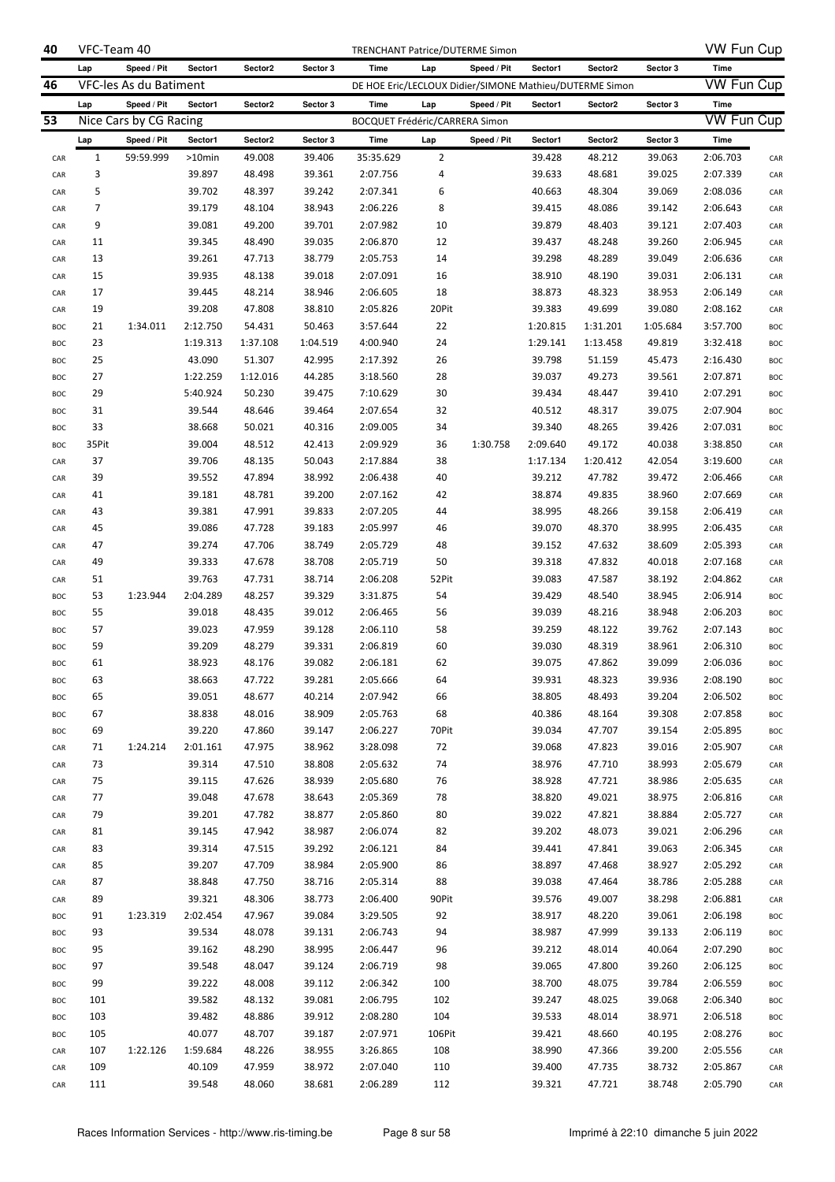| 40 | VFC-Team 40 | | | | TRENCHANT Patrice/DUTERME Simon | | | | | | VW Fun Cup | |
|---|---|---|---|---|---|---|---|---|---|---|---|---|
| | Lap | Speed / Pit | Sector1 | Sector2 | Sector 3 | Time | Lap | Speed / Pit | Sector1 | Sector2 | Sector 3 | Time |

| 46 | VFC-les As du Batiment | | | | DE HOE Eric/LECLOUX Didier/SIMONE Mathieu/DUTERME Simon | | | | | | VW Fun Cup | |
|---|---|---|---|---|---|---|---|---|---|---|---|---|
| | Lap | Speed / Pit | Sector1 | Sector2 | Sector 3 | Time | Lap | Speed / Pit | Sector1 | Sector2 | Sector 3 | Time |

## 53 Nice Cars by CG Racing — BOCQUET Frédéric/CARRERA Simon — VW Fun Cup

| | Lap | Speed / Pit | Sector1 | Sector2 | Sector 3 | Time | Lap | Speed / Pit | Sector1 | Sector2 | Sector 3 | Time | |
|---|---|---|---|---|---|---|---|---|---|---|---|---|---|
| CAR | 1 | 59:59.999 | >10min | 49.008 | 39.406 | 35:35.629 | 2 | | 39.428 | 48.212 | 39.063 | 2:06.703 | CAR |
| CAR | 3 | | 39.897 | 48.498 | 39.361 | 2:07.756 | 4 | | 39.633 | 48.681 | 39.025 | 2:07.339 | CAR |
| CAR | 5 | | 39.702 | 48.397 | 39.242 | 2:07.341 | 6 | | 40.663 | 48.304 | 39.069 | 2:08.036 | CAR |
| CAR | 7 | | 39.179 | 48.104 | 38.943 | 2:06.226 | 8 | | 39.415 | 48.086 | 39.142 | 2:06.643 | CAR |
| CAR | 9 | | 39.081 | 49.200 | 39.701 | 2:07.982 | 10 | | 39.879 | 48.403 | 39.121 | 2:07.403 | CAR |
| CAR | 11 | | 39.345 | 48.490 | 39.035 | 2:06.870 | 12 | | 39.437 | 48.248 | 39.260 | 2:06.945 | CAR |
| CAR | 13 | | 39.261 | 47.713 | 38.779 | 2:05.753 | 14 | | 39.298 | 48.289 | 39.049 | 2:06.636 | CAR |
| CAR | 15 | | 39.935 | 48.138 | 39.018 | 2:07.091 | 16 | | 38.910 | 48.190 | 39.031 | 2:06.131 | CAR |
| CAR | 17 | | 39.445 | 48.214 | 38.946 | 2:06.605 | 18 | | 38.873 | 48.323 | 38.953 | 2:06.149 | CAR |
| CAR | 19 | | 39.208 | 47.808 | 38.810 | 2:05.826 | 20Pit | | 39.383 | 49.699 | 39.080 | 2:08.162 | CAR |
| BOC | 21 | 1:34.011 | 2:12.750 | 54.431 | 50.463 | 3:57.644 | 22 | | 1:20.815 | 1:31.201 | 1:05.684 | 3:57.700 | BOC |
| BOC | 23 | | 1:19.313 | 1:37.108 | 1:04.519 | 4:00.940 | 24 | | 1:29.141 | 1:13.458 | 49.819 | 3:32.418 | BOC |
| BOC | 25 | | 43.090 | 51.307 | 42.995 | 2:17.392 | 26 | | 39.798 | 51.159 | 45.473 | 2:16.430 | BOC |
| BOC | 27 | | 1:22.259 | 1:12.016 | 44.285 | 3:18.560 | 28 | | 39.037 | 49.273 | 39.561 | 2:07.871 | BOC |
| BOC | 29 | | 5:40.924 | 50.230 | 39.475 | 7:10.629 | 30 | | 39.434 | 48.447 | 39.410 | 2:07.291 | BOC |
| BOC | 31 | | 39.544 | 48.646 | 39.464 | 2:07.654 | 32 | | 40.512 | 48.317 | 39.075 | 2:07.904 | BOC |
| BOC | 33 | | 38.668 | 50.021 | 40.316 | 2:09.005 | 34 | | 39.340 | 48.265 | 39.426 | 2:07.031 | BOC |
| BOC | 35Pit | | 39.004 | 48.512 | 42.413 | 2:09.929 | 36 | 1:30.758 | 2:09.640 | 49.172 | 40.038 | 3:38.850 | CAR |
| CAR | 37 | | 39.706 | 48.135 | 50.043 | 2:17.884 | 38 | | 1:17.134 | 1:20.412 | 42.054 | 3:19.600 | CAR |
| CAR | 39 | | 39.552 | 47.894 | 38.992 | 2:06.438 | 40 | | 39.212 | 47.782 | 39.472 | 2:06.466 | CAR |
| CAR | 41 | | 39.181 | 48.781 | 39.200 | 2:07.162 | 42 | | 38.874 | 49.835 | 38.960 | 2:07.669 | CAR |
| CAR | 43 | | 39.381 | 47.991 | 39.833 | 2:07.205 | 44 | | 38.995 | 48.266 | 39.158 | 2:06.419 | CAR |
| CAR | 45 | | 39.086 | 47.728 | 39.183 | 2:05.997 | 46 | | 39.070 | 48.370 | 38.995 | 2:06.435 | CAR |
| CAR | 47 | | 39.274 | 47.706 | 38.749 | 2:05.729 | 48 | | 39.152 | 47.632 | 38.609 | 2:05.393 | CAR |
| CAR | 49 | | 39.333 | 47.678 | 38.708 | 2:05.719 | 50 | | 39.318 | 47.832 | 40.018 | 2:07.168 | CAR |
| CAR | 51 | | 39.763 | 47.731 | 38.714 | 2:06.208 | 52Pit | | 39.083 | 47.587 | 38.192 | 2:04.862 | CAR |
| BOC | 53 | 1:23.944 | 2:04.289 | 48.257 | 39.329 | 3:31.875 | 54 | | 39.429 | 48.540 | 38.945 | 2:06.914 | BOC |
| BOC | 55 | | 39.018 | 48.435 | 39.012 | 2:06.465 | 56 | | 39.039 | 48.216 | 38.948 | 2:06.203 | BOC |
| BOC | 57 | | 39.023 | 47.959 | 39.128 | 2:06.110 | 58 | | 39.259 | 48.122 | 39.762 | 2:07.143 | BOC |
| BOC | 59 | | 39.209 | 48.279 | 39.331 | 2:06.819 | 60 | | 39.030 | 48.319 | 38.961 | 2:06.310 | BOC |
| BOC | 61 | | 38.923 | 48.176 | 39.082 | 2:06.181 | 62 | | 39.075 | 47.862 | 39.099 | 2:06.036 | BOC |
| BOC | 63 | | 38.663 | 47.722 | 39.281 | 2:05.666 | 64 | | 39.931 | 48.323 | 39.936 | 2:08.190 | BOC |
| BOC | 65 | | 39.051 | 48.677 | 40.214 | 2:07.942 | 66 | | 38.805 | 48.493 | 39.204 | 2:06.502 | BOC |
| BOC | 67 | | 38.838 | 48.016 | 38.909 | 2:05.763 | 68 | | 40.386 | 48.164 | 39.308 | 2:07.858 | BOC |
| BOC | 69 | | 39.220 | 47.860 | 39.147 | 2:06.227 | 70Pit | | 39.034 | 47.707 | 39.154 | 2:05.895 | BOC |
| CAR | 71 | 1:24.214 | 2:01.161 | 47.975 | 38.962 | 3:28.098 | 72 | | 39.068 | 47.823 | 39.016 | 2:05.907 | CAR |
| CAR | 73 | | 39.314 | 47.510 | 38.808 | 2:05.632 | 74 | | 38.976 | 47.710 | 38.993 | 2:05.679 | CAR |
| CAR | 75 | | 39.115 | 47.626 | 38.939 | 2:05.680 | 76 | | 38.928 | 47.721 | 38.986 | 2:05.635 | CAR |
| CAR | 77 | | 39.048 | 47.678 | 38.643 | 2:05.369 | 78 | | 38.820 | 49.021 | 38.975 | 2:06.816 | CAR |
| CAR | 79 | | 39.201 | 47.782 | 38.877 | 2:05.860 | 80 | | 39.022 | 47.821 | 38.884 | 2:05.727 | CAR |
| CAR | 81 | | 39.145 | 47.942 | 38.987 | 2:06.074 | 82 | | 39.202 | 48.073 | 39.021 | 2:06.296 | CAR |
| CAR | 83 | | 39.314 | 47.515 | 39.292 | 2:06.121 | 84 | | 39.441 | 47.841 | 39.063 | 2:06.345 | CAR |
| CAR | 85 | | 39.207 | 47.709 | 38.984 | 2:05.900 | 86 | | 38.897 | 47.468 | 38.927 | 2:05.292 | CAR |
| CAR | 87 | | 38.848 | 47.750 | 38.716 | 2:05.314 | 88 | | 39.038 | 47.464 | 38.786 | 2:05.288 | CAR |
| CAR | 89 | | 39.321 | 48.306 | 38.773 | 2:06.400 | 90Pit | | 39.576 | 49.007 | 38.298 | 2:06.881 | CAR |
| BOC | 91 | 1:23.319 | 2:02.454 | 47.967 | 39.084 | 3:29.505 | 92 | | 38.917 | 48.220 | 39.061 | 2:06.198 | BOC |
| BOC | 93 | | 39.534 | 48.078 | 39.131 | 2:06.743 | 94 | | 38.987 | 47.999 | 39.133 | 2:06.119 | BOC |
| BOC | 95 | | 39.162 | 48.290 | 38.995 | 2:06.447 | 96 | | 39.212 | 48.014 | 40.064 | 2:07.290 | BOC |
| BOC | 97 | | 39.548 | 48.047 | 39.124 | 2:06.719 | 98 | | 39.065 | 47.800 | 39.260 | 2:06.125 | BOC |
| BOC | 99 | | 39.222 | 48.008 | 39.112 | 2:06.342 | 100 | | 38.700 | 48.075 | 39.784 | 2:06.559 | BOC |
| BOC | 101 | | 39.582 | 48.132 | 39.081 | 2:06.795 | 102 | | 39.247 | 48.025 | 39.068 | 2:06.340 | BOC |
| BOC | 103 | | 39.482 | 48.886 | 39.912 | 2:08.280 | 104 | | 39.533 | 48.014 | 38.971 | 2:06.518 | BOC |
| BOC | 105 | | 40.077 | 48.707 | 39.187 | 2:07.971 | 106Pit | | 39.421 | 48.660 | 40.195 | 2:08.276 | BOC |
| CAR | 107 | 1:22.126 | 1:59.684 | 48.226 | 38.955 | 3:26.865 | 108 | | 38.990 | 47.366 | 39.200 | 2:05.556 | CAR |
| CAR | 109 | | 40.109 | 47.959 | 38.972 | 2:07.040 | 110 | | 39.400 | 47.735 | 38.732 | 2:05.867 | CAR |
| CAR | 111 | | 39.548 | 48.060 | 38.681 | 2:06.289 | 112 | | 39.321 | 47.721 | 38.748 | 2:05.790 | CAR |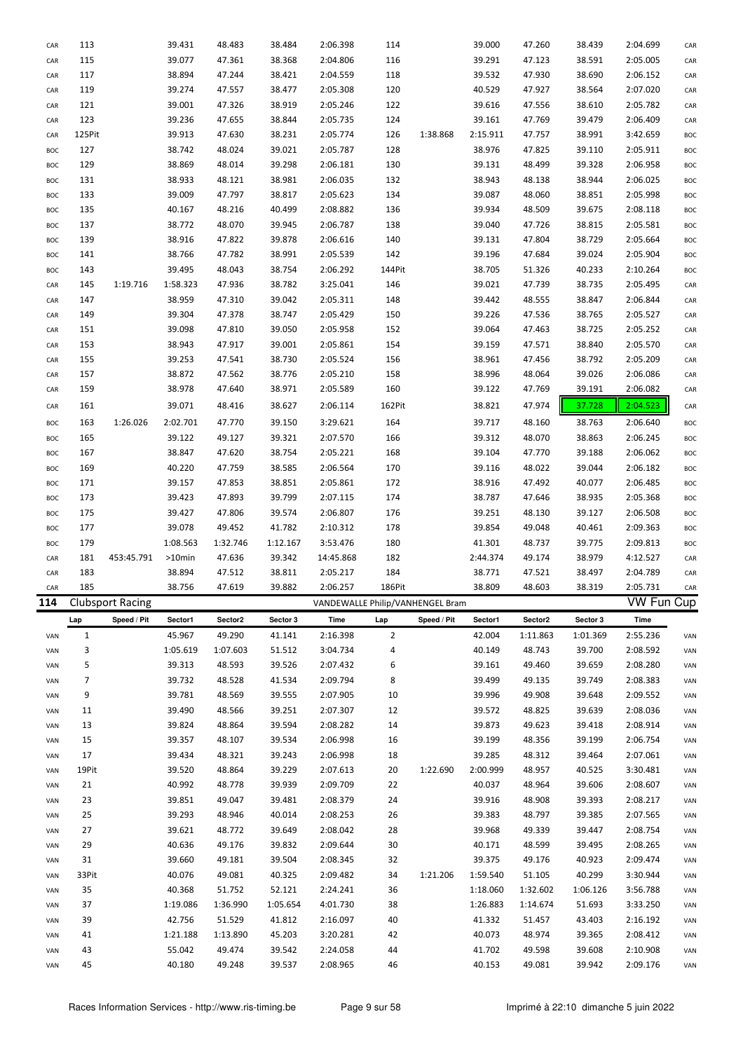| | | | | | | | | | | | | | | |
|---|---|---|---|---|---|---|---|---|---|---|---|---|---|---|
| CAR | 113 | | 39.431 | 48.483 | 38.484 | 2:06.398 | 114 | | 39.000 | 47.260 | 38.439 | 2:04.699 | CAR |
| CAR | 115 | | 39.077 | 47.361 | 38.368 | 2:04.806 | 116 | | 39.291 | 47.123 | 38.591 | 2:05.005 | CAR |
| CAR | 117 | | 38.894 | 47.244 | 38.421 | 2:04.559 | 118 | | 39.532 | 47.930 | 38.690 | 2:06.152 | CAR |
| CAR | 119 | | 39.274 | 47.557 | 38.477 | 2:05.308 | 120 | | 40.529 | 47.927 | 38.564 | 2:07.020 | CAR |
| CAR | 121 | | 39.001 | 47.326 | 38.919 | 2:05.246 | 122 | | 39.616 | 47.556 | 38.610 | 2:05.782 | CAR |
| CAR | 123 | | 39.236 | 47.655 | 38.844 | 2:05.735 | 124 | | 39.161 | 47.769 | 39.479 | 2:06.409 | CAR |
| CAR | 125Pit | | 39.913 | 47.630 | 38.231 | 2:05.774 | 126 | 1:38.868 | 2:15.911 | 47.757 | 38.991 | 3:42.659 | BOC |
| BOC | 127 | | 38.742 | 48.024 | 39.021 | 2:05.787 | 128 | | 38.976 | 47.825 | 39.110 | 2:05.911 | BOC |
| BOC | 129 | | 38.869 | 48.014 | 39.298 | 2:06.181 | 130 | | 39.131 | 48.499 | 39.328 | 2:06.958 | BOC |
| BOC | 131 | | 38.933 | 48.121 | 38.981 | 2:06.035 | 132 | | 38.943 | 48.138 | 38.944 | 2:06.025 | BOC |
| BOC | 133 | | 39.009 | 47.797 | 38.817 | 2:05.623 | 134 | | 39.087 | 48.060 | 38.851 | 2:05.998 | BOC |
| BOC | 135 | | 40.167 | 48.216 | 40.499 | 2:08.882 | 136 | | 39.934 | 48.509 | 39.675 | 2:08.118 | BOC |
| BOC | 137 | | 38.772 | 48.070 | 39.945 | 2:06.787 | 138 | | 39.040 | 47.726 | 38.815 | 2:05.581 | BOC |
| BOC | 139 | | 38.916 | 47.822 | 39.878 | 2:06.616 | 140 | | 39.131 | 47.804 | 38.729 | 2:05.664 | BOC |
| BOC | 141 | | 38.766 | 47.782 | 38.991 | 2:05.539 | 142 | | 39.196 | 47.684 | 39.024 | 2:05.904 | BOC |
| BOC | 143 | | 39.495 | 48.043 | 38.754 | 2:06.292 | 144Pit | | 38.705 | 51.326 | 40.233 | 2:10.264 | BOC |
| CAR | 145 | 1:19.716 | 1:58.323 | 47.936 | 38.782 | 3:25.041 | 146 | | 39.021 | 47.739 | 38.735 | 2:05.495 | CAR |
| CAR | 147 | | 38.959 | 47.310 | 39.042 | 2:05.311 | 148 | | 39.442 | 48.555 | 38.847 | 2:06.844 | CAR |
| CAR | 149 | | 39.304 | 47.378 | 38.747 | 2:05.429 | 150 | | 39.226 | 47.536 | 38.765 | 2:05.527 | CAR |
| CAR | 151 | | 39.098 | 47.810 | 39.050 | 2:05.958 | 152 | | 39.064 | 47.463 | 38.725 | 2:05.252 | CAR |
| CAR | 153 | | 38.943 | 47.917 | 39.001 | 2:05.861 | 154 | | 39.159 | 47.571 | 38.840 | 2:05.570 | CAR |
| CAR | 155 | | 39.253 | 47.541 | 38.730 | 2:05.524 | 156 | | 38.961 | 47.456 | 38.792 | 2:05.209 | CAR |
| CAR | 157 | | 38.872 | 47.562 | 38.776 | 2:05.210 | 158 | | 38.996 | 48.064 | 39.026 | 2:06.086 | CAR |
| CAR | 159 | | 38.978 | 47.640 | 38.971 | 2:05.589 | 160 | | 39.122 | 47.769 | 39.191 | 2:06.082 | CAR |
| CAR | 161 | | 39.071 | 48.416 | 38.627 | 2:06.114 | 162Pit | | 38.821 | 47.974 | 37.728 | 2:04.523 | CAR |
| BOC | 163 | 1:26.026 | 2:02.701 | 47.770 | 39.150 | 3:29.621 | 164 | | 39.717 | 48.160 | 38.763 | 2:06.640 | BOC |
| BOC | 165 | | 39.122 | 49.127 | 39.321 | 2:07.570 | 166 | | 39.312 | 48.070 | 38.863 | 2:06.245 | BOC |
| BOC | 167 | | 38.847 | 47.620 | 38.754 | 2:05.221 | 168 | | 39.104 | 47.770 | 39.188 | 2:06.062 | BOC |
| BOC | 169 | | 40.220 | 47.759 | 38.585 | 2:06.564 | 170 | | 39.116 | 48.022 | 39.044 | 2:06.182 | BOC |
| BOC | 171 | | 39.157 | 47.853 | 38.851 | 2:05.861 | 172 | | 38.916 | 47.492 | 40.077 | 2:06.485 | BOC |
| BOC | 173 | | 39.423 | 47.893 | 39.799 | 2:07.115 | 174 | | 38.787 | 47.646 | 38.935 | 2:05.368 | BOC |
| BOC | 175 | | 39.427 | 47.806 | 39.574 | 2:06.807 | 176 | | 39.251 | 48.130 | 39.127 | 2:06.508 | BOC |
| BOC | 177 | | 39.078 | 49.452 | 41.782 | 2:10.312 | 178 | | 39.854 | 49.048 | 40.461 | 2:09.363 | BOC |
| BOC | 179 | | 1:08.563 | 1:32.746 | 1:12.167 | 3:53.476 | 180 | | 41.301 | 48.737 | 39.775 | 2:09.813 | BOC |
| CAR | 181 | 453:45.791 | >10min | 47.636 | 39.342 | 14:45.868 | 182 | | 2:44.374 | 49.174 | 38.979 | 4:12.527 | CAR |
| CAR | 183 | | 38.894 | 47.512 | 38.811 | 2:05.217 | 184 | | 38.771 | 47.521 | 38.497 | 2:04.789 | CAR |
| CAR | 185 | | 38.756 | 47.619 | 39.882 | 2:06.257 | 186Pit | | 38.809 | 48.603 | 38.319 | 2:05.731 | CAR |

## 114 Clubsport Racing — VANDEWALLE Philip/VANHENGEL Bram — VW Fun Cup

| | Lap | Speed / Pit | Sector1 | Sector2 | Sector 3 | Time | Lap | Speed / Pit | Sector1 | Sector2 | Sector 3 | Time | |
|---|---|---|---|---|---|---|---|---|---|---|---|---|---|
| VAN | 1 | | 45.967 | 49.290 | 41.141 | 2:16.398 | 2 | | 42.004 | 1:11.863 | 1:01.369 | 2:55.236 | VAN |
| VAN | 3 | | 1:05.619 | 1:07.603 | 51.512 | 3:04.734 | 4 | | 40.149 | 48.743 | 39.700 | 2:08.592 | VAN |
| VAN | 5 | | 39.313 | 48.593 | 39.526 | 2:07.432 | 6 | | 39.161 | 49.460 | 39.659 | 2:08.280 | VAN |
| VAN | 7 | | 39.732 | 48.528 | 41.534 | 2:09.794 | 8 | | 39.499 | 49.135 | 39.749 | 2:08.383 | VAN |
| VAN | 9 | | 39.781 | 48.569 | 39.555 | 2:07.905 | 10 | | 39.996 | 49.908 | 39.648 | 2:09.552 | VAN |
| VAN | 11 | | 39.490 | 48.566 | 39.251 | 2:07.307 | 12 | | 39.572 | 48.825 | 39.639 | 2:08.036 | VAN |
| VAN | 13 | | 39.824 | 48.864 | 39.594 | 2:08.282 | 14 | | 39.873 | 49.623 | 39.418 | 2:08.914 | VAN |
| VAN | 15 | | 39.357 | 48.107 | 39.534 | 2:06.998 | 16 | | 39.199 | 48.356 | 39.199 | 2:06.754 | VAN |
| VAN | 17 | | 39.434 | 48.321 | 39.243 | 2:06.998 | 18 | | 39.285 | 48.312 | 39.464 | 2:07.061 | VAN |
| VAN | 19Pit | | 39.520 | 48.864 | 39.229 | 2:07.613 | 20 | 1:22.690 | 2:00.999 | 48.957 | 40.525 | 3:30.481 | VAN |
| VAN | 21 | | 40.992 | 48.778 | 39.939 | 2:09.709 | 22 | | 40.037 | 48.964 | 39.606 | 2:08.607 | VAN |
| VAN | 23 | | 39.851 | 49.047 | 39.481 | 2:08.379 | 24 | | 39.916 | 48.908 | 39.393 | 2:08.217 | VAN |
| VAN | 25 | | 39.293 | 48.946 | 40.014 | 2:08.253 | 26 | | 39.383 | 48.797 | 39.385 | 2:07.565 | VAN |
| VAN | 27 | | 39.621 | 48.772 | 39.649 | 2:08.042 | 28 | | 39.968 | 49.339 | 39.447 | 2:08.754 | VAN |
| VAN | 29 | | 40.636 | 49.176 | 39.832 | 2:09.644 | 30 | | 40.171 | 48.599 | 39.495 | 2:08.265 | VAN |
| VAN | 31 | | 39.660 | 49.181 | 39.504 | 2:08.345 | 32 | | 39.375 | 49.176 | 40.923 | 2:09.474 | VAN |
| VAN | 33Pit | | 40.076 | 49.081 | 40.325 | 2:09.482 | 34 | 1:21.206 | 1:59.540 | 51.105 | 40.299 | 3:30.944 | VAN |
| VAN | 35 | | 40.368 | 51.752 | 52.121 | 2:24.241 | 36 | | 1:18.060 | 1:32.602 | 1:06.126 | 3:56.788 | VAN |
| VAN | 37 | | 1:19.086 | 1:36.990 | 1:05.654 | 4:01.730 | 38 | | 1:26.883 | 1:14.674 | 51.693 | 3:33.250 | VAN |
| VAN | 39 | | 42.756 | 51.529 | 41.812 | 2:16.097 | 40 | | 41.332 | 51.457 | 43.403 | 2:16.192 | VAN |
| VAN | 41 | | 1:21.188 | 1:13.890 | 45.203 | 3:20.281 | 42 | | 40.073 | 48.974 | 39.365 | 2:08.412 | VAN |
| VAN | 43 | | 55.042 | 49.474 | 39.542 | 2:24.058 | 44 | | 41.702 | 49.598 | 39.608 | 2:10.908 | VAN |
| VAN | 45 | | 40.180 | 49.248 | 39.537 | 2:08.965 | 46 | | 40.153 | 49.081 | 39.942 | 2:09.176 | VAN |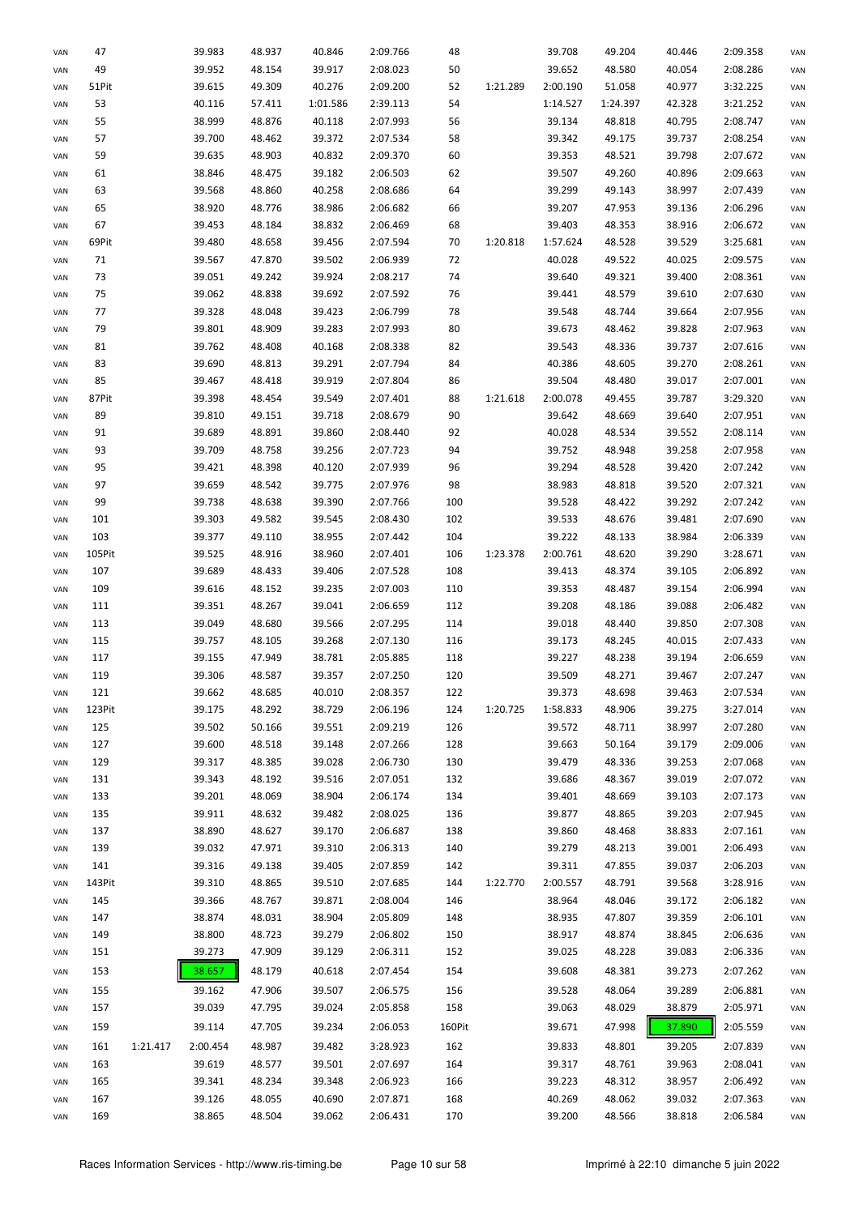| | | | | | | | | | | | | | | |
|---|---|---|---|---|---|---|---|---|---|---|---|---|---|---|
| VAN | 47 | | 39.983 | 48.937 | 40.846 | 2:09.766 | 48 | | 39.708 | 49.204 | 40.446 | 2:09.358 | VAN |
| VAN | 49 | | 39.952 | 48.154 | 39.917 | 2:08.023 | 50 | | 39.652 | 48.580 | 40.054 | 2:08.286 | VAN |
| VAN | 51Pit | | 39.615 | 49.309 | 40.276 | 2:09.200 | 52 | 1:21.289 | 2:00.190 | 51.058 | 40.977 | 3:32.225 | VAN |
| VAN | 53 | | 40.116 | 57.411 | 1:01.586 | 2:39.113 | 54 | | 1:14.527 | 1:24.397 | 42.328 | 3:21.252 | VAN |
| VAN | 55 | | 38.999 | 48.876 | 40.118 | 2:07.993 | 56 | | 39.134 | 48.818 | 40.795 | 2:08.747 | VAN |
| VAN | 57 | | 39.700 | 48.462 | 39.372 | 2:07.534 | 58 | | 39.342 | 49.175 | 39.737 | 2:08.254 | VAN |
| VAN | 59 | | 39.635 | 48.903 | 40.832 | 2:09.370 | 60 | | 39.353 | 48.521 | 39.798 | 2:07.672 | VAN |
| VAN | 61 | | 38.846 | 48.475 | 39.182 | 2:06.503 | 62 | | 39.507 | 49.260 | 40.896 | 2:09.663 | VAN |
| VAN | 63 | | 39.568 | 48.860 | 40.258 | 2:08.686 | 64 | | 39.299 | 49.143 | 38.997 | 2:07.439 | VAN |
| VAN | 65 | | 38.920 | 48.776 | 38.986 | 2:06.682 | 66 | | 39.207 | 47.953 | 39.136 | 2:06.296 | VAN |
| VAN | 67 | | 39.453 | 48.184 | 38.832 | 2:06.469 | 68 | | 39.403 | 48.353 | 38.916 | 2:06.672 | VAN |
| VAN | 69Pit | | 39.480 | 48.658 | 39.456 | 2:07.594 | 70 | 1:20.818 | 1:57.624 | 48.528 | 39.529 | 3:25.681 | VAN |
| VAN | 71 | | 39.567 | 47.870 | 39.502 | 2:06.939 | 72 | | 40.028 | 49.522 | 40.025 | 2:09.575 | VAN |
| VAN | 73 | | 39.051 | 49.242 | 39.924 | 2:08.217 | 74 | | 39.640 | 49.321 | 39.400 | 2:08.361 | VAN |
| VAN | 75 | | 39.062 | 48.838 | 39.692 | 2:07.592 | 76 | | 39.441 | 48.579 | 39.610 | 2:07.630 | VAN |
| VAN | 77 | | 39.328 | 48.048 | 39.423 | 2:06.799 | 78 | | 39.548 | 48.744 | 39.664 | 2:07.956 | VAN |
| VAN | 79 | | 39.801 | 48.909 | 39.283 | 2:07.993 | 80 | | 39.673 | 48.462 | 39.828 | 2:07.963 | VAN |
| VAN | 81 | | 39.762 | 48.408 | 40.168 | 2:08.338 | 82 | | 39.543 | 48.336 | 39.737 | 2:07.616 | VAN |
| VAN | 83 | | 39.690 | 48.813 | 39.291 | 2:07.794 | 84 | | 40.386 | 48.605 | 39.270 | 2:08.261 | VAN |
| VAN | 85 | | 39.467 | 48.418 | 39.919 | 2:07.804 | 86 | | 39.504 | 48.480 | 39.017 | 2:07.001 | VAN |
| VAN | 87Pit | | 39.398 | 48.454 | 39.549 | 2:07.401 | 88 | 1:21.618 | 2:00.078 | 49.455 | 39.787 | 3:29.320 | VAN |
| VAN | 89 | | 39.810 | 49.151 | 39.718 | 2:08.679 | 90 | | 39.642 | 48.669 | 39.640 | 2:07.951 | VAN |
| VAN | 91 | | 39.689 | 48.891 | 39.860 | 2:08.440 | 92 | | 40.028 | 48.534 | 39.552 | 2:08.114 | VAN |
| VAN | 93 | | 39.709 | 48.758 | 39.256 | 2:07.723 | 94 | | 39.752 | 48.948 | 39.258 | 2:07.958 | VAN |
| VAN | 95 | | 39.421 | 48.398 | 40.120 | 2:07.939 | 96 | | 39.294 | 48.528 | 39.420 | 2:07.242 | VAN |
| VAN | 97 | | 39.659 | 48.542 | 39.775 | 2:07.976 | 98 | | 38.983 | 48.818 | 39.520 | 2:07.321 | VAN |
| VAN | 99 | | 39.738 | 48.638 | 39.390 | 2:07.766 | 100 | | 39.528 | 48.422 | 39.292 | 2:07.242 | VAN |
| VAN | 101 | | 39.303 | 49.582 | 39.545 | 2:08.430 | 102 | | 39.533 | 48.676 | 39.481 | 2:07.690 | VAN |
| VAN | 103 | | 39.377 | 49.110 | 38.955 | 2:07.442 | 104 | | 39.222 | 48.133 | 38.984 | 2:06.339 | VAN |
| VAN | 105Pit | | 39.525 | 48.916 | 38.960 | 2:07.401 | 106 | 1:23.378 | 2:00.761 | 48.620 | 39.290 | 3:28.671 | VAN |
| VAN | 107 | | 39.689 | 48.433 | 39.406 | 2:07.528 | 108 | | 39.413 | 48.374 | 39.105 | 2:06.892 | VAN |
| VAN | 109 | | 39.616 | 48.152 | 39.235 | 2:07.003 | 110 | | 39.353 | 48.487 | 39.154 | 2:06.994 | VAN |
| VAN | 111 | | 39.351 | 48.267 | 39.041 | 2:06.659 | 112 | | 39.208 | 48.186 | 39.088 | 2:06.482 | VAN |
| VAN | 113 | | 39.049 | 48.680 | 39.566 | 2:07.295 | 114 | | 39.018 | 48.440 | 39.850 | 2:07.308 | VAN |
| VAN | 115 | | 39.757 | 48.105 | 39.268 | 2:07.130 | 116 | | 39.173 | 48.245 | 40.015 | 2:07.433 | VAN |
| VAN | 117 | | 39.155 | 47.949 | 38.781 | 2:05.885 | 118 | | 39.227 | 48.238 | 39.194 | 2:06.659 | VAN |
| VAN | 119 | | 39.306 | 48.587 | 39.357 | 2:07.250 | 120 | | 39.509 | 48.271 | 39.467 | 2:07.247 | VAN |
| VAN | 121 | | 39.662 | 48.685 | 40.010 | 2:08.357 | 122 | | 39.373 | 48.698 | 39.463 | 2:07.534 | VAN |
| VAN | 123Pit | | 39.175 | 48.292 | 38.729 | 2:06.196 | 124 | 1:20.725 | 1:58.833 | 48.906 | 39.275 | 3:27.014 | VAN |
| VAN | 125 | | 39.502 | 50.166 | 39.551 | 2:09.219 | 126 | | 39.572 | 48.711 | 38.997 | 2:07.280 | VAN |
| VAN | 127 | | 39.600 | 48.518 | 39.148 | 2:07.266 | 128 | | 39.663 | 50.164 | 39.179 | 2:09.006 | VAN |
| VAN | 129 | | 39.317 | 48.385 | 39.028 | 2:06.730 | 130 | | 39.479 | 48.336 | 39.253 | 2:07.068 | VAN |
| VAN | 131 | | 39.343 | 48.192 | 39.516 | 2:07.051 | 132 | | 39.686 | 48.367 | 39.019 | 2:07.072 | VAN |
| VAN | 133 | | 39.201 | 48.069 | 38.904 | 2:06.174 | 134 | | 39.401 | 48.669 | 39.103 | 2:07.173 | VAN |
| VAN | 135 | | 39.911 | 48.632 | 39.482 | 2:08.025 | 136 | | 39.877 | 48.865 | 39.203 | 2:07.945 | VAN |
| VAN | 137 | | 38.890 | 48.627 | 39.170 | 2:06.687 | 138 | | 39.860 | 48.468 | 38.833 | 2:07.161 | VAN |
| VAN | 139 | | 39.032 | 47.971 | 39.310 | 2:06.313 | 140 | | 39.279 | 48.213 | 39.001 | 2:06.493 | VAN |
| VAN | 141 | | 39.316 | 49.138 | 39.405 | 2:07.859 | 142 | | 39.311 | 47.855 | 39.037 | 2:06.203 | VAN |
| VAN | 143Pit | | 39.310 | 48.865 | 39.510 | 2:07.685 | 144 | 1:22.770 | 2:00.557 | 48.791 | 39.568 | 3:28.916 | VAN |
| VAN | 145 | | 39.366 | 48.767 | 39.871 | 2:08.004 | 146 | | 38.964 | 48.046 | 39.172 | 2:06.182 | VAN |
| VAN | 147 | | 38.874 | 48.031 | 38.904 | 2:05.809 | 148 | | 38.935 | 47.807 | 39.359 | 2:06.101 | VAN |
| VAN | 149 | | 38.800 | 48.723 | 39.279 | 2:06.802 | 150 | | 38.917 | 48.874 | 38.845 | 2:06.636 | VAN |
| VAN | 151 | | 39.273 | 47.909 | 39.129 | 2:06.311 | 152 | | 39.025 | 48.228 | 39.083 | 2:06.336 | VAN |
| VAN | 153 | | 38.657 | 48.179 | 40.618 | 2:07.454 | 154 | | 39.608 | 48.381 | 39.273 | 2:07.262 | VAN |
| VAN | 155 | | 39.162 | 47.906 | 39.507 | 2:06.575 | 156 | | 39.528 | 48.064 | 39.289 | 2:06.881 | VAN |
| VAN | 157 | | 39.039 | 47.795 | 39.024 | 2:05.858 | 158 | | 39.063 | 48.029 | 38.879 | 2:05.971 | VAN |
| VAN | 159 | | 39.114 | 47.705 | 39.234 | 2:06.053 | 160Pit | | 39.671 | 47.998 | 37.890 | 2:05.559 | VAN |
| VAN | 161 | 1:21.417 | 2:00.454 | 48.987 | 39.482 | 3:28.923 | 162 | | 39.833 | 48.801 | 39.205 | 2:07.839 | VAN |
| VAN | 163 | | 39.619 | 48.577 | 39.501 | 2:07.697 | 164 | | 39.317 | 48.761 | 39.963 | 2:08.041 | VAN |
| VAN | 165 | | 39.341 | 48.234 | 39.348 | 2:06.923 | 166 | | 39.223 | 48.312 | 38.957 | 2:06.492 | VAN |
| VAN | 167 | | 39.126 | 48.055 | 40.690 | 2:07.871 | 168 | | 40.269 | 48.062 | 39.032 | 2:07.363 | VAN |
| VAN | 169 | | 38.865 | 48.504 | 39.062 | 2:06.431 | 170 | | 39.200 | 48.566 | 38.818 | 2:06.584 | VAN |

Races Information Services - http://www.ris-timing.be Imprimé à 22:10 dimanche 5 juin 2022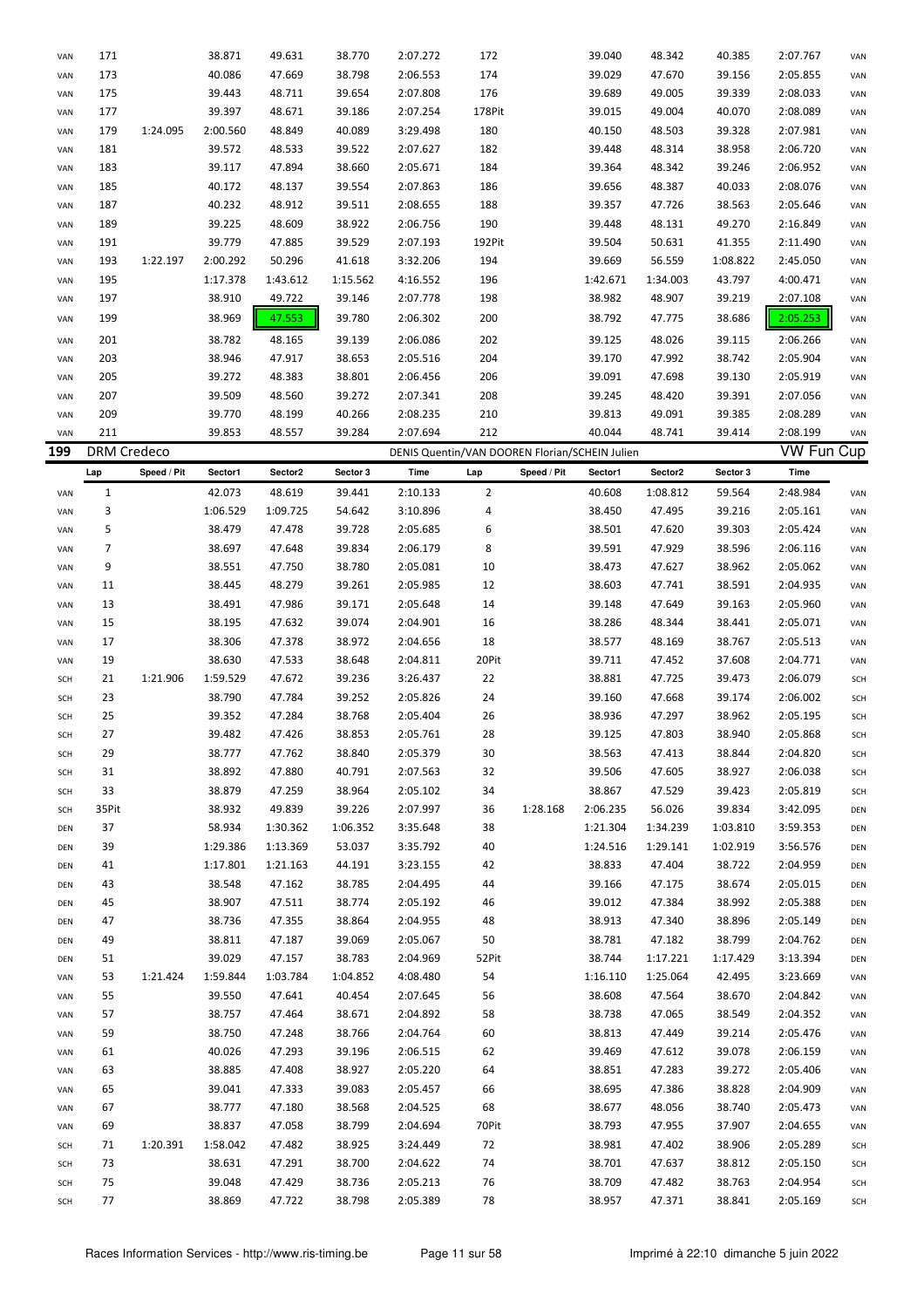| | | | | | | | | | | | | | | |
|---|---|---|---|---|---|---|---|---|---|---|---|---|---|---|
| VAN | 171 | | 38.871 | 49.631 | 38.770 | 2:07.272 | 172 | | 39.040 | 48.342 | 40.385 | 2:07.767 | VAN |
| VAN | 173 | | 40.086 | 47.669 | 38.798 | 2:06.553 | 174 | | 39.029 | 47.670 | 39.156 | 2:05.855 | VAN |
| VAN | 175 | | 39.443 | 48.711 | 39.654 | 2:07.808 | 176 | | 39.689 | 49.005 | 39.339 | 2:08.033 | VAN |
| VAN | 177 | | 39.397 | 48.671 | 39.186 | 2:07.254 | 178Pit | | 39.015 | 49.004 | 40.070 | 2:08.089 | VAN |
| VAN | 179 | 1:24.095 | 2:00.560 | 48.849 | 40.089 | 3:29.498 | 180 | | 40.150 | 48.503 | 39.328 | 2:07.981 | VAN |
| VAN | 181 | | 39.572 | 48.533 | 39.522 | 2:07.627 | 182 | | 39.448 | 48.314 | 38.958 | 2:06.720 | VAN |
| VAN | 183 | | 39.117 | 47.894 | 38.660 | 2:05.671 | 184 | | 39.364 | 48.342 | 39.246 | 2:06.952 | VAN |
| VAN | 185 | | 40.172 | 48.137 | 39.554 | 2:07.863 | 186 | | 39.656 | 48.387 | 40.033 | 2:08.076 | VAN |
| VAN | 187 | | 40.232 | 48.912 | 39.511 | 2:08.655 | 188 | | 39.357 | 47.726 | 38.563 | 2:05.646 | VAN |
| VAN | 189 | | 39.225 | 48.609 | 38.922 | 2:06.756 | 190 | | 39.448 | 48.131 | 49.270 | 2:16.849 | VAN |
| VAN | 191 | | 39.779 | 47.885 | 39.529 | 2:07.193 | 192Pit | | 39.504 | 50.631 | 41.355 | 2:11.490 | VAN |
| VAN | 193 | 1:22.197 | 2:00.292 | 50.296 | 41.618 | 3:32.206 | 194 | | 39.669 | 56.559 | 1:08.822 | 2:45.050 | VAN |
| VAN | 195 | | 1:17.378 | 1:43.612 | 1:15.562 | 4:16.552 | 196 | | 1:42.671 | 1:34.003 | 43.797 | 4:00.471 | VAN |
| VAN | 197 | | 38.910 | 49.722 | 39.146 | 2:07.778 | 198 | | 38.982 | 48.907 | 39.219 | 2:07.108 | VAN |
| VAN | 199 | | 38.969 | 47.553 | 39.780 | 2:06.302 | 200 | | 38.792 | 47.775 | 38.686 | 2:05.253 | VAN |
| VAN | 201 | | 38.782 | 48.165 | 39.139 | 2:06.086 | 202 | | 39.125 | 48.026 | 39.115 | 2:06.266 | VAN |
| VAN | 203 | | 38.946 | 47.917 | 38.653 | 2:05.516 | 204 | | 39.170 | 47.992 | 38.742 | 2:05.904 | VAN |
| VAN | 205 | | 39.272 | 48.383 | 38.801 | 2:06.456 | 206 | | 39.091 | 47.698 | 39.130 | 2:05.919 | VAN |
| VAN | 207 | | 39.509 | 48.560 | 39.272 | 2:07.341 | 208 | | 39.245 | 48.420 | 39.391 | 2:07.056 | VAN |
| VAN | 209 | | 39.770 | 48.199 | 40.266 | 2:08.235 | 210 | | 39.813 | 49.091 | 39.385 | 2:08.289 | VAN |
| VAN | 211 | | 39.853 | 48.557 | 39.284 | 2:07.694 | 212 | | 40.044 | 48.741 | 39.414 | 2:08.199 | VAN |

## 199 DRM Credeco — DENIS Quentin/VAN DOOREN Florian/SCHEIN Julien — VW Fun Cup

| | Lap | Speed / Pit | Sector1 | Sector2 | Sector 3 | Time | Lap | Speed / Pit | Sector1 | Sector2 | Sector 3 | Time | |
|---|---|---|---|---|---|---|---|---|---|---|---|---|---|
| VAN | 1 | | 42.073 | 48.619 | 39.441 | 2:10.133 | 2 | | 40.608 | 1:08.812 | 59.564 | 2:48.984 | VAN |
| VAN | 3 | | 1:06.529 | 1:09.725 | 54.642 | 3:10.896 | 4 | | 38.450 | 47.495 | 39.216 | 2:05.161 | VAN |
| VAN | 5 | | 38.479 | 47.478 | 39.728 | 2:05.685 | 6 | | 38.501 | 47.620 | 39.303 | 2:05.424 | VAN |
| VAN | 7 | | 38.697 | 47.648 | 39.834 | 2:06.179 | 8 | | 39.591 | 47.929 | 38.596 | 2:06.116 | VAN |
| VAN | 9 | | 38.551 | 47.750 | 38.780 | 2:05.081 | 10 | | 38.473 | 47.627 | 38.962 | 2:05.062 | VAN |
| VAN | 11 | | 38.445 | 48.279 | 39.261 | 2:05.985 | 12 | | 38.603 | 47.741 | 38.591 | 2:04.935 | VAN |
| VAN | 13 | | 38.491 | 47.986 | 39.171 | 2:05.648 | 14 | | 39.148 | 47.649 | 39.163 | 2:05.960 | VAN |
| VAN | 15 | | 38.195 | 47.632 | 39.074 | 2:04.901 | 16 | | 38.286 | 48.344 | 38.441 | 2:05.071 | VAN |
| VAN | 17 | | 38.306 | 47.378 | 38.972 | 2:04.656 | 18 | | 38.577 | 48.169 | 38.767 | 2:05.513 | VAN |
| VAN | 19 | | 38.630 | 47.533 | 38.648 | 2:04.811 | 20Pit | | 39.711 | 47.452 | 37.608 | 2:04.771 | VAN |
| SCH | 21 | 1:21.906 | 1:59.529 | 47.672 | 39.236 | 3:26.437 | 22 | | 38.881 | 47.725 | 39.473 | 2:06.079 | SCH |
| SCH | 23 | | 38.790 | 47.784 | 39.252 | 2:05.826 | 24 | | 39.160 | 47.668 | 39.174 | 2:06.002 | SCH |
| SCH | 25 | | 39.352 | 47.284 | 38.768 | 2:05.404 | 26 | | 38.936 | 47.297 | 38.962 | 2:05.195 | SCH |
| SCH | 27 | | 39.482 | 47.426 | 38.853 | 2:05.761 | 28 | | 39.125 | 47.803 | 38.940 | 2:05.868 | SCH |
| SCH | 29 | | 38.777 | 47.762 | 38.840 | 2:05.379 | 30 | | 38.563 | 47.413 | 38.844 | 2:04.820 | SCH |
| SCH | 31 | | 38.892 | 47.880 | 40.791 | 2:07.563 | 32 | | 39.506 | 47.605 | 38.927 | 2:06.038 | SCH |
| SCH | 33 | | 38.879 | 47.259 | 38.964 | 2:05.102 | 34 | | 38.867 | 47.529 | 39.423 | 2:05.819 | SCH |
| SCH | 35Pit | | 38.932 | 49.839 | 39.226 | 2:07.997 | 36 | 1:28.168 | 2:06.235 | 56.026 | 39.834 | 3:42.095 | DEN |
| DEN | 37 | | 58.934 | 1:30.362 | 1:06.352 | 3:35.648 | 38 | | 1:21.304 | 1:34.239 | 1:03.810 | 3:59.353 | DEN |
| DEN | 39 | | 1:29.386 | 1:13.369 | 53.037 | 3:35.792 | 40 | | 1:24.516 | 1:29.141 | 1:02.919 | 3:56.576 | DEN |
| DEN | 41 | | 1:17.801 | 1:21.163 | 44.191 | 3:23.155 | 42 | | 38.833 | 47.404 | 38.722 | 2:04.959 | DEN |
| DEN | 43 | | 38.548 | 47.162 | 38.785 | 2:04.495 | 44 | | 39.166 | 47.175 | 38.674 | 2:05.015 | DEN |
| DEN | 45 | | 38.907 | 47.511 | 38.774 | 2:05.192 | 46 | | 39.012 | 47.384 | 38.992 | 2:05.388 | DEN |
| DEN | 47 | | 38.736 | 47.355 | 38.864 | 2:04.955 | 48 | | 38.913 | 47.340 | 38.896 | 2:05.149 | DEN |
| DEN | 49 | | 38.811 | 47.187 | 39.069 | 2:05.067 | 50 | | 38.781 | 47.182 | 38.799 | 2:04.762 | DEN |
| DEN | 51 | | 39.029 | 47.157 | 38.783 | 2:04.969 | 52Pit | | 38.744 | 1:17.221 | 1:17.429 | 3:13.394 | DEN |
| VAN | 53 | 1:21.424 | 1:59.844 | 1:03.784 | 1:04.852 | 4:08.480 | 54 | | 1:16.110 | 1:25.064 | 42.495 | 3:23.669 | VAN |
| VAN | 55 | | 39.550 | 47.641 | 40.454 | 2:07.645 | 56 | | 38.608 | 47.564 | 38.670 | 2:04.842 | VAN |
| VAN | 57 | | 38.757 | 47.464 | 38.671 | 2:04.892 | 58 | | 38.738 | 47.065 | 38.549 | 2:04.352 | VAN |
| VAN | 59 | | 38.750 | 47.248 | 38.766 | 2:04.764 | 60 | | 38.813 | 47.449 | 39.214 | 2:05.476 | VAN |
| VAN | 61 | | 40.026 | 47.293 | 39.196 | 2:06.515 | 62 | | 39.469 | 47.612 | 39.078 | 2:06.159 | VAN |
| VAN | 63 | | 38.885 | 47.408 | 38.927 | 2:05.220 | 64 | | 38.851 | 47.283 | 39.272 | 2:05.406 | VAN |
| VAN | 65 | | 39.041 | 47.333 | 39.083 | 2:05.457 | 66 | | 38.695 | 47.386 | 38.828 | 2:04.909 | VAN |
| VAN | 67 | | 38.777 | 47.180 | 38.568 | 2:04.525 | 68 | | 38.677 | 48.056 | 38.740 | 2:05.473 | VAN |
| VAN | 69 | | 38.837 | 47.058 | 38.799 | 2:04.694 | 70Pit | | 38.793 | 47.955 | 37.907 | 2:04.655 | VAN |
| SCH | 71 | 1:20.391 | 1:58.042 | 47.482 | 38.925 | 3:24.449 | 72 | | 38.981 | 47.402 | 38.906 | 2:05.289 | SCH |
| SCH | 73 | | 38.631 | 47.291 | 38.700 | 2:04.622 | 74 | | 38.701 | 47.637 | 38.812 | 2:05.150 | SCH |
| SCH | 75 | | 39.048 | 47.429 | 38.736 | 2:05.213 | 76 | | 38.709 | 47.482 | 38.763 | 2:04.954 | SCH |
| SCH | 77 | | 38.869 | 47.722 | 38.798 | 2:05.389 | 78 | | 38.957 | 47.371 | 38.841 | 2:05.169 | SCH |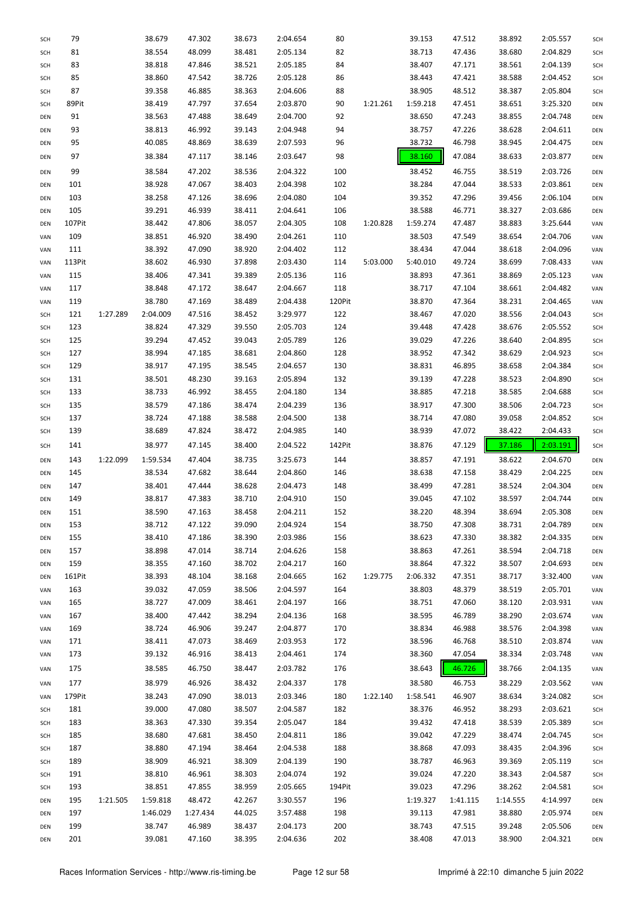| | | | | | | | | | | | | | |
|---|---|---|---|---|---|---|---|---|---|---|---|---|---|
| SCH | 79 | | 38.679 | 47.302 | 38.673 | 2:04.654 | 80 | | 39.153 | 47.512 | 38.892 | 2:05.557 | SCH |
| SCH | 81 | | 38.554 | 48.099 | 38.481 | 2:05.134 | 82 | | 38.713 | 47.436 | 38.680 | 2:04.829 | SCH |
| SCH | 83 | | 38.818 | 47.846 | 38.521 | 2:05.185 | 84 | | 38.407 | 47.171 | 38.561 | 2:04.139 | SCH |
| SCH | 85 | | 38.860 | 47.542 | 38.726 | 2:05.128 | 86 | | 38.443 | 47.421 | 38.588 | 2:04.452 | SCH |
| SCH | 87 | | 39.358 | 46.885 | 38.363 | 2:04.606 | 88 | | 38.905 | 48.512 | 38.387 | 2:05.804 | SCH |
| SCH | 89Pit | | 38.419 | 47.797 | 37.654 | 2:03.870 | 90 | 1:21.261 | 1:59.218 | 47.451 | 38.651 | 3:25.320 | DEN |
| DEN | 91 | | 38.563 | 47.488 | 38.649 | 2:04.700 | 92 | | 38.650 | 47.243 | 38.855 | 2:04.748 | DEN |
| DEN | 93 | | 38.813 | 46.992 | 39.143 | 2:04.948 | 94 | | 38.757 | 47.226 | 38.628 | 2:04.611 | DEN |
| DEN | 95 | | 40.085 | 48.869 | 38.639 | 2:07.593 | 96 | | 38.732 | 46.798 | 38.945 | 2:04.475 | DEN |
| DEN | 97 | | 38.384 | 47.117 | 38.146 | 2:03.647 | 98 | | 38.160 | 47.084 | 38.633 | 2:03.877 | DEN |
| DEN | 99 | | 38.584 | 47.202 | 38.536 | 2:04.322 | 100 | | 38.452 | 46.755 | 38.519 | 2:03.726 | DEN |
| DEN | 101 | | 38.928 | 47.067 | 38.403 | 2:04.398 | 102 | | 38.284 | 47.044 | 38.533 | 2:03.861 | DEN |
| DEN | 103 | | 38.258 | 47.126 | 38.696 | 2:04.080 | 104 | | 39.352 | 47.296 | 39.456 | 2:06.104 | DEN |
| DEN | 105 | | 39.291 | 46.939 | 38.411 | 2:04.641 | 106 | | 38.588 | 46.771 | 38.327 | 2:03.686 | DEN |
| DEN | 107Pit | | 38.442 | 47.806 | 38.057 | 2:04.305 | 108 | 1:20.828 | 1:59.274 | 47.487 | 38.883 | 3:25.644 | VAN |
| VAN | 109 | | 38.851 | 46.920 | 38.490 | 2:04.261 | 110 | | 38.503 | 47.549 | 38.654 | 2:04.706 | VAN |
| VAN | 111 | | 38.392 | 47.090 | 38.920 | 2:04.402 | 112 | | 38.434 | 47.044 | 38.618 | 2:04.096 | VAN |
| VAN | 113Pit | | 38.602 | 46.930 | 37.898 | 2:03.430 | 114 | 5:03.000 | 5:40.010 | 49.724 | 38.699 | 7:08.433 | VAN |
| VAN | 115 | | 38.406 | 47.341 | 39.389 | 2:05.136 | 116 | | 38.893 | 47.361 | 38.869 | 2:05.123 | VAN |
| VAN | 117 | | 38.848 | 47.172 | 38.647 | 2:04.667 | 118 | | 38.717 | 47.104 | 38.661 | 2:04.482 | VAN |
| VAN | 119 | | 38.780 | 47.169 | 38.489 | 2:04.438 | 120Pit | | 38.870 | 47.364 | 38.231 | 2:04.465 | VAN |
| SCH | 121 | 1:27.289 | 2:04.009 | 47.516 | 38.452 | 3:29.977 | 122 | | 38.467 | 47.020 | 38.556 | 2:04.043 | SCH |
| SCH | 123 | | 38.824 | 47.329 | 39.550 | 2:05.703 | 124 | | 39.448 | 47.428 | 38.676 | 2:05.552 | SCH |
| SCH | 125 | | 39.294 | 47.452 | 39.043 | 2:05.789 | 126 | | 39.029 | 47.226 | 38.640 | 2:04.895 | SCH |
| SCH | 127 | | 38.994 | 47.185 | 38.681 | 2:04.860 | 128 | | 38.952 | 47.342 | 38.629 | 2:04.923 | SCH |
| SCH | 129 | | 38.917 | 47.195 | 38.545 | 2:04.657 | 130 | | 38.831 | 46.895 | 38.658 | 2:04.384 | SCH |
| SCH | 131 | | 38.501 | 48.230 | 39.163 | 2:05.894 | 132 | | 39.139 | 47.228 | 38.523 | 2:04.890 | SCH |
| SCH | 133 | | 38.733 | 46.992 | 38.455 | 2:04.180 | 134 | | 38.885 | 47.218 | 38.585 | 2:04.688 | SCH |
| SCH | 135 | | 38.579 | 47.186 | 38.474 | 2:04.239 | 136 | | 38.917 | 47.300 | 38.506 | 2:04.723 | SCH |
| SCH | 137 | | 38.724 | 47.188 | 38.588 | 2:04.500 | 138 | | 38.714 | 47.080 | 39.058 | 2:04.852 | SCH |
| SCH | 139 | | 38.689 | 47.824 | 38.472 | 2:04.985 | 140 | | 38.939 | 47.072 | 38.422 | 2:04.433 | SCH |
| SCH | 141 | | 38.977 | 47.145 | 38.400 | 2:04.522 | 142Pit | | 38.876 | 47.129 | 37.186 | 2:03.191 | SCH |
| DEN | 143 | 1:22.099 | 1:59.534 | 47.404 | 38.735 | 3:25.673 | 144 | | 38.857 | 47.191 | 38.622 | 2:04.670 | DEN |
| DEN | 145 | | 38.534 | 47.682 | 38.644 | 2:04.860 | 146 | | 38.638 | 47.158 | 38.429 | 2:04.225 | DEN |
| DEN | 147 | | 38.401 | 47.444 | 38.628 | 2:04.473 | 148 | | 38.499 | 47.281 | 38.524 | 2:04.304 | DEN |
| DEN | 149 | | 38.817 | 47.383 | 38.710 | 2:04.910 | 150 | | 39.045 | 47.102 | 38.597 | 2:04.744 | DEN |
| DEN | 151 | | 38.590 | 47.163 | 38.458 | 2:04.211 | 152 | | 38.220 | 48.394 | 38.694 | 2:05.308 | DEN |
| DEN | 153 | | 38.712 | 47.122 | 39.090 | 2:04.924 | 154 | | 38.750 | 47.308 | 38.731 | 2:04.789 | DEN |
| DEN | 155 | | 38.410 | 47.186 | 38.390 | 2:03.986 | 156 | | 38.623 | 47.330 | 38.382 | 2:04.335 | DEN |
| DEN | 157 | | 38.898 | 47.014 | 38.714 | 2:04.626 | 158 | | 38.863 | 47.261 | 38.594 | 2:04.718 | DEN |
| DEN | 159 | | 38.355 | 47.160 | 38.702 | 2:04.217 | 160 | | 38.864 | 47.322 | 38.507 | 2:04.693 | DEN |
| DEN | 161Pit | | 38.393 | 48.104 | 38.168 | 2:04.665 | 162 | 1:29.775 | 2:06.332 | 47.351 | 38.717 | 3:32.400 | VAN |
| VAN | 163 | | 39.032 | 47.059 | 38.506 | 2:04.597 | 164 | | 38.803 | 48.379 | 38.519 | 2:05.701 | VAN |
| VAN | 165 | | 38.727 | 47.009 | 38.461 | 2:04.197 | 166 | | 38.751 | 47.060 | 38.120 | 2:03.931 | VAN |
| VAN | 167 | | 38.400 | 47.442 | 38.294 | 2:04.136 | 168 | | 38.595 | 46.789 | 38.290 | 2:03.674 | VAN |
| VAN | 169 | | 38.724 | 46.906 | 39.247 | 2:04.877 | 170 | | 38.834 | 46.988 | 38.576 | 2:04.398 | VAN |
| VAN | 171 | | 38.411 | 47.073 | 38.469 | 2:03.953 | 172 | | 38.596 | 46.768 | 38.510 | 2:03.874 | VAN |
| VAN | 173 | | 39.132 | 46.916 | 38.413 | 2:04.461 | 174 | | 38.360 | 47.054 | 38.334 | 2:03.748 | VAN |
| VAN | 175 | | 38.585 | 46.750 | 38.447 | 2:03.782 | 176 | | 38.643 | 46.726 | 38.766 | 2:04.135 | VAN |
| VAN | 177 | | 38.979 | 46.926 | 38.432 | 2:04.337 | 178 | | 38.580 | 46.753 | 38.229 | 2:03.562 | VAN |
| VAN | 179Pit | | 38.243 | 47.090 | 38.013 | 2:03.346 | 180 | 1:22.140 | 1:58.541 | 46.907 | 38.634 | 3:24.082 | SCH |
| SCH | 181 | | 39.000 | 47.080 | 38.507 | 2:04.587 | 182 | | 38.376 | 46.952 | 38.293 | 2:03.621 | SCH |
| SCH | 183 | | 38.363 | 47.330 | 39.354 | 2:05.047 | 184 | | 39.432 | 47.418 | 38.539 | 2:05.389 | SCH |
| SCH | 185 | | 38.680 | 47.681 | 38.450 | 2:04.811 | 186 | | 39.042 | 47.229 | 38.474 | 2:04.745 | SCH |
| SCH | 187 | | 38.880 | 47.194 | 38.464 | 2:04.538 | 188 | | 38.868 | 47.093 | 38.435 | 2:04.396 | SCH |
| SCH | 189 | | 38.909 | 46.921 | 38.309 | 2:04.139 | 190 | | 38.787 | 46.963 | 39.369 | 2:05.119 | SCH |
| SCH | 191 | | 38.810 | 46.961 | 38.303 | 2:04.074 | 192 | | 39.024 | 47.220 | 38.343 | 2:04.587 | SCH |
| SCH | 193 | | 38.851 | 47.855 | 38.959 | 2:05.665 | 194Pit | | 39.023 | 47.296 | 38.262 | 2:04.581 | SCH |
| DEN | 195 | 1:21.505 | 1:59.818 | 48.472 | 42.267 | 3:30.557 | 196 | | 1:19.327 | 1:41.115 | 1:14.555 | 4:14.997 | DEN |
| DEN | 197 | | 1:46.029 | 1:27.434 | 44.025 | 3:57.488 | 198 | | 39.113 | 47.981 | 38.880 | 2:05.974 | DEN |
| DEN | 199 | | 38.747 | 46.989 | 38.437 | 2:04.173 | 200 | | 38.743 | 47.515 | 39.248 | 2:05.506 | DEN |
| DEN | 201 | | 39.081 | 47.160 | 38.395 | 2:04.636 | 202 | | 38.408 | 47.013 | 38.900 | 2:04.321 | DEN |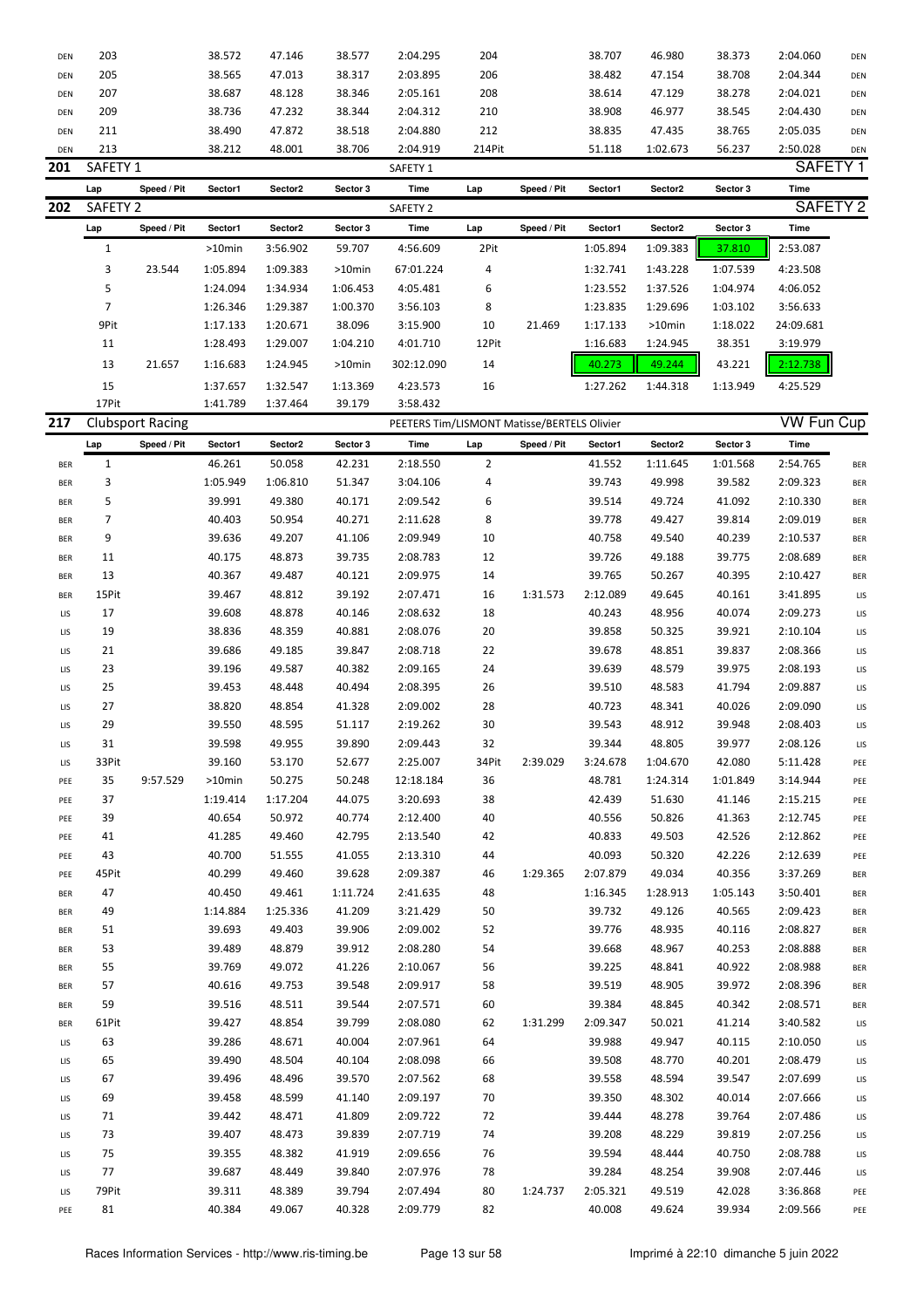| | Lap | Speed / Pit | Sector1 | Sector2 | Sector 3 | Time | Lap | Speed / Pit | Sector1 | Sector2 | Sector 3 | Time | |
|---|---|---|---|---|---|---|---|---|---|---|---|---|---|
| DEN | 203 | | 38.572 | 47.146 | 38.577 | 2:04.295 | 204 | | 38.707 | 46.980 | 38.373 | 2:04.060 | DEN |
| DEN | 205 | | 38.565 | 47.013 | 38.317 | 2:03.895 | 206 | | 38.482 | 47.154 | 38.708 | 2:04.344 | DEN |
| DEN | 207 | | 38.687 | 48.128 | 38.346 | 2:05.161 | 208 | | 38.614 | 47.129 | 38.278 | 2:04.021 | DEN |
| DEN | 209 | | 38.736 | 47.232 | 38.344 | 2:04.312 | 210 | | 38.908 | 46.977 | 38.545 | 2:04.430 | DEN |
| DEN | 211 | | 38.490 | 47.872 | 38.518 | 2:04.880 | 212 | | 38.835 | 47.435 | 38.765 | 2:05.035 | DEN |
| DEN | 213 | | 38.212 | 48.001 | 38.706 | 2:04.919 | 214Pit | | 51.118 | 1:02.673 | 56.237 | 2:50.028 | DEN |

## 201 SAFETY 1 — SAFETY 1 — SAFETY 1

| Lap | Speed / Pit | Sector1 | Sector2 | Sector 3 | Time | Lap | Speed / Pit | Sector1 | Sector2 | Sector 3 | Time |
|---|---|---|---|---|---|---|---|---|---|---|---|

## 202 SAFETY 2 — SAFETY 2 — SAFETY 2

| Lap | Speed / Pit | Sector1 | Sector2 | Sector 3 | Time | Lap | Speed / Pit | Sector1 | Sector2 | Sector 3 | Time |
|---|---|---|---|---|---|---|---|---|---|---|---|
| 1 | | >10min | 3:56.902 | 59.707 | 4:56.609 | 2Pit | | 1:05.894 | 1:09.383 | 37.810 | 2:53.087 |
| 3 | 23.544 | 1:05.894 | 1:09.383 | >10min | 67:01.224 | 4 | | 1:32.741 | 1:43.228 | 1:07.539 | 4:23.508 |
| 5 | | 1:24.094 | 1:34.934 | 1:06.453 | 4:05.481 | 6 | | 1:23.552 | 1:37.526 | 1:04.974 | 4:06.052 |
| 7 | | 1:26.346 | 1:29.387 | 1:00.370 | 3:56.103 | 8 | | 1:23.835 | 1:29.696 | 1:03.102 | 3:56.633 |
| 9Pit | | 1:17.133 | 1:20.671 | 38.096 | 3:15.900 | 10 | 21.469 | 1:17.133 | >10min | 1:18.022 | 24:09.681 |
| 11 | | 1:28.493 | 1:29.007 | 1:04.210 | 4:01.710 | 12Pit | | 1:16.683 | 1:24.945 | 38.351 | 3:19.979 |
| 13 | 21.657 | 1:16.683 | 1:24.945 | >10min | 302:12.090 | 14 | | 40.273 | 49.244 | 43.221 | 2:12.738 |
| 15 | | 1:37.657 | 1:32.547 | 1:13.369 | 4:23.573 | 16 | | 1:27.262 | 1:44.318 | 1:13.949 | 4:25.529 |
| 17Pit | | 1:41.789 | 1:37.464 | 39.179 | 3:58.432 | | | | | | |

## 217 Clubsport Racing — PEETERS Tim/LISMONT Matisse/BERTELS Olivier — VW Fun Cup

| | Lap | Speed / Pit | Sector1 | Sector2 | Sector 3 | Time | Lap | Speed / Pit | Sector1 | Sector2 | Sector 3 | Time | |
|---|---|---|---|---|---|---|---|---|---|---|---|---|---|
| BER | 1 | | 46.261 | 50.058 | 42.231 | 2:18.550 | 2 | | 41.552 | 1:11.645 | 1:01.568 | 2:54.765 | BER |
| BER | 3 | | 1:05.949 | 1:06.810 | 51.347 | 3:04.106 | 4 | | 39.743 | 49.998 | 39.582 | 2:09.323 | BER |
| BER | 5 | | 39.991 | 49.380 | 40.171 | 2:09.542 | 6 | | 39.514 | 49.724 | 41.092 | 2:10.330 | BER |
| BER | 7 | | 40.403 | 50.954 | 40.271 | 2:11.628 | 8 | | 39.778 | 49.427 | 39.814 | 2:09.019 | BER |
| BER | 9 | | 39.636 | 49.207 | 41.106 | 2:09.949 | 10 | | 40.758 | 49.540 | 40.239 | 2:10.537 | BER |
| BER | 11 | | 40.175 | 48.873 | 39.735 | 2:08.783 | 12 | | 39.726 | 49.188 | 39.775 | 2:08.689 | BER |
| BER | 13 | | 40.367 | 49.487 | 40.121 | 2:09.975 | 14 | | 39.765 | 50.267 | 40.395 | 2:10.427 | BER |
| BER | 15Pit | | 39.467 | 48.812 | 39.192 | 2:07.471 | 16 | 1:31.573 | 2:12.089 | 49.645 | 40.161 | 3:41.895 | LIS |
| LIS | 17 | | 39.608 | 48.878 | 40.146 | 2:08.632 | 18 | | 40.243 | 48.956 | 40.074 | 2:09.273 | LIS |
| LIS | 19 | | 38.836 | 48.359 | 40.881 | 2:08.076 | 20 | | 39.858 | 50.325 | 39.921 | 2:10.104 | LIS |
| LIS | 21 | | 39.686 | 49.185 | 39.847 | 2:08.718 | 22 | | 39.678 | 48.851 | 39.837 | 2:08.366 | LIS |
| LIS | 23 | | 39.196 | 49.587 | 40.382 | 2:09.165 | 24 | | 39.639 | 48.579 | 39.975 | 2:08.193 | LIS |
| LIS | 25 | | 39.453 | 48.448 | 40.494 | 2:08.395 | 26 | | 39.510 | 48.583 | 41.794 | 2:09.887 | LIS |
| LIS | 27 | | 38.820 | 48.854 | 41.328 | 2:09.002 | 28 | | 40.723 | 48.341 | 40.026 | 2:09.090 | LIS |
| LIS | 29 | | 39.550 | 48.595 | 51.117 | 2:19.262 | 30 | | 39.543 | 48.912 | 39.948 | 2:08.403 | LIS |
| LIS | 31 | | 39.598 | 49.955 | 39.890 | 2:09.443 | 32 | | 39.344 | 48.805 | 39.977 | 2:08.126 | LIS |
| LIS | 33Pit | | 39.160 | 53.170 | 52.677 | 2:25.007 | 34Pit | 2:39.029 | 3:24.678 | 1:04.670 | 42.080 | 5:11.428 | PEE |
| PEE | 35 | 9:57.529 | >10min | 50.275 | 50.248 | 12:18.184 | 36 | | 48.781 | 1:24.314 | 1:01.849 | 3:14.944 | PEE |
| PEE | 37 | | 1:19.414 | 1:17.204 | 44.075 | 3:20.693 | 38 | | 42.439 | 51.630 | 41.146 | 2:15.215 | PEE |
| PEE | 39 | | 40.654 | 50.972 | 40.774 | 2:12.400 | 40 | | 40.556 | 50.826 | 41.363 | 2:12.745 | PEE |
| PEE | 41 | | 41.285 | 49.460 | 42.795 | 2:13.540 | 42 | | 40.833 | 49.503 | 42.526 | 2:12.862 | PEE |
| PEE | 43 | | 40.700 | 51.555 | 41.055 | 2:13.310 | 44 | | 40.093 | 50.320 | 42.226 | 2:12.639 | PEE |
| PEE | 45Pit | | 40.299 | 49.460 | 39.628 | 2:09.387 | 46 | 1:29.365 | 2:07.879 | 49.034 | 40.356 | 3:37.269 | BER |
| BER | 47 | | 40.450 | 49.461 | 1:11.724 | 2:41.635 | 48 | | 1:16.345 | 1:28.913 | 1:05.143 | 3:50.401 | BER |
| BER | 49 | | 1:14.884 | 1:25.336 | 41.209 | 3:21.429 | 50 | | 39.732 | 49.126 | 40.565 | 2:09.423 | BER |
| BER | 51 | | 39.693 | 49.403 | 39.906 | 2:09.002 | 52 | | 39.776 | 48.935 | 40.116 | 2:08.827 | BER |
| BER | 53 | | 39.489 | 48.879 | 39.912 | 2:08.280 | 54 | | 39.668 | 48.967 | 40.253 | 2:08.888 | BER |
| BER | 55 | | 39.769 | 49.072 | 41.226 | 2:10.067 | 56 | | 39.225 | 48.841 | 40.922 | 2:08.988 | BER |
| BER | 57 | | 40.616 | 49.753 | 39.548 | 2:09.917 | 58 | | 39.519 | 48.905 | 39.972 | 2:08.396 | BER |
| BER | 59 | | 39.516 | 48.511 | 39.544 | 2:07.571 | 60 | | 39.384 | 48.845 | 40.342 | 2:08.571 | BER |
| BER | 61Pit | | 39.427 | 48.854 | 39.799 | 2:08.080 | 62 | 1:31.299 | 2:09.347 | 50.021 | 41.214 | 3:40.582 | LIS |
| LIS | 63 | | 39.286 | 48.671 | 40.004 | 2:07.961 | 64 | | 39.988 | 49.947 | 40.115 | 2:10.050 | LIS |
| LIS | 65 | | 39.490 | 48.504 | 40.104 | 2:08.098 | 66 | | 39.508 | 48.770 | 40.201 | 2:08.479 | LIS |
| LIS | 67 | | 39.496 | 48.496 | 39.570 | 2:07.562 | 68 | | 39.558 | 48.594 | 39.547 | 2:07.699 | LIS |
| LIS | 69 | | 39.458 | 48.599 | 41.140 | 2:09.197 | 70 | | 39.350 | 48.302 | 40.014 | 2:07.666 | LIS |
| LIS | 71 | | 39.442 | 48.471 | 41.809 | 2:09.722 | 72 | | 39.444 | 48.278 | 39.764 | 2:07.486 | LIS |
| LIS | 73 | | 39.407 | 48.473 | 39.839 | 2:07.719 | 74 | | 39.208 | 48.229 | 39.819 | 2:07.256 | LIS |
| LIS | 75 | | 39.355 | 48.382 | 41.919 | 2:09.656 | 76 | | 39.594 | 48.444 | 40.750 | 2:08.788 | LIS |
| LIS | 77 | | 39.687 | 48.449 | 39.840 | 2:07.976 | 78 | | 39.284 | 48.254 | 39.908 | 2:07.446 | LIS |
| LIS | 79Pit | | 39.311 | 48.389 | 39.794 | 2:07.494 | 80 | 1:24.737 | 2:05.321 | 49.519 | 42.028 | 3:36.868 | PEE |
| PEE | 81 | | 40.384 | 49.067 | 40.328 | 2:09.779 | 82 | | 40.008 | 49.624 | 39.934 | 2:09.566 | PEE |

Races Information Services - http://www.ris-timing.be — Imprimé à 22:10 dimanche 5 juin 2022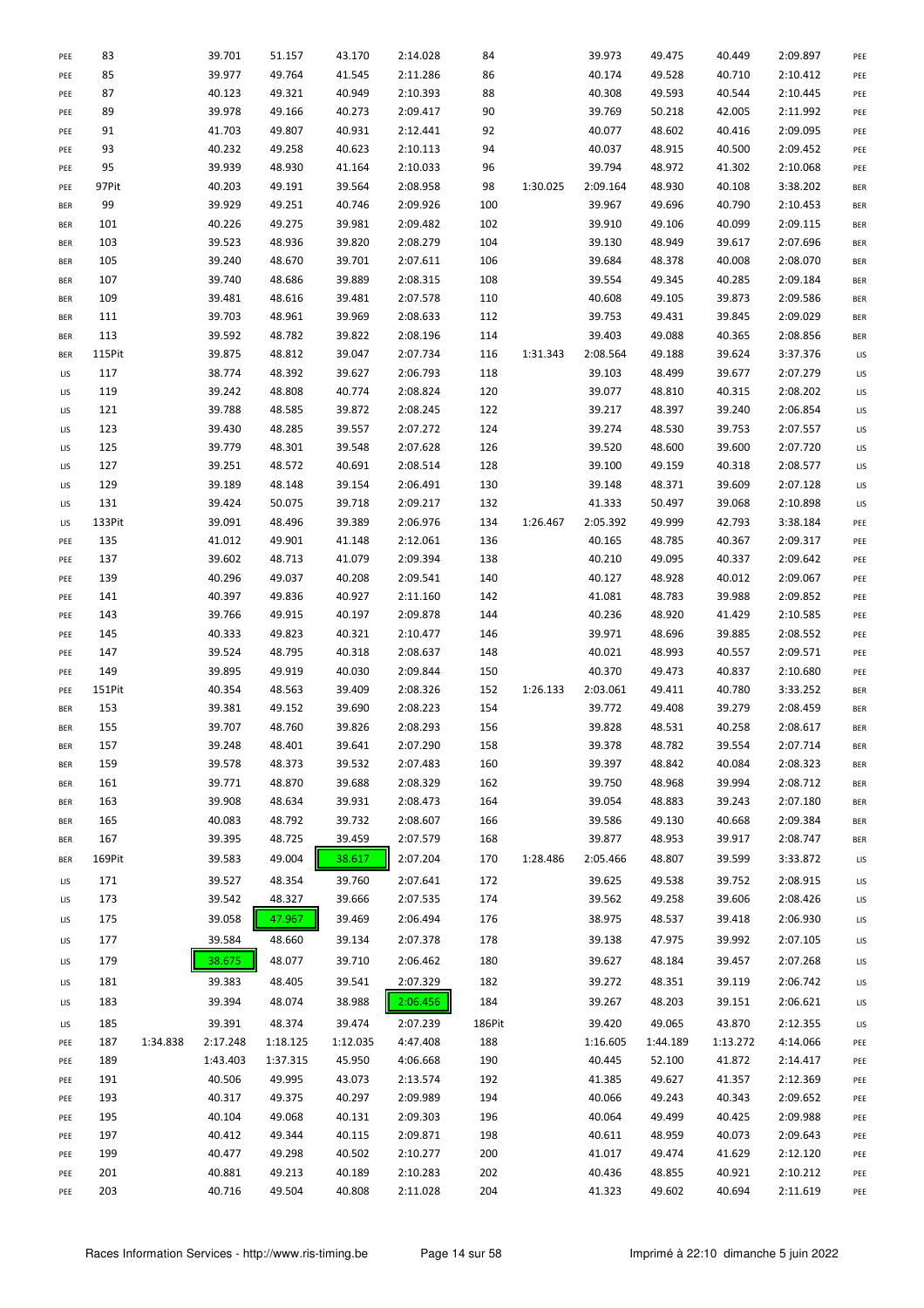| | | | | | | | | | | | | | |
|---|---|---|---|---|---|---|---|---|---|---|---|---|---|
| PEE | 83 | | 39.701 | 51.157 | 43.170 | 2:14.028 | 84 | | 39.973 | 49.475 | 40.449 | 2:09.897 | PEE |
| PEE | 85 | | 39.977 | 49.764 | 41.545 | 2:11.286 | 86 | | 40.174 | 49.528 | 40.710 | 2:10.412 | PEE |
| PEE | 87 | | 40.123 | 49.321 | 40.949 | 2:10.393 | 88 | | 40.308 | 49.593 | 40.544 | 2:10.445 | PEE |
| PEE | 89 | | 39.978 | 49.166 | 40.273 | 2:09.417 | 90 | | 39.769 | 50.218 | 42.005 | 2:11.992 | PEE |
| PEE | 91 | | 41.703 | 49.807 | 40.931 | 2:12.441 | 92 | | 40.077 | 48.602 | 40.416 | 2:09.095 | PEE |
| PEE | 93 | | 40.232 | 49.258 | 40.623 | 2:10.113 | 94 | | 40.037 | 48.915 | 40.500 | 2:09.452 | PEE |
| PEE | 95 | | 39.939 | 48.930 | 41.164 | 2:10.033 | 96 | | 39.794 | 48.972 | 41.302 | 2:10.068 | PEE |
| PEE | 97Pit | | 40.203 | 49.191 | 39.564 | 2:08.958 | 98 | 1:30.025 | 2:09.164 | 48.930 | 40.108 | 3:38.202 | BER |
| BER | 99 | | 39.929 | 49.251 | 40.746 | 2:09.926 | 100 | | 39.967 | 49.696 | 40.790 | 2:10.453 | BER |
| BER | 101 | | 40.226 | 49.275 | 39.981 | 2:09.482 | 102 | | 39.910 | 49.106 | 40.099 | 2:09.115 | BER |
| BER | 103 | | 39.523 | 48.936 | 39.820 | 2:08.279 | 104 | | 39.130 | 48.949 | 39.617 | 2:07.696 | BER |
| BER | 105 | | 39.240 | 48.670 | 39.701 | 2:07.611 | 106 | | 39.684 | 48.378 | 40.008 | 2:08.070 | BER |
| BER | 107 | | 39.740 | 48.686 | 39.889 | 2:08.315 | 108 | | 39.554 | 49.345 | 40.285 | 2:09.184 | BER |
| BER | 109 | | 39.481 | 48.616 | 39.481 | 2:07.578 | 110 | | 40.608 | 49.105 | 39.873 | 2:09.586 | BER |
| BER | 111 | | 39.703 | 48.961 | 39.969 | 2:08.633 | 112 | | 39.753 | 49.431 | 39.845 | 2:09.029 | BER |
| BER | 113 | | 39.592 | 48.782 | 39.822 | 2:08.196 | 114 | | 39.403 | 49.088 | 40.365 | 2:08.856 | BER |
| BER | 115Pit | | 39.875 | 48.812 | 39.047 | 2:07.734 | 116 | 1:31.343 | 2:08.564 | 49.188 | 39.624 | 3:37.376 | LIS |
| LIS | 117 | | 38.774 | 48.392 | 39.627 | 2:06.793 | 118 | | 39.103 | 48.499 | 39.677 | 2:07.279 | LIS |
| LIS | 119 | | 39.242 | 48.808 | 40.774 | 2:08.824 | 120 | | 39.077 | 48.810 | 40.315 | 2:08.202 | LIS |
| LIS | 121 | | 39.788 | 48.585 | 39.872 | 2:08.245 | 122 | | 39.217 | 48.397 | 39.240 | 2:06.854 | LIS |
| LIS | 123 | | 39.430 | 48.285 | 39.557 | 2:07.272 | 124 | | 39.274 | 48.530 | 39.753 | 2:07.557 | LIS |
| LIS | 125 | | 39.779 | 48.301 | 39.548 | 2:07.628 | 126 | | 39.520 | 48.600 | 39.600 | 2:07.720 | LIS |
| LIS | 127 | | 39.251 | 48.572 | 40.691 | 2:08.514 | 128 | | 39.100 | 49.159 | 40.318 | 2:08.577 | LIS |
| LIS | 129 | | 39.189 | 48.148 | 39.154 | 2:06.491 | 130 | | 39.148 | 48.371 | 39.609 | 2:07.128 | LIS |
| LIS | 131 | | 39.424 | 50.075 | 39.718 | 2:09.217 | 132 | | 41.333 | 50.497 | 39.068 | 2:10.898 | LIS |
| LIS | 133Pit | | 39.091 | 48.496 | 39.389 | 2:06.976 | 134 | 1:26.467 | 2:05.392 | 49.999 | 42.793 | 3:38.184 | PEE |
| PEE | 135 | | 41.012 | 49.901 | 41.148 | 2:12.061 | 136 | | 40.165 | 48.785 | 40.367 | 2:09.317 | PEE |
| PEE | 137 | | 39.602 | 48.713 | 41.079 | 2:09.394 | 138 | | 40.210 | 49.095 | 40.337 | 2:09.642 | PEE |
| PEE | 139 | | 40.296 | 49.037 | 40.208 | 2:09.541 | 140 | | 40.127 | 48.928 | 40.012 | 2:09.067 | PEE |
| PEE | 141 | | 40.397 | 49.836 | 40.927 | 2:11.160 | 142 | | 41.081 | 48.783 | 39.988 | 2:09.852 | PEE |
| PEE | 143 | | 39.766 | 49.915 | 40.197 | 2:09.878 | 144 | | 40.236 | 48.920 | 41.429 | 2:10.585 | PEE |
| PEE | 145 | | 40.333 | 49.823 | 40.321 | 2:10.477 | 146 | | 39.971 | 48.696 | 39.885 | 2:08.552 | PEE |
| PEE | 147 | | 39.524 | 48.795 | 40.318 | 2:08.637 | 148 | | 40.021 | 48.993 | 40.557 | 2:09.571 | PEE |
| PEE | 149 | | 39.895 | 49.919 | 40.030 | 2:09.844 | 150 | | 40.370 | 49.473 | 40.837 | 2:10.680 | PEE |
| PEE | 151Pit | | 40.354 | 48.563 | 39.409 | 2:08.326 | 152 | 1:26.133 | 2:03.061 | 49.411 | 40.780 | 3:33.252 | BER |
| BER | 153 | | 39.381 | 49.152 | 39.690 | 2:08.223 | 154 | | 39.772 | 49.408 | 39.279 | 2:08.459 | BER |
| BER | 155 | | 39.707 | 48.760 | 39.826 | 2:08.293 | 156 | | 39.828 | 48.531 | 40.258 | 2:08.617 | BER |
| BER | 157 | | 39.248 | 48.401 | 39.641 | 2:07.290 | 158 | | 39.378 | 48.782 | 39.554 | 2:07.714 | BER |
| BER | 159 | | 39.578 | 48.373 | 39.532 | 2:07.483 | 160 | | 39.397 | 48.842 | 40.084 | 2:08.323 | BER |
| BER | 161 | | 39.771 | 48.870 | 39.688 | 2:08.329 | 162 | | 39.750 | 48.968 | 39.994 | 2:08.712 | BER |
| BER | 163 | | 39.908 | 48.634 | 39.931 | 2:08.473 | 164 | | 39.054 | 48.883 | 39.243 | 2:07.180 | BER |
| BER | 165 | | 40.083 | 48.792 | 39.732 | 2:08.607 | 166 | | 39.586 | 49.130 | 40.668 | 2:09.384 | BER |
| BER | 167 | | 39.395 | 48.725 | 39.459 | 2:07.579 | 168 | | 39.877 | 48.953 | 39.917 | 2:08.747 | BER |
| BER | 169Pit | | 39.583 | 49.004 | 38.617 | 2:07.204 | 170 | 1:28.486 | 2:05.466 | 48.807 | 39.599 | 3:33.872 | LIS |
| LIS | 171 | | 39.527 | 48.354 | 39.760 | 2:07.641 | 172 | | 39.625 | 49.538 | 39.752 | 2:08.915 | LIS |
| LIS | 173 | | 39.542 | 48.327 | 39.666 | 2:07.535 | 174 | | 39.562 | 49.258 | 39.606 | 2:08.426 | LIS |
| LIS | 175 | | 39.058 | 47.967 | 39.469 | 2:06.494 | 176 | | 38.975 | 48.537 | 39.418 | 2:06.930 | LIS |
| LIS | 177 | | 39.584 | 48.660 | 39.134 | 2:07.378 | 178 | | 39.138 | 47.975 | 39.992 | 2:07.105 | LIS |
| LIS | 179 | | 38.675 | 48.077 | 39.710 | 2:06.462 | 180 | | 39.627 | 48.184 | 39.457 | 2:07.268 | LIS |
| LIS | 181 | | 39.383 | 48.405 | 39.541 | 2:07.329 | 182 | | 39.272 | 48.351 | 39.119 | 2:06.742 | LIS |
| LIS | 183 | | 39.394 | 48.074 | 38.988 | 2:06.456 | 184 | | 39.267 | 48.203 | 39.151 | 2:06.621 | LIS |
| LIS | 185 | | 39.391 | 48.374 | 39.474 | 2:07.239 | 186Pit | | 39.420 | 49.065 | 43.870 | 2:12.355 | LIS |
| PEE | 187 | 1:34.838 | 2:17.248 | 1:18.125 | 1:12.035 | 4:47.408 | 188 | | 1:16.605 | 1:44.189 | 1:13.272 | 4:14.066 | PEE |
| PEE | 189 | | 1:43.403 | 1:37.315 | 45.950 | 4:06.668 | 190 | | 40.445 | 52.100 | 41.872 | 2:14.417 | PEE |
| PEE | 191 | | 40.506 | 49.995 | 43.073 | 2:13.574 | 192 | | 41.385 | 49.627 | 41.357 | 2:12.369 | PEE |
| PEE | 193 | | 40.317 | 49.375 | 40.297 | 2:09.989 | 194 | | 40.066 | 49.243 | 40.343 | 2:09.652 | PEE |
| PEE | 195 | | 40.104 | 49.068 | 40.131 | 2:09.303 | 196 | | 40.064 | 49.499 | 40.425 | 2:09.988 | PEE |
| PEE | 197 | | 40.412 | 49.344 | 40.115 | 2:09.871 | 198 | | 40.611 | 48.959 | 40.073 | 2:09.643 | PEE |
| PEE | 199 | | 40.477 | 49.298 | 40.502 | 2:10.277 | 200 | | 41.017 | 49.474 | 41.629 | 2:12.120 | PEE |
| PEE | 201 | | 40.881 | 49.213 | 40.189 | 2:10.283 | 202 | | 40.436 | 48.855 | 40.921 | 2:10.212 | PEE |
| PEE | 203 | | 40.716 | 49.504 | 40.808 | 2:11.028 | 204 | | 41.323 | 49.602 | 40.694 | 2:11.619 | PEE |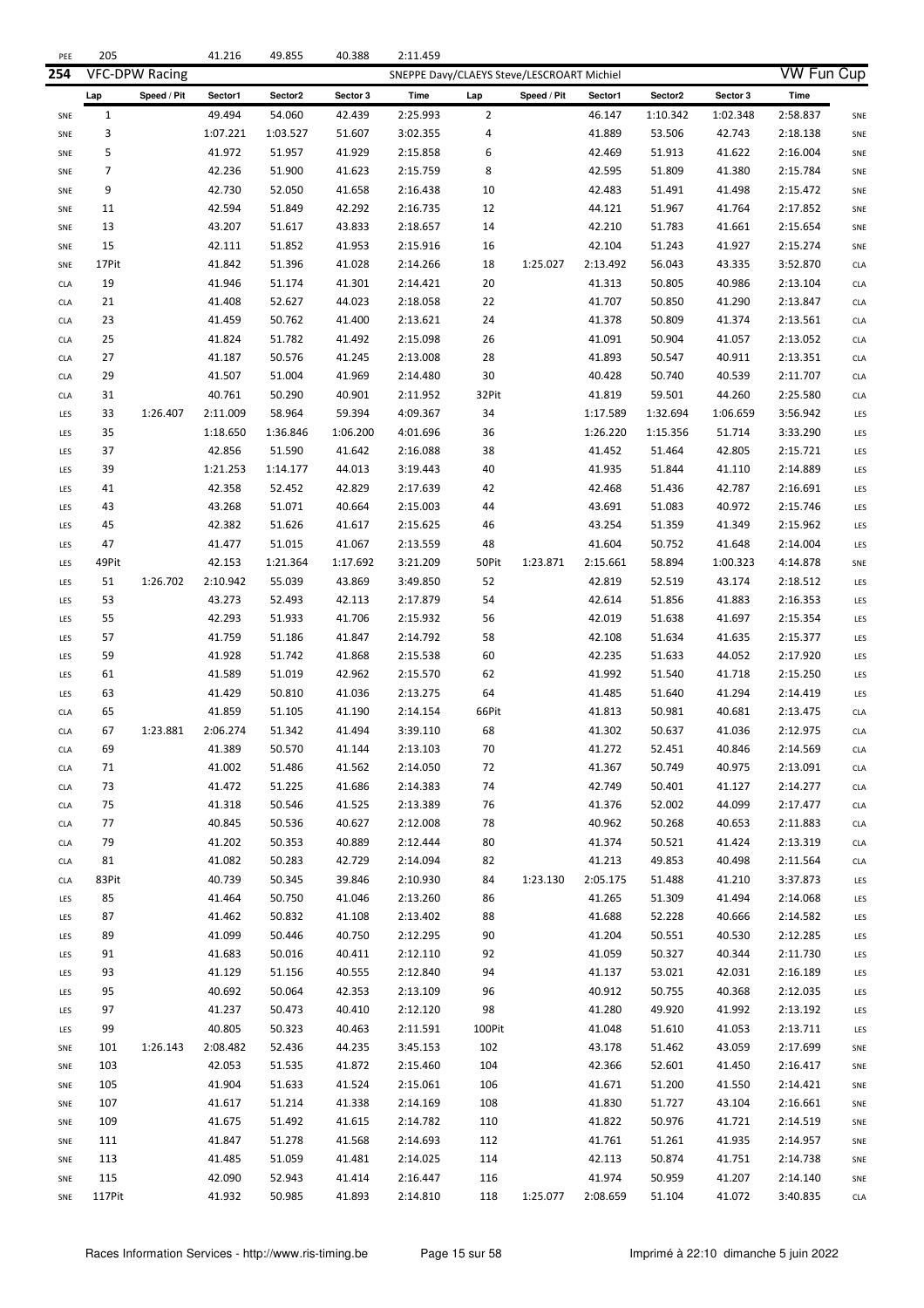| PEE | 205 | | 41.216 | 49.855 | 40.388 | 2:11.459 | | | | | | | |
|---|---|---|---|---|---|---|---|---|---|---|---|---|---|

## 254 VFC-DPW Racing — SNEPPE Davy/CLAEYS Steve/LESCROART Michiel — VW Fun Cup

| | Lap | Speed / Pit | Sector1 | Sector2 | Sector 3 | Time | Lap | Speed / Pit | Sector1 | Sector2 | Sector 3 | Time | |
|---|---|---|---|---|---|---|---|---|---|---|---|---|---|
| SNE | 1 | | 49.494 | 54.060 | 42.439 | 2:25.993 | 2 | | 46.147 | 1:10.342 | 1:02.348 | 2:58.837 | SNE |
| SNE | 3 | | 1:07.221 | 1:03.527 | 51.607 | 3:02.355 | 4 | | 41.889 | 53.506 | 42.743 | 2:18.138 | SNE |
| SNE | 5 | | 41.972 | 51.957 | 41.929 | 2:15.858 | 6 | | 42.469 | 51.913 | 41.622 | 2:16.004 | SNE |
| SNE | 7 | | 42.236 | 51.900 | 41.623 | 2:15.759 | 8 | | 42.595 | 51.809 | 41.380 | 2:15.784 | SNE |
| SNE | 9 | | 42.730 | 52.050 | 41.658 | 2:16.438 | 10 | | 42.483 | 51.491 | 41.498 | 2:15.472 | SNE |
| SNE | 11 | | 42.594 | 51.849 | 42.292 | 2:16.735 | 12 | | 44.121 | 51.967 | 41.764 | 2:17.852 | SNE |
| SNE | 13 | | 43.207 | 51.617 | 43.833 | 2:18.657 | 14 | | 42.210 | 51.783 | 41.661 | 2:15.654 | SNE |
| SNE | 15 | | 42.111 | 51.852 | 41.953 | 2:15.916 | 16 | | 42.104 | 51.243 | 41.927 | 2:15.274 | SNE |
| SNE | 17Pit | | 41.842 | 51.396 | 41.028 | 2:14.266 | 18 | 1:25.027 | 2:13.492 | 56.043 | 43.335 | 3:52.870 | CLA |
| CLA | 19 | | 41.946 | 51.174 | 41.301 | 2:14.421 | 20 | | 41.313 | 50.805 | 40.986 | 2:13.104 | CLA |
| CLA | 21 | | 41.408 | 52.627 | 44.023 | 2:18.058 | 22 | | 41.707 | 50.850 | 41.290 | 2:13.847 | CLA |
| CLA | 23 | | 41.459 | 50.762 | 41.400 | 2:13.621 | 24 | | 41.378 | 50.809 | 41.374 | 2:13.561 | CLA |
| CLA | 25 | | 41.824 | 51.782 | 41.492 | 2:15.098 | 26 | | 41.091 | 50.904 | 41.057 | 2:13.052 | CLA |
| CLA | 27 | | 41.187 | 50.576 | 41.245 | 2:13.008 | 28 | | 41.893 | 50.547 | 40.911 | 2:13.351 | CLA |
| CLA | 29 | | 41.507 | 51.004 | 41.969 | 2:14.480 | 30 | | 40.428 | 50.740 | 40.539 | 2:11.707 | CLA |
| CLA | 31 | | 40.761 | 50.290 | 40.901 | 2:11.952 | 32Pit | | 41.819 | 59.501 | 44.260 | 2:25.580 | CLA |
| LES | 33 | 1:26.407 | 2:11.009 | 58.964 | 59.394 | 4:09.367 | 34 | | 1:17.589 | 1:32.694 | 1:06.659 | 3:56.942 | LES |
| LES | 35 | | 1:18.650 | 1:36.846 | 1:06.200 | 4:01.696 | 36 | | 1:26.220 | 1:15.356 | 51.714 | 3:33.290 | LES |
| LES | 37 | | 42.856 | 51.590 | 41.642 | 2:16.088 | 38 | | 41.452 | 51.464 | 42.805 | 2:15.721 | LES |
| LES | 39 | | 1:21.253 | 1:14.177 | 44.013 | 3:19.443 | 40 | | 41.935 | 51.844 | 41.110 | 2:14.889 | LES |
| LES | 41 | | 42.358 | 52.452 | 42.829 | 2:17.639 | 42 | | 42.468 | 51.436 | 42.787 | 2:16.691 | LES |
| LES | 43 | | 43.268 | 51.071 | 40.664 | 2:15.003 | 44 | | 43.691 | 51.083 | 40.972 | 2:15.746 | LES |
| LES | 45 | | 42.382 | 51.626 | 41.617 | 2:15.625 | 46 | | 43.254 | 51.359 | 41.349 | 2:15.962 | LES |
| LES | 47 | | 41.477 | 51.015 | 41.067 | 2:13.559 | 48 | | 41.604 | 50.752 | 41.648 | 2:14.004 | LES |
| LES | 49Pit | | 42.153 | 1:21.364 | 1:17.692 | 3:21.209 | 50Pit | 1:23.871 | 2:15.661 | 58.894 | 1:00.323 | 4:14.878 | SNE |
| LES | 51 | 1:26.702 | 2:10.942 | 55.039 | 43.869 | 3:49.850 | 52 | | 42.819 | 52.519 | 43.174 | 2:18.512 | LES |
| LES | 53 | | 43.273 | 52.493 | 42.113 | 2:17.879 | 54 | | 42.614 | 51.856 | 41.883 | 2:16.353 | LES |
| LES | 55 | | 42.293 | 51.933 | 41.706 | 2:15.932 | 56 | | 42.019 | 51.638 | 41.697 | 2:15.354 | LES |
| LES | 57 | | 41.759 | 51.186 | 41.847 | 2:14.792 | 58 | | 42.108 | 51.634 | 41.635 | 2:15.377 | LES |
| LES | 59 | | 41.928 | 51.742 | 41.868 | 2:15.538 | 60 | | 42.235 | 51.633 | 44.052 | 2:17.920 | LES |
| LES | 61 | | 41.589 | 51.019 | 42.962 | 2:15.570 | 62 | | 41.992 | 51.540 | 41.718 | 2:15.250 | LES |
| LES | 63 | | 41.429 | 50.810 | 41.036 | 2:13.275 | 64 | | 41.485 | 51.640 | 41.294 | 2:14.419 | LES |
| CLA | 65 | | 41.859 | 51.105 | 41.190 | 2:14.154 | 66Pit | | 41.813 | 50.981 | 40.681 | 2:13.475 | CLA |
| CLA | 67 | 1:23.881 | 2:06.274 | 51.342 | 41.494 | 3:39.110 | 68 | | 41.302 | 50.637 | 41.036 | 2:12.975 | CLA |
| CLA | 69 | | 41.389 | 50.570 | 41.144 | 2:13.103 | 70 | | 41.272 | 52.451 | 40.846 | 2:14.569 | CLA |
| CLA | 71 | | 41.002 | 51.486 | 41.562 | 2:14.050 | 72 | | 41.367 | 50.749 | 40.975 | 2:13.091 | CLA |
| CLA | 73 | | 41.472 | 51.225 | 41.686 | 2:14.383 | 74 | | 42.749 | 50.401 | 41.127 | 2:14.277 | CLA |
| CLA | 75 | | 41.318 | 50.546 | 41.525 | 2:13.389 | 76 | | 41.376 | 52.002 | 44.099 | 2:17.477 | CLA |
| CLA | 77 | | 40.845 | 50.536 | 40.627 | 2:12.008 | 78 | | 40.962 | 50.268 | 40.653 | 2:11.883 | CLA |
| CLA | 79 | | 41.202 | 50.353 | 40.889 | 2:12.444 | 80 | | 41.374 | 50.521 | 41.424 | 2:13.319 | CLA |
| CLA | 81 | | 41.082 | 50.283 | 42.729 | 2:14.094 | 82 | | 41.213 | 49.853 | 40.498 | 2:11.564 | CLA |
| CLA | 83Pit | | 40.739 | 50.345 | 39.846 | 2:10.930 | 84 | 1:23.130 | 2:05.175 | 51.488 | 41.210 | 3:37.873 | LES |
| LES | 85 | | 41.464 | 50.750 | 41.046 | 2:13.260 | 86 | | 41.265 | 51.309 | 41.494 | 2:14.068 | LES |
| LES | 87 | | 41.462 | 50.832 | 41.108 | 2:13.402 | 88 | | 41.688 | 52.228 | 40.666 | 2:14.582 | LES |
| LES | 89 | | 41.099 | 50.446 | 40.750 | 2:12.295 | 90 | | 41.204 | 50.551 | 40.530 | 2:12.285 | LES |
| LES | 91 | | 41.683 | 50.016 | 40.411 | 2:12.110 | 92 | | 41.059 | 50.327 | 40.344 | 2:11.730 | LES |
| LES | 93 | | 41.129 | 51.156 | 40.555 | 2:12.840 | 94 | | 41.137 | 53.021 | 42.031 | 2:16.189 | LES |
| LES | 95 | | 40.692 | 50.064 | 42.353 | 2:13.109 | 96 | | 40.912 | 50.755 | 40.368 | 2:12.035 | LES |
| LES | 97 | | 41.237 | 50.473 | 40.410 | 2:12.120 | 98 | | 41.280 | 49.920 | 41.992 | 2:13.192 | LES |
| LES | 99 | | 40.805 | 50.323 | 40.463 | 2:11.591 | 100Pit | | 41.048 | 51.610 | 41.053 | 2:13.711 | LES |
| SNE | 101 | 1:26.143 | 2:08.482 | 52.436 | 44.235 | 3:45.153 | 102 | | 43.178 | 51.462 | 43.059 | 2:17.699 | SNE |
| SNE | 103 | | 42.053 | 51.535 | 41.872 | 2:15.460 | 104 | | 42.366 | 52.601 | 41.450 | 2:16.417 | SNE |
| SNE | 105 | | 41.904 | 51.633 | 41.524 | 2:15.061 | 106 | | 41.671 | 51.200 | 41.550 | 2:14.421 | SNE |
| SNE | 107 | | 41.617 | 51.214 | 41.338 | 2:14.169 | 108 | | 41.830 | 51.727 | 43.104 | 2:16.661 | SNE |
| SNE | 109 | | 41.675 | 51.492 | 41.615 | 2:14.782 | 110 | | 41.822 | 50.976 | 41.721 | 2:14.519 | SNE |
| SNE | 111 | | 41.847 | 51.278 | 41.568 | 2:14.693 | 112 | | 41.761 | 51.261 | 41.935 | 2:14.957 | SNE |
| SNE | 113 | | 41.485 | 51.059 | 41.481 | 2:14.025 | 114 | | 42.113 | 50.874 | 41.751 | 2:14.738 | SNE |
| SNE | 115 | | 42.090 | 52.943 | 41.414 | 2:16.447 | 116 | | 41.974 | 50.959 | 41.207 | 2:14.140 | SNE |
| SNE | 117Pit | | 41.932 | 50.985 | 41.893 | 2:14.810 | 118 | 1:25.077 | 2:08.659 | 51.104 | 41.072 | 3:40.835 | CLA |

Races Information Services - http://www.ris-timing.be — Imprimé à 22:10 dimanche 5 juin 2022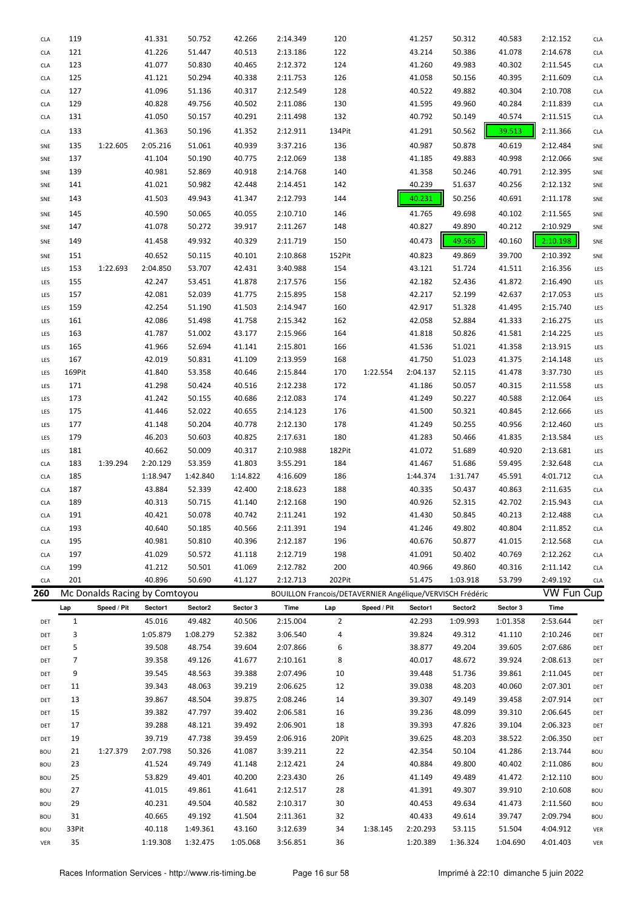| | | | | | | | | | | | | | |
|---|---|---|---|---|---|---|---|---|---|---|---|---|---|
| CLA | 119 | | 41.331 | 50.752 | 42.266 | 2:14.349 | 120 | | 41.257 | 50.312 | 40.583 | 2:12.152 | CLA |
| CLA | 121 | | 41.226 | 51.447 | 40.513 | 2:13.186 | 122 | | 43.214 | 50.386 | 41.078 | 2:14.678 | CLA |
| CLA | 123 | | 41.077 | 50.830 | 40.465 | 2:12.372 | 124 | | 41.260 | 49.983 | 40.302 | 2:11.545 | CLA |
| CLA | 125 | | 41.121 | 50.294 | 40.338 | 2:11.753 | 126 | | 41.058 | 50.156 | 40.395 | 2:11.609 | CLA |
| CLA | 127 | | 41.096 | 51.136 | 40.317 | 2:12.549 | 128 | | 40.522 | 49.882 | 40.304 | 2:10.708 | CLA |
| CLA | 129 | | 40.828 | 49.756 | 40.502 | 2:11.086 | 130 | | 41.595 | 49.960 | 40.284 | 2:11.839 | CLA |
| CLA | 131 | | 41.050 | 50.157 | 40.291 | 2:11.498 | 132 | | 40.792 | 50.149 | 40.574 | 2:11.515 | CLA |
| CLA | 133 | | 41.363 | 50.196 | 41.352 | 2:12.911 | 134Pit | | 41.291 | 50.562 | 39.513 | 2:11.366 | CLA |
| SNE | 135 | 1:22.605 | 2:05.216 | 51.061 | 40.939 | 3:37.216 | 136 | | 40.987 | 50.878 | 40.619 | 2:12.484 | SNE |
| SNE | 137 | | 41.104 | 50.190 | 40.775 | 2:12.069 | 138 | | 41.185 | 49.883 | 40.998 | 2:12.066 | SNE |
| SNE | 139 | | 40.981 | 52.869 | 40.918 | 2:14.768 | 140 | | 41.358 | 50.246 | 40.791 | 2:12.395 | SNE |
| SNE | 141 | | 41.021 | 50.982 | 42.448 | 2:14.451 | 142 | | 40.239 | 51.637 | 40.256 | 2:12.132 | SNE |
| SNE | 143 | | 41.503 | 49.943 | 41.347 | 2:12.793 | 144 | | 40.231 | 50.256 | 40.691 | 2:11.178 | SNE |
| SNE | 145 | | 40.590 | 50.065 | 40.055 | 2:10.710 | 146 | | 41.765 | 49.698 | 40.102 | 2:11.565 | SNE |
| SNE | 147 | | 41.078 | 50.272 | 39.917 | 2:11.267 | 148 | | 40.827 | 49.890 | 40.212 | 2:10.929 | SNE |
| SNE | 149 | | 41.458 | 49.932 | 40.329 | 2:11.719 | 150 | | 40.473 | 49.565 | 40.160 | 2:10.198 | SNE |
| SNE | 151 | | 40.652 | 50.115 | 40.101 | 2:10.868 | 152Pit | | 40.823 | 49.869 | 39.700 | 2:10.392 | SNE |
| LES | 153 | 1:22.693 | 2:04.850 | 53.707 | 42.431 | 3:40.988 | 154 | | 43.121 | 51.724 | 41.511 | 2:16.356 | LES |
| LES | 155 | | 42.247 | 53.451 | 41.878 | 2:17.576 | 156 | | 42.182 | 52.436 | 41.872 | 2:16.490 | LES |
| LES | 157 | | 42.081 | 52.039 | 41.775 | 2:15.895 | 158 | | 42.217 | 52.199 | 42.637 | 2:17.053 | LES |
| LES | 159 | | 42.254 | 51.190 | 41.503 | 2:14.947 | 160 | | 42.917 | 51.328 | 41.495 | 2:15.740 | LES |
| LES | 161 | | 42.086 | 51.498 | 41.758 | 2:15.342 | 162 | | 42.058 | 52.884 | 41.333 | 2:16.275 | LES |
| LES | 163 | | 41.787 | 51.002 | 43.177 | 2:15.966 | 164 | | 41.818 | 50.826 | 41.581 | 2:14.225 | LES |
| LES | 165 | | 41.966 | 52.694 | 41.141 | 2:15.801 | 166 | | 41.536 | 51.021 | 41.358 | 2:13.915 | LES |
| LES | 167 | | 42.019 | 50.831 | 41.109 | 2:13.959 | 168 | | 41.750 | 51.023 | 41.375 | 2:14.148 | LES |
| LES | 169Pit | | 41.840 | 53.358 | 40.646 | 2:15.844 | 170 | 1:22.554 | 2:04.137 | 52.115 | 41.478 | 3:37.730 | LES |
| LES | 171 | | 41.298 | 50.424 | 40.516 | 2:12.238 | 172 | | 41.186 | 50.057 | 40.315 | 2:11.558 | LES |
| LES | 173 | | 41.242 | 50.155 | 40.686 | 2:12.083 | 174 | | 41.249 | 50.227 | 40.588 | 2:12.064 | LES |
| LES | 175 | | 41.446 | 52.022 | 40.655 | 2:14.123 | 176 | | 41.500 | 50.321 | 40.845 | 2:12.666 | LES |
| LES | 177 | | 41.148 | 50.204 | 40.778 | 2:12.130 | 178 | | 41.249 | 50.255 | 40.956 | 2:12.460 | LES |
| LES | 179 | | 46.203 | 50.603 | 40.825 | 2:17.631 | 180 | | 41.283 | 50.466 | 41.835 | 2:13.584 | LES |
| LES | 181 | | 40.662 | 50.009 | 40.317 | 2:10.988 | 182Pit | | 41.072 | 51.689 | 40.920 | 2:13.681 | LES |
| CLA | 183 | 1:39.294 | 2:20.129 | 53.359 | 41.803 | 3:55.291 | 184 | | 41.467 | 51.686 | 59.495 | 2:32.648 | CLA |
| CLA | 185 | | 1:18.947 | 1:42.840 | 1:14.822 | 4:16.609 | 186 | | 1:44.374 | 1:31.747 | 45.591 | 4:01.712 | CLA |
| CLA | 187 | | 43.884 | 52.339 | 42.400 | 2:18.623 | 188 | | 40.335 | 50.437 | 40.863 | 2:11.635 | CLA |
| CLA | 189 | | 40.313 | 50.715 | 41.140 | 2:12.168 | 190 | | 40.926 | 52.315 | 42.702 | 2:15.943 | CLA |
| CLA | 191 | | 40.421 | 50.078 | 40.742 | 2:11.241 | 192 | | 41.430 | 50.845 | 40.213 | 2:12.488 | CLA |
| CLA | 193 | | 40.640 | 50.185 | 40.566 | 2:11.391 | 194 | | 41.246 | 49.802 | 40.804 | 2:11.852 | CLA |
| CLA | 195 | | 40.981 | 50.810 | 40.396 | 2:12.187 | 196 | | 40.676 | 50.877 | 41.015 | 2:12.568 | CLA |
| CLA | 197 | | 41.029 | 50.572 | 41.118 | 2:12.719 | 198 | | 41.091 | 50.402 | 40.769 | 2:12.262 | CLA |
| CLA | 199 | | 41.212 | 50.501 | 41.069 | 2:12.782 | 200 | | 40.966 | 49.860 | 40.316 | 2:11.142 | CLA |
| CLA | 201 | | 40.896 | 50.690 | 41.127 | 2:12.713 | 202Pit | | 51.475 | 1:03.918 | 53.799 | 2:49.192 | CLA |

## 260 Mc Donalds Racing by Comtoyou — BOUILLON Francois/DETAVERNIER Angélique/VERVISCH Frédéric — VW Fun Cup

| | Lap | Speed / Pit | Sector1 | Sector2 | Sector 3 | Time | Lap | Speed / Pit | Sector1 | Sector2 | Sector 3 | Time | |
|---|---|---|---|---|---|---|---|---|---|---|---|---|---|
| DET | 1 | | 45.016 | 49.482 | 40.506 | 2:15.004 | 2 | | 42.293 | 1:09.993 | 1:01.358 | 2:53.644 | DET |
| DET | 3 | | 1:05.879 | 1:08.279 | 52.382 | 3:06.540 | 4 | | 39.824 | 49.312 | 41.110 | 2:10.246 | DET |
| DET | 5 | | 39.508 | 48.754 | 39.604 | 2:07.866 | 6 | | 38.877 | 49.204 | 39.605 | 2:07.686 | DET |
| DET | 7 | | 39.358 | 49.126 | 41.677 | 2:10.161 | 8 | | 40.017 | 48.672 | 39.924 | 2:08.613 | DET |
| DET | 9 | | 39.545 | 48.563 | 39.388 | 2:07.496 | 10 | | 39.448 | 51.736 | 39.861 | 2:11.045 | DET |
| DET | 11 | | 39.343 | 48.063 | 39.219 | 2:06.625 | 12 | | 39.038 | 48.203 | 40.060 | 2:07.301 | DET |
| DET | 13 | | 39.867 | 48.504 | 39.875 | 2:08.246 | 14 | | 39.307 | 49.149 | 39.458 | 2:07.914 | DET |
| DET | 15 | | 39.382 | 47.797 | 39.402 | 2:06.581 | 16 | | 39.236 | 48.099 | 39.310 | 2:06.645 | DET |
| DET | 17 | | 39.288 | 48.121 | 39.492 | 2:06.901 | 18 | | 39.393 | 47.826 | 39.104 | 2:06.323 | DET |
| DET | 19 | | 39.719 | 47.738 | 39.459 | 2:06.916 | 20Pit | | 39.625 | 48.203 | 38.522 | 2:06.350 | DET |
| BOU | 21 | 1:27.379 | 2:07.798 | 50.326 | 41.087 | 3:39.211 | 22 | | 42.354 | 50.104 | 41.286 | 2:13.744 | BOU |
| BOU | 23 | | 41.524 | 49.749 | 41.148 | 2:12.421 | 24 | | 40.884 | 49.800 | 40.402 | 2:11.086 | BOU |
| BOU | 25 | | 53.829 | 49.401 | 40.200 | 2:23.430 | 26 | | 41.149 | 49.489 | 41.472 | 2:12.110 | BOU |
| BOU | 27 | | 41.015 | 49.861 | 41.641 | 2:12.517 | 28 | | 41.391 | 49.307 | 39.910 | 2:10.608 | BOU |
| BOU | 29 | | 40.231 | 49.504 | 40.582 | 2:10.317 | 30 | | 40.453 | 49.634 | 41.473 | 2:11.560 | BOU |
| BOU | 31 | | 40.665 | 49.192 | 41.504 | 2:11.361 | 32 | | 40.433 | 49.614 | 39.747 | 2:09.794 | BOU |
| BOU | 33Pit | | 40.118 | 1:49.361 | 43.160 | 3:12.639 | 34 | 1:38.145 | 2:20.293 | 53.115 | 51.504 | 4:04.912 | VER |
| VER | 35 | | 1:19.308 | 1:32.475 | 1:05.068 | 3:56.851 | 36 | | 1:20.389 | 1:36.324 | 1:04.690 | 4:01.403 | VER |

Races Information Services - http://www.ris-timing.be — Imprimé à 22:10 dimanche 5 juin 2022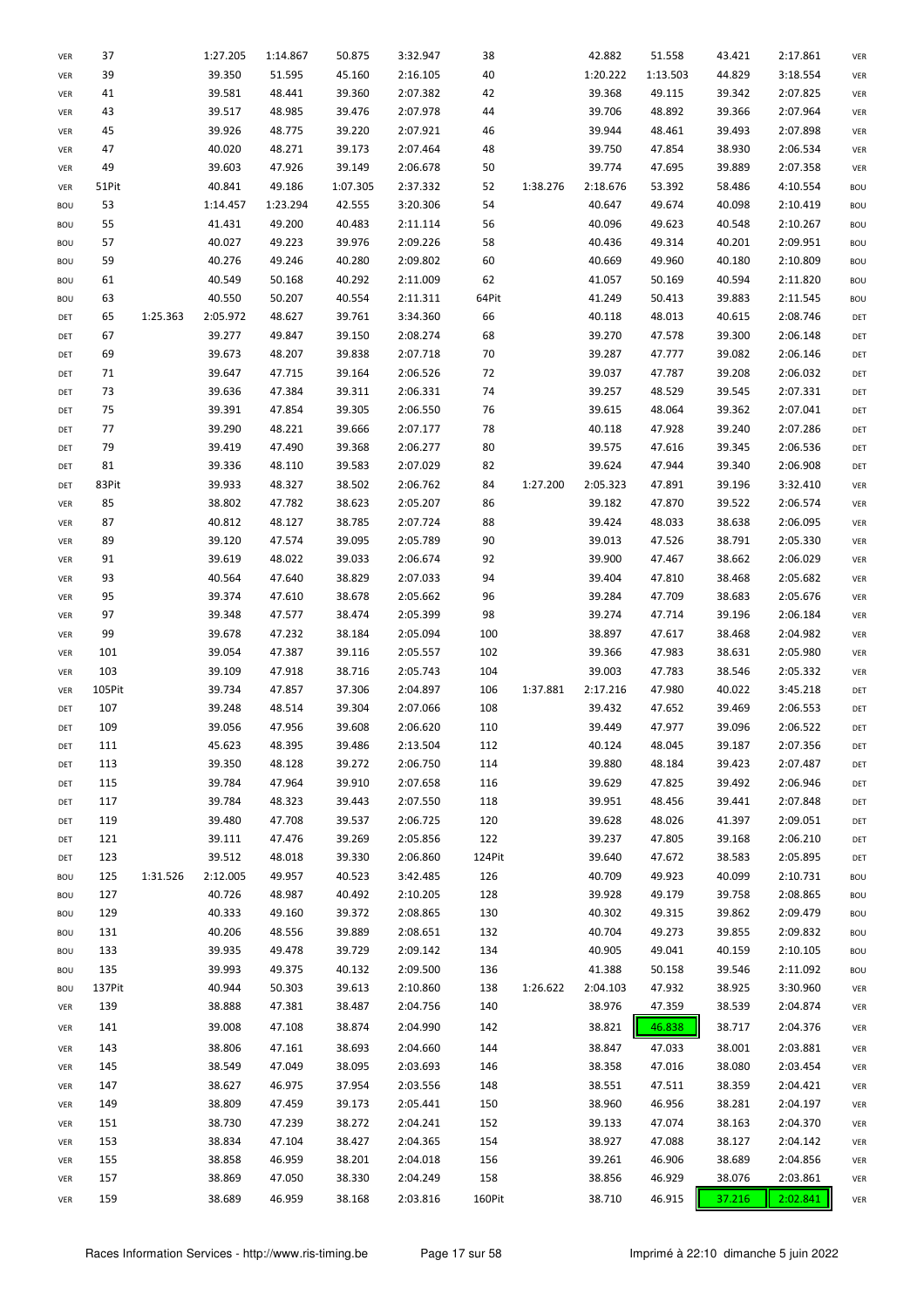| | | | | | | | | | | | | | |
|---|---|---|---|---|---|---|---|---|---|---|---|---|---|
| VER | 37 | | 1:27.205 | 1:14.867 | 50.875 | 3:32.947 | 38 | | 42.882 | 51.558 | 43.421 | 2:17.861 | VER |
| VER | 39 | | 39.350 | 51.595 | 45.160 | 2:16.105 | 40 | | 1:20.222 | 1:13.503 | 44.829 | 3:18.554 | VER |
| VER | 41 | | 39.581 | 48.441 | 39.360 | 2:07.382 | 42 | | 39.368 | 49.115 | 39.342 | 2:07.825 | VER |
| VER | 43 | | 39.517 | 48.985 | 39.476 | 2:07.978 | 44 | | 39.706 | 48.892 | 39.366 | 2:07.964 | VER |
| VER | 45 | | 39.926 | 48.775 | 39.220 | 2:07.921 | 46 | | 39.944 | 48.461 | 39.493 | 2:07.898 | VER |
| VER | 47 | | 40.020 | 48.271 | 39.173 | 2:07.464 | 48 | | 39.750 | 47.854 | 38.930 | 2:06.534 | VER |
| VER | 49 | | 39.603 | 47.926 | 39.149 | 2:06.678 | 50 | | 39.774 | 47.695 | 39.889 | 2:07.358 | VER |
| VER | 51Pit | | 40.841 | 49.186 | 1:07.305 | 2:37.332 | 52 | 1:38.276 | 2:18.676 | 53.392 | 58.486 | 4:10.554 | BOU |
| BOU | 53 | | 1:14.457 | 1:23.294 | 42.555 | 3:20.306 | 54 | | 40.647 | 49.674 | 40.098 | 2:10.419 | BOU |
| BOU | 55 | | 41.431 | 49.200 | 40.483 | 2:11.114 | 56 | | 40.096 | 49.623 | 40.548 | 2:10.267 | BOU |
| BOU | 57 | | 40.027 | 49.223 | 39.976 | 2:09.226 | 58 | | 40.436 | 49.314 | 40.201 | 2:09.951 | BOU |
| BOU | 59 | | 40.276 | 49.246 | 40.280 | 2:09.802 | 60 | | 40.669 | 49.960 | 40.180 | 2:10.809 | BOU |
| BOU | 61 | | 40.549 | 50.168 | 40.292 | 2:11.009 | 62 | | 41.057 | 50.169 | 40.594 | 2:11.820 | BOU |
| BOU | 63 | | 40.550 | 50.207 | 40.554 | 2:11.311 | 64Pit | | 41.249 | 50.413 | 39.883 | 2:11.545 | BOU |
| DET | 65 | 1:25.363 | 2:05.972 | 48.627 | 39.761 | 3:34.360 | 66 | | 40.118 | 48.013 | 40.615 | 2:08.746 | DET |
| DET | 67 | | 39.277 | 49.847 | 39.150 | 2:08.274 | 68 | | 39.270 | 47.578 | 39.300 | 2:06.148 | DET |
| DET | 69 | | 39.673 | 48.207 | 39.838 | 2:07.718 | 70 | | 39.287 | 47.777 | 39.082 | 2:06.146 | DET |
| DET | 71 | | 39.647 | 47.715 | 39.164 | 2:06.526 | 72 | | 39.037 | 47.787 | 39.208 | 2:06.032 | DET |
| DET | 73 | | 39.636 | 47.384 | 39.311 | 2:06.331 | 74 | | 39.257 | 48.529 | 39.545 | 2:07.331 | DET |
| DET | 75 | | 39.391 | 47.854 | 39.305 | 2:06.550 | 76 | | 39.615 | 48.064 | 39.362 | 2:07.041 | DET |
| DET | 77 | | 39.290 | 48.221 | 39.666 | 2:07.177 | 78 | | 40.118 | 47.928 | 39.240 | 2:07.286 | DET |
| DET | 79 | | 39.419 | 47.490 | 39.368 | 2:06.277 | 80 | | 39.575 | 47.616 | 39.345 | 2:06.536 | DET |
| DET | 81 | | 39.336 | 48.110 | 39.583 | 2:07.029 | 82 | | 39.624 | 47.944 | 39.340 | 2:06.908 | DET |
| DET | 83Pit | | 39.933 | 48.327 | 38.502 | 2:06.762 | 84 | 1:27.200 | 2:05.323 | 47.891 | 39.196 | 3:32.410 | VER |
| VER | 85 | | 38.802 | 47.782 | 38.623 | 2:05.207 | 86 | | 39.182 | 47.870 | 39.522 | 2:06.574 | VER |
| VER | 87 | | 40.812 | 48.127 | 38.785 | 2:07.724 | 88 | | 39.424 | 48.033 | 38.638 | 2:06.095 | VER |
| VER | 89 | | 39.120 | 47.574 | 39.095 | 2:05.789 | 90 | | 39.013 | 47.526 | 38.791 | 2:05.330 | VER |
| VER | 91 | | 39.619 | 48.022 | 39.033 | 2:06.674 | 92 | | 39.900 | 47.467 | 38.662 | 2:06.029 | VER |
| VER | 93 | | 40.564 | 47.640 | 38.829 | 2:07.033 | 94 | | 39.404 | 47.810 | 38.468 | 2:05.682 | VER |
| VER | 95 | | 39.374 | 47.610 | 38.678 | 2:05.662 | 96 | | 39.284 | 47.709 | 38.683 | 2:05.676 | VER |
| VER | 97 | | 39.348 | 47.577 | 38.474 | 2:05.399 | 98 | | 39.274 | 47.714 | 39.196 | 2:06.184 | VER |
| VER | 99 | | 39.678 | 47.232 | 38.184 | 2:05.094 | 100 | | 38.897 | 47.617 | 38.468 | 2:04.982 | VER |
| VER | 101 | | 39.054 | 47.387 | 39.116 | 2:05.557 | 102 | | 39.366 | 47.983 | 38.631 | 2:05.980 | VER |
| VER | 103 | | 39.109 | 47.918 | 38.716 | 2:05.743 | 104 | | 39.003 | 47.783 | 38.546 | 2:05.332 | VER |
| VER | 105Pit | | 39.734 | 47.857 | 37.306 | 2:04.897 | 106 | 1:37.881 | 2:17.216 | 47.980 | 40.022 | 3:45.218 | DET |
| DET | 107 | | 39.248 | 48.514 | 39.304 | 2:07.066 | 108 | | 39.432 | 47.652 | 39.469 | 2:06.553 | DET |
| DET | 109 | | 39.056 | 47.956 | 39.608 | 2:06.620 | 110 | | 39.449 | 47.977 | 39.096 | 2:06.522 | DET |
| DET | 111 | | 45.623 | 48.395 | 39.486 | 2:13.504 | 112 | | 40.124 | 48.045 | 39.187 | 2:07.356 | DET |
| DET | 113 | | 39.350 | 48.128 | 39.272 | 2:06.750 | 114 | | 39.880 | 48.184 | 39.423 | 2:07.487 | DET |
| DET | 115 | | 39.784 | 47.964 | 39.910 | 2:07.658 | 116 | | 39.629 | 47.825 | 39.492 | 2:06.946 | DET |
| DET | 117 | | 39.784 | 48.323 | 39.443 | 2:07.550 | 118 | | 39.951 | 48.456 | 39.441 | 2:07.848 | DET |
| DET | 119 | | 39.480 | 47.708 | 39.537 | 2:06.725 | 120 | | 39.628 | 48.026 | 41.397 | 2:09.051 | DET |
| DET | 121 | | 39.111 | 47.476 | 39.269 | 2:05.856 | 122 | | 39.237 | 47.805 | 39.168 | 2:06.210 | DET |
| DET | 123 | | 39.512 | 48.018 | 39.330 | 2:06.860 | 124Pit | | 39.640 | 47.672 | 38.583 | 2:05.895 | DET |
| BOU | 125 | 1:31.526 | 2:12.005 | 49.957 | 40.523 | 3:42.485 | 126 | | 40.709 | 49.923 | 40.099 | 2:10.731 | BOU |
| BOU | 127 | | 40.726 | 48.987 | 40.492 | 2:10.205 | 128 | | 39.928 | 49.179 | 39.758 | 2:08.865 | BOU |
| BOU | 129 | | 40.333 | 49.160 | 39.372 | 2:08.865 | 130 | | 40.302 | 49.315 | 39.862 | 2:09.479 | BOU |
| BOU | 131 | | 40.206 | 48.556 | 39.889 | 2:08.651 | 132 | | 40.704 | 49.273 | 39.855 | 2:09.832 | BOU |
| BOU | 133 | | 39.935 | 49.478 | 39.729 | 2:09.142 | 134 | | 40.905 | 49.041 | 40.159 | 2:10.105 | BOU |
| BOU | 135 | | 39.993 | 49.375 | 40.132 | 2:09.500 | 136 | | 41.388 | 50.158 | 39.546 | 2:11.092 | BOU |
| BOU | 137Pit | | 40.944 | 50.303 | 39.613 | 2:10.860 | 138 | 1:26.622 | 2:04.103 | 47.932 | 38.925 | 3:30.960 | VER |
| VER | 139 | | 38.888 | 47.381 | 38.487 | 2:04.756 | 140 | | 38.976 | 47.359 | 38.539 | 2:04.874 | VER |
| VER | 141 | | 39.008 | 47.108 | 38.874 | 2:04.990 | 142 | | 38.821 | 46.838 | 38.717 | 2:04.376 | VER |
| VER | 143 | | 38.806 | 47.161 | 38.693 | 2:04.660 | 144 | | 38.847 | 47.033 | 38.001 | 2:03.881 | VER |
| VER | 145 | | 38.549 | 47.049 | 38.095 | 2:03.693 | 146 | | 38.358 | 47.016 | 38.080 | 2:03.454 | VER |
| VER | 147 | | 38.627 | 46.975 | 37.954 | 2:03.556 | 148 | | 38.551 | 47.511 | 38.359 | 2:04.421 | VER |
| VER | 149 | | 38.809 | 47.459 | 39.173 | 2:05.441 | 150 | | 38.960 | 46.956 | 38.281 | 2:04.197 | VER |
| VER | 151 | | 38.730 | 47.239 | 38.272 | 2:04.241 | 152 | | 39.133 | 47.074 | 38.163 | 2:04.370 | VER |
| VER | 153 | | 38.834 | 47.104 | 38.427 | 2:04.365 | 154 | | 38.927 | 47.088 | 38.127 | 2:04.142 | VER |
| VER | 155 | | 38.858 | 46.959 | 38.201 | 2:04.018 | 156 | | 39.261 | 46.906 | 38.689 | 2:04.856 | VER |
| VER | 157 | | 38.869 | 47.050 | 38.330 | 2:04.249 | 158 | | 38.856 | 46.929 | 38.076 | 2:03.861 | VER |
| VER | 159 | | 38.689 | 46.959 | 38.168 | 2:03.816 | 160Pit | | 38.710 | 46.915 | 37.216 | 2:02.841 | VER |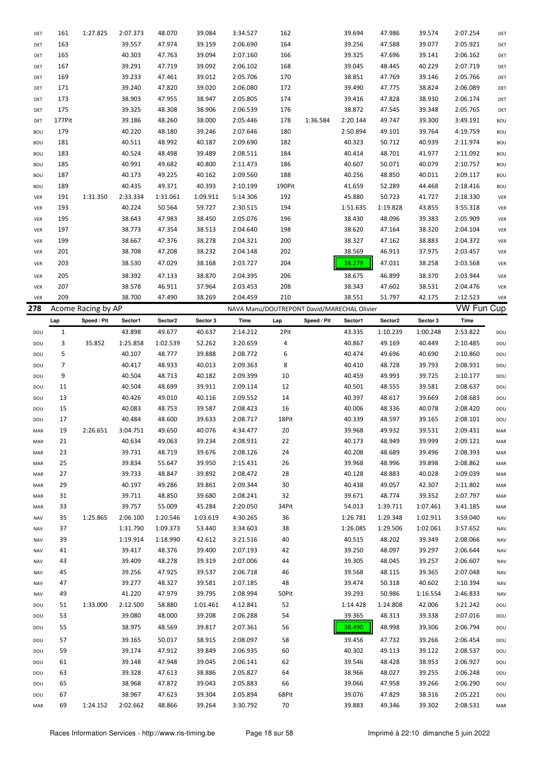| | | | | | | | | | | | | | | |
|---|---|---|---|---|---|---|---|---|---|---|---|---|---|---|
| DET | 161 | 1:27.825 | 2:07.373 | 48.070 | 39.084 | 3:34.527 | 162 | | 39.694 | 47.986 | 39.574 | 2:07.254 | DET |
| DET | 163 | | 39.557 | 47.974 | 39.159 | 2:06.690 | 164 | | 39.256 | 47.588 | 39.077 | 2:05.921 | DET |
| DET | 165 | | 40.303 | 47.763 | 39.094 | 2:07.160 | 166 | | 39.325 | 47.696 | 39.141 | 2:06.162 | DET |
| DET | 167 | | 39.291 | 47.719 | 39.092 | 2:06.102 | 168 | | 39.045 | 48.445 | 40.229 | 2:07.719 | DET |
| DET | 169 | | 39.233 | 47.461 | 39.012 | 2:05.706 | 170 | | 38.851 | 47.769 | 39.146 | 2:05.766 | DET |
| DET | 171 | | 39.240 | 47.820 | 39.020 | 2:06.080 | 172 | | 39.490 | 47.775 | 38.824 | 2:06.089 | DET |
| DET | 173 | | 38.903 | 47.955 | 38.947 | 2:05.805 | 174 | | 39.416 | 47.828 | 38.930 | 2:06.174 | DET |
| DET | 175 | | 39.325 | 48.308 | 38.906 | 2:06.539 | 176 | | 38.872 | 47.545 | 39.348 | 2:05.765 | DET |
| DET | 177Pit | | 39.186 | 48.260 | 38.000 | 2:05.446 | 178 | 1:36.584 | 2:20.144 | 49.747 | 39.300 | 3:49.191 | BOU |
| BOU | 179 | | 40.220 | 48.180 | 39.246 | 2:07.646 | 180 | | 2:50.894 | 49.101 | 39.764 | 4:19.759 | BOU |
| BOU | 181 | | 40.511 | 48.992 | 40.187 | 2:09.690 | 182 | | 40.323 | 50.712 | 40.939 | 2:11.974 | BOU |
| BOU | 183 | | 40.524 | 48.498 | 39.489 | 2:08.511 | 184 | | 40.414 | 48.701 | 41.977 | 2:11.092 | BOU |
| BOU | 185 | | 40.991 | 49.682 | 40.800 | 2:11.473 | 186 | | 40.607 | 50.071 | 40.079 | 2:10.757 | BOU |
| BOU | 187 | | 40.173 | 49.225 | 40.162 | 2:09.560 | 188 | | 40.256 | 48.850 | 40.011 | 2:09.117 | BOU |
| BOU | 189 | | 40.435 | 49.371 | 40.393 | 2:10.199 | 190Pit | | 41.659 | 52.289 | 44.468 | 2:18.416 | BOU |
| VER | 191 | 1:31.350 | 2:33.334 | 1:31.061 | 1:09.911 | 5:14.306 | 192 | | 45.880 | 50.723 | 41.727 | 2:18.330 | VER |
| VER | 193 | | 40.224 | 50.564 | 59.727 | 2:30.515 | 194 | | 1:51.635 | 1:19.828 | 43.855 | 3:55.318 | VER |
| VER | 195 | | 38.643 | 47.983 | 38.450 | 2:05.076 | 196 | | 38.430 | 48.096 | 39.383 | 2:05.909 | VER |
| VER | 197 | | 38.773 | 47.354 | 38.513 | 2:04.640 | 198 | | 38.620 | 47.164 | 38.320 | 2:04.104 | VER |
| VER | 199 | | 38.667 | 47.376 | 38.278 | 2:04.321 | 200 | | 38.327 | 47.162 | 38.883 | 2:04.372 | VER |
| VER | 201 | | 38.708 | 47.208 | 38.232 | 2:04.148 | 202 | | 38.569 | 46.913 | 37.975 | 2:03.457 | VER |
| VER | 203 | | 38.530 | 47.029 | 38.168 | 2:03.727 | 204 | | 38.279 | 47.031 | 38.258 | 2:03.568 | VER |
| VER | 205 | | 38.392 | 47.133 | 38.870 | 2:04.395 | 206 | | 38.675 | 46.899 | 38.370 | 2:03.944 | VER |
| VER | 207 | | 38.578 | 46.911 | 37.964 | 2:03.453 | 208 | | 38.343 | 47.602 | 38.531 | 2:04.476 | VER |
| VER | 209 | | 38.700 | 47.490 | 38.269 | 2:04.459 | 210 | | 38.551 | 51.797 | 42.175 | 2:12.523 | VER |

## 278 Acome Racing by AP — NAVA Manu/DOUTREPONT David/MARECHAL Olivier — VW Fun Cup

| | Lap | Speed / Pit | Sector1 | Sector2 | Sector 3 | Time | Lap | Speed / Pit | Sector1 | Sector2 | Sector 3 | Time | |
|---|---|---|---|---|---|---|---|---|---|---|---|---|---|
| DOU | 1 | | 43.898 | 49.677 | 40.637 | 2:14.212 | 2Pit | | 43.335 | 1:10.239 | 1:00.248 | 2:53.822 | DOU |
| DOU | 3 | 35.852 | 1:25.858 | 1:02.539 | 52.262 | 3:20.659 | 4 | | 40.867 | 49.169 | 40.449 | 2:10.485 | DOU |
| DOU | 5 | | 40.107 | 48.777 | 39.888 | 2:08.772 | 6 | | 40.474 | 49.696 | 40.690 | 2:10.860 | DOU |
| DOU | 7 | | 40.417 | 48.933 | 40.013 | 2:09.363 | 8 | | 40.410 | 48.728 | 39.793 | 2:08.931 | DOU |
| DOU | 9 | | 40.504 | 48.713 | 40.182 | 2:09.399 | 10 | | 40.459 | 49.993 | 39.725 | 2:10.177 | DOU |
| DOU | 11 | | 40.504 | 48.699 | 39.911 | 2:09.114 | 12 | | 40.501 | 48.555 | 39.581 | 2:08.637 | DOU |
| DOU | 13 | | 40.426 | 49.010 | 40.116 | 2:09.552 | 14 | | 40.397 | 48.617 | 39.669 | 2:08.683 | DOU |
| DOU | 15 | | 40.083 | 48.753 | 39.587 | 2:08.423 | 16 | | 40.006 | 48.336 | 40.078 | 2:08.420 | DOU |
| DOU | 17 | | 40.484 | 48.600 | 39.633 | 2:08.717 | 18Pit | | 40.339 | 48.597 | 39.165 | 2:08.101 | DOU |
| MAR | 19 | 2:26.651 | 3:04.751 | 49.650 | 40.076 | 4:34.477 | 20 | | 39.968 | 49.932 | 39.531 | 2:09.431 | MAR |
| MAR | 21 | | 40.634 | 49.063 | 39.234 | 2:08.931 | 22 | | 40.173 | 48.949 | 39.999 | 2:09.121 | MAR |
| MAR | 23 | | 39.731 | 48.719 | 39.676 | 2:08.126 | 24 | | 40.208 | 48.689 | 39.496 | 2:08.393 | MAR |
| MAR | 25 | | 39.834 | 55.647 | 39.950 | 2:15.431 | 26 | | 39.968 | 48.996 | 39.898 | 2:08.862 | MAR |
| MAR | 27 | | 39.733 | 48.847 | 39.892 | 2:08.472 | 28 | | 40.128 | 48.883 | 40.028 | 2:09.039 | MAR |
| MAR | 29 | | 40.197 | 49.286 | 39.861 | 2:09.344 | 30 | | 40.438 | 49.057 | 42.307 | 2:11.802 | MAR |
| MAR | 31 | | 39.711 | 48.850 | 39.680 | 2:08.241 | 32 | | 39.671 | 48.774 | 39.352 | 2:07.797 | MAR |
| MAR | 33 | | 39.757 | 55.009 | 45.284 | 2:20.050 | 34Pit | | 54.013 | 1:39.711 | 1:07.461 | 3:41.185 | MAR |
| NAV | 35 | 1:25.865 | 2:06.100 | 1:20.546 | 1:03.619 | 4:30.265 | 36 | | 1:26.781 | 1:29.348 | 1:02.911 | 3:59.040 | NAV |
| NAV | 37 | | 1:31.790 | 1:09.373 | 53.440 | 3:34.603 | 38 | | 1:26.085 | 1:29.506 | 1:02.061 | 3:57.652 | NAV |
| NAV | 39 | | 1:19.914 | 1:18.990 | 42.612 | 3:21.516 | 40 | | 40.515 | 48.202 | 39.349 | 2:08.066 | NAV |
| NAV | 41 | | 39.417 | 48.376 | 39.400 | 2:07.193 | 42 | | 39.250 | 48.097 | 39.297 | 2:06.644 | NAV |
| NAV | 43 | | 39.409 | 48.278 | 39.319 | 2:07.006 | 44 | | 39.305 | 48.045 | 39.257 | 2:06.607 | NAV |
| NAV | 45 | | 39.256 | 47.925 | 39.537 | 2:06.718 | 46 | | 39.568 | 48.115 | 39.365 | 2:07.048 | NAV |
| NAV | 47 | | 39.277 | 48.327 | 39.581 | 2:07.185 | 48 | | 39.474 | 50.318 | 40.602 | 2:10.394 | NAV |
| NAV | 49 | | 41.220 | 47.979 | 39.795 | 2:08.994 | 50Pit | | 39.293 | 50.986 | 1:16.554 | 2:46.833 | NAV |
| DOU | 51 | 1:33.000 | 2:12.500 | 58.880 | 1:01.461 | 4:12.841 | 52 | | 1:14.428 | 1:24.808 | 42.006 | 3:21.242 | DOU |
| DOU | 53 | | 39.080 | 48.000 | 39.208 | 2:06.288 | 54 | | 39.365 | 48.313 | 39.338 | 2:07.016 | DOU |
| DOU | 55 | | 38.975 | 48.569 | 39.817 | 2:07.361 | 56 | | 38.490 | 48.998 | 39.306 | 2:06.794 | DOU |
| DOU | 57 | | 39.165 | 50.017 | 38.915 | 2:08.097 | 58 | | 39.456 | 47.732 | 39.266 | 2:06.454 | DOU |
| DOU | 59 | | 39.174 | 47.912 | 39.849 | 2:06.935 | 60 | | 40.302 | 49.113 | 39.122 | 2:08.537 | DOU |
| DOU | 61 | | 39.148 | 47.948 | 39.045 | 2:06.141 | 62 | | 39.546 | 48.428 | 38.953 | 2:06.927 | DOU |
| DOU | 63 | | 39.328 | 47.613 | 38.886 | 2:05.827 | 64 | | 38.966 | 48.027 | 39.255 | 2:06.248 | DOU |
| DOU | 65 | | 38.968 | 47.872 | 39.043 | 2:05.883 | 66 | | 39.066 | 47.958 | 39.266 | 2:06.290 | DOU |
| DOU | 67 | | 38.967 | 47.623 | 39.304 | 2:05.894 | 68Pit | | 39.076 | 47.829 | 38.316 | 2:05.221 | DOU |
| MAR | 69 | 1:24.152 | 2:02.662 | 48.866 | 39.264 | 3:30.792 | 70 | | 39.883 | 49.346 | 39.302 | 2:08.531 | MAR |

Races Information Services - http://www.ris-timing.be — Imprimé à 22:10 dimanche 5 juin 2022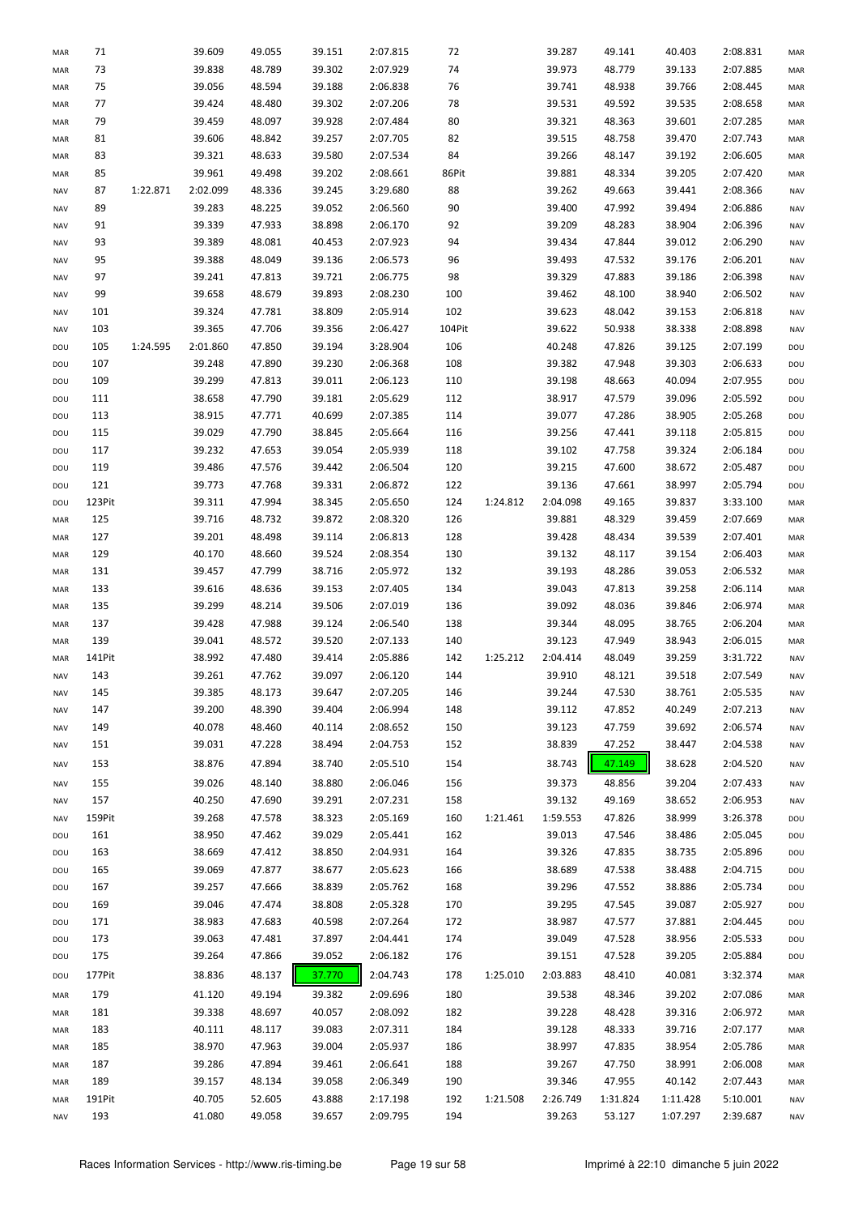| | | | | | | | | | | | | | |
|---|---|---|---|---|---|---|---|---|---|---|---|---|---|
| MAR | 71 | | 39.609 | 49.055 | 39.151 | 2:07.815 | 72 | | 39.287 | 49.141 | 40.403 | 2:08.831 | MAR |
| MAR | 73 | | 39.838 | 48.789 | 39.302 | 2:07.929 | 74 | | 39.973 | 48.779 | 39.133 | 2:07.885 | MAR |
| MAR | 75 | | 39.056 | 48.594 | 39.188 | 2:06.838 | 76 | | 39.741 | 48.938 | 39.766 | 2:08.445 | MAR |
| MAR | 77 | | 39.424 | 48.480 | 39.302 | 2:07.206 | 78 | | 39.531 | 49.592 | 39.535 | 2:08.658 | MAR |
| MAR | 79 | | 39.459 | 48.097 | 39.928 | 2:07.484 | 80 | | 39.321 | 48.363 | 39.601 | 2:07.285 | MAR |
| MAR | 81 | | 39.606 | 48.842 | 39.257 | 2:07.705 | 82 | | 39.515 | 48.758 | 39.470 | 2:07.743 | MAR |
| MAR | 83 | | 39.321 | 48.633 | 39.580 | 2:07.534 | 84 | | 39.266 | 48.147 | 39.192 | 2:06.605 | MAR |
| MAR | 85 | | 39.961 | 49.498 | 39.202 | 2:08.661 | 86Pit | | 39.881 | 48.334 | 39.205 | 2:07.420 | MAR |
| NAV | 87 | 1:22.871 | 2:02.099 | 48.336 | 39.245 | 3:29.680 | 88 | | 39.262 | 49.663 | 39.441 | 2:08.366 | NAV |
| NAV | 89 | | 39.283 | 48.225 | 39.052 | 2:06.560 | 90 | | 39.400 | 47.992 | 39.494 | 2:06.886 | NAV |
| NAV | 91 | | 39.339 | 47.933 | 38.898 | 2:06.170 | 92 | | 39.209 | 48.283 | 38.904 | 2:06.396 | NAV |
| NAV | 93 | | 39.389 | 48.081 | 40.453 | 2:07.923 | 94 | | 39.434 | 47.844 | 39.012 | 2:06.290 | NAV |
| NAV | 95 | | 39.388 | 48.049 | 39.136 | 2:06.573 | 96 | | 39.493 | 47.532 | 39.176 | 2:06.201 | NAV |
| NAV | 97 | | 39.241 | 47.813 | 39.721 | 2:06.775 | 98 | | 39.329 | 47.883 | 39.186 | 2:06.398 | NAV |
| NAV | 99 | | 39.658 | 48.679 | 39.893 | 2:08.230 | 100 | | 39.462 | 48.100 | 38.940 | 2:06.502 | NAV |
| NAV | 101 | | 39.324 | 47.781 | 38.809 | 2:05.914 | 102 | | 39.623 | 48.042 | 39.153 | 2:06.818 | NAV |
| NAV | 103 | | 39.365 | 47.706 | 39.356 | 2:06.427 | 104Pit | | 39.622 | 50.938 | 38.338 | 2:08.898 | NAV |
| DOU | 105 | 1:24.595 | 2:01.860 | 47.850 | 39.194 | 3:28.904 | 106 | | 40.248 | 47.826 | 39.125 | 2:07.199 | DOU |
| DOU | 107 | | 39.248 | 47.890 | 39.230 | 2:06.368 | 108 | | 39.382 | 47.948 | 39.303 | 2:06.633 | DOU |
| DOU | 109 | | 39.299 | 47.813 | 39.011 | 2:06.123 | 110 | | 39.198 | 48.663 | 40.094 | 2:07.955 | DOU |
| DOU | 111 | | 38.658 | 47.790 | 39.181 | 2:05.629 | 112 | | 38.917 | 47.579 | 39.096 | 2:05.592 | DOU |
| DOU | 113 | | 38.915 | 47.771 | 40.699 | 2:07.385 | 114 | | 39.077 | 47.286 | 38.905 | 2:05.268 | DOU |
| DOU | 115 | | 39.029 | 47.790 | 38.845 | 2:05.664 | 116 | | 39.256 | 47.441 | 39.118 | 2:05.815 | DOU |
| DOU | 117 | | 39.232 | 47.653 | 39.054 | 2:05.939 | 118 | | 39.102 | 47.758 | 39.324 | 2:06.184 | DOU |
| DOU | 119 | | 39.486 | 47.576 | 39.442 | 2:06.504 | 120 | | 39.215 | 47.600 | 38.672 | 2:05.487 | DOU |
| DOU | 121 | | 39.773 | 47.768 | 39.331 | 2:06.872 | 122 | | 39.136 | 47.661 | 38.997 | 2:05.794 | DOU |
| DOU | 123Pit | | 39.311 | 47.994 | 38.345 | 2:05.650 | 124 | 1:24.812 | 2:04.098 | 49.165 | 39.837 | 3:33.100 | MAR |
| MAR | 125 | | 39.716 | 48.732 | 39.872 | 2:08.320 | 126 | | 39.881 | 48.329 | 39.459 | 2:07.669 | MAR |
| MAR | 127 | | 39.201 | 48.498 | 39.114 | 2:06.813 | 128 | | 39.428 | 48.434 | 39.539 | 2:07.401 | MAR |
| MAR | 129 | | 40.170 | 48.660 | 39.524 | 2:08.354 | 130 | | 39.132 | 48.117 | 39.154 | 2:06.403 | MAR |
| MAR | 131 | | 39.457 | 47.799 | 38.716 | 2:05.972 | 132 | | 39.193 | 48.286 | 39.053 | 2:06.532 | MAR |
| MAR | 133 | | 39.616 | 48.636 | 39.153 | 2:07.405 | 134 | | 39.043 | 47.813 | 39.258 | 2:06.114 | MAR |
| MAR | 135 | | 39.299 | 48.214 | 39.506 | 2:07.019 | 136 | | 39.092 | 48.036 | 39.846 | 2:06.974 | MAR |
| MAR | 137 | | 39.428 | 47.988 | 39.124 | 2:06.540 | 138 | | 39.344 | 48.095 | 38.765 | 2:06.204 | MAR |
| MAR | 139 | | 39.041 | 48.572 | 39.520 | 2:07.133 | 140 | | 39.123 | 47.949 | 38.943 | 2:06.015 | MAR |
| MAR | 141Pit | | 38.992 | 47.480 | 39.414 | 2:05.886 | 142 | 1:25.212 | 2:04.414 | 48.049 | 39.259 | 3:31.722 | NAV |
| NAV | 143 | | 39.261 | 47.762 | 39.097 | 2:06.120 | 144 | | 39.910 | 48.121 | 39.518 | 2:07.549 | NAV |
| NAV | 145 | | 39.385 | 48.173 | 39.647 | 2:07.205 | 146 | | 39.244 | 47.530 | 38.761 | 2:05.535 | NAV |
| NAV | 147 | | 39.200 | 48.390 | 39.404 | 2:06.994 | 148 | | 39.112 | 47.852 | 40.249 | 2:07.213 | NAV |
| NAV | 149 | | 40.078 | 48.460 | 40.114 | 2:08.652 | 150 | | 39.123 | 47.759 | 39.692 | 2:06.574 | NAV |
| NAV | 151 | | 39.031 | 47.228 | 38.494 | 2:04.753 | 152 | | 38.839 | 47.252 | 38.447 | 2:04.538 | NAV |
| NAV | 153 | | 38.876 | 47.894 | 38.740 | 2:05.510 | 154 | | 38.743 | 47.149 | 38.628 | 2:04.520 | NAV |
| NAV | 155 | | 39.026 | 48.140 | 38.880 | 2:06.046 | 156 | | 39.373 | 48.856 | 39.204 | 2:07.433 | NAV |
| NAV | 157 | | 40.250 | 47.690 | 39.291 | 2:07.231 | 158 | | 39.132 | 49.169 | 38.652 | 2:06.953 | NAV |
| NAV | 159Pit | | 39.268 | 47.578 | 38.323 | 2:05.169 | 160 | 1:21.461 | 1:59.553 | 47.826 | 38.999 | 3:26.378 | DOU |
| DOU | 161 | | 38.950 | 47.462 | 39.029 | 2:05.441 | 162 | | 39.013 | 47.546 | 38.486 | 2:05.045 | DOU |
| DOU | 163 | | 38.669 | 47.412 | 38.850 | 2:04.931 | 164 | | 39.326 | 47.835 | 38.735 | 2:05.896 | DOU |
| DOU | 165 | | 39.069 | 47.877 | 38.677 | 2:05.623 | 166 | | 38.689 | 47.538 | 38.488 | 2:04.715 | DOU |
| DOU | 167 | | 39.257 | 47.666 | 38.839 | 2:05.762 | 168 | | 39.296 | 47.552 | 38.886 | 2:05.734 | DOU |
| DOU | 169 | | 39.046 | 47.474 | 38.808 | 2:05.328 | 170 | | 39.295 | 47.545 | 39.087 | 2:05.927 | DOU |
| DOU | 171 | | 38.983 | 47.683 | 40.598 | 2:07.264 | 172 | | 38.987 | 47.577 | 37.881 | 2:04.445 | DOU |
| DOU | 173 | | 39.063 | 47.481 | 37.897 | 2:04.441 | 174 | | 39.049 | 47.528 | 38.956 | 2:05.533 | DOU |
| DOU | 175 | | 39.264 | 47.866 | 39.052 | 2:06.182 | 176 | | 39.151 | 47.528 | 39.205 | 2:05.884 | DOU |
| DOU | 177Pit | | 38.836 | 48.137 | 37.770 | 2:04.743 | 178 | 1:25.010 | 2:03.883 | 48.410 | 40.081 | 3:32.374 | MAR |
| MAR | 179 | | 41.120 | 49.194 | 39.382 | 2:09.696 | 180 | | 39.538 | 48.346 | 39.202 | 2:07.086 | MAR |
| MAR | 181 | | 39.338 | 48.697 | 40.057 | 2:08.092 | 182 | | 39.228 | 48.428 | 39.316 | 2:06.972 | MAR |
| MAR | 183 | | 40.111 | 48.117 | 39.083 | 2:07.311 | 184 | | 39.128 | 48.333 | 39.716 | 2:07.177 | MAR |
| MAR | 185 | | 38.970 | 47.963 | 39.004 | 2:05.937 | 186 | | 38.997 | 47.835 | 38.954 | 2:05.786 | MAR |
| MAR | 187 | | 39.286 | 47.894 | 39.461 | 2:06.641 | 188 | | 39.267 | 47.750 | 38.991 | 2:06.008 | MAR |
| MAR | 189 | | 39.157 | 48.134 | 39.058 | 2:06.349 | 190 | | 39.346 | 47.955 | 40.142 | 2:07.443 | MAR |
| MAR | 191Pit | | 40.705 | 52.605 | 43.888 | 2:17.198 | 192 | 1:21.508 | 2:26.749 | 1:31.824 | 1:11.428 | 5:10.001 | NAV |
| NAV | 193 | | 41.080 | 49.058 | 39.657 | 2:09.795 | 194 | | 39.263 | 53.127 | 1:07.297 | 2:39.687 | NAV |

Races Information Services - http://www.ris-timing.be    Imprimé à 22:10 dimanche 5 juin 2022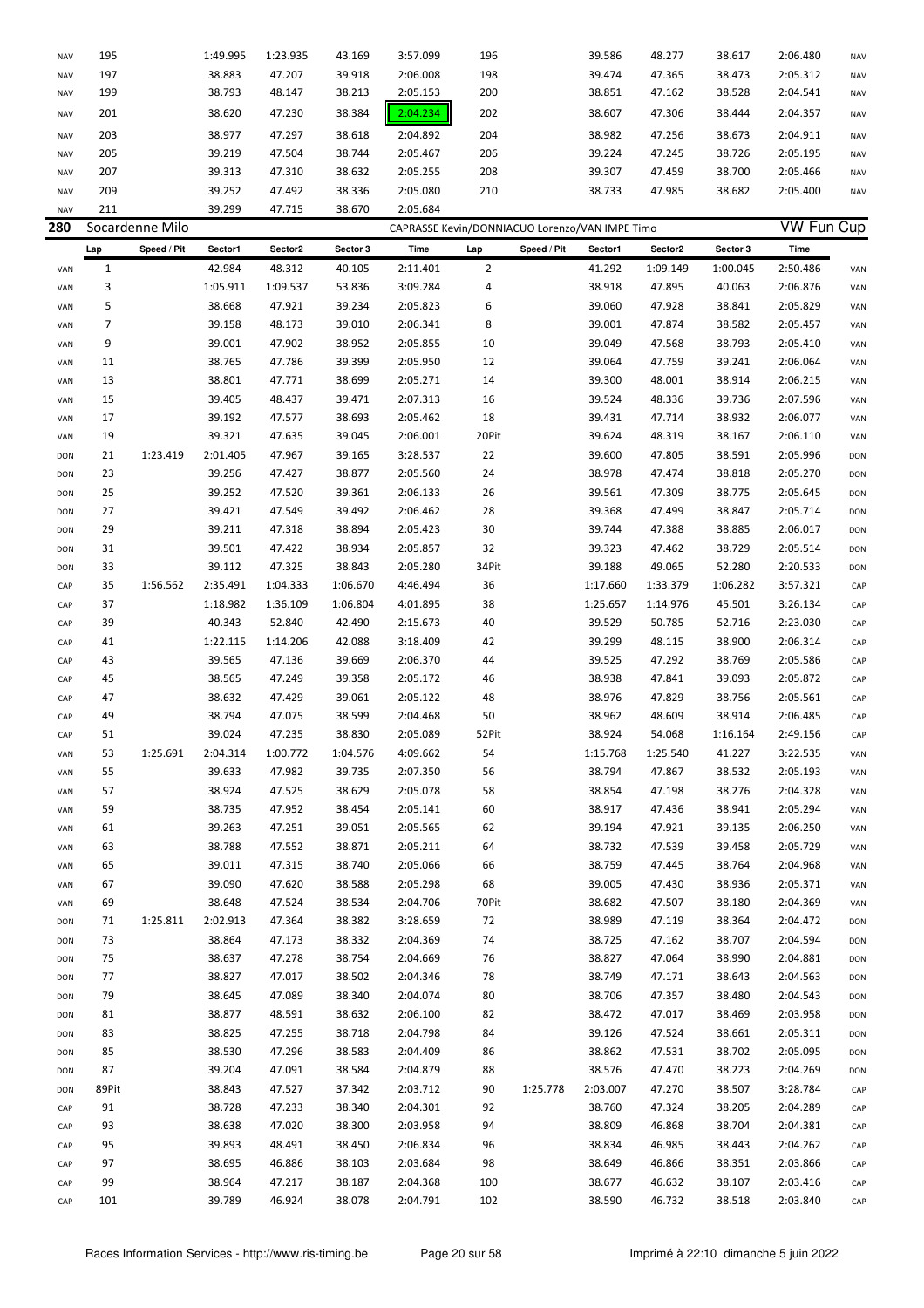| | | | | | | | | | | | | | | |
|---|---|---|---|---|---|---|---|---|---|---|---|---|---|---|
| NAV | 195 | | 1:49.995 | 1:23.935 | 43.169 | 3:57.099 | 196 | | 39.586 | 48.277 | 38.617 | 2:06.480 | NAV |
| NAV | 197 | | 38.883 | 47.207 | 39.918 | 2:06.008 | 198 | | 39.474 | 47.365 | 38.473 | 2:05.312 | NAV |
| NAV | 199 | | 38.793 | 48.147 | 38.213 | 2:05.153 | 200 | | 38.851 | 47.162 | 38.528 | 2:04.541 | NAV |
| NAV | 201 | | 38.620 | 47.230 | 38.384 | 2:04.234 | 202 | | 38.607 | 47.306 | 38.444 | 2:04.357 | NAV |
| NAV | 203 | | 38.977 | 47.297 | 38.618 | 2:04.892 | 204 | | 38.982 | 47.256 | 38.673 | 2:04.911 | NAV |
| NAV | 205 | | 39.219 | 47.504 | 38.744 | 2:05.467 | 206 | | 39.224 | 47.245 | 38.726 | 2:05.195 | NAV |
| NAV | 207 | | 39.313 | 47.310 | 38.632 | 2:05.255 | 208 | | 39.307 | 47.459 | 38.700 | 2:05.466 | NAV |
| NAV | 209 | | 39.252 | 47.492 | 38.336 | 2:05.080 | 210 | | 38.733 | 47.985 | 38.682 | 2:05.400 | NAV |
| NAV | 211 | | 39.299 | 47.715 | 38.670 | 2:05.684 | | | | | | | |

## 280 Socardenne Milo — CAPRASSE Kevin/DONNIACUO Lorenzo/VAN IMPE Timo — VW Fun Cup

| | Lap | Speed / Pit | Sector1 | Sector2 | Sector 3 | Time | Lap | Speed / Pit | Sector1 | Sector2 | Sector 3 | Time | |
|---|---|---|---|---|---|---|---|---|---|---|---|---|---|
| VAN | 1 | | 42.984 | 48.312 | 40.105 | 2:11.401 | 2 | | 41.292 | 1:09.149 | 1:00.045 | 2:50.486 | VAN |
| VAN | 3 | | 1:05.911 | 1:09.537 | 53.836 | 3:09.284 | 4 | | 38.918 | 47.895 | 40.063 | 2:06.876 | VAN |
| VAN | 5 | | 38.668 | 47.921 | 39.234 | 2:05.823 | 6 | | 39.060 | 47.928 | 38.841 | 2:05.829 | VAN |
| VAN | 7 | | 39.158 | 48.173 | 39.010 | 2:06.341 | 8 | | 39.001 | 47.874 | 38.582 | 2:05.457 | VAN |
| VAN | 9 | | 39.001 | 47.902 | 38.952 | 2:05.855 | 10 | | 39.049 | 47.568 | 38.793 | 2:05.410 | VAN |
| VAN | 11 | | 38.765 | 47.786 | 39.399 | 2:05.950 | 12 | | 39.064 | 47.759 | 39.241 | 2:06.064 | VAN |
| VAN | 13 | | 38.801 | 47.771 | 38.699 | 2:05.271 | 14 | | 39.300 | 48.001 | 38.914 | 2:06.215 | VAN |
| VAN | 15 | | 39.405 | 48.437 | 39.471 | 2:07.313 | 16 | | 39.524 | 48.336 | 39.736 | 2:07.596 | VAN |
| VAN | 17 | | 39.192 | 47.577 | 38.693 | 2:05.462 | 18 | | 39.431 | 47.714 | 38.932 | 2:06.077 | VAN |
| VAN | 19 | | 39.321 | 47.635 | 39.045 | 2:06.001 | 20Pit | | 39.624 | 48.319 | 38.167 | 2:06.110 | VAN |
| DON | 21 | 1:23.419 | 2:01.405 | 47.967 | 39.165 | 3:28.537 | 22 | | 39.600 | 47.805 | 38.591 | 2:05.996 | DON |
| DON | 23 | | 39.256 | 47.427 | 38.877 | 2:05.560 | 24 | | 38.978 | 47.474 | 38.818 | 2:05.270 | DON |
| DON | 25 | | 39.252 | 47.520 | 39.361 | 2:06.133 | 26 | | 39.561 | 47.309 | 38.775 | 2:05.645 | DON |
| DON | 27 | | 39.421 | 47.549 | 39.492 | 2:06.462 | 28 | | 39.368 | 47.499 | 38.847 | 2:05.714 | DON |
| DON | 29 | | 39.211 | 47.318 | 38.894 | 2:05.423 | 30 | | 39.744 | 47.388 | 38.885 | 2:06.017 | DON |
| DON | 31 | | 39.501 | 47.422 | 38.934 | 2:05.857 | 32 | | 39.323 | 47.462 | 38.729 | 2:05.514 | DON |
| DON | 33 | | 39.112 | 47.325 | 38.843 | 2:05.280 | 34Pit | | 39.188 | 49.065 | 52.280 | 2:20.533 | DON |
| CAP | 35 | 1:56.562 | 2:35.491 | 1:04.333 | 1:06.670 | 4:46.494 | 36 | | 1:17.660 | 1:33.379 | 1:06.282 | 3:57.321 | CAP |
| CAP | 37 | | 1:18.982 | 1:36.109 | 1:06.804 | 4:01.895 | 38 | | 1:25.657 | 1:14.976 | 45.501 | 3:26.134 | CAP |
| CAP | 39 | | 40.343 | 52.840 | 42.490 | 2:15.673 | 40 | | 39.529 | 50.785 | 52.716 | 2:23.030 | CAP |
| CAP | 41 | | 1:22.115 | 1:14.206 | 42.088 | 3:18.409 | 42 | | 39.299 | 48.115 | 38.900 | 2:06.314 | CAP |
| CAP | 43 | | 39.565 | 47.136 | 39.669 | 2:06.370 | 44 | | 39.525 | 47.292 | 38.769 | 2:05.586 | CAP |
| CAP | 45 | | 38.565 | 47.249 | 39.358 | 2:05.172 | 46 | | 38.938 | 47.841 | 39.093 | 2:05.872 | CAP |
| CAP | 47 | | 38.632 | 47.429 | 39.061 | 2:05.122 | 48 | | 38.976 | 47.829 | 38.756 | 2:05.561 | CAP |
| CAP | 49 | | 38.794 | 47.075 | 38.599 | 2:04.468 | 50 | | 38.962 | 48.609 | 38.914 | 2:06.485 | CAP |
| CAP | 51 | | 39.024 | 47.235 | 38.830 | 2:05.089 | 52Pit | | 38.924 | 54.068 | 1:16.164 | 2:49.156 | CAP |
| VAN | 53 | 1:25.691 | 2:04.314 | 1:00.772 | 1:04.576 | 4:09.662 | 54 | | 1:15.768 | 1:25.540 | 41.227 | 3:22.535 | VAN |
| VAN | 55 | | 39.633 | 47.982 | 39.735 | 2:07.350 | 56 | | 38.794 | 47.867 | 38.532 | 2:05.193 | VAN |
| VAN | 57 | | 38.924 | 47.525 | 38.629 | 2:05.078 | 58 | | 38.854 | 47.198 | 38.276 | 2:04.328 | VAN |
| VAN | 59 | | 38.735 | 47.952 | 38.454 | 2:05.141 | 60 | | 38.917 | 47.436 | 38.941 | 2:05.294 | VAN |
| VAN | 61 | | 39.263 | 47.251 | 39.051 | 2:05.565 | 62 | | 39.194 | 47.921 | 39.135 | 2:06.250 | VAN |
| VAN | 63 | | 38.788 | 47.552 | 38.871 | 2:05.211 | 64 | | 38.732 | 47.539 | 39.458 | 2:05.729 | VAN |
| VAN | 65 | | 39.011 | 47.315 | 38.740 | 2:05.066 | 66 | | 38.759 | 47.445 | 38.764 | 2:04.968 | VAN |
| VAN | 67 | | 39.090 | 47.620 | 38.588 | 2:05.298 | 68 | | 39.005 | 47.430 | 38.936 | 2:05.371 | VAN |
| VAN | 69 | | 38.648 | 47.524 | 38.534 | 2:04.706 | 70Pit | | 38.682 | 47.507 | 38.180 | 2:04.369 | VAN |
| DON | 71 | 1:25.811 | 2:02.913 | 47.364 | 38.382 | 3:28.659 | 72 | | 38.989 | 47.119 | 38.364 | 2:04.472 | DON |
| DON | 73 | | 38.864 | 47.173 | 38.332 | 2:04.369 | 74 | | 38.725 | 47.162 | 38.707 | 2:04.594 | DON |
| DON | 75 | | 38.637 | 47.278 | 38.754 | 2:04.669 | 76 | | 38.827 | 47.064 | 38.990 | 2:04.881 | DON |
| DON | 77 | | 38.827 | 47.017 | 38.502 | 2:04.346 | 78 | | 38.749 | 47.171 | 38.643 | 2:04.563 | DON |
| DON | 79 | | 38.645 | 47.089 | 38.340 | 2:04.074 | 80 | | 38.706 | 47.357 | 38.480 | 2:04.543 | DON |
| DON | 81 | | 38.877 | 48.591 | 38.632 | 2:06.100 | 82 | | 38.472 | 47.017 | 38.469 | 2:03.958 | DON |
| DON | 83 | | 38.825 | 47.255 | 38.718 | 2:04.798 | 84 | | 39.126 | 47.524 | 38.661 | 2:05.311 | DON |
| DON | 85 | | 38.530 | 47.296 | 38.583 | 2:04.409 | 86 | | 38.862 | 47.531 | 38.702 | 2:05.095 | DON |
| DON | 87 | | 39.204 | 47.091 | 38.584 | 2:04.879 | 88 | | 38.576 | 47.470 | 38.223 | 2:04.269 | DON |
| DON | 89Pit | | 38.843 | 47.527 | 37.342 | 2:03.712 | 90 | 1:25.778 | 2:03.007 | 47.270 | 38.507 | 3:28.784 | CAP |
| CAP | 91 | | 38.728 | 47.233 | 38.340 | 2:04.301 | 92 | | 38.760 | 47.324 | 38.205 | 2:04.289 | CAP |
| CAP | 93 | | 38.638 | 47.020 | 38.300 | 2:03.958 | 94 | | 38.809 | 46.868 | 38.704 | 2:04.381 | CAP |
| CAP | 95 | | 39.893 | 48.491 | 38.450 | 2:06.834 | 96 | | 38.834 | 46.985 | 38.443 | 2:04.262 | CAP |
| CAP | 97 | | 38.695 | 46.886 | 38.103 | 2:03.684 | 98 | | 38.649 | 46.866 | 38.351 | 2:03.866 | CAP |
| CAP | 99 | | 38.964 | 47.217 | 38.187 | 2:04.368 | 100 | | 38.677 | 46.632 | 38.107 | 2:03.416 | CAP |
| CAP | 101 | | 39.789 | 46.924 | 38.078 | 2:04.791 | 102 | | 38.590 | 46.732 | 38.518 | 2:03.840 | CAP |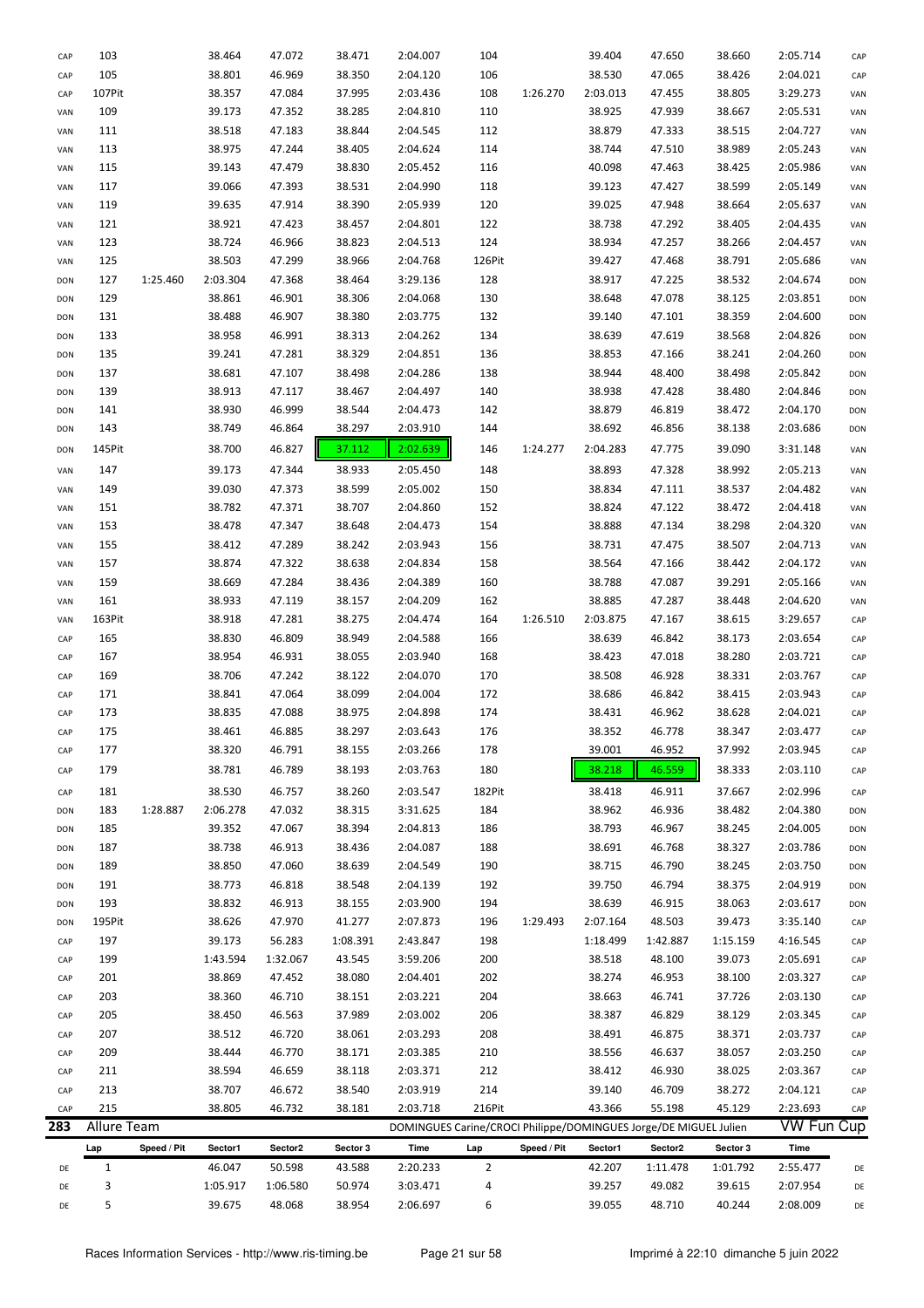| | | | | | | | | | | | | | | |
|---|---|---|---|---|---|---|---|---|---|---|---|---|---|---|
| CAP | 103 | | 38.464 | 47.072 | 38.471 | 2:04.007 | 104 | | 39.404 | 47.650 | 38.660 | 2:05.714 | CAP |
| CAP | 105 | | 38.801 | 46.969 | 38.350 | 2:04.120 | 106 | | 38.530 | 47.065 | 38.426 | 2:04.021 | CAP |
| CAP | 107Pit | | 38.357 | 47.084 | 37.995 | 2:03.436 | 108 | 1:26.270 | 2:03.013 | 47.455 | 38.805 | 3:29.273 | VAN |
| VAN | 109 | | 39.173 | 47.352 | 38.285 | 2:04.810 | 110 | | 38.925 | 47.939 | 38.667 | 2:05.531 | VAN |
| VAN | 111 | | 38.518 | 47.183 | 38.844 | 2:04.545 | 112 | | 38.879 | 47.333 | 38.515 | 2:04.727 | VAN |
| VAN | 113 | | 38.975 | 47.244 | 38.405 | 2:04.624 | 114 | | 38.744 | 47.510 | 38.989 | 2:05.243 | VAN |
| VAN | 115 | | 39.143 | 47.479 | 38.830 | 2:05.452 | 116 | | 40.098 | 47.463 | 38.425 | 2:05.986 | VAN |
| VAN | 117 | | 39.066 | 47.393 | 38.531 | 2:04.990 | 118 | | 39.123 | 47.427 | 38.599 | 2:05.149 | VAN |
| VAN | 119 | | 39.635 | 47.914 | 38.390 | 2:05.939 | 120 | | 39.025 | 47.948 | 38.664 | 2:05.637 | VAN |
| VAN | 121 | | 38.921 | 47.423 | 38.457 | 2:04.801 | 122 | | 38.738 | 47.292 | 38.405 | 2:04.435 | VAN |
| VAN | 123 | | 38.724 | 46.966 | 38.823 | 2:04.513 | 124 | | 38.934 | 47.257 | 38.266 | 2:04.457 | VAN |
| VAN | 125 | | 38.503 | 47.299 | 38.966 | 2:04.768 | 126Pit | | 39.427 | 47.468 | 38.791 | 2:05.686 | VAN |
| DON | 127 | 1:25.460 | 2:03.304 | 47.368 | 38.464 | 3:29.136 | 128 | | 38.917 | 47.225 | 38.532 | 2:04.674 | DON |
| DON | 129 | | 38.861 | 46.901 | 38.306 | 2:04.068 | 130 | | 38.648 | 47.078 | 38.125 | 2:03.851 | DON |
| DON | 131 | | 38.488 | 46.907 | 38.380 | 2:03.775 | 132 | | 39.140 | 47.101 | 38.359 | 2:04.600 | DON |
| DON | 133 | | 38.958 | 46.991 | 38.313 | 2:04.262 | 134 | | 38.639 | 47.619 | 38.568 | 2:04.826 | DON |
| DON | 135 | | 39.241 | 47.281 | 38.329 | 2:04.851 | 136 | | 38.853 | 47.166 | 38.241 | 2:04.260 | DON |
| DON | 137 | | 38.681 | 47.107 | 38.498 | 2:04.286 | 138 | | 38.944 | 48.400 | 38.498 | 2:05.842 | DON |
| DON | 139 | | 38.913 | 47.117 | 38.467 | 2:04.497 | 140 | | 38.938 | 47.428 | 38.480 | 2:04.846 | DON |
| DON | 141 | | 38.930 | 46.999 | 38.544 | 2:04.473 | 142 | | 38.879 | 46.819 | 38.472 | 2:04.170 | DON |
| DON | 143 | | 38.749 | 46.864 | 38.297 | 2:03.910 | 144 | | 38.692 | 46.856 | 38.138 | 2:03.686 | DON |
| DON | 145Pit | | 38.700 | 46.827 | 37.112 | 2:02.639 | 146 | 1:24.277 | 2:04.283 | 47.775 | 39.090 | 3:31.148 | VAN |
| VAN | 147 | | 39.173 | 47.344 | 38.933 | 2:05.450 | 148 | | 38.893 | 47.328 | 38.992 | 2:05.213 | VAN |
| VAN | 149 | | 39.030 | 47.373 | 38.599 | 2:05.002 | 150 | | 38.834 | 47.111 | 38.537 | 2:04.482 | VAN |
| VAN | 151 | | 38.782 | 47.371 | 38.707 | 2:04.860 | 152 | | 38.824 | 47.122 | 38.472 | 2:04.418 | VAN |
| VAN | 153 | | 38.478 | 47.347 | 38.648 | 2:04.473 | 154 | | 38.888 | 47.134 | 38.298 | 2:04.320 | VAN |
| VAN | 155 | | 38.412 | 47.289 | 38.242 | 2:03.943 | 156 | | 38.731 | 47.475 | 38.507 | 2:04.713 | VAN |
| VAN | 157 | | 38.874 | 47.322 | 38.638 | 2:04.834 | 158 | | 38.564 | 47.166 | 38.442 | 2:04.172 | VAN |
| VAN | 159 | | 38.669 | 47.284 | 38.436 | 2:04.389 | 160 | | 38.788 | 47.087 | 39.291 | 2:05.166 | VAN |
| VAN | 161 | | 38.933 | 47.119 | 38.157 | 2:04.209 | 162 | | 38.885 | 47.287 | 38.448 | 2:04.620 | VAN |
| VAN | 163Pit | | 38.918 | 47.281 | 38.275 | 2:04.474 | 164 | 1:26.510 | 2:03.875 | 47.167 | 38.615 | 3:29.657 | CAP |
| CAP | 165 | | 38.830 | 46.809 | 38.949 | 2:04.588 | 166 | | 38.639 | 46.842 | 38.173 | 2:03.654 | CAP |
| CAP | 167 | | 38.954 | 46.931 | 38.055 | 2:03.940 | 168 | | 38.423 | 47.018 | 38.280 | 2:03.721 | CAP |
| CAP | 169 | | 38.706 | 47.242 | 38.122 | 2:04.070 | 170 | | 38.508 | 46.928 | 38.331 | 2:03.767 | CAP |
| CAP | 171 | | 38.841 | 47.064 | 38.099 | 2:04.004 | 172 | | 38.686 | 46.842 | 38.415 | 2:03.943 | CAP |
| CAP | 173 | | 38.835 | 47.088 | 38.975 | 2:04.898 | 174 | | 38.431 | 46.962 | 38.628 | 2:04.021 | CAP |
| CAP | 175 | | 38.461 | 46.885 | 38.297 | 2:03.643 | 176 | | 38.352 | 46.778 | 38.347 | 2:03.477 | CAP |
| CAP | 177 | | 38.320 | 46.791 | 38.155 | 2:03.266 | 178 | | 39.001 | 46.952 | 37.992 | 2:03.945 | CAP |
| CAP | 179 | | 38.781 | 46.789 | 38.193 | 2:03.763 | 180 | | 38.218 | 46.559 | 38.333 | 2:03.110 | CAP |
| CAP | 181 | | 38.530 | 46.757 | 38.260 | 2:03.547 | 182Pit | | 38.418 | 46.911 | 37.667 | 2:02.996 | CAP |
| DON | 183 | 1:28.887 | 2:06.278 | 47.032 | 38.315 | 3:31.625 | 184 | | 38.962 | 46.936 | 38.482 | 2:04.380 | DON |
| DON | 185 | | 39.352 | 47.067 | 38.394 | 2:04.813 | 186 | | 38.793 | 46.967 | 38.245 | 2:04.005 | DON |
| DON | 187 | | 38.738 | 46.913 | 38.436 | 2:04.087 | 188 | | 38.691 | 46.768 | 38.327 | 2:03.786 | DON |
| DON | 189 | | 38.850 | 47.060 | 38.639 | 2:04.549 | 190 | | 38.715 | 46.790 | 38.245 | 2:03.750 | DON |
| DON | 191 | | 38.773 | 46.818 | 38.548 | 2:04.139 | 192 | | 39.750 | 46.794 | 38.375 | 2:04.919 | DON |
| DON | 193 | | 38.832 | 46.913 | 38.155 | 2:03.900 | 194 | | 38.639 | 46.915 | 38.063 | 2:03.617 | DON |
| DON | 195Pit | | 38.626 | 47.970 | 41.277 | 2:07.873 | 196 | 1:29.493 | 2:07.164 | 48.503 | 39.473 | 3:35.140 | CAP |
| CAP | 197 | | 39.173 | 56.283 | 1:08.391 | 2:43.847 | 198 | | 1:18.499 | 1:42.887 | 1:15.159 | 4:16.545 | CAP |
| CAP | 199 | | 1:43.594 | 1:32.067 | 43.545 | 3:59.206 | 200 | | 38.518 | 48.100 | 39.073 | 2:05.691 | CAP |
| CAP | 201 | | 38.869 | 47.452 | 38.080 | 2:04.401 | 202 | | 38.274 | 46.953 | 38.100 | 2:03.327 | CAP |
| CAP | 203 | | 38.360 | 46.710 | 38.151 | 2:03.221 | 204 | | 38.663 | 46.741 | 37.726 | 2:03.130 | CAP |
| CAP | 205 | | 38.450 | 46.563 | 37.989 | 2:03.002 | 206 | | 38.387 | 46.829 | 38.129 | 2:03.345 | CAP |
| CAP | 207 | | 38.512 | 46.720 | 38.061 | 2:03.293 | 208 | | 38.491 | 46.875 | 38.371 | 2:03.737 | CAP |
| CAP | 209 | | 38.444 | 46.770 | 38.171 | 2:03.385 | 210 | | 38.556 | 46.637 | 38.057 | 2:03.250 | CAP |
| CAP | 211 | | 38.594 | 46.659 | 38.118 | 2:03.371 | 212 | | 38.412 | 46.930 | 38.025 | 2:03.367 | CAP |
| CAP | 213 | | 38.707 | 46.672 | 38.540 | 2:03.919 | 214 | | 39.140 | 46.709 | 38.272 | 2:04.121 | CAP |
| CAP | 215 | | 38.805 | 46.732 | 38.181 | 2:03.718 | 216Pit | | 43.366 | 55.198 | 45.129 | 2:23.693 | CAP |

**283** **Allure Team** — DOMINGUES Carine/CROCI Philippe/DOMINGUES Jorge/DE MIGUEL Julien — **VW Fun Cup**

| | Lap | Speed / Pit | Sector1 | Sector2 | Sector 3 | Time | Lap | Speed / Pit | Sector1 | Sector2 | Sector 3 | Time | |
|---|---|---|---|---|---|---|---|---|---|---|---|---|---|
| DE | 1 | | 46.047 | 50.598 | 43.588 | 2:20.233 | 2 | | 42.207 | 1:11.478 | 1:01.792 | 2:55.477 | DE |
| DE | 3 | | 1:05.917 | 1:06.580 | 50.974 | 3:03.471 | 4 | | 39.257 | 49.082 | 39.615 | 2:07.954 | DE |
| DE | 5 | | 39.675 | 48.068 | 38.954 | 2:06.697 | 6 | | 39.055 | 48.710 | 40.244 | 2:08.009 | DE |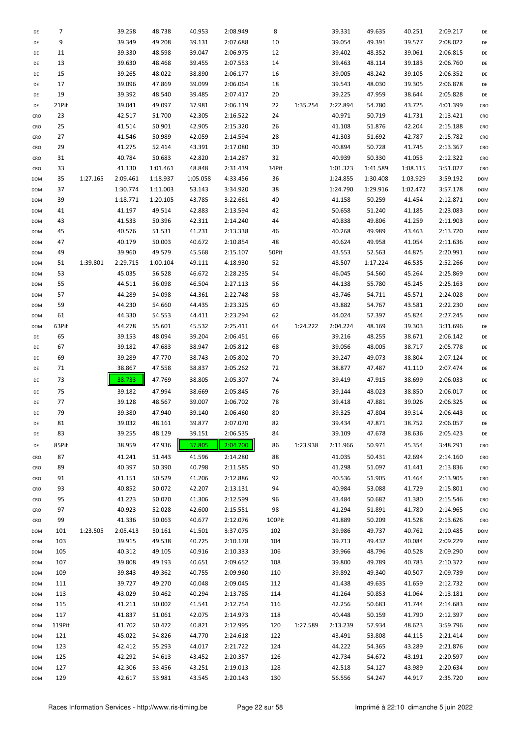| | | | | | | | | | | | | | |
|---|---|---|---|---|---|---|---|---|---|---|---|---|---|
| DE | 7 | | 39.258 | 48.738 | 40.953 | 2:08.949 | 8 | | 39.331 | 49.635 | 40.251 | 2:09.217 | DE |
| DE | 9 | | 39.349 | 49.208 | 39.131 | 2:07.688 | 10 | | 39.054 | 49.391 | 39.577 | 2:08.022 | DE |
| DE | 11 | | 39.330 | 48.598 | 39.047 | 2:06.975 | 12 | | 39.402 | 48.352 | 39.061 | 2:06.815 | DE |
| DE | 13 | | 39.630 | 48.468 | 39.455 | 2:07.553 | 14 | | 39.463 | 48.114 | 39.183 | 2:06.760 | DE |
| DE | 15 | | 39.265 | 48.022 | 38.890 | 2:06.177 | 16 | | 39.005 | 48.242 | 39.105 | 2:06.352 | DE |
| DE | 17 | | 39.096 | 47.869 | 39.099 | 2:06.064 | 18 | | 39.543 | 48.030 | 39.305 | 2:06.878 | DE |
| DE | 19 | | 39.392 | 48.540 | 39.485 | 2:07.417 | 20 | | 39.225 | 47.959 | 38.644 | 2:05.828 | DE |
| DE | 21Pit | | 39.041 | 49.097 | 37.981 | 2:06.119 | 22 | 1:35.254 | 2:22.894 | 54.780 | 43.725 | 4:01.399 | CRO |
| CRO | 23 | | 42.517 | 51.700 | 42.305 | 2:16.522 | 24 | | 40.971 | 50.719 | 41.731 | 2:13.421 | CRO |
| CRO | 25 | | 41.514 | 50.901 | 42.905 | 2:15.320 | 26 | | 41.108 | 51.876 | 42.204 | 2:15.188 | CRO |
| CRO | 27 | | 41.546 | 50.989 | 42.059 | 2:14.594 | 28 | | 41.303 | 51.692 | 42.787 | 2:15.782 | CRO |
| CRO | 29 | | 41.275 | 52.414 | 43.391 | 2:17.080 | 30 | | 40.894 | 50.728 | 41.745 | 2:13.367 | CRO |
| CRO | 31 | | 40.784 | 50.683 | 42.820 | 2:14.287 | 32 | | 40.939 | 50.330 | 41.053 | 2:12.322 | CRO |
| CRO | 33 | | 41.130 | 1:01.461 | 48.848 | 2:31.439 | 34Pit | | 1:01.323 | 1:41.589 | 1:08.115 | 3:51.027 | CRO |
| DOM | 35 | 1:27.165 | 2:09.461 | 1:18.937 | 1:05.058 | 4:33.456 | 36 | | 1:24.855 | 1:30.408 | 1:03.929 | 3:59.192 | DOM |
| DOM | 37 | | 1:30.774 | 1:11.003 | 53.143 | 3:34.920 | 38 | | 1:24.790 | 1:29.916 | 1:02.472 | 3:57.178 | DOM |
| DOM | 39 | | 1:18.771 | 1:20.105 | 43.785 | 3:22.661 | 40 | | 41.158 | 50.259 | 41.454 | 2:12.871 | DOM |
| DOM | 41 | | 41.197 | 49.514 | 42.883 | 2:13.594 | 42 | | 50.658 | 51.240 | 41.185 | 2:23.083 | DOM |
| DOM | 43 | | 41.533 | 50.396 | 42.311 | 2:14.240 | 44 | | 40.838 | 49.806 | 41.259 | 2:11.903 | DOM |
| DOM | 45 | | 40.576 | 51.531 | 41.231 | 2:13.338 | 46 | | 40.268 | 49.989 | 43.463 | 2:13.720 | DOM |
| DOM | 47 | | 40.179 | 50.003 | 40.672 | 2:10.854 | 48 | | 40.624 | 49.958 | 41.054 | 2:11.636 | DOM |
| DOM | 49 | | 39.960 | 49.579 | 45.568 | 2:15.107 | 50Pit | | 43.553 | 52.563 | 44.875 | 2:20.991 | DOM |
| DOM | 51 | 1:39.801 | 2:29.715 | 1:00.104 | 49.111 | 4:18.930 | 52 | | 48.507 | 1:17.224 | 46.535 | 2:52.266 | DOM |
| DOM | 53 | | 45.035 | 56.528 | 46.672 | 2:28.235 | 54 | | 46.045 | 54.560 | 45.264 | 2:25.869 | DOM |
| DOM | 55 | | 44.511 | 56.098 | 46.504 | 2:27.113 | 56 | | 44.138 | 55.780 | 45.245 | 2:25.163 | DOM |
| DOM | 57 | | 44.289 | 54.098 | 44.361 | 2:22.748 | 58 | | 43.746 | 54.711 | 45.571 | 2:24.028 | DOM |
| DOM | 59 | | 44.230 | 54.660 | 44.435 | 2:23.325 | 60 | | 43.882 | 54.767 | 43.581 | 2:22.230 | DOM |
| DOM | 61 | | 44.330 | 54.553 | 44.411 | 2:23.294 | 62 | | 44.024 | 57.397 | 45.824 | 2:27.245 | DOM |
| DOM | 63Pit | | 44.278 | 55.601 | 45.532 | 2:25.411 | 64 | 1:24.222 | 2:04.224 | 48.169 | 39.303 | 3:31.696 | DE |
| DE | 65 | | 39.153 | 48.094 | 39.204 | 2:06.451 | 66 | | 39.216 | 48.255 | 38.671 | 2:06.142 | DE |
| DE | 67 | | 39.182 | 47.683 | 38.947 | 2:05.812 | 68 | | 39.056 | 48.005 | 38.717 | 2:05.778 | DE |
| DE | 69 | | 39.289 | 47.770 | 38.743 | 2:05.802 | 70 | | 39.247 | 49.073 | 38.804 | 2:07.124 | DE |
| DE | 71 | | 38.867 | 47.558 | 38.837 | 2:05.262 | 72 | | 38.877 | 47.487 | 41.110 | 2:07.474 | DE |
| DE | 73 | | 38.733 | 47.769 | 38.805 | 2:05.307 | 74 | | 39.419 | 47.915 | 38.699 | 2:06.033 | DE |
| DE | 75 | | 39.182 | 47.994 | 38.669 | 2:05.845 | 76 | | 39.144 | 48.023 | 38.850 | 2:06.017 | DE |
| DE | 77 | | 39.128 | 48.567 | 39.007 | 2:06.702 | 78 | | 39.418 | 47.881 | 39.026 | 2:06.325 | DE |
| DE | 79 | | 39.380 | 47.940 | 39.140 | 2:06.460 | 80 | | 39.325 | 47.804 | 39.314 | 2:06.443 | DE |
| DE | 81 | | 39.032 | 48.161 | 39.877 | 2:07.070 | 82 | | 39.434 | 47.871 | 38.752 | 2:06.057 | DE |
| DE | 83 | | 39.255 | 48.129 | 39.151 | 2:06.535 | 84 | | 39.109 | 47.678 | 38.636 | 2:05.423 | DE |
| DE | 85Pit | | 38.959 | 47.936 | 37.805 | 2:04.700 | 86 | 1:23.938 | 2:11.966 | 50.971 | 45.354 | 3:48.291 | CRO |
| CRO | 87 | | 41.241 | 51.443 | 41.596 | 2:14.280 | 88 | | 41.035 | 50.431 | 42.694 | 2:14.160 | CRO |
| CRO | 89 | | 40.397 | 50.390 | 40.798 | 2:11.585 | 90 | | 41.298 | 51.097 | 41.441 | 2:13.836 | CRO |
| CRO | 91 | | 41.151 | 50.529 | 41.206 | 2:12.886 | 92 | | 40.536 | 51.905 | 41.464 | 2:13.905 | CRO |
| CRO | 93 | | 40.852 | 50.072 | 42.207 | 2:13.131 | 94 | | 40.984 | 53.088 | 41.729 | 2:15.801 | CRO |
| CRO | 95 | | 41.223 | 50.070 | 41.306 | 2:12.599 | 96 | | 43.484 | 50.682 | 41.380 | 2:15.546 | CRO |
| CRO | 97 | | 40.923 | 52.028 | 42.600 | 2:15.551 | 98 | | 41.294 | 51.891 | 41.780 | 2:14.965 | CRO |
| CRO | 99 | | 41.336 | 50.063 | 40.677 | 2:12.076 | 100Pit | | 41.889 | 50.209 | 41.528 | 2:13.626 | CRO |
| DOM | 101 | 1:23.505 | 2:05.413 | 50.161 | 41.501 | 3:37.075 | 102 | | 39.986 | 49.737 | 40.762 | 2:10.485 | DOM |
| DOM | 103 | | 39.915 | 49.538 | 40.725 | 2:10.178 | 104 | | 39.713 | 49.432 | 40.084 | 2:09.229 | DOM |
| DOM | 105 | | 40.312 | 49.105 | 40.916 | 2:10.333 | 106 | | 39.966 | 48.796 | 40.528 | 2:09.290 | DOM |
| DOM | 107 | | 39.808 | 49.193 | 40.651 | 2:09.652 | 108 | | 39.800 | 49.789 | 40.783 | 2:10.372 | DOM |
| DOM | 109 | | 39.843 | 49.362 | 40.755 | 2:09.960 | 110 | | 39.892 | 49.340 | 40.507 | 2:09.739 | DOM |
| DOM | 111 | | 39.727 | 49.270 | 40.048 | 2:09.045 | 112 | | 41.438 | 49.635 | 41.659 | 2:12.732 | DOM |
| DOM | 113 | | 43.029 | 50.462 | 40.294 | 2:13.785 | 114 | | 41.264 | 50.853 | 41.064 | 2:13.181 | DOM |
| DOM | 115 | | 41.211 | 50.002 | 41.541 | 2:12.754 | 116 | | 42.256 | 50.683 | 41.744 | 2:14.683 | DOM |
| DOM | 117 | | 41.837 | 51.061 | 42.075 | 2:14.973 | 118 | | 40.448 | 50.159 | 41.790 | 2:12.397 | DOM |
| DOM | 119Pit | | 41.702 | 50.472 | 40.821 | 2:12.995 | 120 | 1:27.589 | 2:13.239 | 57.934 | 48.623 | 3:59.796 | DOM |
| DOM | 121 | | 45.022 | 54.826 | 44.770 | 2:24.618 | 122 | | 43.491 | 53.808 | 44.115 | 2:21.414 | DOM |
| DOM | 123 | | 42.412 | 55.293 | 44.017 | 2:21.722 | 124 | | 44.222 | 54.365 | 43.289 | 2:21.876 | DOM |
| DOM | 125 | | 42.292 | 54.613 | 43.452 | 2:20.357 | 126 | | 42.734 | 54.672 | 43.191 | 2:20.597 | DOM |
| DOM | 127 | | 42.306 | 53.456 | 43.251 | 2:19.013 | 128 | | 42.518 | 54.127 | 43.989 | 2:20.634 | DOM |
| DOM | 129 | | 42.617 | 53.981 | 43.545 | 2:20.143 | 130 | | 56.556 | 54.247 | 44.917 | 2:35.720 | DOM |

Races Information Services - http://www.ris-timing.be Imprimé à 22:10 dimanche 5 juin 2022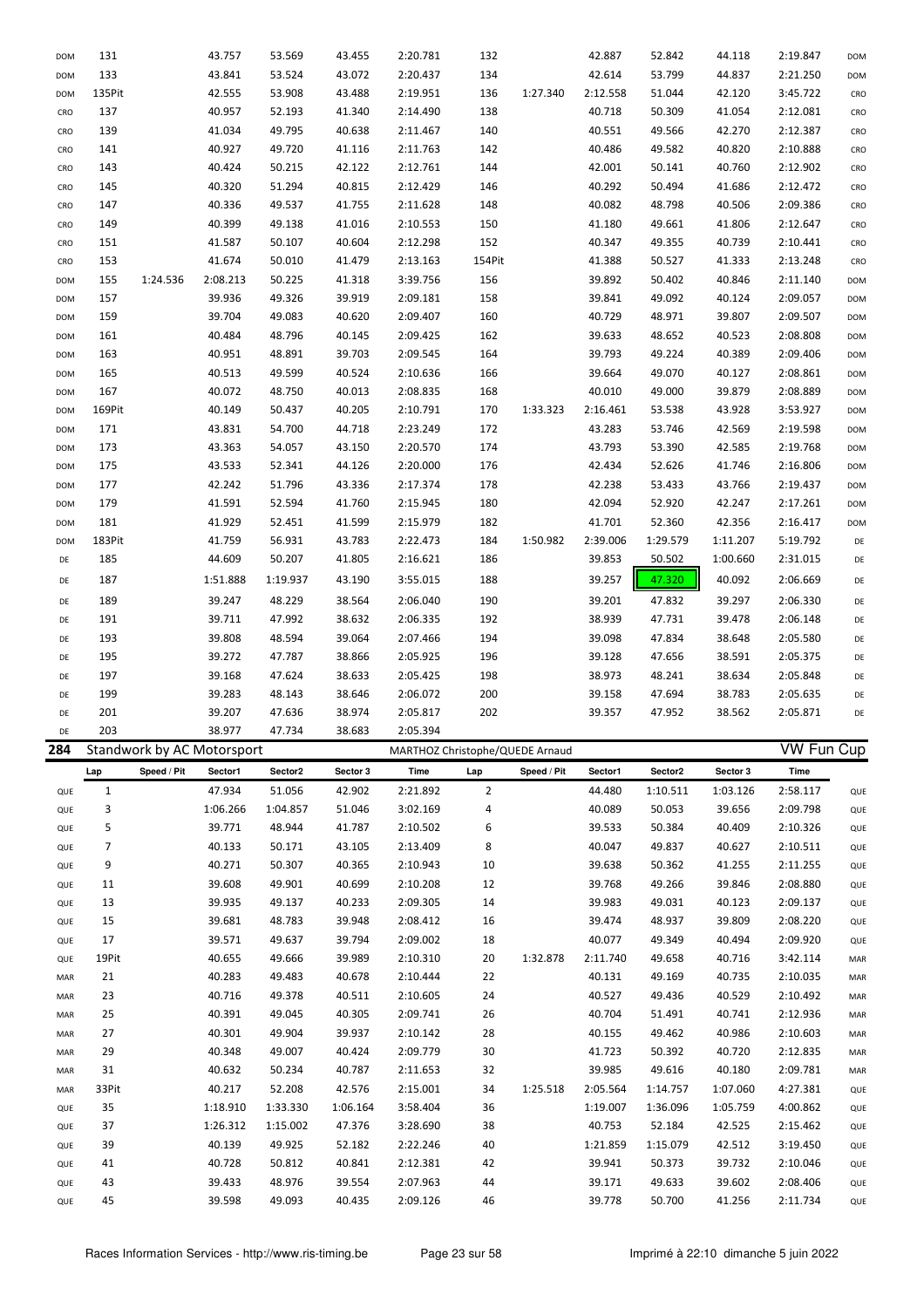| | | | | | | | | | | | | | |
|---|---|---|---|---|---|---|---|---|---|---|---|---|---|
| DOM | 131 | | 43.757 | 53.569 | 43.455 | 2:20.781 | 132 | | 42.887 | 52.842 | 44.118 | 2:19.847 | DOM |
| DOM | 133 | | 43.841 | 53.524 | 43.072 | 2:20.437 | 134 | | 42.614 | 53.799 | 44.837 | 2:21.250 | DOM |
| DOM | 135Pit | | 42.555 | 53.908 | 43.488 | 2:19.951 | 136 | 1:27.340 | 2:12.558 | 51.044 | 42.120 | 3:45.722 | CRO |
| CRO | 137 | | 40.957 | 52.193 | 41.340 | 2:14.490 | 138 | | 40.718 | 50.309 | 41.054 | 2:12.081 | CRO |
| CRO | 139 | | 41.034 | 49.795 | 40.638 | 2:11.467 | 140 | | 40.551 | 49.566 | 42.270 | 2:12.387 | CRO |
| CRO | 141 | | 40.927 | 49.720 | 41.116 | 2:11.763 | 142 | | 40.486 | 49.582 | 40.820 | 2:10.888 | CRO |
| CRO | 143 | | 40.424 | 50.215 | 42.122 | 2:12.761 | 144 | | 42.001 | 50.141 | 40.760 | 2:12.902 | CRO |
| CRO | 145 | | 40.320 | 51.294 | 40.815 | 2:12.429 | 146 | | 40.292 | 50.494 | 41.686 | 2:12.472 | CRO |
| CRO | 147 | | 40.336 | 49.537 | 41.755 | 2:11.628 | 148 | | 40.082 | 48.798 | 40.506 | 2:09.386 | CRO |
| CRO | 149 | | 40.399 | 49.138 | 41.016 | 2:10.553 | 150 | | 41.180 | 49.661 | 41.806 | 2:12.647 | CRO |
| CRO | 151 | | 41.587 | 50.107 | 40.604 | 2:12.298 | 152 | | 40.347 | 49.355 | 40.739 | 2:10.441 | CRO |
| CRO | 153 | | 41.674 | 50.010 | 41.479 | 2:13.163 | 154Pit | | 41.388 | 50.527 | 41.333 | 2:13.248 | CRO |
| DOM | 155 | 1:24.536 | 2:08.213 | 50.225 | 41.318 | 3:39.756 | 156 | | 39.892 | 50.402 | 40.846 | 2:11.140 | DOM |
| DOM | 157 | | 39.936 | 49.326 | 39.919 | 2:09.181 | 158 | | 39.841 | 49.092 | 40.124 | 2:09.057 | DOM |
| DOM | 159 | | 39.704 | 49.083 | 40.620 | 2:09.407 | 160 | | 40.729 | 48.971 | 39.807 | 2:09.507 | DOM |
| DOM | 161 | | 40.484 | 48.796 | 40.145 | 2:09.425 | 162 | | 39.633 | 48.652 | 40.523 | 2:08.808 | DOM |
| DOM | 163 | | 40.951 | 48.891 | 39.703 | 2:09.545 | 164 | | 39.793 | 49.224 | 40.389 | 2:09.406 | DOM |
| DOM | 165 | | 40.513 | 49.599 | 40.524 | 2:10.636 | 166 | | 39.664 | 49.070 | 40.127 | 2:08.861 | DOM |
| DOM | 167 | | 40.072 | 48.750 | 40.013 | 2:08.835 | 168 | | 40.010 | 49.000 | 39.879 | 2:08.889 | DOM |
| DOM | 169Pit | | 40.149 | 50.437 | 40.205 | 2:10.791 | 170 | 1:33.323 | 2:16.461 | 53.538 | 43.928 | 3:53.927 | DOM |
| DOM | 171 | | 43.831 | 54.700 | 44.718 | 2:23.249 | 172 | | 43.283 | 53.746 | 42.569 | 2:19.598 | DOM |
| DOM | 173 | | 43.363 | 54.057 | 43.150 | 2:20.570 | 174 | | 43.793 | 53.390 | 42.585 | 2:19.768 | DOM |
| DOM | 175 | | 43.533 | 52.341 | 44.126 | 2:20.000 | 176 | | 42.434 | 52.626 | 41.746 | 2:16.806 | DOM |
| DOM | 177 | | 42.242 | 51.796 | 43.336 | 2:17.374 | 178 | | 42.238 | 53.433 | 43.766 | 2:19.437 | DOM |
| DOM | 179 | | 41.591 | 52.594 | 41.760 | 2:15.945 | 180 | | 42.094 | 52.920 | 42.247 | 2:17.261 | DOM |
| DOM | 181 | | 41.929 | 52.451 | 41.599 | 2:15.979 | 182 | | 41.701 | 52.360 | 42.356 | 2:16.417 | DOM |
| DOM | 183Pit | | 41.759 | 56.931 | 43.783 | 2:22.473 | 184 | 1:50.982 | 2:39.006 | 1:29.579 | 1:11.207 | 5:19.792 | DE |
| DE | 185 | | 44.609 | 50.207 | 41.805 | 2:16.621 | 186 | | 39.853 | 50.502 | 1:00.660 | 2:31.015 | DE |
| DE | 187 | | 1:51.888 | 1:19.937 | 43.190 | 3:55.015 | 188 | | 39.257 | 47.320 | 40.092 | 2:06.669 | DE |
| DE | 189 | | 39.247 | 48.229 | 38.564 | 2:06.040 | 190 | | 39.201 | 47.832 | 39.297 | 2:06.330 | DE |
| DE | 191 | | 39.711 | 47.992 | 38.632 | 2:06.335 | 192 | | 38.939 | 47.731 | 39.478 | 2:06.148 | DE |
| DE | 193 | | 39.808 | 48.594 | 39.064 | 2:07.466 | 194 | | 39.098 | 47.834 | 38.648 | 2:05.580 | DE |
| DE | 195 | | 39.272 | 47.787 | 38.866 | 2:05.925 | 196 | | 39.128 | 47.656 | 38.591 | 2:05.375 | DE |
| DE | 197 | | 39.168 | 47.624 | 38.633 | 2:05.425 | 198 | | 38.973 | 48.241 | 38.634 | 2:05.848 | DE |
| DE | 199 | | 39.283 | 48.143 | 38.646 | 2:06.072 | 200 | | 39.158 | 47.694 | 38.783 | 2:05.635 | DE |
| DE | 201 | | 39.207 | 47.636 | 38.974 | 2:05.817 | 202 | | 39.357 | 47.952 | 38.562 | 2:05.871 | DE |
| DE | 203 | | 38.977 | 47.734 | 38.683 | 2:05.394 | | | | | | | |

## 284 Standwork by AC Motorsport — MARTHOZ Christophe/QUEDE Arnaud — VW Fun Cup

| | Lap | Speed / Pit | Sector1 | Sector2 | Sector 3 | Time | Lap | Speed / Pit | Sector1 | Sector2 | Sector 3 | Time | |
|---|---|---|---|---|---|---|---|---|---|---|---|---|---|
| QUE | 1 | | 47.934 | 51.056 | 42.902 | 2:21.892 | 2 | | 44.480 | 1:10.511 | 1:03.126 | 2:58.117 | QUE |
| QUE | 3 | | 1:06.266 | 1:04.857 | 51.046 | 3:02.169 | 4 | | 40.089 | 50.053 | 39.656 | 2:09.798 | QUE |
| QUE | 5 | | 39.771 | 48.944 | 41.787 | 2:10.502 | 6 | | 39.533 | 50.384 | 40.409 | 2:10.326 | QUE |
| QUE | 7 | | 40.133 | 50.171 | 43.105 | 2:13.409 | 8 | | 40.047 | 49.837 | 40.627 | 2:10.511 | QUE |
| QUE | 9 | | 40.271 | 50.307 | 40.365 | 2:10.943 | 10 | | 39.638 | 50.362 | 41.255 | 2:11.255 | QUE |
| QUE | 11 | | 39.608 | 49.901 | 40.699 | 2:10.208 | 12 | | 39.768 | 49.266 | 39.846 | 2:08.880 | QUE |
| QUE | 13 | | 39.935 | 49.137 | 40.233 | 2:09.305 | 14 | | 39.983 | 49.031 | 40.123 | 2:09.137 | QUE |
| QUE | 15 | | 39.681 | 48.783 | 39.948 | 2:08.412 | 16 | | 39.474 | 48.937 | 39.809 | 2:08.220 | QUE |
| QUE | 17 | | 39.571 | 49.637 | 39.794 | 2:09.002 | 18 | | 40.077 | 49.349 | 40.494 | 2:09.920 | QUE |
| QUE | 19Pit | | 40.655 | 49.666 | 39.989 | 2:10.310 | 20 | 1:32.878 | 2:11.740 | 49.658 | 40.716 | 3:42.114 | MAR |
| MAR | 21 | | 40.283 | 49.483 | 40.678 | 2:10.444 | 22 | | 40.131 | 49.169 | 40.735 | 2:10.035 | MAR |
| MAR | 23 | | 40.716 | 49.378 | 40.511 | 2:10.605 | 24 | | 40.527 | 49.436 | 40.529 | 2:10.492 | MAR |
| MAR | 25 | | 40.391 | 49.045 | 40.305 | 2:09.741 | 26 | | 40.704 | 51.491 | 40.741 | 2:12.936 | MAR |
| MAR | 27 | | 40.301 | 49.904 | 39.937 | 2:10.142 | 28 | | 40.155 | 49.462 | 40.986 | 2:10.603 | MAR |
| MAR | 29 | | 40.348 | 49.007 | 40.424 | 2:09.779 | 30 | | 41.723 | 50.392 | 40.720 | 2:12.835 | MAR |
| MAR | 31 | | 40.632 | 50.234 | 40.787 | 2:11.653 | 32 | | 39.985 | 49.616 | 40.180 | 2:09.781 | MAR |
| MAR | 33Pit | | 40.217 | 52.208 | 42.576 | 2:15.001 | 34 | 1:25.518 | 2:05.564 | 1:14.757 | 1:07.060 | 4:27.381 | QUE |
| QUE | 35 | | 1:18.910 | 1:33.330 | 1:06.164 | 3:58.404 | 36 | | 1:19.007 | 1:36.096 | 1:05.759 | 4:00.862 | QUE |
| QUE | 37 | | 1:26.312 | 1:15.002 | 47.376 | 3:28.690 | 38 | | 40.753 | 52.184 | 42.525 | 2:15.462 | QUE |
| QUE | 39 | | 40.139 | 49.925 | 52.182 | 2:22.246 | 40 | | 1:21.859 | 1:15.079 | 42.512 | 3:19.450 | QUE |
| QUE | 41 | | 40.728 | 50.812 | 40.841 | 2:12.381 | 42 | | 39.941 | 50.373 | 39.732 | 2:10.046 | QUE |
| QUE | 43 | | 39.433 | 48.976 | 39.554 | 2:07.963 | 44 | | 39.171 | 49.633 | 39.602 | 2:08.406 | QUE |
| QUE | 45 | | 39.598 | 49.093 | 40.435 | 2:09.126 | 46 | | 39.778 | 50.700 | 41.256 | 2:11.734 | QUE |

Races Information Services - http://www.ris-timing.be — Imprimé à 22:10 dimanche 5 juin 2022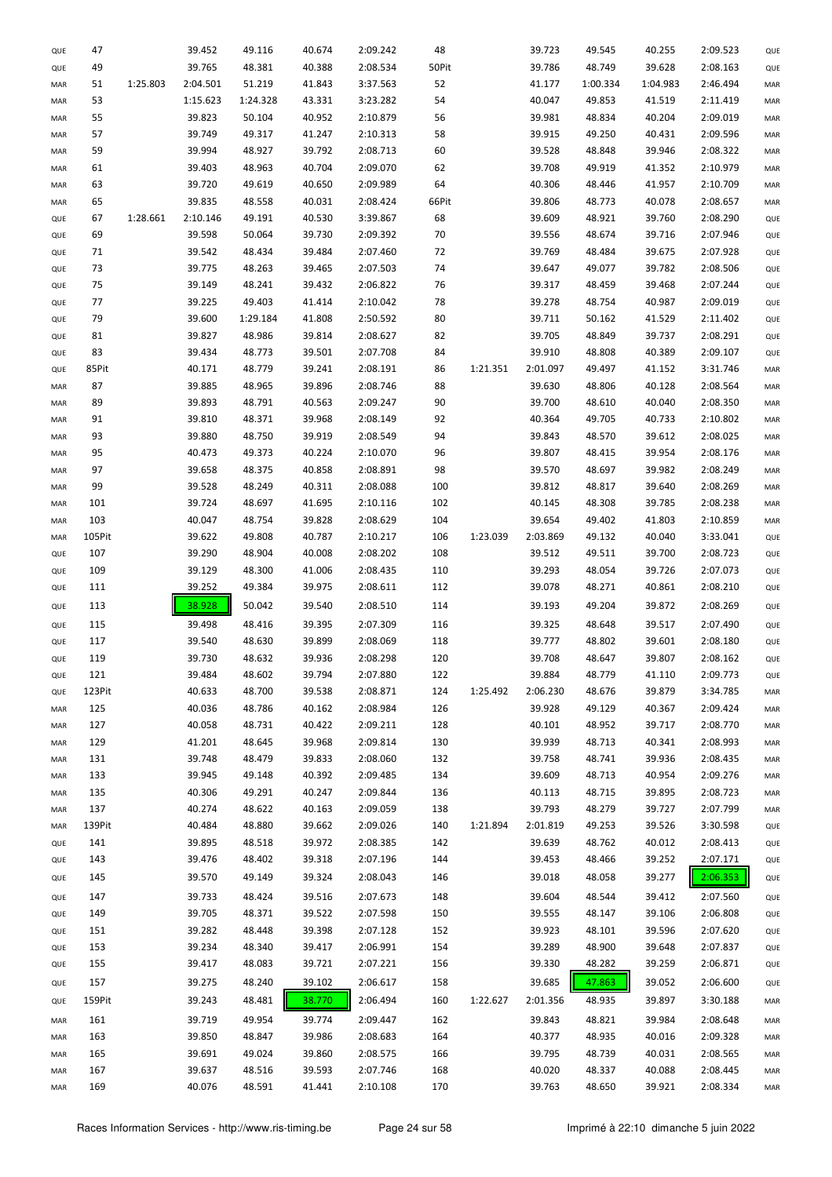| | | | | | | | | | | | | | | |
|---|---|---|---|---|---|---|---|---|---|---|---|---|---|---|
| QUE | 47 | | 39.452 | 49.116 | 40.674 | 2:09.242 | 48 | | 39.723 | 49.545 | 40.255 | 2:09.523 | QUE |
| QUE | 49 | | 39.765 | 48.381 | 40.388 | 2:08.534 | 50Pit | | 39.786 | 48.749 | 39.628 | 2:08.163 | QUE |
| MAR | 51 | 1:25.803 | 2:04.501 | 51.219 | 41.843 | 3:37.563 | 52 | | 41.177 | 1:00.334 | 1:04.983 | 2:46.494 | MAR |
| MAR | 53 | | 1:15.623 | 1:24.328 | 43.331 | 3:23.282 | 54 | | 40.047 | 49.853 | 41.519 | 2:11.419 | MAR |
| MAR | 55 | | 39.823 | 50.104 | 40.952 | 2:10.879 | 56 | | 39.981 | 48.834 | 40.204 | 2:09.019 | MAR |
| MAR | 57 | | 39.749 | 49.317 | 41.247 | 2:10.313 | 58 | | 39.915 | 49.250 | 40.431 | 2:09.596 | MAR |
| MAR | 59 | | 39.994 | 48.927 | 39.792 | 2:08.713 | 60 | | 39.528 | 48.848 | 39.946 | 2:08.322 | MAR |
| MAR | 61 | | 39.403 | 48.963 | 40.704 | 2:09.070 | 62 | | 39.708 | 49.919 | 41.352 | 2:10.979 | MAR |
| MAR | 63 | | 39.720 | 49.619 | 40.650 | 2:09.989 | 64 | | 40.306 | 48.446 | 41.957 | 2:10.709 | MAR |
| MAR | 65 | | 39.835 | 48.558 | 40.031 | 2:08.424 | 66Pit | | 39.806 | 48.773 | 40.078 | 2:08.657 | MAR |
| QUE | 67 | 1:28.661 | 2:10.146 | 49.191 | 40.530 | 3:39.867 | 68 | | 39.609 | 48.921 | 39.760 | 2:08.290 | QUE |
| QUE | 69 | | 39.598 | 50.064 | 39.730 | 2:09.392 | 70 | | 39.556 | 48.674 | 39.716 | 2:07.946 | QUE |
| QUE | 71 | | 39.542 | 48.434 | 39.484 | 2:07.460 | 72 | | 39.769 | 48.484 | 39.675 | 2:07.928 | QUE |
| QUE | 73 | | 39.775 | 48.263 | 39.465 | 2:07.503 | 74 | | 39.647 | 49.077 | 39.782 | 2:08.506 | QUE |
| QUE | 75 | | 39.149 | 48.241 | 39.432 | 2:06.822 | 76 | | 39.317 | 48.459 | 39.468 | 2:07.244 | QUE |
| QUE | 77 | | 39.225 | 49.403 | 41.414 | 2:10.042 | 78 | | 39.278 | 48.754 | 40.987 | 2:09.019 | QUE |
| QUE | 79 | | 39.600 | 1:29.184 | 41.808 | 2:50.592 | 80 | | 39.711 | 50.162 | 41.529 | 2:11.402 | QUE |
| QUE | 81 | | 39.827 | 48.986 | 39.814 | 2:08.627 | 82 | | 39.705 | 48.849 | 39.737 | 2:08.291 | QUE |
| QUE | 83 | | 39.434 | 48.773 | 39.501 | 2:07.708 | 84 | | 39.910 | 48.808 | 40.389 | 2:09.107 | QUE |
| QUE | 85Pit | | 40.171 | 48.779 | 39.241 | 2:08.191 | 86 | 1:21.351 | 2:01.097 | 49.497 | 41.152 | 3:31.746 | MAR |
| MAR | 87 | | 39.885 | 48.965 | 39.896 | 2:08.746 | 88 | | 39.630 | 48.806 | 40.128 | 2:08.564 | MAR |
| MAR | 89 | | 39.893 | 48.791 | 40.563 | 2:09.247 | 90 | | 39.700 | 48.610 | 40.040 | 2:08.350 | MAR |
| MAR | 91 | | 39.810 | 48.371 | 39.968 | 2:08.149 | 92 | | 40.364 | 49.705 | 40.733 | 2:10.802 | MAR |
| MAR | 93 | | 39.880 | 48.750 | 39.919 | 2:08.549 | 94 | | 39.843 | 48.570 | 39.612 | 2:08.025 | MAR |
| MAR | 95 | | 40.473 | 49.373 | 40.224 | 2:10.070 | 96 | | 39.807 | 48.415 | 39.954 | 2:08.176 | MAR |
| MAR | 97 | | 39.658 | 48.375 | 40.858 | 2:08.891 | 98 | | 39.570 | 48.697 | 39.982 | 2:08.249 | MAR |
| MAR | 99 | | 39.528 | 48.249 | 40.311 | 2:08.088 | 100 | | 39.812 | 48.817 | 39.640 | 2:08.269 | MAR |
| MAR | 101 | | 39.724 | 48.697 | 41.695 | 2:10.116 | 102 | | 40.145 | 48.308 | 39.785 | 2:08.238 | MAR |
| MAR | 103 | | 40.047 | 48.754 | 39.828 | 2:08.629 | 104 | | 39.654 | 49.402 | 41.803 | 2:10.859 | MAR |
| MAR | 105Pit | | 39.622 | 49.808 | 40.787 | 2:10.217 | 106 | 1:23.039 | 2:03.869 | 49.132 | 40.040 | 3:33.041 | QUE |
| QUE | 107 | | 39.290 | 48.904 | 40.008 | 2:08.202 | 108 | | 39.512 | 49.511 | 39.700 | 2:08.723 | QUE |
| QUE | 109 | | 39.129 | 48.300 | 41.006 | 2:08.435 | 110 | | 39.293 | 48.054 | 39.726 | 2:07.073 | QUE |
| QUE | 111 | | 39.252 | 49.384 | 39.975 | 2:08.611 | 112 | | 39.078 | 48.271 | 40.861 | 2:08.210 | QUE |
| QUE | 113 | | 38.928 | 50.042 | 39.540 | 2:08.510 | 114 | | 39.193 | 49.204 | 39.872 | 2:08.269 | QUE |
| QUE | 115 | | 39.498 | 48.416 | 39.395 | 2:07.309 | 116 | | 39.325 | 48.648 | 39.517 | 2:07.490 | QUE |
| QUE | 117 | | 39.540 | 48.630 | 39.899 | 2:08.069 | 118 | | 39.777 | 48.802 | 39.601 | 2:08.180 | QUE |
| QUE | 119 | | 39.730 | 48.632 | 39.936 | 2:08.298 | 120 | | 39.708 | 48.647 | 39.807 | 2:08.162 | QUE |
| QUE | 121 | | 39.484 | 48.602 | 39.794 | 2:07.880 | 122 | | 39.884 | 48.779 | 41.110 | 2:09.773 | QUE |
| QUE | 123Pit | | 40.633 | 48.700 | 39.538 | 2:08.871 | 124 | 1:25.492 | 2:06.230 | 48.676 | 39.879 | 3:34.785 | MAR |
| MAR | 125 | | 40.036 | 48.786 | 40.162 | 2:08.984 | 126 | | 39.928 | 49.129 | 40.367 | 2:09.424 | MAR |
| MAR | 127 | | 40.058 | 48.731 | 40.422 | 2:09.211 | 128 | | 40.101 | 48.952 | 39.717 | 2:08.770 | MAR |
| MAR | 129 | | 41.201 | 48.645 | 39.968 | 2:09.814 | 130 | | 39.939 | 48.713 | 40.341 | 2:08.993 | MAR |
| MAR | 131 | | 39.748 | 48.479 | 39.833 | 2:08.060 | 132 | | 39.758 | 48.741 | 39.936 | 2:08.435 | MAR |
| MAR | 133 | | 39.945 | 49.148 | 40.392 | 2:09.485 | 134 | | 39.609 | 48.713 | 40.954 | 2:09.276 | MAR |
| MAR | 135 | | 40.306 | 49.291 | 40.247 | 2:09.844 | 136 | | 40.113 | 48.715 | 39.895 | 2:08.723 | MAR |
| MAR | 137 | | 40.274 | 48.622 | 40.163 | 2:09.059 | 138 | | 39.793 | 48.279 | 39.727 | 2:07.799 | MAR |
| MAR | 139Pit | | 40.484 | 48.880 | 39.662 | 2:09.026 | 140 | 1:21.894 | 2:01.819 | 49.253 | 39.526 | 3:30.598 | QUE |
| QUE | 141 | | 39.895 | 48.518 | 39.972 | 2:08.385 | 142 | | 39.639 | 48.762 | 40.012 | 2:08.413 | QUE |
| QUE | 143 | | 39.476 | 48.402 | 39.318 | 2:07.196 | 144 | | 39.453 | 48.466 | 39.252 | 2:07.171 | QUE |
| QUE | 145 | | 39.570 | 49.149 | 39.324 | 2:08.043 | 146 | | 39.018 | 48.058 | 39.277 | 2:06.353 | QUE |
| QUE | 147 | | 39.733 | 48.424 | 39.516 | 2:07.673 | 148 | | 39.604 | 48.544 | 39.412 | 2:07.560 | QUE |
| QUE | 149 | | 39.705 | 48.371 | 39.522 | 2:07.598 | 150 | | 39.555 | 48.147 | 39.106 | 2:06.808 | QUE |
| QUE | 151 | | 39.282 | 48.448 | 39.398 | 2:07.128 | 152 | | 39.923 | 48.101 | 39.596 | 2:07.620 | QUE |
| QUE | 153 | | 39.234 | 48.340 | 39.417 | 2:06.991 | 154 | | 39.289 | 48.900 | 39.648 | 2:07.837 | QUE |
| QUE | 155 | | 39.417 | 48.083 | 39.721 | 2:07.221 | 156 | | 39.330 | 48.282 | 39.259 | 2:06.871 | QUE |
| QUE | 157 | | 39.275 | 48.240 | 39.102 | 2:06.617 | 158 | | 39.685 | 47.863 | 39.052 | 2:06.600 | QUE |
| QUE | 159Pit | | 39.243 | 48.481 | 38.770 | 2:06.494 | 160 | 1:22.627 | 2:01.356 | 48.935 | 39.897 | 3:30.188 | MAR |
| MAR | 161 | | 39.719 | 49.954 | 39.774 | 2:09.447 | 162 | | 39.843 | 48.821 | 39.984 | 2:08.648 | MAR |
| MAR | 163 | | 39.850 | 48.847 | 39.986 | 2:08.683 | 164 | | 40.377 | 48.935 | 40.016 | 2:09.328 | MAR |
| MAR | 165 | | 39.691 | 49.024 | 39.860 | 2:08.575 | 166 | | 39.795 | 48.739 | 40.031 | 2:08.565 | MAR |
| MAR | 167 | | 39.637 | 48.516 | 39.593 | 2:07.746 | 168 | | 40.020 | 48.337 | 40.088 | 2:08.445 | MAR |
| MAR | 169 | | 40.076 | 48.591 | 41.441 | 2:10.108 | 170 | | 39.763 | 48.650 | 39.921 | 2:08.334 | MAR |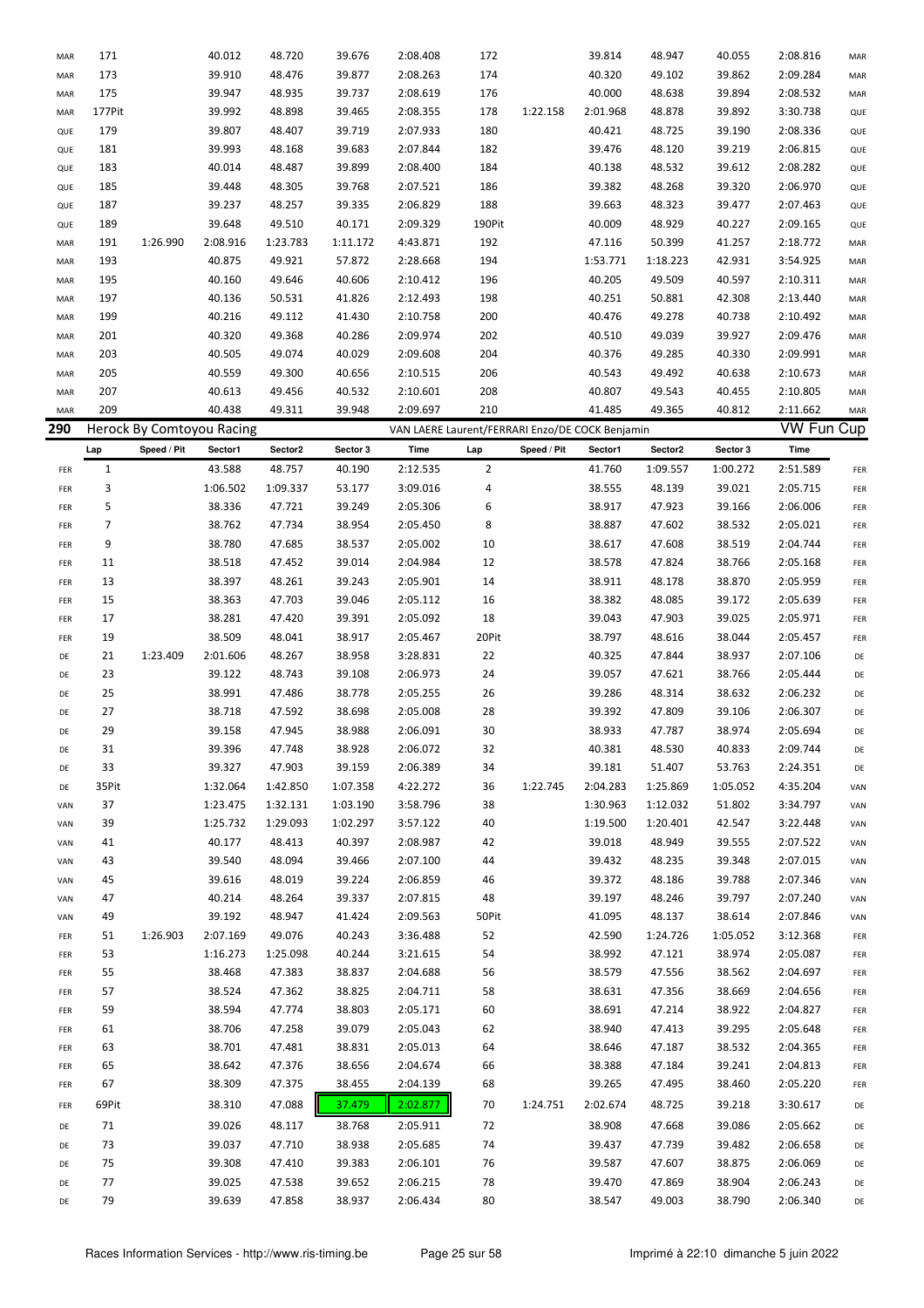| | | | | | | | | | | | | | | |
|---|---|---|---|---|---|---|---|---|---|---|---|---|---|---|
| MAR | 171 | | 40.012 | 48.720 | 39.676 | 2:08.408 | 172 | | 39.814 | 48.947 | 40.055 | 2:08.816 | MAR |
| MAR | 173 | | 39.910 | 48.476 | 39.877 | 2:08.263 | 174 | | 40.320 | 49.102 | 39.862 | 2:09.284 | MAR |
| MAR | 175 | | 39.947 | 48.935 | 39.737 | 2:08.619 | 176 | | 40.000 | 48.638 | 39.894 | 2:08.532 | MAR |
| MAR | 177Pit | | 39.992 | 48.898 | 39.465 | 2:08.355 | 178 | 1:22.158 | 2:01.968 | 48.878 | 39.892 | 3:30.738 | QUE |
| QUE | 179 | | 39.807 | 48.407 | 39.719 | 2:07.933 | 180 | | 40.421 | 48.725 | 39.190 | 2:08.336 | QUE |
| QUE | 181 | | 39.993 | 48.168 | 39.683 | 2:07.844 | 182 | | 39.476 | 48.120 | 39.219 | 2:06.815 | QUE |
| QUE | 183 | | 40.014 | 48.487 | 39.899 | 2:08.400 | 184 | | 40.138 | 48.532 | 39.612 | 2:08.282 | QUE |
| QUE | 185 | | 39.448 | 48.305 | 39.768 | 2:07.521 | 186 | | 39.382 | 48.268 | 39.320 | 2:06.970 | QUE |
| QUE | 187 | | 39.237 | 48.257 | 39.335 | 2:06.829 | 188 | | 39.663 | 48.323 | 39.477 | 2:07.463 | QUE |
| QUE | 189 | | 39.648 | 49.510 | 40.171 | 2:09.329 | 190Pit | | 40.009 | 48.929 | 40.227 | 2:09.165 | QUE |
| MAR | 191 | 1:26.990 | 2:08.916 | 1:23.783 | 1:11.172 | 4:43.871 | 192 | | 47.116 | 50.399 | 41.257 | 2:18.772 | MAR |
| MAR | 193 | | 40.875 | 49.921 | 57.872 | 2:28.668 | 194 | | 1:53.771 | 1:18.223 | 42.931 | 3:54.925 | MAR |
| MAR | 195 | | 40.160 | 49.646 | 40.606 | 2:10.412 | 196 | | 40.205 | 49.509 | 40.597 | 2:10.311 | MAR |
| MAR | 197 | | 40.136 | 50.531 | 41.826 | 2:12.493 | 198 | | 40.251 | 50.881 | 42.308 | 2:13.440 | MAR |
| MAR | 199 | | 40.216 | 49.112 | 41.430 | 2:10.758 | 200 | | 40.476 | 49.278 | 40.738 | 2:10.492 | MAR |
| MAR | 201 | | 40.320 | 49.368 | 40.286 | 2:09.974 | 202 | | 40.510 | 49.039 | 39.927 | 2:09.476 | MAR |
| MAR | 203 | | 40.505 | 49.074 | 40.029 | 2:09.608 | 204 | | 40.376 | 49.285 | 40.330 | 2:09.991 | MAR |
| MAR | 205 | | 40.559 | 49.300 | 40.656 | 2:10.515 | 206 | | 40.543 | 49.492 | 40.638 | 2:10.673 | MAR |
| MAR | 207 | | 40.613 | 49.456 | 40.532 | 2:10.601 | 208 | | 40.807 | 49.543 | 40.455 | 2:10.805 | MAR |
| MAR | 209 | | 40.438 | 49.311 | 39.948 | 2:09.697 | 210 | | 41.485 | 49.365 | 40.812 | 2:11.662 | MAR |

## 290 Herock By Comtoyou Racing — VAN LAERE Laurent/FERRARI Enzo/DE COCK Benjamin — VW Fun Cup

| | Lap | Speed / Pit | Sector1 | Sector2 | Sector 3 | Time | Lap | Speed / Pit | Sector1 | Sector2 | Sector 3 | Time | |
|---|---|---|---|---|---|---|---|---|---|---|---|---|---|
| FER | 1 | | 43.588 | 48.757 | 40.190 | 2:12.535 | 2 | | 41.760 | 1:09.557 | 1:00.272 | 2:51.589 | FER |
| FER | 3 | | 1:06.502 | 1:09.337 | 53.177 | 3:09.016 | 4 | | 38.555 | 48.139 | 39.021 | 2:05.715 | FER |
| FER | 5 | | 38.336 | 47.721 | 39.249 | 2:05.306 | 6 | | 38.917 | 47.923 | 39.166 | 2:06.006 | FER |
| FER | 7 | | 38.762 | 47.734 | 38.954 | 2:05.450 | 8 | | 38.887 | 47.602 | 38.532 | 2:05.021 | FER |
| FER | 9 | | 38.780 | 47.685 | 38.537 | 2:05.002 | 10 | | 38.617 | 47.608 | 38.519 | 2:04.744 | FER |
| FER | 11 | | 38.518 | 47.452 | 39.014 | 2:04.984 | 12 | | 38.578 | 47.824 | 38.766 | 2:05.168 | FER |
| FER | 13 | | 38.397 | 48.261 | 39.243 | 2:05.901 | 14 | | 38.911 | 48.178 | 38.870 | 2:05.959 | FER |
| FER | 15 | | 38.363 | 47.703 | 39.046 | 2:05.112 | 16 | | 38.382 | 48.085 | 39.172 | 2:05.639 | FER |
| FER | 17 | | 38.281 | 47.420 | 39.391 | 2:05.092 | 18 | | 39.043 | 47.903 | 39.025 | 2:05.971 | FER |
| FER | 19 | | 38.509 | 48.041 | 38.917 | 2:05.467 | 20Pit | | 38.797 | 48.616 | 38.044 | 2:05.457 | FER |
| DE | 21 | 1:23.409 | 2:01.606 | 48.267 | 38.958 | 3:28.831 | 22 | | 40.325 | 47.844 | 38.937 | 2:07.106 | DE |
| DE | 23 | | 39.122 | 48.743 | 39.108 | 2:06.973 | 24 | | 39.057 | 47.621 | 38.766 | 2:05.444 | DE |
| DE | 25 | | 38.991 | 47.486 | 38.778 | 2:05.255 | 26 | | 39.286 | 48.314 | 38.632 | 2:06.232 | DE |
| DE | 27 | | 38.718 | 47.592 | 38.698 | 2:05.008 | 28 | | 39.392 | 47.809 | 39.106 | 2:06.307 | DE |
| DE | 29 | | 39.158 | 47.945 | 38.988 | 2:06.091 | 30 | | 38.933 | 47.787 | 38.974 | 2:05.694 | DE |
| DE | 31 | | 39.396 | 47.748 | 38.928 | 2:06.072 | 32 | | 40.381 | 48.530 | 40.833 | 2:09.744 | DE |
| DE | 33 | | 39.327 | 47.903 | 39.159 | 2:06.389 | 34 | | 39.181 | 51.407 | 53.763 | 2:24.351 | DE |
| DE | 35Pit | | 1:32.064 | 1:42.850 | 1:07.358 | 4:22.272 | 36 | 1:22.745 | 2:04.283 | 1:25.869 | 1:05.052 | 4:35.204 | VAN |
| VAN | 37 | | 1:23.475 | 1:32.131 | 1:03.190 | 3:58.796 | 38 | | 1:30.963 | 1:12.032 | 51.802 | 3:34.797 | VAN |
| VAN | 39 | | 1:25.732 | 1:29.093 | 1:02.297 | 3:57.122 | 40 | | 1:19.500 | 1:20.401 | 42.547 | 3:22.448 | VAN |
| VAN | 41 | | 40.177 | 48.413 | 40.397 | 2:08.987 | 42 | | 39.018 | 48.949 | 39.555 | 2:07.522 | VAN |
| VAN | 43 | | 39.540 | 48.094 | 39.466 | 2:07.100 | 44 | | 39.432 | 48.235 | 39.348 | 2:07.015 | VAN |
| VAN | 45 | | 39.616 | 48.019 | 39.224 | 2:06.859 | 46 | | 39.372 | 48.186 | 39.788 | 2:07.346 | VAN |
| VAN | 47 | | 40.214 | 48.264 | 39.337 | 2:07.815 | 48 | | 39.197 | 48.246 | 39.797 | 2:07.240 | VAN |
| VAN | 49 | | 39.192 | 48.947 | 41.424 | 2:09.563 | 50Pit | | 41.095 | 48.137 | 38.614 | 2:07.846 | VAN |
| FER | 51 | 1:26.903 | 2:07.169 | 49.076 | 40.243 | 3:36.488 | 52 | | 42.590 | 1:24.726 | 1:05.052 | 3:12.368 | FER |
| FER | 53 | | 1:16.273 | 1:25.098 | 40.244 | 3:21.615 | 54 | | 38.992 | 47.121 | 38.974 | 2:05.087 | FER |
| FER | 55 | | 38.468 | 47.383 | 38.837 | 2:04.688 | 56 | | 38.579 | 47.556 | 38.562 | 2:04.697 | FER |
| FER | 57 | | 38.524 | 47.362 | 38.825 | 2:04.711 | 58 | | 38.631 | 47.356 | 38.669 | 2:04.656 | FER |
| FER | 59 | | 38.594 | 47.774 | 38.803 | 2:05.171 | 60 | | 38.691 | 47.214 | 38.922 | 2:04.827 | FER |
| FER | 61 | | 38.706 | 47.258 | 39.079 | 2:05.043 | 62 | | 38.940 | 47.413 | 39.295 | 2:05.648 | FER |
| FER | 63 | | 38.701 | 47.481 | 38.831 | 2:05.013 | 64 | | 38.646 | 47.187 | 38.532 | 2:04.365 | FER |
| FER | 65 | | 38.642 | 47.376 | 38.656 | 2:04.674 | 66 | | 38.388 | 47.184 | 39.241 | 2:04.813 | FER |
| FER | 67 | | 38.309 | 47.375 | 38.455 | 2:04.139 | 68 | | 39.265 | 47.495 | 38.460 | 2:05.220 | FER |
| FER | 69Pit | | 38.310 | 47.088 | 37.479 | 2:02.877 | 70 | 1:24.751 | 2:02.674 | 48.725 | 39.218 | 3:30.617 | DE |
| DE | 71 | | 39.026 | 48.117 | 38.768 | 2:05.911 | 72 | | 38.908 | 47.668 | 39.086 | 2:05.662 | DE |
| DE | 73 | | 39.037 | 47.710 | 38.938 | 2:05.685 | 74 | | 39.437 | 47.739 | 39.482 | 2:06.658 | DE |
| DE | 75 | | 39.308 | 47.410 | 39.383 | 2:06.101 | 76 | | 39.587 | 47.607 | 38.875 | 2:06.069 | DE |
| DE | 77 | | 39.025 | 47.538 | 39.652 | 2:06.215 | 78 | | 39.470 | 47.869 | 38.904 | 2:06.243 | DE |
| DE | 79 | | 39.639 | 47.858 | 38.937 | 2:06.434 | 80 | | 38.547 | 49.003 | 38.790 | 2:06.340 | DE |

Races Information Services - http://www.ris-timing.be — Imprimé à 22:10 dimanche 5 juin 2022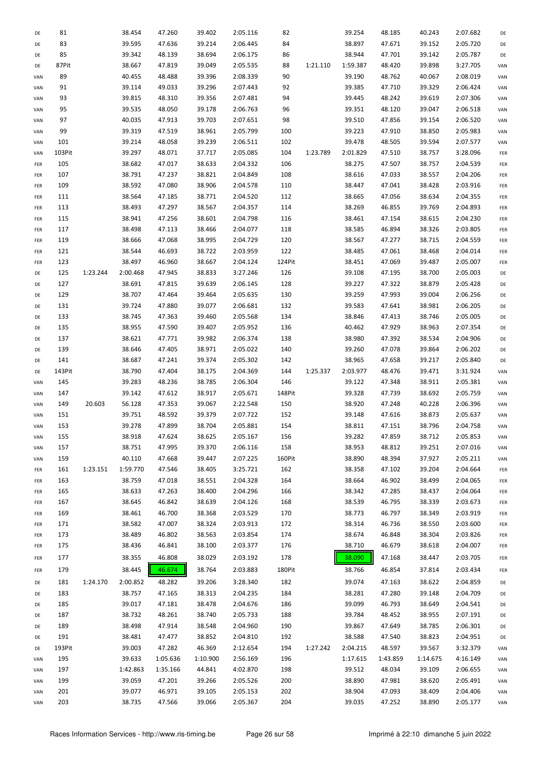| | | | | | | | | | | | | | |
|---|---|---|---|---|---|---|---|---|---|---|---|---|---|
| DE | 81 | | 38.454 | 47.260 | 39.402 | 2:05.116 | 82 | | 39.254 | 48.185 | 40.243 | 2:07.682 | DE |
| DE | 83 | | 39.595 | 47.636 | 39.214 | 2:06.445 | 84 | | 38.897 | 47.671 | 39.152 | 2:05.720 | DE |
| DE | 85 | | 39.342 | 48.139 | 38.694 | 2:06.175 | 86 | | 38.944 | 47.701 | 39.142 | 2:05.787 | DE |
| DE | 87Pit | | 38.667 | 47.819 | 39.049 | 2:05.535 | 88 | 1:21.110 | 1:59.387 | 48.420 | 39.898 | 3:27.705 | VAN |
| VAN | 89 | | 40.455 | 48.488 | 39.396 | 2:08.339 | 90 | | 39.190 | 48.762 | 40.067 | 2:08.019 | VAN |
| VAN | 91 | | 39.114 | 49.033 | 39.296 | 2:07.443 | 92 | | 39.385 | 47.710 | 39.329 | 2:06.424 | VAN |
| VAN | 93 | | 39.815 | 48.310 | 39.356 | 2:07.481 | 94 | | 39.445 | 48.242 | 39.619 | 2:07.306 | VAN |
| VAN | 95 | | 39.535 | 48.050 | 39.178 | 2:06.763 | 96 | | 39.351 | 48.120 | 39.047 | 2:06.518 | VAN |
| VAN | 97 | | 40.035 | 47.913 | 39.703 | 2:07.651 | 98 | | 39.510 | 47.856 | 39.154 | 2:06.520 | VAN |
| VAN | 99 | | 39.319 | 47.519 | 38.961 | 2:05.799 | 100 | | 39.223 | 47.910 | 38.850 | 2:05.983 | VAN |
| VAN | 101 | | 39.214 | 48.058 | 39.239 | 2:06.511 | 102 | | 39.478 | 48.505 | 39.594 | 2:07.577 | VAN |
| VAN | 103Pit | | 39.297 | 48.071 | 37.717 | 2:05.085 | 104 | 1:23.789 | 2:01.829 | 47.510 | 38.757 | 3:28.096 | FER |
| FER | 105 | | 38.682 | 47.017 | 38.633 | 2:04.332 | 106 | | 38.275 | 47.507 | 38.757 | 2:04.539 | FER |
| FER | 107 | | 38.791 | 47.237 | 38.821 | 2:04.849 | 108 | | 38.616 | 47.033 | 38.557 | 2:04.206 | FER |
| FER | 109 | | 38.592 | 47.080 | 38.906 | 2:04.578 | 110 | | 38.447 | 47.041 | 38.428 | 2:03.916 | FER |
| FER | 111 | | 38.564 | 47.185 | 38.771 | 2:04.520 | 112 | | 38.665 | 47.056 | 38.634 | 2:04.355 | FER |
| FER | 113 | | 38.493 | 47.297 | 38.567 | 2:04.357 | 114 | | 38.269 | 46.855 | 39.769 | 2:04.893 | FER |
| FER | 115 | | 38.941 | 47.256 | 38.601 | 2:04.798 | 116 | | 38.461 | 47.154 | 38.615 | 2:04.230 | FER |
| FER | 117 | | 38.498 | 47.113 | 38.466 | 2:04.077 | 118 | | 38.585 | 46.894 | 38.326 | 2:03.805 | FER |
| FER | 119 | | 38.666 | 47.068 | 38.995 | 2:04.729 | 120 | | 38.567 | 47.277 | 38.715 | 2:04.559 | FER |
| FER | 121 | | 38.544 | 46.693 | 38.722 | 2:03.959 | 122 | | 38.485 | 47.061 | 38.468 | 2:04.014 | FER |
| FER | 123 | | 38.497 | 46.960 | 38.667 | 2:04.124 | 124Pit | | 38.451 | 47.069 | 39.487 | 2:05.007 | FER |
| DE | 125 | 1:23.244 | 2:00.468 | 47.945 | 38.833 | 3:27.246 | 126 | | 39.108 | 47.195 | 38.700 | 2:05.003 | DE |
| DE | 127 | | 38.691 | 47.815 | 39.639 | 2:06.145 | 128 | | 39.227 | 47.322 | 38.879 | 2:05.428 | DE |
| DE | 129 | | 38.707 | 47.464 | 39.464 | 2:05.635 | 130 | | 39.259 | 47.993 | 39.004 | 2:06.256 | DE |
| DE | 131 | | 39.724 | 47.880 | 39.077 | 2:06.681 | 132 | | 39.583 | 47.641 | 38.981 | 2:06.205 | DE |
| DE | 133 | | 38.745 | 47.363 | 39.460 | 2:05.568 | 134 | | 38.846 | 47.413 | 38.746 | 2:05.005 | DE |
| DE | 135 | | 38.955 | 47.590 | 39.407 | 2:05.952 | 136 | | 40.462 | 47.929 | 38.963 | 2:07.354 | DE |
| DE | 137 | | 38.621 | 47.771 | 39.982 | 2:06.374 | 138 | | 38.980 | 47.392 | 38.534 | 2:04.906 | DE |
| DE | 139 | | 38.646 | 47.405 | 38.971 | 2:05.022 | 140 | | 39.260 | 47.078 | 39.864 | 2:06.202 | DE |
| DE | 141 | | 38.687 | 47.241 | 39.374 | 2:05.302 | 142 | | 38.965 | 47.658 | 39.217 | 2:05.840 | DE |
| DE | 143Pit | | 38.790 | 47.404 | 38.175 | 2:04.369 | 144 | 1:25.337 | 2:03.977 | 48.476 | 39.471 | 3:31.924 | VAN |
| VAN | 145 | | 39.283 | 48.236 | 38.785 | 2:06.304 | 146 | | 39.122 | 47.348 | 38.911 | 2:05.381 | VAN |
| VAN | 147 | | 39.142 | 47.612 | 38.917 | 2:05.671 | 148Pit | | 39.328 | 47.739 | 38.692 | 2:05.759 | VAN |
| VAN | 149 | 20.603 | 56.128 | 47.353 | 39.067 | 2:22.548 | 150 | | 38.920 | 47.248 | 40.228 | 2:06.396 | VAN |
| VAN | 151 | | 39.751 | 48.592 | 39.379 | 2:07.722 | 152 | | 39.148 | 47.616 | 38.873 | 2:05.637 | VAN |
| VAN | 153 | | 39.278 | 47.899 | 38.704 | 2:05.881 | 154 | | 38.811 | 47.151 | 38.796 | 2:04.758 | VAN |
| VAN | 155 | | 38.918 | 47.624 | 38.625 | 2:05.167 | 156 | | 39.282 | 47.859 | 38.712 | 2:05.853 | VAN |
| VAN | 157 | | 38.751 | 47.995 | 39.370 | 2:06.116 | 158 | | 38.953 | 48.812 | 39.251 | 2:07.016 | VAN |
| VAN | 159 | | 40.110 | 47.668 | 39.447 | 2:07.225 | 160Pit | | 38.890 | 48.394 | 37.927 | 2:05.211 | VAN |
| FER | 161 | 1:23.151 | 1:59.770 | 47.546 | 38.405 | 3:25.721 | 162 | | 38.358 | 47.102 | 39.204 | 2:04.664 | FER |
| FER | 163 | | 38.759 | 47.018 | 38.551 | 2:04.328 | 164 | | 38.664 | 46.902 | 38.499 | 2:04.065 | FER |
| FER | 165 | | 38.633 | 47.263 | 38.400 | 2:04.296 | 166 | | 38.342 | 47.285 | 38.437 | 2:04.064 | FER |
| FER | 167 | | 38.645 | 46.842 | 38.639 | 2:04.126 | 168 | | 38.539 | 46.795 | 38.339 | 2:03.673 | FER |
| FER | 169 | | 38.461 | 46.700 | 38.368 | 2:03.529 | 170 | | 38.773 | 46.797 | 38.349 | 2:03.919 | FER |
| FER | 171 | | 38.582 | 47.007 | 38.324 | 2:03.913 | 172 | | 38.314 | 46.736 | 38.550 | 2:03.600 | FER |
| FER | 173 | | 38.489 | 46.802 | 38.563 | 2:03.854 | 174 | | 38.674 | 46.848 | 38.304 | 2:03.826 | FER |
| FER | 175 | | 38.436 | 46.841 | 38.100 | 2:03.377 | 176 | | 38.710 | 46.679 | 38.618 | 2:04.007 | FER |
| FER | 177 | | 38.355 | 46.808 | 38.029 | 2:03.192 | 178 | | 38.090 | 47.168 | 38.447 | 2:03.705 | FER |
| FER | 179 | | 38.445 | 46.674 | 38.764 | 2:03.883 | 180Pit | | 38.766 | 46.854 | 37.814 | 2:03.434 | FER |
| DE | 181 | 1:24.170 | 2:00.852 | 48.282 | 39.206 | 3:28.340 | 182 | | 39.074 | 47.163 | 38.622 | 2:04.859 | DE |
| DE | 183 | | 38.757 | 47.165 | 38.313 | 2:04.235 | 184 | | 38.281 | 47.280 | 39.148 | 2:04.709 | DE |
| DE | 185 | | 39.017 | 47.181 | 38.478 | 2:04.676 | 186 | | 39.099 | 46.793 | 38.649 | 2:04.541 | DE |
| DE | 187 | | 38.732 | 48.261 | 38.740 | 2:05.733 | 188 | | 39.784 | 48.452 | 38.955 | 2:07.191 | DE |
| DE | 189 | | 38.498 | 47.914 | 38.548 | 2:04.960 | 190 | | 39.867 | 47.649 | 38.785 | 2:06.301 | DE |
| DE | 191 | | 38.481 | 47.477 | 38.852 | 2:04.810 | 192 | | 38.588 | 47.540 | 38.823 | 2:04.951 | DE |
| DE | 193Pit | | 39.003 | 47.282 | 46.369 | 2:12.654 | 194 | 1:27.242 | 2:04.215 | 48.597 | 39.567 | 3:32.379 | VAN |
| VAN | 195 | | 39.633 | 1:05.636 | 1:10.900 | 2:56.169 | 196 | | 1:17.615 | 1:43.859 | 1:14.675 | 4:16.149 | VAN |
| VAN | 197 | | 1:42.863 | 1:35.166 | 44.841 | 4:02.870 | 198 | | 39.512 | 48.034 | 39.109 | 2:06.655 | VAN |
| VAN | 199 | | 39.059 | 47.201 | 39.266 | 2:05.526 | 200 | | 38.890 | 47.981 | 38.620 | 2:05.491 | VAN |
| VAN | 201 | | 39.077 | 46.971 | 39.105 | 2:05.153 | 202 | | 38.904 | 47.093 | 38.409 | 2:04.406 | VAN |
| VAN | 203 | | 38.735 | 47.566 | 39.066 | 2:05.367 | 204 | | 39.035 | 47.252 | 38.890 | 2:05.177 | VAN |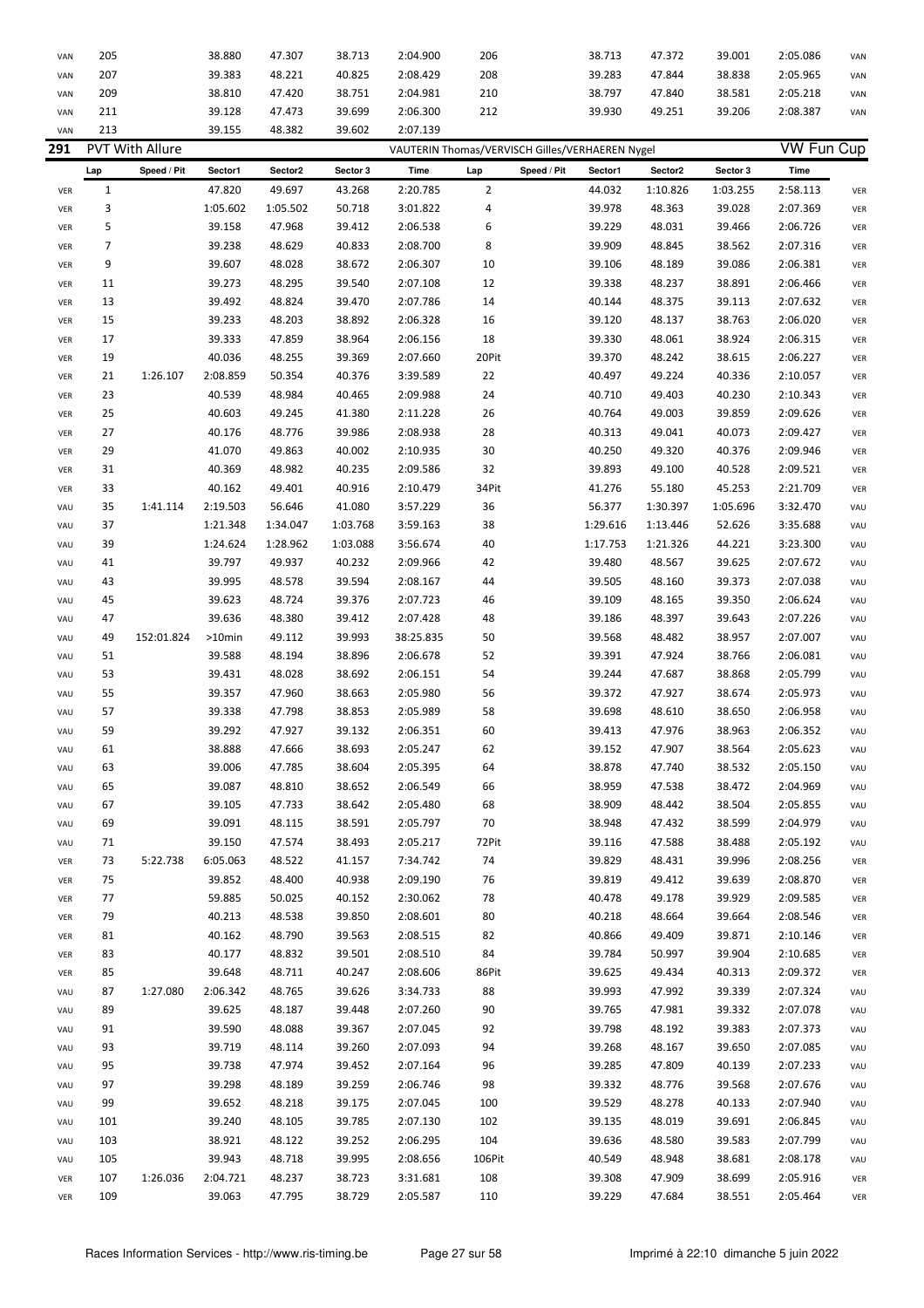| | | | | | | | | | | | | | |
|---|---|---|---|---|---|---|---|---|---|---|---|---|---|
| VAN | 205 | | 38.880 | 47.307 | 38.713 | 2:04.900 | 206 | | 38.713 | 47.372 | 39.001 | 2:05.086 | VAN |
| VAN | 207 | | 39.383 | 48.221 | 40.825 | 2:08.429 | 208 | | 39.283 | 47.844 | 38.838 | 2:05.965 | VAN |
| VAN | 209 | | 38.810 | 47.420 | 38.751 | 2:04.981 | 210 | | 38.797 | 47.840 | 38.581 | 2:05.218 | VAN |
| VAN | 211 | | 39.128 | 47.473 | 39.699 | 2:06.300 | 212 | | 39.930 | 49.251 | 39.206 | 2:08.387 | VAN |
| VAN | 213 | | 39.155 | 48.382 | 39.602 | 2:07.139 | | | | | | | |

**291** PVT With Allure — VAUTERIN Thomas/VERVISCH Gilles/VERHAEREN Nygel — VW Fun Cup

| | Lap | Speed / Pit | Sector1 | Sector2 | Sector 3 | Time | Lap | Speed / Pit | Sector1 | Sector2 | Sector 3 | Time | |
|---|---|---|---|---|---|---|---|---|---|---|---|---|---|
| VER | 1 | | 47.820 | 49.697 | 43.268 | 2:20.785 | 2 | | 44.032 | 1:10.826 | 1:03.255 | 2:58.113 | VER |
| VER | 3 | | 1:05.602 | 1:05.502 | 50.718 | 3:01.822 | 4 | | 39.978 | 48.363 | 39.028 | 2:07.369 | VER |
| VER | 5 | | 39.158 | 47.968 | 39.412 | 2:06.538 | 6 | | 39.229 | 48.031 | 39.466 | 2:06.726 | VER |
| VER | 7 | | 39.238 | 48.629 | 40.833 | 2:08.700 | 8 | | 39.909 | 48.845 | 38.562 | 2:07.316 | VER |
| VER | 9 | | 39.607 | 48.028 | 38.672 | 2:06.307 | 10 | | 39.106 | 48.189 | 39.086 | 2:06.381 | VER |
| VER | 11 | | 39.273 | 48.295 | 39.540 | 2:07.108 | 12 | | 39.338 | 48.237 | 38.891 | 2:06.466 | VER |
| VER | 13 | | 39.492 | 48.824 | 39.470 | 2:07.786 | 14 | | 40.144 | 48.375 | 39.113 | 2:07.632 | VER |
| VER | 15 | | 39.233 | 48.203 | 38.892 | 2:06.328 | 16 | | 39.120 | 48.137 | 38.763 | 2:06.020 | VER |
| VER | 17 | | 39.333 | 47.859 | 38.964 | 2:06.156 | 18 | | 39.330 | 48.061 | 38.924 | 2:06.315 | VER |
| VER | 19 | | 40.036 | 48.255 | 39.369 | 2:07.660 | 20Pit | | 39.370 | 48.242 | 38.615 | 2:06.227 | VER |
| VER | 21 | 1:26.107 | 2:08.859 | 50.354 | 40.376 | 3:39.589 | 22 | | 40.497 | 49.224 | 40.336 | 2:10.057 | VER |
| VER | 23 | | 40.539 | 48.984 | 40.465 | 2:09.988 | 24 | | 40.710 | 49.403 | 40.230 | 2:10.343 | VER |
| VER | 25 | | 40.603 | 49.245 | 41.380 | 2:11.228 | 26 | | 40.764 | 49.003 | 39.859 | 2:09.626 | VER |
| VER | 27 | | 40.176 | 48.776 | 39.986 | 2:08.938 | 28 | | 40.313 | 49.041 | 40.073 | 2:09.427 | VER |
| VER | 29 | | 41.070 | 49.863 | 40.002 | 2:10.935 | 30 | | 40.250 | 49.320 | 40.376 | 2:09.946 | VER |
| VER | 31 | | 40.369 | 48.982 | 40.235 | 2:09.586 | 32 | | 39.893 | 49.100 | 40.528 | 2:09.521 | VER |
| VER | 33 | | 40.162 | 49.401 | 40.916 | 2:10.479 | 34Pit | | 41.276 | 55.180 | 45.253 | 2:21.709 | VER |
| VAU | 35 | 1:41.114 | 2:19.503 | 56.646 | 41.080 | 3:57.229 | 36 | | 56.377 | 1:30.397 | 1:05.696 | 3:32.470 | VAU |
| VAU | 37 | | 1:21.348 | 1:34.047 | 1:03.768 | 3:59.163 | 38 | | 1:29.616 | 1:13.446 | 52.626 | 3:35.688 | VAU |
| VAU | 39 | | 1:24.624 | 1:28.962 | 1:03.088 | 3:56.674 | 40 | | 1:17.753 | 1:21.326 | 44.221 | 3:23.300 | VAU |
| VAU | 41 | | 39.797 | 49.937 | 40.232 | 2:09.966 | 42 | | 39.480 | 48.567 | 39.625 | 2:07.672 | VAU |
| VAU | 43 | | 39.995 | 48.578 | 39.594 | 2:08.167 | 44 | | 39.505 | 48.160 | 39.373 | 2:07.038 | VAU |
| VAU | 45 | | 39.623 | 48.724 | 39.376 | 2:07.723 | 46 | | 39.109 | 48.165 | 39.350 | 2:06.624 | VAU |
| VAU | 47 | | 39.636 | 48.380 | 39.412 | 2:07.428 | 48 | | 39.186 | 48.397 | 39.643 | 2:07.226 | VAU |
| VAU | 49 | 152:01.824 | >10min | 49.112 | 39.993 | 38:25.835 | 50 | | 39.568 | 48.482 | 38.957 | 2:07.007 | VAU |
| VAU | 51 | | 39.588 | 48.194 | 38.896 | 2:06.678 | 52 | | 39.391 | 47.924 | 38.766 | 2:06.081 | VAU |
| VAU | 53 | | 39.431 | 48.028 | 38.692 | 2:06.151 | 54 | | 39.244 | 47.687 | 38.868 | 2:05.799 | VAU |
| VAU | 55 | | 39.357 | 47.960 | 38.663 | 2:05.980 | 56 | | 39.372 | 47.927 | 38.674 | 2:05.973 | VAU |
| VAU | 57 | | 39.338 | 47.798 | 38.853 | 2:05.989 | 58 | | 39.698 | 48.610 | 38.650 | 2:06.958 | VAU |
| VAU | 59 | | 39.292 | 47.927 | 39.132 | 2:06.351 | 60 | | 39.413 | 47.976 | 38.963 | 2:06.352 | VAU |
| VAU | 61 | | 38.888 | 47.666 | 38.693 | 2:05.247 | 62 | | 39.152 | 47.907 | 38.564 | 2:05.623 | VAU |
| VAU | 63 | | 39.006 | 47.785 | 38.604 | 2:05.395 | 64 | | 38.878 | 47.740 | 38.532 | 2:05.150 | VAU |
| VAU | 65 | | 39.087 | 48.810 | 38.652 | 2:06.549 | 66 | | 38.959 | 47.538 | 38.472 | 2:04.969 | VAU |
| VAU | 67 | | 39.105 | 47.733 | 38.642 | 2:05.480 | 68 | | 38.909 | 48.442 | 38.504 | 2:05.855 | VAU |
| VAU | 69 | | 39.091 | 48.115 | 38.591 | 2:05.797 | 70 | | 38.948 | 47.432 | 38.599 | 2:04.979 | VAU |
| VAU | 71 | | 39.150 | 47.574 | 38.493 | 2:05.217 | 72Pit | | 39.116 | 47.588 | 38.488 | 2:05.192 | VAU |
| VER | 73 | 5:22.738 | 6:05.063 | 48.522 | 41.157 | 7:34.742 | 74 | | 39.829 | 48.431 | 39.996 | 2:08.256 | VER |
| VER | 75 | | 39.852 | 48.400 | 40.938 | 2:09.190 | 76 | | 39.819 | 49.412 | 39.639 | 2:08.870 | VER |
| VER | 77 | | 59.885 | 50.025 | 40.152 | 2:30.062 | 78 | | 40.478 | 49.178 | 39.929 | 2:09.585 | VER |
| VER | 79 | | 40.213 | 48.538 | 39.850 | 2:08.601 | 80 | | 40.218 | 48.664 | 39.664 | 2:08.546 | VER |
| VER | 81 | | 40.162 | 48.790 | 39.563 | 2:08.515 | 82 | | 40.866 | 49.409 | 39.871 | 2:10.146 | VER |
| VER | 83 | | 40.177 | 48.832 | 39.501 | 2:08.510 | 84 | | 39.784 | 50.997 | 39.904 | 2:10.685 | VER |
| VER | 85 | | 39.648 | 48.711 | 40.247 | 2:08.606 | 86Pit | | 39.625 | 49.434 | 40.313 | 2:09.372 | VER |
| VAU | 87 | 1:27.080 | 2:06.342 | 48.765 | 39.626 | 3:34.733 | 88 | | 39.993 | 47.992 | 39.339 | 2:07.324 | VAU |
| VAU | 89 | | 39.625 | 48.187 | 39.448 | 2:07.260 | 90 | | 39.765 | 47.981 | 39.332 | 2:07.078 | VAU |
| VAU | 91 | | 39.590 | 48.088 | 39.367 | 2:07.045 | 92 | | 39.798 | 48.192 | 39.383 | 2:07.373 | VAU |
| VAU | 93 | | 39.719 | 48.114 | 39.260 | 2:07.093 | 94 | | 39.268 | 48.167 | 39.650 | 2:07.085 | VAU |
| VAU | 95 | | 39.738 | 47.974 | 39.452 | 2:07.164 | 96 | | 39.285 | 47.809 | 40.139 | 2:07.233 | VAU |
| VAU | 97 | | 39.298 | 48.189 | 39.259 | 2:06.746 | 98 | | 39.332 | 48.776 | 39.568 | 2:07.676 | VAU |
| VAU | 99 | | 39.652 | 48.218 | 39.175 | 2:07.045 | 100 | | 39.529 | 48.278 | 40.133 | 2:07.940 | VAU |
| VAU | 101 | | 39.240 | 48.105 | 39.785 | 2:07.130 | 102 | | 39.135 | 48.019 | 39.691 | 2:06.845 | VAU |
| VAU | 103 | | 38.921 | 48.122 | 39.252 | 2:06.295 | 104 | | 39.636 | 48.580 | 39.583 | 2:07.799 | VAU |
| VAU | 105 | | 39.943 | 48.718 | 39.995 | 2:08.656 | 106Pit | | 40.549 | 48.948 | 38.681 | 2:08.178 | VAU |
| VER | 107 | 1:26.036 | 2:04.721 | 48.237 | 38.723 | 3:31.681 | 108 | | 39.308 | 47.909 | 38.699 | 2:05.916 | VER |
| VER | 109 | | 39.063 | 47.795 | 38.729 | 2:05.587 | 110 | | 39.229 | 47.684 | 38.551 | 2:05.464 | VER |

Races Information Services - http://www.ris-timing.be — Imprimé à 22:10 dimanche 5 juin 2022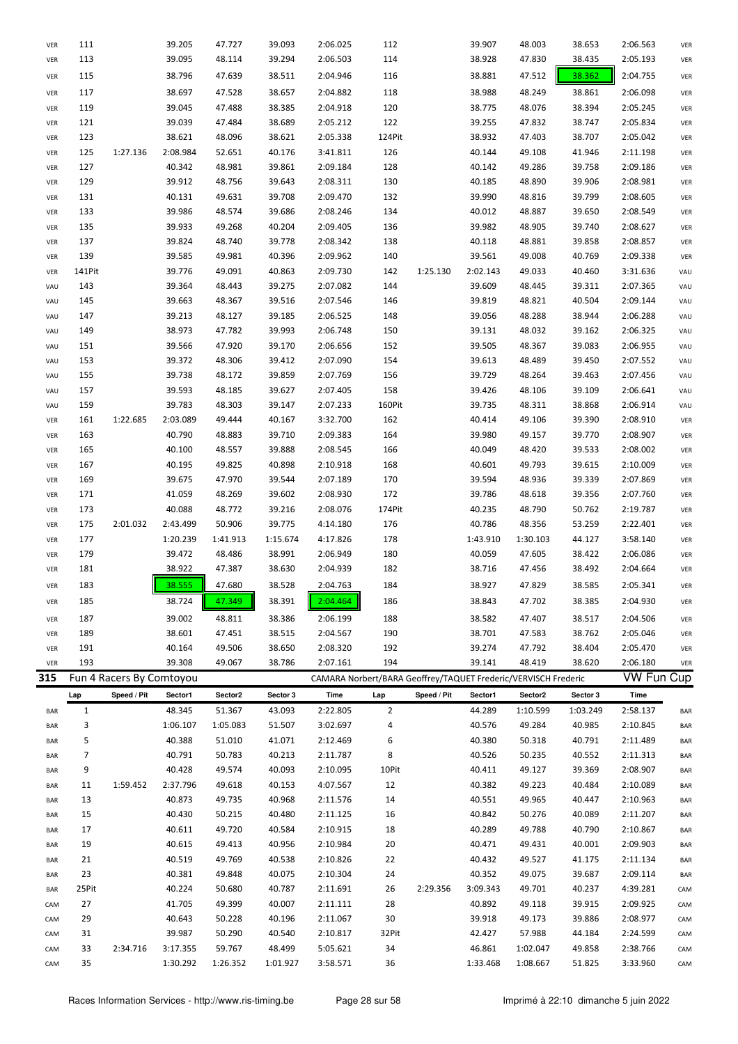| | | | | | | | | | | | | | |
|---|---|---|---|---|---|---|---|---|---|---|---|---|---|
| VER | 111 | | 39.205 | 47.727 | 39.093 | 2:06.025 | 112 | | 39.907 | 48.003 | 38.653 | 2:06.563 | VER |
| VER | 113 | | 39.095 | 48.114 | 39.294 | 2:06.503 | 114 | | 38.928 | 47.830 | 38.435 | 2:05.193 | VER |
| VER | 115 | | 38.796 | 47.639 | 38.511 | 2:04.946 | 116 | | 38.881 | 47.512 | 38.362 | 2:04.755 | VER |
| VER | 117 | | 38.697 | 47.528 | 38.657 | 2:04.882 | 118 | | 38.988 | 48.249 | 38.861 | 2:06.098 | VER |
| VER | 119 | | 39.045 | 47.488 | 38.385 | 2:04.918 | 120 | | 38.775 | 48.076 | 38.394 | 2:05.245 | VER |
| VER | 121 | | 39.039 | 47.484 | 38.689 | 2:05.212 | 122 | | 39.255 | 47.832 | 38.747 | 2:05.834 | VER |
| VER | 123 | | 38.621 | 48.096 | 38.621 | 2:05.338 | 124Pit | | 38.932 | 47.403 | 38.707 | 2:05.042 | VER |
| VER | 125 | 1:27.136 | 2:08.984 | 52.651 | 40.176 | 3:41.811 | 126 | | 40.144 | 49.108 | 41.946 | 2:11.198 | VER |
| VER | 127 | | 40.342 | 48.981 | 39.861 | 2:09.184 | 128 | | 40.142 | 49.286 | 39.758 | 2:09.186 | VER |
| VER | 129 | | 39.912 | 48.756 | 39.643 | 2:08.311 | 130 | | 40.185 | 48.890 | 39.906 | 2:08.981 | VER |
| VER | 131 | | 40.131 | 49.631 | 39.708 | 2:09.470 | 132 | | 39.990 | 48.816 | 39.799 | 2:08.605 | VER |
| VER | 133 | | 39.986 | 48.574 | 39.686 | 2:08.246 | 134 | | 40.012 | 48.887 | 39.650 | 2:08.549 | VER |
| VER | 135 | | 39.933 | 49.268 | 40.204 | 2:09.405 | 136 | | 39.982 | 48.905 | 39.740 | 2:08.627 | VER |
| VER | 137 | | 39.824 | 48.740 | 39.778 | 2:08.342 | 138 | | 40.118 | 48.881 | 39.858 | 2:08.857 | VER |
| VER | 139 | | 39.585 | 49.981 | 40.396 | 2:09.962 | 140 | | 39.561 | 49.008 | 40.769 | 2:09.338 | VER |
| VER | 141Pit | | 39.776 | 49.091 | 40.863 | 2:09.730 | 142 | 1:25.130 | 2:02.143 | 49.033 | 40.460 | 3:31.636 | VAU |
| VAU | 143 | | 39.364 | 48.443 | 39.275 | 2:07.082 | 144 | | 39.609 | 48.445 | 39.311 | 2:07.365 | VAU |
| VAU | 145 | | 39.663 | 48.367 | 39.516 | 2:07.546 | 146 | | 39.819 | 48.821 | 40.504 | 2:09.144 | VAU |
| VAU | 147 | | 39.213 | 48.127 | 39.185 | 2:06.525 | 148 | | 39.056 | 48.288 | 38.944 | 2:06.288 | VAU |
| VAU | 149 | | 38.973 | 47.782 | 39.993 | 2:06.748 | 150 | | 39.131 | 48.032 | 39.162 | 2:06.325 | VAU |
| VAU | 151 | | 39.566 | 47.920 | 39.170 | 2:06.656 | 152 | | 39.505 | 48.367 | 39.083 | 2:06.955 | VAU |
| VAU | 153 | | 39.372 | 48.306 | 39.412 | 2:07.090 | 154 | | 39.613 | 48.489 | 39.450 | 2:07.552 | VAU |
| VAU | 155 | | 39.738 | 48.172 | 39.859 | 2:07.769 | 156 | | 39.729 | 48.264 | 39.463 | 2:07.456 | VAU |
| VAU | 157 | | 39.593 | 48.185 | 39.627 | 2:07.405 | 158 | | 39.426 | 48.106 | 39.109 | 2:06.641 | VAU |
| VAU | 159 | | 39.783 | 48.303 | 39.147 | 2:07.233 | 160Pit | | 39.735 | 48.311 | 38.868 | 2:06.914 | VAU |
| VER | 161 | 1:22.685 | 2:03.089 | 49.444 | 40.167 | 3:32.700 | 162 | | 40.414 | 49.106 | 39.390 | 2:08.910 | VER |
| VER | 163 | | 40.790 | 48.883 | 39.710 | 2:09.383 | 164 | | 39.980 | 49.157 | 39.770 | 2:08.907 | VER |
| VER | 165 | | 40.100 | 48.557 | 39.888 | 2:08.545 | 166 | | 40.049 | 48.420 | 39.533 | 2:08.002 | VER |
| VER | 167 | | 40.195 | 49.825 | 40.898 | 2:10.918 | 168 | | 40.601 | 49.793 | 39.615 | 2:10.009 | VER |
| VER | 169 | | 39.675 | 47.970 | 39.544 | 2:07.189 | 170 | | 39.594 | 48.936 | 39.339 | 2:07.869 | VER |
| VER | 171 | | 41.059 | 48.269 | 39.602 | 2:08.930 | 172 | | 39.786 | 48.618 | 39.356 | 2:07.760 | VER |
| VER | 173 | | 40.088 | 48.772 | 39.216 | 2:08.076 | 174Pit | | 40.235 | 48.790 | 50.762 | 2:19.787 | VER |
| VER | 175 | 2:01.032 | 2:43.499 | 50.906 | 39.775 | 4:14.180 | 176 | | 40.786 | 48.356 | 53.259 | 2:22.401 | VER |
| VER | 177 | | 1:20.239 | 1:41.913 | 1:15.674 | 4:17.826 | 178 | | 1:43.910 | 1:30.103 | 44.127 | 3:58.140 | VER |
| VER | 179 | | 39.472 | 48.486 | 38.991 | 2:06.949 | 180 | | 40.059 | 47.605 | 38.422 | 2:06.086 | VER |
| VER | 181 | | 38.922 | 47.387 | 38.630 | 2:04.939 | 182 | | 38.716 | 47.456 | 38.492 | 2:04.664 | VER |
| VER | 183 | | 38.555 | 47.680 | 38.528 | 2:04.763 | 184 | | 38.927 | 47.829 | 38.585 | 2:05.341 | VER |
| VER | 185 | | 38.724 | 47.349 | 38.391 | 2:04.464 | 186 | | 38.843 | 47.702 | 38.385 | 2:04.930 | VER |
| VER | 187 | | 39.002 | 48.811 | 38.386 | 2:06.199 | 188 | | 38.582 | 47.407 | 38.517 | 2:04.506 | VER |
| VER | 189 | | 38.601 | 47.451 | 38.515 | 2:04.567 | 190 | | 38.701 | 47.583 | 38.762 | 2:05.046 | VER |
| VER | 191 | | 40.164 | 49.506 | 38.650 | 2:08.320 | 192 | | 39.274 | 47.792 | 38.404 | 2:05.470 | VER |
| VER | 193 | | 39.308 | 49.067 | 38.786 | 2:07.161 | 194 | | 39.141 | 48.419 | 38.620 | 2:06.180 | VER |

## 315 Fun 4 Racers By Comtoyou — CAMARA Norbert/BARA Geoffrey/TAQUET Frederic/VERVISCH Frederic — VW Fun Cup

| | Lap | Speed / Pit | Sector1 | Sector2 | Sector 3 | Time | Lap | Speed / Pit | Sector1 | Sector2 | Sector 3 | Time | |
|---|---|---|---|---|---|---|---|---|---|---|---|---|---|
| BAR | 1 | | 48.345 | 51.367 | 43.093 | 2:22.805 | 2 | | 44.289 | 1:10.599 | 1:03.249 | 2:58.137 | BAR |
| BAR | 3 | | 1:06.107 | 1:05.083 | 51.507 | 3:02.697 | 4 | | 40.576 | 49.284 | 40.985 | 2:10.845 | BAR |
| BAR | 5 | | 40.388 | 51.010 | 41.071 | 2:12.469 | 6 | | 40.380 | 50.318 | 40.791 | 2:11.489 | BAR |
| BAR | 7 | | 40.791 | 50.783 | 40.213 | 2:11.787 | 8 | | 40.526 | 50.235 | 40.552 | 2:11.313 | BAR |
| BAR | 9 | | 40.428 | 49.574 | 40.093 | 2:10.095 | 10Pit | | 40.411 | 49.127 | 39.369 | 2:08.907 | BAR |
| BAR | 11 | 1:59.452 | 2:37.796 | 49.618 | 40.153 | 4:07.567 | 12 | | 40.382 | 49.223 | 40.484 | 2:10.089 | BAR |
| BAR | 13 | | 40.873 | 49.735 | 40.968 | 2:11.576 | 14 | | 40.551 | 49.965 | 40.447 | 2:10.963 | BAR |
| BAR | 15 | | 40.430 | 50.215 | 40.480 | 2:11.125 | 16 | | 40.842 | 50.276 | 40.089 | 2:11.207 | BAR |
| BAR | 17 | | 40.611 | 49.720 | 40.584 | 2:10.915 | 18 | | 40.289 | 49.788 | 40.790 | 2:10.867 | BAR |
| BAR | 19 | | 40.615 | 49.413 | 40.956 | 2:10.984 | 20 | | 40.471 | 49.431 | 40.001 | 2:09.903 | BAR |
| BAR | 21 | | 40.519 | 49.769 | 40.538 | 2:10.826 | 22 | | 40.432 | 49.527 | 41.175 | 2:11.134 | BAR |
| BAR | 23 | | 40.381 | 49.848 | 40.075 | 2:10.304 | 24 | | 40.352 | 49.075 | 39.687 | 2:09.114 | BAR |
| BAR | 25Pit | | 40.224 | 50.680 | 40.787 | 2:11.691 | 26 | 2:29.356 | 3:09.343 | 49.701 | 40.237 | 4:39.281 | CAM |
| CAM | 27 | | 41.705 | 49.399 | 40.007 | 2:11.111 | 28 | | 40.892 | 49.118 | 39.915 | 2:09.925 | CAM |
| CAM | 29 | | 40.643 | 50.228 | 40.196 | 2:11.067 | 30 | | 39.918 | 49.173 | 39.886 | 2:08.977 | CAM |
| CAM | 31 | | 39.987 | 50.290 | 40.540 | 2:10.817 | 32Pit | | 42.427 | 57.988 | 44.184 | 2:24.599 | CAM |
| CAM | 33 | 2:34.716 | 3:17.355 | 59.767 | 48.499 | 5:05.621 | 34 | | 46.861 | 1:02.047 | 49.858 | 2:38.766 | CAM |
| CAM | 35 | | 1:30.292 | 1:26.352 | 1:01.927 | 3:58.571 | 36 | | 1:33.468 | 1:08.667 | 51.825 | 3:33.960 | CAM |

Races Information Services - http://www.ris-timing.be — Imprimé à 22:10 dimanche 5 juin 2022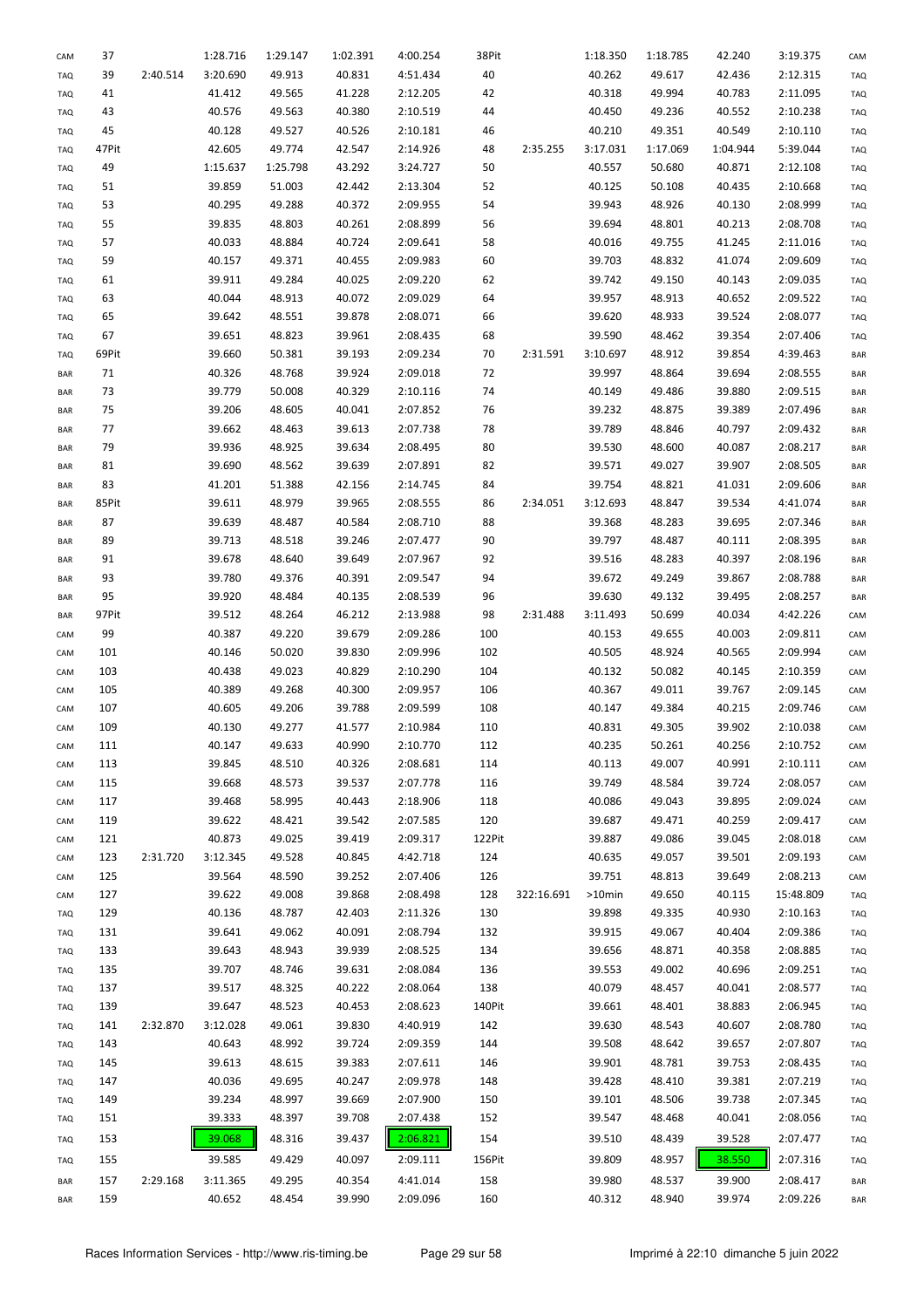| | | | | | | | | | | | | | | |
|---|---|---|---|---|---|---|---|---|---|---|---|---|---|---|
| CAM | 37 | | 1:28.716 | 1:29.147 | 1:02.391 | 4:00.254 | 38Pit | | 1:18.350 | 1:18.785 | 42.240 | 3:19.375 | CAM |
| TAQ | 39 | 2:40.514 | 3:20.690 | 49.913 | 40.831 | 4:51.434 | 40 | | 40.262 | 49.617 | 42.436 | 2:12.315 | TAQ |
| TAQ | 41 | | 41.412 | 49.565 | 41.228 | 2:12.205 | 42 | | 40.318 | 49.994 | 40.783 | 2:11.095 | TAQ |
| TAQ | 43 | | 40.576 | 49.563 | 40.380 | 2:10.519 | 44 | | 40.450 | 49.236 | 40.552 | 2:10.238 | TAQ |
| TAQ | 45 | | 40.128 | 49.527 | 40.526 | 2:10.181 | 46 | | 40.210 | 49.351 | 40.549 | 2:10.110 | TAQ |
| TAQ | 47Pit | | 42.605 | 49.774 | 42.547 | 2:14.926 | 48 | 2:35.255 | 3:17.031 | 1:17.069 | 1:04.944 | 5:39.044 | TAQ |
| TAQ | 49 | | 1:15.637 | 1:25.798 | 43.292 | 3:24.727 | 50 | | 40.557 | 50.680 | 40.871 | 2:12.108 | TAQ |
| TAQ | 51 | | 39.859 | 51.003 | 42.442 | 2:13.304 | 52 | | 40.125 | 50.108 | 40.435 | 2:10.668 | TAQ |
| TAQ | 53 | | 40.295 | 49.288 | 40.372 | 2:09.955 | 54 | | 39.943 | 48.926 | 40.130 | 2:08.999 | TAQ |
| TAQ | 55 | | 39.835 | 48.803 | 40.261 | 2:08.899 | 56 | | 39.694 | 48.801 | 40.213 | 2:08.708 | TAQ |
| TAQ | 57 | | 40.033 | 48.884 | 40.724 | 2:09.641 | 58 | | 40.016 | 49.755 | 41.245 | 2:11.016 | TAQ |
| TAQ | 59 | | 40.157 | 49.371 | 40.455 | 2:09.983 | 60 | | 39.703 | 48.832 | 41.074 | 2:09.609 | TAQ |
| TAQ | 61 | | 39.911 | 49.284 | 40.025 | 2:09.220 | 62 | | 39.742 | 49.150 | 40.143 | 2:09.035 | TAQ |
| TAQ | 63 | | 40.044 | 48.913 | 40.072 | 2:09.029 | 64 | | 39.957 | 48.913 | 40.652 | 2:09.522 | TAQ |
| TAQ | 65 | | 39.642 | 48.551 | 39.878 | 2:08.071 | 66 | | 39.620 | 48.933 | 39.524 | 2:08.077 | TAQ |
| TAQ | 67 | | 39.651 | 48.823 | 39.961 | 2:08.435 | 68 | | 39.590 | 48.462 | 39.354 | 2:07.406 | TAQ |
| TAQ | 69Pit | | 39.660 | 50.381 | 39.193 | 2:09.234 | 70 | 2:31.591 | 3:10.697 | 48.912 | 39.854 | 4:39.463 | BAR |
| BAR | 71 | | 40.326 | 48.768 | 39.924 | 2:09.018 | 72 | | 39.997 | 48.864 | 39.694 | 2:08.555 | BAR |
| BAR | 73 | | 39.779 | 50.008 | 40.329 | 2:10.116 | 74 | | 40.149 | 49.486 | 39.880 | 2:09.515 | BAR |
| BAR | 75 | | 39.206 | 48.605 | 40.041 | 2:07.852 | 76 | | 39.232 | 48.875 | 39.389 | 2:07.496 | BAR |
| BAR | 77 | | 39.662 | 48.463 | 39.613 | 2:07.738 | 78 | | 39.789 | 48.846 | 40.797 | 2:09.432 | BAR |
| BAR | 79 | | 39.936 | 48.925 | 39.634 | 2:08.495 | 80 | | 39.530 | 48.600 | 40.087 | 2:08.217 | BAR |
| BAR | 81 | | 39.690 | 48.562 | 39.639 | 2:07.891 | 82 | | 39.571 | 49.027 | 39.907 | 2:08.505 | BAR |
| BAR | 83 | | 41.201 | 51.388 | 42.156 | 2:14.745 | 84 | | 39.754 | 48.821 | 41.031 | 2:09.606 | BAR |
| BAR | 85Pit | | 39.611 | 48.979 | 39.965 | 2:08.555 | 86 | 2:34.051 | 3:12.693 | 48.847 | 39.534 | 4:41.074 | BAR |
| BAR | 87 | | 39.639 | 48.487 | 40.584 | 2:08.710 | 88 | | 39.368 | 48.283 | 39.695 | 2:07.346 | BAR |
| BAR | 89 | | 39.713 | 48.518 | 39.246 | 2:07.477 | 90 | | 39.797 | 48.487 | 40.111 | 2:08.395 | BAR |
| BAR | 91 | | 39.678 | 48.640 | 39.649 | 2:07.967 | 92 | | 39.516 | 48.283 | 40.397 | 2:08.196 | BAR |
| BAR | 93 | | 39.780 | 49.376 | 40.391 | 2:09.547 | 94 | | 39.672 | 49.249 | 39.867 | 2:08.788 | BAR |
| BAR | 95 | | 39.920 | 48.484 | 40.135 | 2:08.539 | 96 | | 39.630 | 49.132 | 39.495 | 2:08.257 | BAR |
| BAR | 97Pit | | 39.512 | 48.264 | 46.212 | 2:13.988 | 98 | 2:31.488 | 3:11.493 | 50.699 | 40.034 | 4:42.226 | CAM |
| CAM | 99 | | 40.387 | 49.220 | 39.679 | 2:09.286 | 100 | | 40.153 | 49.655 | 40.003 | 2:09.811 | CAM |
| CAM | 101 | | 40.146 | 50.020 | 39.830 | 2:09.996 | 102 | | 40.505 | 48.924 | 40.565 | 2:09.994 | CAM |
| CAM | 103 | | 40.438 | 49.023 | 40.829 | 2:10.290 | 104 | | 40.132 | 50.082 | 40.145 | 2:10.359 | CAM |
| CAM | 105 | | 40.389 | 49.268 | 40.300 | 2:09.957 | 106 | | 40.367 | 49.011 | 39.767 | 2:09.145 | CAM |
| CAM | 107 | | 40.605 | 49.206 | 39.788 | 2:09.599 | 108 | | 40.147 | 49.384 | 40.215 | 2:09.746 | CAM |
| CAM | 109 | | 40.130 | 49.277 | 41.577 | 2:10.984 | 110 | | 40.831 | 49.305 | 39.902 | 2:10.038 | CAM |
| CAM | 111 | | 40.147 | 49.633 | 40.990 | 2:10.770 | 112 | | 40.235 | 50.261 | 40.256 | 2:10.752 | CAM |
| CAM | 113 | | 39.845 | 48.510 | 40.326 | 2:08.681 | 114 | | 40.113 | 49.007 | 40.991 | 2:10.111 | CAM |
| CAM | 115 | | 39.668 | 48.573 | 39.537 | 2:07.778 | 116 | | 39.749 | 48.584 | 39.724 | 2:08.057 | CAM |
| CAM | 117 | | 39.468 | 58.995 | 40.443 | 2:18.906 | 118 | | 40.086 | 49.043 | 39.895 | 2:09.024 | CAM |
| CAM | 119 | | 39.622 | 48.421 | 39.542 | 2:07.585 | 120 | | 39.687 | 49.471 | 40.259 | 2:09.417 | CAM |
| CAM | 121 | | 40.873 | 49.025 | 39.419 | 2:09.317 | 122Pit | | 39.887 | 49.086 | 39.045 | 2:08.018 | CAM |
| CAM | 123 | 2:31.720 | 3:12.345 | 49.528 | 40.845 | 4:42.718 | 124 | | 40.635 | 49.057 | 39.501 | 2:09.193 | CAM |
| CAM | 125 | | 39.564 | 48.590 | 39.252 | 2:07.406 | 126 | | 39.751 | 48.813 | 39.649 | 2:08.213 | CAM |
| CAM | 127 | | 39.622 | 49.008 | 39.868 | 2:08.498 | 128 | 322:16.691 | >10min | 49.650 | 40.115 | 15:48.809 | TAQ |
| TAQ | 129 | | 40.136 | 48.787 | 42.403 | 2:11.326 | 130 | | 39.898 | 49.335 | 40.930 | 2:10.163 | TAQ |
| TAQ | 131 | | 39.641 | 49.062 | 40.091 | 2:08.794 | 132 | | 39.915 | 49.067 | 40.404 | 2:09.386 | TAQ |
| TAQ | 133 | | 39.643 | 48.943 | 39.939 | 2:08.525 | 134 | | 39.656 | 48.871 | 40.358 | 2:08.885 | TAQ |
| TAQ | 135 | | 39.707 | 48.746 | 39.631 | 2:08.084 | 136 | | 39.553 | 49.002 | 40.696 | 2:09.251 | TAQ |
| TAQ | 137 | | 39.517 | 48.325 | 40.222 | 2:08.064 | 138 | | 40.079 | 48.457 | 40.041 | 2:08.577 | TAQ |
| TAQ | 139 | | 39.647 | 48.523 | 40.453 | 2:08.623 | 140Pit | | 39.661 | 48.401 | 38.883 | 2:06.945 | TAQ |
| TAQ | 141 | 2:32.870 | 3:12.028 | 49.061 | 39.830 | 4:40.919 | 142 | | 39.630 | 48.543 | 40.607 | 2:08.780 | TAQ |
| TAQ | 143 | | 40.643 | 48.992 | 39.724 | 2:09.359 | 144 | | 39.508 | 48.642 | 39.657 | 2:07.807 | TAQ |
| TAQ | 145 | | 39.613 | 48.615 | 39.383 | 2:07.611 | 146 | | 39.901 | 48.781 | 39.753 | 2:08.435 | TAQ |
| TAQ | 147 | | 40.036 | 49.695 | 40.247 | 2:09.978 | 148 | | 39.428 | 48.410 | 39.381 | 2:07.219 | TAQ |
| TAQ | 149 | | 39.234 | 48.997 | 39.669 | 2:07.900 | 150 | | 39.101 | 48.506 | 39.738 | 2:07.345 | TAQ |
| TAQ | 151 | | 39.333 | 48.397 | 39.708 | 2:07.438 | 152 | | 39.547 | 48.468 | 40.041 | 2:08.056 | TAQ |
| TAQ | 153 | | 39.068 | 48.316 | 39.437 | 2:06.821 | 154 | | 39.510 | 48.439 | 39.528 | 2:07.477 | TAQ |
| TAQ | 155 | | 39.585 | 49.429 | 40.097 | 2:09.111 | 156Pit | | 39.809 | 48.957 | 38.550 | 2:07.316 | TAQ |
| BAR | 157 | 2:29.168 | 3:11.365 | 49.295 | 40.354 | 4:41.014 | 158 | | 39.980 | 48.537 | 39.900 | 2:08.417 | BAR |
| BAR | 159 | | 40.652 | 48.454 | 39.990 | 2:09.096 | 160 | | 40.312 | 48.940 | 39.974 | 2:09.226 | BAR |

Races Information Services - http://www.ris-timing.be

Imprimé à 22:10 dimanche 5 juin 2022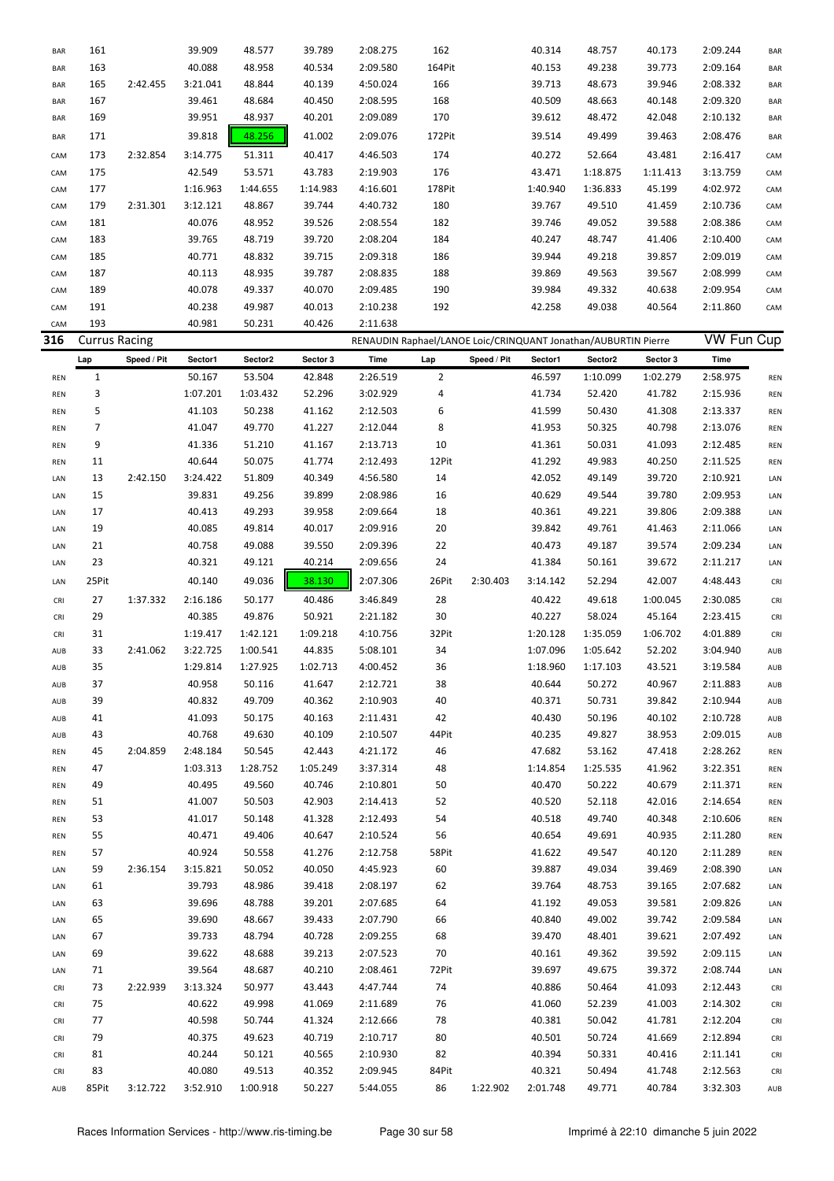| | | | | | | | | | | | | | |
|---|---|---|---|---|---|---|---|---|---|---|---|---|---|
| BAR | 161 | | 39.909 | 48.577 | 39.789 | 2:08.275 | 162 | | 40.314 | 48.757 | 40.173 | 2:09.244 | BAR |
| BAR | 163 | | 40.088 | 48.958 | 40.534 | 2:09.580 | 164Pit | | 40.153 | 49.238 | 39.773 | 2:09.164 | BAR |
| BAR | 165 | 2:42.455 | 3:21.041 | 48.844 | 40.139 | 4:50.024 | 166 | | 39.713 | 48.673 | 39.946 | 2:08.332 | BAR |
| BAR | 167 | | 39.461 | 48.684 | 40.450 | 2:08.595 | 168 | | 40.509 | 48.663 | 40.148 | 2:09.320 | BAR |
| BAR | 169 | | 39.951 | 48.937 | 40.201 | 2:09.089 | 170 | | 39.612 | 48.472 | 42.048 | 2:10.132 | BAR |
| BAR | 171 | | 39.818 | 48.256 | 41.002 | 2:09.076 | 172Pit | | 39.514 | 49.499 | 39.463 | 2:08.476 | BAR |
| CAM | 173 | 2:32.854 | 3:14.775 | 51.311 | 40.417 | 4:46.503 | 174 | | 40.272 | 52.664 | 43.481 | 2:16.417 | CAM |
| CAM | 175 | | 42.549 | 53.571 | 43.783 | 2:19.903 | 176 | | 43.471 | 1:18.875 | 1:11.413 | 3:13.759 | CAM |
| CAM | 177 | | 1:16.963 | 1:44.655 | 1:14.983 | 4:16.601 | 178Pit | | 1:40.940 | 1:36.833 | 45.199 | 4:02.972 | CAM |
| CAM | 179 | 2:31.301 | 3:12.121 | 48.867 | 39.744 | 4:40.732 | 180 | | 39.767 | 49.510 | 41.459 | 2:10.736 | CAM |
| CAM | 181 | | 40.076 | 48.952 | 39.526 | 2:08.554 | 182 | | 39.746 | 49.052 | 39.588 | 2:08.386 | CAM |
| CAM | 183 | | 39.765 | 48.719 | 39.720 | 2:08.204 | 184 | | 40.247 | 48.747 | 41.406 | 2:10.400 | CAM |
| CAM | 185 | | 40.771 | 48.832 | 39.715 | 2:09.318 | 186 | | 39.944 | 49.218 | 39.857 | 2:09.019 | CAM |
| CAM | 187 | | 40.113 | 48.935 | 39.787 | 2:08.835 | 188 | | 39.869 | 49.563 | 39.567 | 2:08.999 | CAM |
| CAM | 189 | | 40.078 | 49.337 | 40.070 | 2:09.485 | 190 | | 39.984 | 49.332 | 40.638 | 2:09.954 | CAM |
| CAM | 191 | | 40.238 | 49.987 | 40.013 | 2:10.238 | 192 | | 42.258 | 49.038 | 40.564 | 2:11.860 | CAM |
| CAM | 193 | | 40.981 | 50.231 | 40.426 | 2:11.638 | | | | | | | |

**316** Currus Racing — RENAUDIN Raphael/LANOE Loic/CRINQUANT Jonathan/AUBURTIN Pierre — **VW Fun Cup**

| | Lap | Speed / Pit | Sector1 | Sector2 | Sector 3 | Time | Lap | Speed / Pit | Sector1 | Sector2 | Sector 3 | Time | |
|---|---|---|---|---|---|---|---|---|---|---|---|---|---|
| REN | 1 | | 50.167 | 53.504 | 42.848 | 2:26.519 | 2 | | 46.597 | 1:10.099 | 1:02.279 | 2:58.975 | REN |
| REN | 3 | | 1:07.201 | 1:03.432 | 52.296 | 3:02.929 | 4 | | 41.734 | 52.420 | 41.782 | 2:15.936 | REN |
| REN | 5 | | 41.103 | 50.238 | 41.162 | 2:12.503 | 6 | | 41.599 | 50.430 | 41.308 | 2:13.337 | REN |
| REN | 7 | | 41.047 | 49.770 | 41.227 | 2:12.044 | 8 | | 41.953 | 50.325 | 40.798 | 2:13.076 | REN |
| REN | 9 | | 41.336 | 51.210 | 41.167 | 2:13.713 | 10 | | 41.361 | 50.031 | 41.093 | 2:12.485 | REN |
| REN | 11 | | 40.644 | 50.075 | 41.774 | 2:12.493 | 12Pit | | 41.292 | 49.983 | 40.250 | 2:11.525 | REN |
| LAN | 13 | 2:42.150 | 3:24.422 | 51.809 | 40.349 | 4:56.580 | 14 | | 42.052 | 49.149 | 39.720 | 2:10.921 | LAN |
| LAN | 15 | | 39.831 | 49.256 | 39.899 | 2:08.986 | 16 | | 40.629 | 49.544 | 39.780 | 2:09.953 | LAN |
| LAN | 17 | | 40.413 | 49.293 | 39.958 | 2:09.664 | 18 | | 40.361 | 49.221 | 39.806 | 2:09.388 | LAN |
| LAN | 19 | | 40.085 | 49.814 | 40.017 | 2:09.916 | 20 | | 39.842 | 49.761 | 41.463 | 2:11.066 | LAN |
| LAN | 21 | | 40.758 | 49.088 | 39.550 | 2:09.396 | 22 | | 40.473 | 49.187 | 39.574 | 2:09.234 | LAN |
| LAN | 23 | | 40.321 | 49.121 | 40.214 | 2:09.656 | 24 | | 41.384 | 50.161 | 39.672 | 2:11.217 | LAN |
| LAN | 25Pit | | 40.140 | 49.036 | 38.130 | 2:07.306 | 26Pit | 2:30.403 | 3:14.142 | 52.294 | 42.007 | 4:48.443 | CRI |
| CRI | 27 | 1:37.332 | 2:16.186 | 50.177 | 40.486 | 3:46.849 | 28 | | 40.422 | 49.618 | 1:00.045 | 2:30.085 | CRI |
| CRI | 29 | | 40.385 | 49.876 | 50.921 | 2:21.182 | 30 | | 40.227 | 58.024 | 45.164 | 2:23.415 | CRI |
| CRI | 31 | | 1:19.417 | 1:42.121 | 1:09.218 | 4:10.756 | 32Pit | | 1:20.128 | 1:35.059 | 1:06.702 | 4:01.889 | CRI |
| AUB | 33 | 2:41.062 | 3:22.725 | 1:00.541 | 44.835 | 5:08.101 | 34 | | 1:07.096 | 1:05.642 | 52.202 | 3:04.940 | AUB |
| AUB | 35 | | 1:29.814 | 1:27.925 | 1:02.713 | 4:00.452 | 36 | | 1:18.960 | 1:17.103 | 43.521 | 3:19.584 | AUB |
| AUB | 37 | | 40.958 | 50.116 | 41.647 | 2:12.721 | 38 | | 40.644 | 50.272 | 40.967 | 2:11.883 | AUB |
| AUB | 39 | | 40.832 | 49.709 | 40.362 | 2:10.903 | 40 | | 40.371 | 50.731 | 39.842 | 2:10.944 | AUB |
| AUB | 41 | | 41.093 | 50.175 | 40.163 | 2:11.431 | 42 | | 40.430 | 50.196 | 40.102 | 2:10.728 | AUB |
| AUB | 43 | | 40.768 | 49.630 | 40.109 | 2:10.507 | 44Pit | | 40.235 | 49.827 | 38.953 | 2:09.015 | AUB |
| REN | 45 | 2:04.859 | 2:48.184 | 50.545 | 42.443 | 4:21.172 | 46 | | 47.682 | 53.162 | 47.418 | 2:28.262 | REN |
| REN | 47 | | 1:03.313 | 1:28.752 | 1:05.249 | 3:37.314 | 48 | | 1:14.854 | 1:25.535 | 41.962 | 3:22.351 | REN |
| REN | 49 | | 40.495 | 49.560 | 40.746 | 2:10.801 | 50 | | 40.470 | 50.222 | 40.679 | 2:11.371 | REN |
| REN | 51 | | 41.007 | 50.503 | 42.903 | 2:14.413 | 52 | | 40.520 | 52.118 | 42.016 | 2:14.654 | REN |
| REN | 53 | | 41.017 | 50.148 | 41.328 | 2:12.493 | 54 | | 40.518 | 49.740 | 40.348 | 2:10.606 | REN |
| REN | 55 | | 40.471 | 49.406 | 40.647 | 2:10.524 | 56 | | 40.654 | 49.691 | 40.935 | 2:11.280 | REN |
| REN | 57 | | 40.924 | 50.558 | 41.276 | 2:12.758 | 58Pit | | 41.622 | 49.547 | 40.120 | 2:11.289 | REN |
| LAN | 59 | 2:36.154 | 3:15.821 | 50.052 | 40.050 | 4:45.923 | 60 | | 39.887 | 49.034 | 39.469 | 2:08.390 | LAN |
| LAN | 61 | | 39.793 | 48.986 | 39.418 | 2:08.197 | 62 | | 39.764 | 48.753 | 39.165 | 2:07.682 | LAN |
| LAN | 63 | | 39.696 | 48.788 | 39.201 | 2:07.685 | 64 | | 41.192 | 49.053 | 39.581 | 2:09.826 | LAN |
| LAN | 65 | | 39.690 | 48.667 | 39.433 | 2:07.790 | 66 | | 40.840 | 49.002 | 39.742 | 2:09.584 | LAN |
| LAN | 67 | | 39.733 | 48.794 | 40.728 | 2:09.255 | 68 | | 39.470 | 48.401 | 39.621 | 2:07.492 | LAN |
| LAN | 69 | | 39.622 | 48.688 | 39.213 | 2:07.523 | 70 | | 40.161 | 49.362 | 39.592 | 2:09.115 | LAN |
| LAN | 71 | | 39.564 | 48.687 | 40.210 | 2:08.461 | 72Pit | | 39.697 | 49.675 | 39.372 | 2:08.744 | LAN |
| CRI | 73 | 2:22.939 | 3:13.324 | 50.977 | 43.443 | 4:47.744 | 74 | | 40.886 | 50.464 | 41.093 | 2:12.443 | CRI |
| CRI | 75 | | 40.622 | 49.998 | 41.069 | 2:11.689 | 76 | | 41.060 | 52.239 | 41.003 | 2:14.302 | CRI |
| CRI | 77 | | 40.598 | 50.744 | 41.324 | 2:12.666 | 78 | | 40.381 | 50.042 | 41.781 | 2:12.204 | CRI |
| CRI | 79 | | 40.375 | 49.623 | 40.719 | 2:10.717 | 80 | | 40.501 | 50.724 | 41.669 | 2:12.894 | CRI |
| CRI | 81 | | 40.244 | 50.121 | 40.565 | 2:10.930 | 82 | | 40.394 | 50.331 | 40.416 | 2:11.141 | CRI |
| CRI | 83 | | 40.080 | 49.513 | 40.352 | 2:09.945 | 84Pit | | 40.321 | 50.494 | 41.748 | 2:12.563 | CRI |
| AUB | 85Pit | 3:12.722 | 3:52.910 | 1:00.918 | 50.227 | 5:44.055 | 86 | 1:22.902 | 2:01.748 | 49.771 | 40.784 | 3:32.303 | AUB |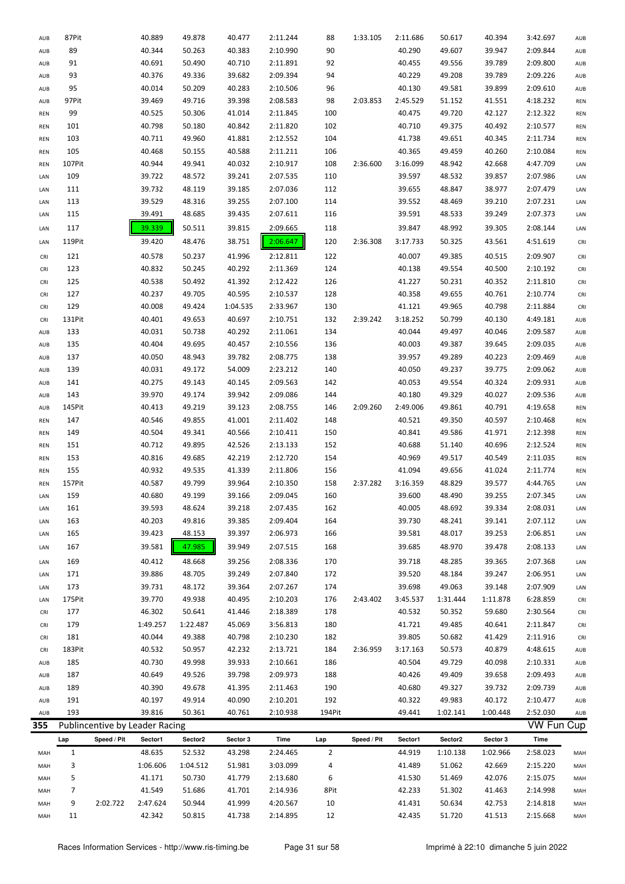| | | | | | | | | | | | | | | |
|---|---|---|---|---|---|---|---|---|---|---|---|---|---|---|
| AUB | 87Pit | | 40.889 | 49.878 | 40.477 | 2:11.244 | 88 | 1:33.105 | 2:11.686 | 50.617 | 40.394 | 3:42.697 | AUB |
| AUB | 89 | | 40.344 | 50.263 | 40.383 | 2:10.990 | 90 | | 40.290 | 49.607 | 39.947 | 2:09.844 | AUB |
| AUB | 91 | | 40.691 | 50.490 | 40.710 | 2:11.891 | 92 | | 40.455 | 49.556 | 39.789 | 2:09.800 | AUB |
| AUB | 93 | | 40.376 | 49.336 | 39.682 | 2:09.394 | 94 | | 40.229 | 49.208 | 39.789 | 2:09.226 | AUB |
| AUB | 95 | | 40.014 | 50.209 | 40.283 | 2:10.506 | 96 | | 40.130 | 49.581 | 39.899 | 2:09.610 | AUB |
| AUB | 97Pit | | 39.469 | 49.716 | 39.398 | 2:08.583 | 98 | 2:03.853 | 2:45.529 | 51.152 | 41.551 | 4:18.232 | REN |
| REN | 99 | | 40.525 | 50.306 | 41.014 | 2:11.845 | 100 | | 40.475 | 49.720 | 42.127 | 2:12.322 | REN |
| REN | 101 | | 40.798 | 50.180 | 40.842 | 2:11.820 | 102 | | 40.710 | 49.375 | 40.492 | 2:10.577 | REN |
| REN | 103 | | 40.711 | 49.960 | 41.881 | 2:12.552 | 104 | | 41.738 | 49.651 | 40.345 | 2:11.734 | REN |
| REN | 105 | | 40.468 | 50.155 | 40.588 | 2:11.211 | 106 | | 40.365 | 49.459 | 40.260 | 2:10.084 | REN |
| REN | 107Pit | | 40.944 | 49.941 | 40.032 | 2:10.917 | 108 | 2:36.600 | 3:16.099 | 48.942 | 42.668 | 4:47.709 | LAN |
| LAN | 109 | | 39.722 | 48.572 | 39.241 | 2:07.535 | 110 | | 39.597 | 48.532 | 39.857 | 2:07.986 | LAN |
| LAN | 111 | | 39.732 | 48.119 | 39.185 | 2:07.036 | 112 | | 39.655 | 48.847 | 38.977 | 2:07.479 | LAN |
| LAN | 113 | | 39.529 | 48.316 | 39.255 | 2:07.100 | 114 | | 39.552 | 48.469 | 39.210 | 2:07.231 | LAN |
| LAN | 115 | | 39.491 | 48.685 | 39.435 | 2:07.611 | 116 | | 39.591 | 48.533 | 39.249 | 2:07.373 | LAN |
| LAN | 117 | | 39.339 | 50.511 | 39.815 | 2:09.665 | 118 | | 39.847 | 48.992 | 39.305 | 2:08.144 | LAN |
| LAN | 119Pit | | 39.420 | 48.476 | 38.751 | 2:06.647 | 120 | 2:36.308 | 3:17.733 | 50.325 | 43.561 | 4:51.619 | CRI |
| CRI | 121 | | 40.578 | 50.237 | 41.996 | 2:12.811 | 122 | | 40.007 | 49.385 | 40.515 | 2:09.907 | CRI |
| CRI | 123 | | 40.832 | 50.245 | 40.292 | 2:11.369 | 124 | | 40.138 | 49.554 | 40.500 | 2:10.192 | CRI |
| CRI | 125 | | 40.538 | 50.492 | 41.392 | 2:12.422 | 126 | | 41.227 | 50.231 | 40.352 | 2:11.810 | CRI |
| CRI | 127 | | 40.237 | 49.705 | 40.595 | 2:10.537 | 128 | | 40.358 | 49.655 | 40.761 | 2:10.774 | CRI |
| CRI | 129 | | 40.008 | 49.424 | 1:04.535 | 2:33.967 | 130 | | 41.121 | 49.965 | 40.798 | 2:11.884 | CRI |
| CRI | 131Pit | | 40.401 | 49.653 | 40.697 | 2:10.751 | 132 | 2:39.242 | 3:18.252 | 50.799 | 40.130 | 4:49.181 | AUB |
| AUB | 133 | | 40.031 | 50.738 | 40.292 | 2:11.061 | 134 | | 40.044 | 49.497 | 40.046 | 2:09.587 | AUB |
| AUB | 135 | | 40.404 | 49.695 | 40.457 | 2:10.556 | 136 | | 40.003 | 49.387 | 39.645 | 2:09.035 | AUB |
| AUB | 137 | | 40.050 | 48.943 | 39.782 | 2:08.775 | 138 | | 39.957 | 49.289 | 40.223 | 2:09.469 | AUB |
| AUB | 139 | | 40.031 | 49.172 | 54.009 | 2:23.212 | 140 | | 40.050 | 49.237 | 39.775 | 2:09.062 | AUB |
| AUB | 141 | | 40.275 | 49.143 | 40.145 | 2:09.563 | 142 | | 40.053 | 49.554 | 40.324 | 2:09.931 | AUB |
| AUB | 143 | | 39.970 | 49.174 | 39.942 | 2:09.086 | 144 | | 40.180 | 49.329 | 40.027 | 2:09.536 | AUB |
| AUB | 145Pit | | 40.413 | 49.219 | 39.123 | 2:08.755 | 146 | 2:09.260 | 2:49.006 | 49.861 | 40.791 | 4:19.658 | REN |
| REN | 147 | | 40.546 | 49.855 | 41.001 | 2:11.402 | 148 | | 40.521 | 49.350 | 40.597 | 2:10.468 | REN |
| REN | 149 | | 40.504 | 49.341 | 40.566 | 2:10.411 | 150 | | 40.841 | 49.586 | 41.971 | 2:12.398 | REN |
| REN | 151 | | 40.712 | 49.895 | 42.526 | 2:13.133 | 152 | | 40.688 | 51.140 | 40.696 | 2:12.524 | REN |
| REN | 153 | | 40.816 | 49.685 | 42.219 | 2:12.720 | 154 | | 40.969 | 49.517 | 40.549 | 2:11.035 | REN |
| REN | 155 | | 40.932 | 49.535 | 41.339 | 2:11.806 | 156 | | 41.094 | 49.656 | 41.024 | 2:11.774 | REN |
| REN | 157Pit | | 40.587 | 49.799 | 39.964 | 2:10.350 | 158 | 2:37.282 | 3:16.359 | 48.829 | 39.577 | 4:44.765 | LAN |
| LAN | 159 | | 40.680 | 49.199 | 39.166 | 2:09.045 | 160 | | 39.600 | 48.490 | 39.255 | 2:07.345 | LAN |
| LAN | 161 | | 39.593 | 48.624 | 39.218 | 2:07.435 | 162 | | 40.005 | 48.692 | 39.334 | 2:08.031 | LAN |
| LAN | 163 | | 40.203 | 49.816 | 39.385 | 2:09.404 | 164 | | 39.730 | 48.241 | 39.141 | 2:07.112 | LAN |
| LAN | 165 | | 39.423 | 48.153 | 39.397 | 2:06.973 | 166 | | 39.581 | 48.017 | 39.253 | 2:06.851 | LAN |
| LAN | 167 | | 39.581 | 47.985 | 39.949 | 2:07.515 | 168 | | 39.685 | 48.970 | 39.478 | 2:08.133 | LAN |
| LAN | 169 | | 40.412 | 48.668 | 39.256 | 2:08.336 | 170 | | 39.718 | 48.285 | 39.365 | 2:07.368 | LAN |
| LAN | 171 | | 39.886 | 48.705 | 39.249 | 2:07.840 | 172 | | 39.520 | 48.184 | 39.247 | 2:06.951 | LAN |
| LAN | 173 | | 39.731 | 48.172 | 39.364 | 2:07.267 | 174 | | 39.698 | 49.063 | 39.148 | 2:07.909 | LAN |
| LAN | 175Pit | | 39.770 | 49.938 | 40.495 | 2:10.203 | 176 | 2:43.402 | 3:45.537 | 1:31.444 | 1:11.878 | 6:28.859 | CRI |
| CRI | 177 | | 46.302 | 50.641 | 41.446 | 2:18.389 | 178 | | 40.532 | 50.352 | 59.680 | 2:30.564 | CRI |
| CRI | 179 | | 1:49.257 | 1:22.487 | 45.069 | 3:56.813 | 180 | | 41.721 | 49.485 | 40.641 | 2:11.847 | CRI |
| CRI | 181 | | 40.044 | 49.388 | 40.798 | 2:10.230 | 182 | | 39.805 | 50.682 | 41.429 | 2:11.916 | CRI |
| CRI | 183Pit | | 40.532 | 50.957 | 42.232 | 2:13.721 | 184 | 2:36.959 | 3:17.163 | 50.573 | 40.879 | 4:48.615 | AUB |
| AUB | 185 | | 40.730 | 49.998 | 39.933 | 2:10.661 | 186 | | 40.504 | 49.729 | 40.098 | 2:10.331 | AUB |
| AUB | 187 | | 40.649 | 49.526 | 39.798 | 2:09.973 | 188 | | 40.426 | 49.409 | 39.658 | 2:09.493 | AUB |
| AUB | 189 | | 40.390 | 49.678 | 41.395 | 2:11.463 | 190 | | 40.680 | 49.327 | 39.732 | 2:09.739 | AUB |
| AUB | 191 | | 40.197 | 49.914 | 40.090 | 2:10.201 | 192 | | 40.322 | 49.983 | 40.172 | 2:10.477 | AUB |
| AUB | 193 | | 39.816 | 50.361 | 40.761 | 2:10.938 | 194Pit | | 49.441 | 1:02.141 | 1:00.448 | 2:52.030 | AUB |

**355** Publincentive by Leader Racing — VW Fun Cup

| | Lap | Speed / Pit | Sector1 | Sector2 | Sector 3 | Time | Lap | Speed / Pit | Sector1 | Sector2 | Sector 3 | Time | |
|---|---|---|---|---|---|---|---|---|---|---|---|---|---|
| MAH | 1 | | 48.635 | 52.532 | 43.298 | 2:24.465 | 2 | | 44.919 | 1:10.138 | 1:02.966 | 2:58.023 | MAH |
| MAH | 3 | | 1:06.606 | 1:04.512 | 51.981 | 3:03.099 | 4 | | 41.489 | 51.062 | 42.669 | 2:15.220 | MAH |
| MAH | 5 | | 41.171 | 50.730 | 41.779 | 2:13.680 | 6 | | 41.530 | 51.469 | 42.076 | 2:15.075 | MAH |
| MAH | 7 | | 41.549 | 51.686 | 41.701 | 2:14.936 | 8Pit | | 42.233 | 51.302 | 41.463 | 2:14.998 | MAH |
| MAH | 9 | 2:02.722 | 2:47.624 | 50.944 | 41.999 | 4:20.567 | 10 | | 41.431 | 50.634 | 42.753 | 2:14.818 | MAH |
| MAH | 11 | | 42.342 | 50.815 | 41.738 | 2:14.895 | 12 | | 42.435 | 51.720 | 41.513 | 2:15.668 | MAH |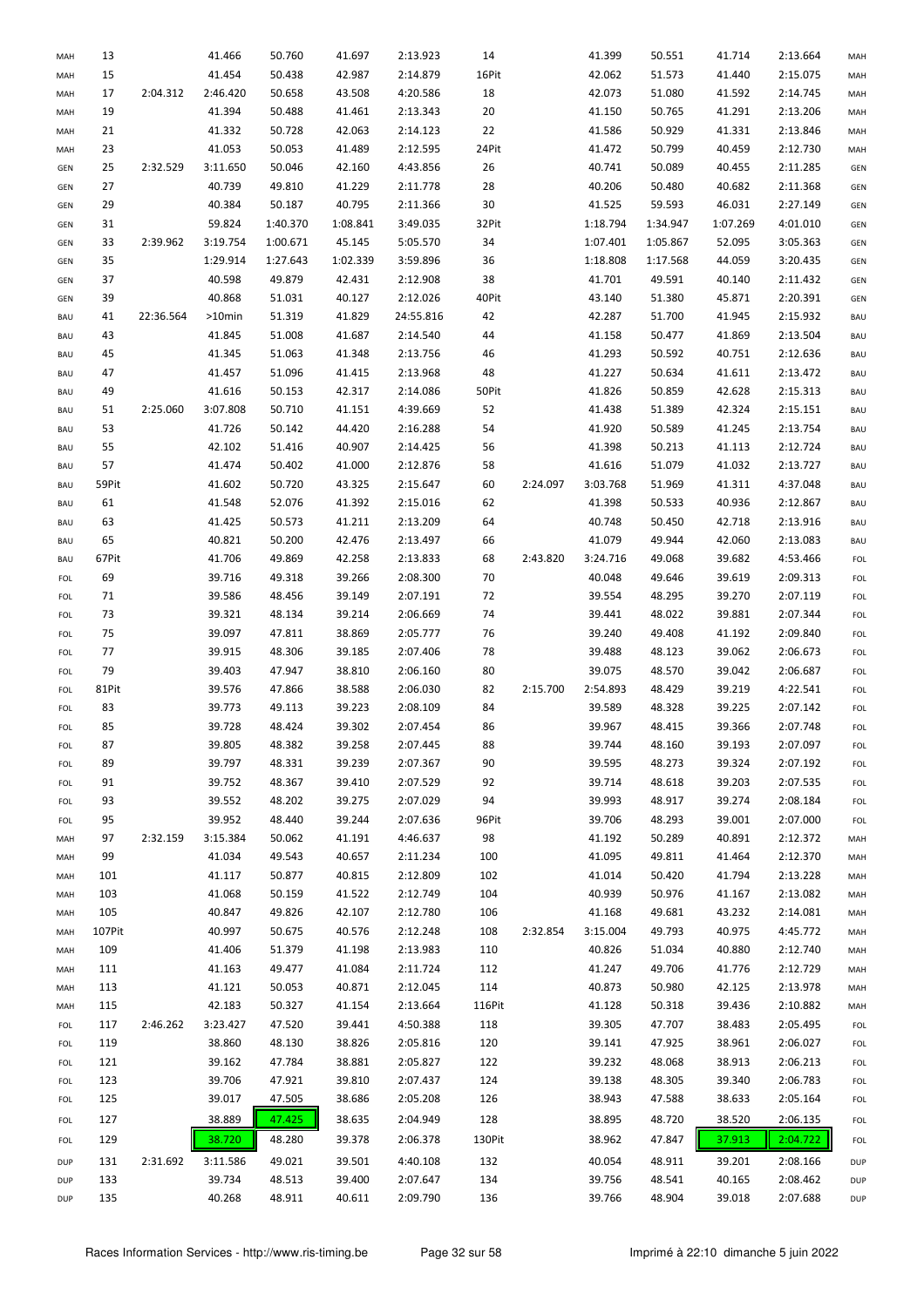| | | | | | | | | | | | | | | |
|---|---|---|---|---|---|---|---|---|---|---|---|---|---|---|
| MAH | 13 | | 41.466 | 50.760 | 41.697 | 2:13.923 | 14 | | 41.399 | 50.551 | 41.714 | 2:13.664 | MAH |
| MAH | 15 | | 41.454 | 50.438 | 42.987 | 2:14.879 | 16Pit | | 42.062 | 51.573 | 41.440 | 2:15.075 | MAH |
| MAH | 17 | 2:04.312 | 2:46.420 | 50.658 | 43.508 | 4:20.586 | 18 | | 42.073 | 51.080 | 41.592 | 2:14.745 | MAH |
| MAH | 19 | | 41.394 | 50.488 | 41.461 | 2:13.343 | 20 | | 41.150 | 50.765 | 41.291 | 2:13.206 | MAH |
| MAH | 21 | | 41.332 | 50.728 | 42.063 | 2:14.123 | 22 | | 41.586 | 50.929 | 41.331 | 2:13.846 | MAH |
| MAH | 23 | | 41.053 | 50.053 | 41.489 | 2:12.595 | 24Pit | | 41.472 | 50.799 | 40.459 | 2:12.730 | MAH |
| GEN | 25 | 2:32.529 | 3:11.650 | 50.046 | 42.160 | 4:43.856 | 26 | | 40.741 | 50.089 | 40.455 | 2:11.285 | GEN |
| GEN | 27 | | 40.739 | 49.810 | 41.229 | 2:11.778 | 28 | | 40.206 | 50.480 | 40.682 | 2:11.368 | GEN |
| GEN | 29 | | 40.384 | 50.187 | 40.795 | 2:11.366 | 30 | | 41.525 | 59.593 | 46.031 | 2:27.149 | GEN |
| GEN | 31 | | 59.824 | 1:40.370 | 1:08.841 | 3:49.035 | 32Pit | | 1:18.794 | 1:34.947 | 1:07.269 | 4:01.010 | GEN |
| GEN | 33 | 2:39.962 | 3:19.754 | 1:00.671 | 45.145 | 5:05.570 | 34 | | 1:07.401 | 1:05.867 | 52.095 | 3:05.363 | GEN |
| GEN | 35 | | 1:29.914 | 1:27.643 | 1:02.339 | 3:59.896 | 36 | | 1:18.808 | 1:17.568 | 44.059 | 3:20.435 | GEN |
| GEN | 37 | | 40.598 | 49.879 | 42.431 | 2:12.908 | 38 | | 41.701 | 49.591 | 40.140 | 2:11.432 | GEN |
| GEN | 39 | | 40.868 | 51.031 | 40.127 | 2:12.026 | 40Pit | | 43.140 | 51.380 | 45.871 | 2:20.391 | GEN |
| BAU | 41 | 22:36.564 | >10min | 51.319 | 41.829 | 24:55.816 | 42 | | 42.287 | 51.700 | 41.945 | 2:15.932 | BAU |
| BAU | 43 | | 41.845 | 51.008 | 41.687 | 2:14.540 | 44 | | 41.158 | 50.477 | 41.869 | 2:13.504 | BAU |
| BAU | 45 | | 41.345 | 51.063 | 41.348 | 2:13.756 | 46 | | 41.293 | 50.592 | 40.751 | 2:12.636 | BAU |
| BAU | 47 | | 41.457 | 51.096 | 41.415 | 2:13.968 | 48 | | 41.227 | 50.634 | 41.611 | 2:13.472 | BAU |
| BAU | 49 | | 41.616 | 50.153 | 42.317 | 2:14.086 | 50Pit | | 41.826 | 50.859 | 42.628 | 2:15.313 | BAU |
| BAU | 51 | 2:25.060 | 3:07.808 | 50.710 | 41.151 | 4:39.669 | 52 | | 41.438 | 51.389 | 42.324 | 2:15.151 | BAU |
| BAU | 53 | | 41.726 | 50.142 | 44.420 | 2:16.288 | 54 | | 41.920 | 50.589 | 41.245 | 2:13.754 | BAU |
| BAU | 55 | | 42.102 | 51.416 | 40.907 | 2:14.425 | 56 | | 41.398 | 50.213 | 41.113 | 2:12.724 | BAU |
| BAU | 57 | | 41.474 | 50.402 | 41.000 | 2:12.876 | 58 | | 41.616 | 51.079 | 41.032 | 2:13.727 | BAU |
| BAU | 59Pit | | 41.602 | 50.720 | 43.325 | 2:15.647 | 60 | 2:24.097 | 3:03.768 | 51.969 | 41.311 | 4:37.048 | BAU |
| BAU | 61 | | 41.548 | 52.076 | 41.392 | 2:15.016 | 62 | | 41.398 | 50.533 | 40.936 | 2:12.867 | BAU |
| BAU | 63 | | 41.425 | 50.573 | 41.211 | 2:13.209 | 64 | | 40.748 | 50.450 | 42.718 | 2:13.916 | BAU |
| BAU | 65 | | 40.821 | 50.200 | 42.476 | 2:13.497 | 66 | | 41.079 | 49.944 | 42.060 | 2:13.083 | BAU |
| BAU | 67Pit | | 41.706 | 49.869 | 42.258 | 2:13.833 | 68 | 2:43.820 | 3:24.716 | 49.068 | 39.682 | 4:53.466 | FOL |
| FOL | 69 | | 39.716 | 49.318 | 39.266 | 2:08.300 | 70 | | 40.048 | 49.646 | 39.619 | 2:09.313 | FOL |
| FOL | 71 | | 39.586 | 48.456 | 39.149 | 2:07.191 | 72 | | 39.554 | 48.295 | 39.270 | 2:07.119 | FOL |
| FOL | 73 | | 39.321 | 48.134 | 39.214 | 2:06.669 | 74 | | 39.441 | 48.022 | 39.881 | 2:07.344 | FOL |
| FOL | 75 | | 39.097 | 47.811 | 38.869 | 2:05.777 | 76 | | 39.240 | 49.408 | 41.192 | 2:09.840 | FOL |
| FOL | 77 | | 39.915 | 48.306 | 39.185 | 2:07.406 | 78 | | 39.488 | 48.123 | 39.062 | 2:06.673 | FOL |
| FOL | 79 | | 39.403 | 47.947 | 38.810 | 2:06.160 | 80 | | 39.075 | 48.570 | 39.042 | 2:06.687 | FOL |
| FOL | 81Pit | | 39.576 | 47.866 | 38.588 | 2:06.030 | 82 | 2:15.700 | 2:54.893 | 48.429 | 39.219 | 4:22.541 | FOL |
| FOL | 83 | | 39.773 | 49.113 | 39.223 | 2:08.109 | 84 | | 39.589 | 48.328 | 39.225 | 2:07.142 | FOL |
| FOL | 85 | | 39.728 | 48.424 | 39.302 | 2:07.454 | 86 | | 39.967 | 48.415 | 39.366 | 2:07.748 | FOL |
| FOL | 87 | | 39.805 | 48.382 | 39.258 | 2:07.445 | 88 | | 39.744 | 48.160 | 39.193 | 2:07.097 | FOL |
| FOL | 89 | | 39.797 | 48.331 | 39.239 | 2:07.367 | 90 | | 39.595 | 48.273 | 39.324 | 2:07.192 | FOL |
| FOL | 91 | | 39.752 | 48.367 | 39.410 | 2:07.529 | 92 | | 39.714 | 48.618 | 39.203 | 2:07.535 | FOL |
| FOL | 93 | | 39.552 | 48.202 | 39.275 | 2:07.029 | 94 | | 39.993 | 48.917 | 39.274 | 2:08.184 | FOL |
| FOL | 95 | | 39.952 | 48.440 | 39.244 | 2:07.636 | 96Pit | | 39.706 | 48.293 | 39.001 | 2:07.000 | FOL |
| MAH | 97 | 2:32.159 | 3:15.384 | 50.062 | 41.191 | 4:46.637 | 98 | | 41.192 | 50.289 | 40.891 | 2:12.372 | MAH |
| MAH | 99 | | 41.034 | 49.543 | 40.657 | 2:11.234 | 100 | | 41.095 | 49.811 | 41.464 | 2:12.370 | MAH |
| MAH | 101 | | 41.117 | 50.877 | 40.815 | 2:12.809 | 102 | | 41.014 | 50.420 | 41.794 | 2:13.228 | MAH |
| MAH | 103 | | 41.068 | 50.159 | 41.522 | 2:12.749 | 104 | | 40.939 | 50.976 | 41.167 | 2:13.082 | MAH |
| MAH | 105 | | 40.847 | 49.826 | 42.107 | 2:12.780 | 106 | | 41.168 | 49.681 | 43.232 | 2:14.081 | MAH |
| MAH | 107Pit | | 40.997 | 50.675 | 40.576 | 2:12.248 | 108 | 2:32.854 | 3:15.004 | 49.793 | 40.975 | 4:45.772 | MAH |
| MAH | 109 | | 41.406 | 51.379 | 41.198 | 2:13.983 | 110 | | 40.826 | 51.034 | 40.880 | 2:12.740 | MAH |
| MAH | 111 | | 41.163 | 49.477 | 41.084 | 2:11.724 | 112 | | 41.247 | 49.706 | 41.776 | 2:12.729 | MAH |
| MAH | 113 | | 41.121 | 50.053 | 40.871 | 2:12.045 | 114 | | 40.873 | 50.980 | 42.125 | 2:13.978 | MAH |
| MAH | 115 | | 42.183 | 50.327 | 41.154 | 2:13.664 | 116Pit | | 41.128 | 50.318 | 39.436 | 2:10.882 | MAH |
| FOL | 117 | 2:46.262 | 3:23.427 | 47.520 | 39.441 | 4:50.388 | 118 | | 39.305 | 47.707 | 38.483 | 2:05.495 | FOL |
| FOL | 119 | | 38.860 | 48.130 | 38.826 | 2:05.816 | 120 | | 39.141 | 47.925 | 38.961 | 2:06.027 | FOL |
| FOL | 121 | | 39.162 | 47.784 | 38.881 | 2:05.827 | 122 | | 39.232 | 48.068 | 38.913 | 2:06.213 | FOL |
| FOL | 123 | | 39.706 | 47.921 | 39.810 | 2:07.437 | 124 | | 39.138 | 48.305 | 39.340 | 2:06.783 | FOL |
| FOL | 125 | | 39.017 | 47.505 | 38.686 | 2:05.208 | 126 | | 38.943 | 47.588 | 38.633 | 2:05.164 | FOL |
| FOL | 127 | | 38.889 | 47.425 | 38.635 | 2:04.949 | 128 | | 38.895 | 48.720 | 38.520 | 2:06.135 | FOL |
| FOL | 129 | | 38.720 | 48.280 | 39.378 | 2:06.378 | 130Pit | | 38.962 | 47.847 | 37.913 | 2:04.722 | FOL |
| DUP | 131 | 2:31.692 | 3:11.586 | 49.021 | 39.501 | 4:40.108 | 132 | | 40.054 | 48.911 | 39.201 | 2:08.166 | DUP |
| DUP | 133 | | 39.734 | 48.513 | 39.400 | 2:07.647 | 134 | | 39.756 | 48.541 | 40.165 | 2:08.462 | DUP |
| DUP | 135 | | 40.268 | 48.911 | 40.611 | 2:09.790 | 136 | | 39.766 | 48.904 | 39.018 | 2:07.688 | DUP |

Races Information Services - http://www.ris-timing.be    Imprimé à 22:10 dimanche 5 juin 2022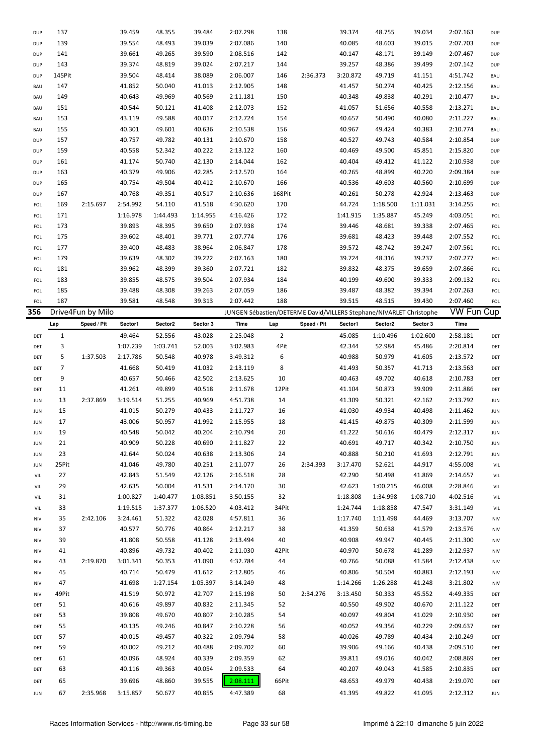| | | | | | | | | | | | | | |
|---|---|---|---|---|---|---|---|---|---|---|---|---|---|
| DUP | 137 | | 39.459 | 48.355 | 39.484 | 2:07.298 | 138 | | 39.374 | 48.755 | 39.034 | 2:07.163 | DUP |
| DUP | 139 | | 39.554 | 48.493 | 39.039 | 2:07.086 | 140 | | 40.085 | 48.603 | 39.015 | 2:07.703 | DUP |
| DUP | 141 | | 39.661 | 49.265 | 39.590 | 2:08.516 | 142 | | 40.147 | 48.171 | 39.149 | 2:07.467 | DUP |
| DUP | 143 | | 39.374 | 48.819 | 39.024 | 2:07.217 | 144 | | 39.257 | 48.386 | 39.499 | 2:07.142 | DUP |
| DUP | 145Pit | | 39.504 | 48.414 | 38.089 | 2:06.007 | 146 | 2:36.373 | 3:20.872 | 49.719 | 41.151 | 4:51.742 | BAU |
| BAU | 147 | | 41.852 | 50.040 | 41.013 | 2:12.905 | 148 | | 41.457 | 50.274 | 40.425 | 2:12.156 | BAU |
| BAU | 149 | | 40.643 | 49.969 | 40.569 | 2:11.181 | 150 | | 40.348 | 49.838 | 40.291 | 2:10.477 | BAU |
| BAU | 151 | | 40.544 | 50.121 | 41.408 | 2:12.073 | 152 | | 41.057 | 51.656 | 40.558 | 2:13.271 | BAU |
| BAU | 153 | | 43.119 | 49.588 | 40.017 | 2:12.724 | 154 | | 40.657 | 50.490 | 40.080 | 2:11.227 | BAU |
| BAU | 155 | | 40.301 | 49.601 | 40.636 | 2:10.538 | 156 | | 40.967 | 49.424 | 40.383 | 2:10.774 | BAU |
| DUP | 157 | | 40.757 | 49.782 | 40.131 | 2:10.670 | 158 | | 40.527 | 49.743 | 40.584 | 2:10.854 | DUP |
| DUP | 159 | | 40.558 | 52.342 | 40.222 | 2:13.122 | 160 | | 40.469 | 49.500 | 45.851 | 2:15.820 | DUP |
| DUP | 161 | | 41.174 | 50.740 | 42.130 | 2:14.044 | 162 | | 40.404 | 49.412 | 41.122 | 2:10.938 | DUP |
| DUP | 163 | | 40.379 | 49.906 | 42.285 | 2:12.570 | 164 | | 40.265 | 48.899 | 40.220 | 2:09.384 | DUP |
| DUP | 165 | | 40.754 | 49.504 | 40.412 | 2:10.670 | 166 | | 40.536 | 49.603 | 40.560 | 2:10.699 | DUP |
| DUP | 167 | | 40.768 | 49.351 | 40.517 | 2:10.636 | 168Pit | | 40.261 | 50.278 | 42.924 | 2:13.463 | DUP |
| FOL | 169 | 2:15.697 | 2:54.992 | 54.110 | 41.518 | 4:30.620 | 170 | | 44.724 | 1:18.500 | 1:11.031 | 3:14.255 | FOL |
| FOL | 171 | | 1:16.978 | 1:44.493 | 1:14.955 | 4:16.426 | 172 | | 1:41.915 | 1:35.887 | 45.249 | 4:03.051 | FOL |
| FOL | 173 | | 39.893 | 48.395 | 39.650 | 2:07.938 | 174 | | 39.446 | 48.681 | 39.338 | 2:07.465 | FOL |
| FOL | 175 | | 39.602 | 48.401 | 39.771 | 2:07.774 | 176 | | 39.681 | 48.423 | 39.448 | 2:07.552 | FOL |
| FOL | 177 | | 39.400 | 48.483 | 38.964 | 2:06.847 | 178 | | 39.572 | 48.742 | 39.247 | 2:07.561 | FOL |
| FOL | 179 | | 39.639 | 48.302 | 39.222 | 2:07.163 | 180 | | 39.724 | 48.316 | 39.237 | 2:07.277 | FOL |
| FOL | 181 | | 39.962 | 48.399 | 39.360 | 2:07.721 | 182 | | 39.832 | 48.375 | 39.659 | 2:07.866 | FOL |
| FOL | 183 | | 39.855 | 48.575 | 39.504 | 2:07.934 | 184 | | 40.199 | 49.600 | 39.333 | 2:09.132 | FOL |
| FOL | 185 | | 39.488 | 48.308 | 39.263 | 2:07.059 | 186 | | 39.487 | 48.382 | 39.394 | 2:07.263 | FOL |
| FOL | 187 | | 39.581 | 48.548 | 39.313 | 2:07.442 | 188 | | 39.515 | 48.515 | 39.430 | 2:07.460 | FOL |

**356 Drive4Fun by Milo** — JUNGEN Sébastien/DETERME David/VILLERS Stephane/NIVARLET Christophe — **VW Fun Cup**

| | Lap | Speed / Pit | Sector1 | Sector2 | Sector 3 | Time | Lap | Speed / Pit | Sector1 | Sector2 | Sector 3 | Time | |
|---|---|---|---|---|---|---|---|---|---|---|---|---|---|
| DET | 1 | | 49.464 | 52.556 | 43.028 | 2:25.048 | 2 | | 45.085 | 1:10.496 | 1:02.600 | 2:58.181 | DET |
| DET | 3 | | 1:07.239 | 1:03.741 | 52.003 | 3:02.983 | 4Pit | | 42.344 | 52.984 | 45.486 | 2:20.814 | DET |
| DET | 5 | 1:37.503 | 2:17.786 | 50.548 | 40.978 | 3:49.312 | 6 | | 40.988 | 50.979 | 41.605 | 2:13.572 | DET |
| DET | 7 | | 41.668 | 50.419 | 41.032 | 2:13.119 | 8 | | 41.493 | 50.357 | 41.713 | 2:13.563 | DET |
| DET | 9 | | 40.657 | 50.466 | 42.502 | 2:13.625 | 10 | | 40.463 | 49.702 | 40.618 | 2:10.783 | DET |
| DET | 11 | | 41.261 | 49.899 | 40.518 | 2:11.678 | 12Pit | | 41.104 | 50.873 | 39.909 | 2:11.886 | DET |
| JUN | 13 | 2:37.869 | 3:19.514 | 51.255 | 40.969 | 4:51.738 | 14 | | 41.309 | 50.321 | 42.162 | 2:13.792 | JUN |
| JUN | 15 | | 41.015 | 50.279 | 40.433 | 2:11.727 | 16 | | 41.030 | 49.934 | 40.498 | 2:11.462 | JUN |
| JUN | 17 | | 43.006 | 50.957 | 41.992 | 2:15.955 | 18 | | 41.415 | 49.875 | 40.309 | 2:11.599 | JUN |
| JUN | 19 | | 40.548 | 50.042 | 40.204 | 2:10.794 | 20 | | 41.222 | 50.616 | 40.479 | 2:12.317 | JUN |
| JUN | 21 | | 40.909 | 50.228 | 40.690 | 2:11.827 | 22 | | 40.691 | 49.717 | 40.342 | 2:10.750 | JUN |
| JUN | 23 | | 42.644 | 50.024 | 40.638 | 2:13.306 | 24 | | 40.888 | 50.210 | 41.693 | 2:12.791 | JUN |
| JUN | 25Pit | | 41.046 | 49.780 | 40.251 | 2:11.077 | 26 | 2:34.393 | 3:17.470 | 52.621 | 44.917 | 4:55.008 | VIL |
| VIL | 27 | | 42.843 | 51.549 | 42.126 | 2:16.518 | 28 | | 42.290 | 50.498 | 41.869 | 2:14.657 | VIL |
| VIL | 29 | | 42.635 | 50.004 | 41.531 | 2:14.170 | 30 | | 42.623 | 1:00.215 | 46.008 | 2:28.846 | VIL |
| VIL | 31 | | 1:00.827 | 1:40.477 | 1:08.851 | 3:50.155 | 32 | | 1:18.808 | 1:34.998 | 1:08.710 | 4:02.516 | VIL |
| VIL | 33 | | 1:19.515 | 1:37.377 | 1:06.520 | 4:03.412 | 34Pit | | 1:24.744 | 1:18.858 | 47.547 | 3:31.149 | VIL |
| NIV | 35 | 2:42.106 | 3:24.461 | 51.322 | 42.028 | 4:57.811 | 36 | | 1:17.740 | 1:11.498 | 44.469 | 3:13.707 | NIV |
| NIV | 37 | | 40.577 | 50.776 | 40.864 | 2:12.217 | 38 | | 41.359 | 50.638 | 41.579 | 2:13.576 | NIV |
| NIV | 39 | | 41.808 | 50.558 | 41.128 | 2:13.494 | 40 | | 40.908 | 49.947 | 40.445 | 2:11.300 | NIV |
| NIV | 41 | | 40.896 | 49.732 | 40.402 | 2:11.030 | 42Pit | | 40.970 | 50.678 | 41.289 | 2:12.937 | NIV |
| NIV | 43 | 2:19.870 | 3:01.341 | 50.353 | 41.090 | 4:32.784 | 44 | | 40.766 | 50.088 | 41.584 | 2:12.438 | NIV |
| NIV | 45 | | 40.714 | 50.479 | 41.612 | 2:12.805 | 46 | | 40.806 | 50.504 | 40.883 | 2:12.193 | NIV |
| NIV | 47 | | 41.698 | 1:27.154 | 1:05.397 | 3:14.249 | 48 | | 1:14.266 | 1:26.288 | 41.248 | 3:21.802 | NIV |
| NIV | 49Pit | | 41.519 | 50.972 | 42.707 | 2:15.198 | 50 | 2:34.276 | 3:13.450 | 50.333 | 45.552 | 4:49.335 | DET |
| DET | 51 | | 40.616 | 49.897 | 40.832 | 2:11.345 | 52 | | 40.550 | 49.902 | 40.670 | 2:11.122 | DET |
| DET | 53 | | 39.808 | 49.670 | 40.807 | 2:10.285 | 54 | | 40.097 | 49.804 | 41.029 | 2:10.930 | DET |
| DET | 55 | | 40.135 | 49.246 | 40.847 | 2:10.228 | 56 | | 40.052 | 49.356 | 40.229 | 2:09.637 | DET |
| DET | 57 | | 40.015 | 49.457 | 40.322 | 2:09.794 | 58 | | 40.026 | 49.789 | 40.434 | 2:10.249 | DET |
| DET | 59 | | 40.002 | 49.212 | 40.488 | 2:09.702 | 60 | | 39.906 | 49.166 | 40.438 | 2:09.510 | DET |
| DET | 61 | | 40.096 | 48.924 | 40.339 | 2:09.359 | 62 | | 39.811 | 49.016 | 40.042 | 2:08.869 | DET |
| DET | 63 | | 40.116 | 49.363 | 40.054 | 2:09.533 | 64 | | 40.207 | 49.043 | 41.585 | 2:10.835 | DET |
| DET | 65 | | 39.696 | 48.860 | 39.555 | 2:08.111 | 66Pit | | 48.653 | 49.979 | 40.438 | 2:19.070 | DET |
| JUN | 67 | 2:35.968 | 3:15.857 | 50.677 | 40.855 | 4:47.389 | 68 | | 41.395 | 49.822 | 41.095 | 2:12.312 | JUN |

Races Information Services - http://www.ris-timing.be — Imprimé à 22:10 dimanche 5 juin 2022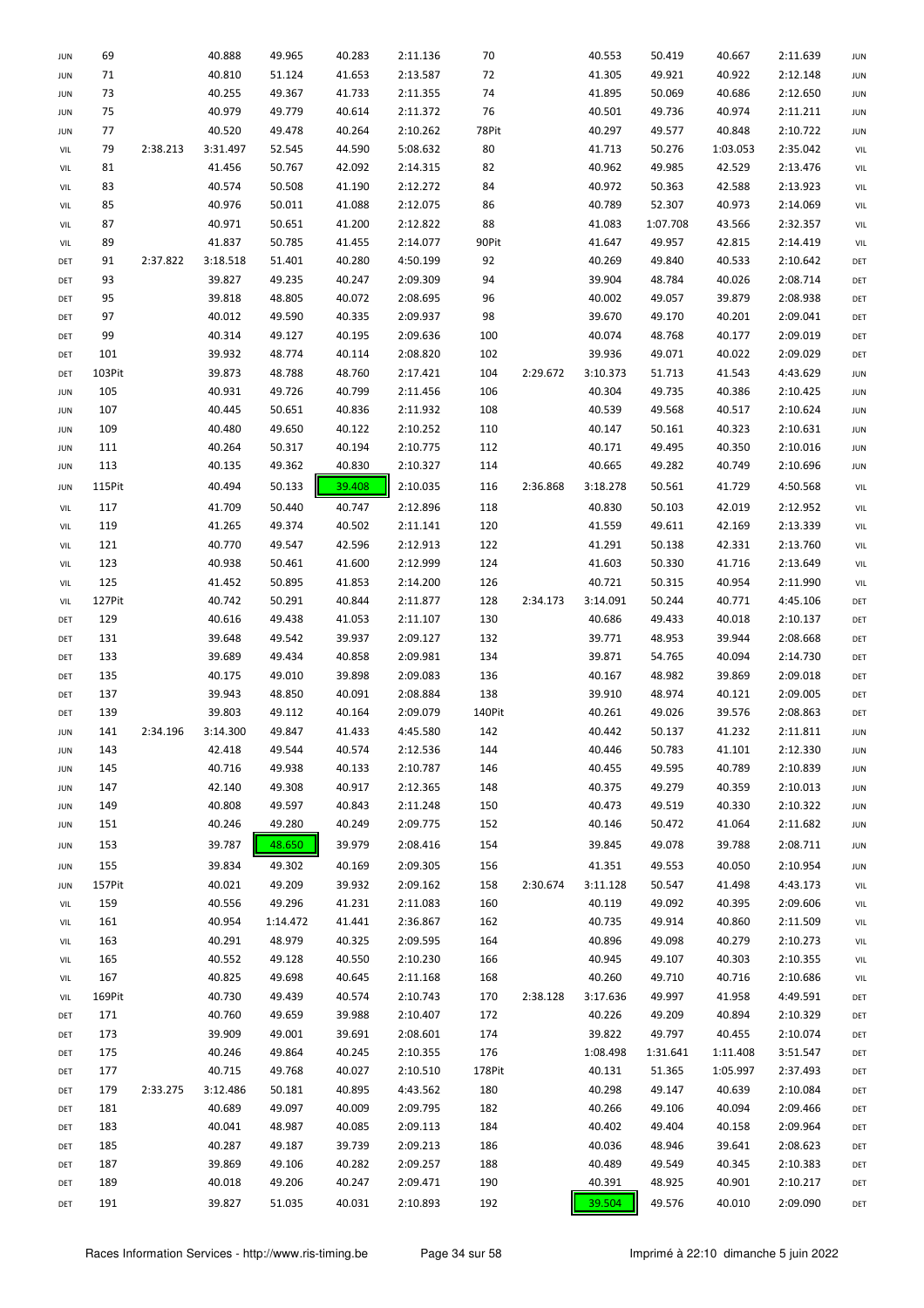| | | | | | | | | | | | | | | |
|---|---|---|---|---|---|---|---|---|---|---|---|---|---|---|
| JUN | 69 | | 40.888 | 49.965 | 40.283 | 2:11.136 | 70 | | 40.553 | 50.419 | 40.667 | 2:11.639 | JUN |
| JUN | 71 | | 40.810 | 51.124 | 41.653 | 2:13.587 | 72 | | 41.305 | 49.921 | 40.922 | 2:12.148 | JUN |
| JUN | 73 | | 40.255 | 49.367 | 41.733 | 2:11.355 | 74 | | 41.895 | 50.069 | 40.686 | 2:12.650 | JUN |
| JUN | 75 | | 40.979 | 49.779 | 40.614 | 2:11.372 | 76 | | 40.501 | 49.736 | 40.974 | 2:11.211 | JUN |
| JUN | 77 | | 40.520 | 49.478 | 40.264 | 2:10.262 | 78Pit | | 40.297 | 49.577 | 40.848 | 2:10.722 | JUN |
| VIL | 79 | 2:38.213 | 3:31.497 | 52.545 | 44.590 | 5:08.632 | 80 | | 41.713 | 50.276 | 1:03.053 | 2:35.042 | VIL |
| VIL | 81 | | 41.456 | 50.767 | 42.092 | 2:14.315 | 82 | | 40.962 | 49.985 | 42.529 | 2:13.476 | VIL |
| VIL | 83 | | 40.574 | 50.508 | 41.190 | 2:12.272 | 84 | | 40.972 | 50.363 | 42.588 | 2:13.923 | VIL |
| VIL | 85 | | 40.976 | 50.011 | 41.088 | 2:12.075 | 86 | | 40.789 | 52.307 | 40.973 | 2:14.069 | VIL |
| VIL | 87 | | 40.971 | 50.651 | 41.200 | 2:12.822 | 88 | | 41.083 | 1:07.708 | 43.566 | 2:32.357 | VIL |
| VIL | 89 | | 41.837 | 50.785 | 41.455 | 2:14.077 | 90Pit | | 41.647 | 49.957 | 42.815 | 2:14.419 | VIL |
| DET | 91 | 2:37.822 | 3:18.518 | 51.401 | 40.280 | 4:50.199 | 92 | | 40.269 | 49.840 | 40.533 | 2:10.642 | DET |
| DET | 93 | | 39.827 | 49.235 | 40.247 | 2:09.309 | 94 | | 39.904 | 48.784 | 40.026 | 2:08.714 | DET |
| DET | 95 | | 39.818 | 48.805 | 40.072 | 2:08.695 | 96 | | 40.002 | 49.057 | 39.879 | 2:08.938 | DET |
| DET | 97 | | 40.012 | 49.590 | 40.335 | 2:09.937 | 98 | | 39.670 | 49.170 | 40.201 | 2:09.041 | DET |
| DET | 99 | | 40.314 | 49.127 | 40.195 | 2:09.636 | 100 | | 40.074 | 48.768 | 40.177 | 2:09.019 | DET |
| DET | 101 | | 39.932 | 48.774 | 40.114 | 2:08.820 | 102 | | 39.936 | 49.071 | 40.022 | 2:09.029 | DET |
| DET | 103Pit | | 39.873 | 48.788 | 48.760 | 2:17.421 | 104 | 2:29.672 | 3:10.373 | 51.713 | 41.543 | 4:43.629 | JUN |
| JUN | 105 | | 40.931 | 49.726 | 40.799 | 2:11.456 | 106 | | 40.304 | 49.735 | 40.386 | 2:10.425 | JUN |
| JUN | 107 | | 40.445 | 50.651 | 40.836 | 2:11.932 | 108 | | 40.539 | 49.568 | 40.517 | 2:10.624 | JUN |
| JUN | 109 | | 40.480 | 49.650 | 40.122 | 2:10.252 | 110 | | 40.147 | 50.161 | 40.323 | 2:10.631 | JUN |
| JUN | 111 | | 40.264 | 50.317 | 40.194 | 2:10.775 | 112 | | 40.171 | 49.495 | 40.350 | 2:10.016 | JUN |
| JUN | 113 | | 40.135 | 49.362 | 40.830 | 2:10.327 | 114 | | 40.665 | 49.282 | 40.749 | 2:10.696 | JUN |
| JUN | 115Pit | | 40.494 | 50.133 | 39.408 | 2:10.035 | 116 | 2:36.868 | 3:18.278 | 50.561 | 41.729 | 4:50.568 | VIL |
| VIL | 117 | | 41.709 | 50.440 | 40.747 | 2:12.896 | 118 | | 40.830 | 50.103 | 42.019 | 2:12.952 | VIL |
| VIL | 119 | | 41.265 | 49.374 | 40.502 | 2:11.141 | 120 | | 41.559 | 49.611 | 42.169 | 2:13.339 | VIL |
| VIL | 121 | | 40.770 | 49.547 | 42.596 | 2:12.913 | 122 | | 41.291 | 50.138 | 42.331 | 2:13.760 | VIL |
| VIL | 123 | | 40.938 | 50.461 | 41.600 | 2:12.999 | 124 | | 41.603 | 50.330 | 41.716 | 2:13.649 | VIL |
| VIL | 125 | | 41.452 | 50.895 | 41.853 | 2:14.200 | 126 | | 40.721 | 50.315 | 40.954 | 2:11.990 | VIL |
| VIL | 127Pit | | 40.742 | 50.291 | 40.844 | 2:11.877 | 128 | 2:34.173 | 3:14.091 | 50.244 | 40.771 | 4:45.106 | DET |
| DET | 129 | | 40.616 | 49.438 | 41.053 | 2:11.107 | 130 | | 40.686 | 49.433 | 40.018 | 2:10.137 | DET |
| DET | 131 | | 39.648 | 49.542 | 39.937 | 2:09.127 | 132 | | 39.771 | 48.953 | 39.944 | 2:08.668 | DET |
| DET | 133 | | 39.689 | 49.434 | 40.858 | 2:09.981 | 134 | | 39.871 | 54.765 | 40.094 | 2:14.730 | DET |
| DET | 135 | | 40.175 | 49.010 | 39.898 | 2:09.083 | 136 | | 40.167 | 48.982 | 39.869 | 2:09.018 | DET |
| DET | 137 | | 39.943 | 48.850 | 40.091 | 2:08.884 | 138 | | 39.910 | 48.974 | 40.121 | 2:09.005 | DET |
| DET | 139 | | 39.803 | 49.112 | 40.164 | 2:09.079 | 140Pit | | 40.261 | 49.026 | 39.576 | 2:08.863 | DET |
| JUN | 141 | 2:34.196 | 3:14.300 | 49.847 | 41.433 | 4:45.580 | 142 | | 40.442 | 50.137 | 41.232 | 2:11.811 | JUN |
| JUN | 143 | | 42.418 | 49.544 | 40.574 | 2:12.536 | 144 | | 40.446 | 50.783 | 41.101 | 2:12.330 | JUN |
| JUN | 145 | | 40.716 | 49.938 | 40.133 | 2:10.787 | 146 | | 40.455 | 49.595 | 40.789 | 2:10.839 | JUN |
| JUN | 147 | | 42.140 | 49.308 | 40.917 | 2:12.365 | 148 | | 40.375 | 49.279 | 40.359 | 2:10.013 | JUN |
| JUN | 149 | | 40.808 | 49.597 | 40.843 | 2:11.248 | 150 | | 40.473 | 49.519 | 40.330 | 2:10.322 | JUN |
| JUN | 151 | | 40.246 | 49.280 | 40.249 | 2:09.775 | 152 | | 40.146 | 50.472 | 41.064 | 2:11.682 | JUN |
| JUN | 153 | | 39.787 | 48.650 | 39.979 | 2:08.416 | 154 | | 39.845 | 49.078 | 39.788 | 2:08.711 | JUN |
| JUN | 155 | | 39.834 | 49.302 | 40.169 | 2:09.305 | 156 | | 41.351 | 49.553 | 40.050 | 2:10.954 | JUN |
| JUN | 157Pit | | 40.021 | 49.209 | 39.932 | 2:09.162 | 158 | 2:30.674 | 3:11.128 | 50.547 | 41.498 | 4:43.173 | VIL |
| VIL | 159 | | 40.556 | 49.296 | 41.231 | 2:11.083 | 160 | | 40.119 | 49.092 | 40.395 | 2:09.606 | VIL |
| VIL | 161 | | 40.954 | 1:14.472 | 41.441 | 2:36.867 | 162 | | 40.735 | 49.914 | 40.860 | 2:11.509 | VIL |
| VIL | 163 | | 40.291 | 48.979 | 40.325 | 2:09.595 | 164 | | 40.896 | 49.098 | 40.279 | 2:10.273 | VIL |
| VIL | 165 | | 40.552 | 49.128 | 40.550 | 2:10.230 | 166 | | 40.945 | 49.107 | 40.303 | 2:10.355 | VIL |
| VIL | 167 | | 40.825 | 49.698 | 40.645 | 2:11.168 | 168 | | 40.260 | 49.710 | 40.716 | 2:10.686 | VIL |
| VIL | 169Pit | | 40.730 | 49.439 | 40.574 | 2:10.743 | 170 | 2:38.128 | 3:17.636 | 49.997 | 41.958 | 4:49.591 | DET |
| DET | 171 | | 40.760 | 49.659 | 39.988 | 2:10.407 | 172 | | 40.226 | 49.209 | 40.894 | 2:10.329 | DET |
| DET | 173 | | 39.909 | 49.001 | 39.691 | 2:08.601 | 174 | | 39.822 | 49.797 | 40.455 | 2:10.074 | DET |
| DET | 175 | | 40.246 | 49.864 | 40.245 | 2:10.355 | 176 | | 1:08.498 | 1:31.641 | 1:11.408 | 3:51.547 | DET |
| DET | 177 | | 40.715 | 49.768 | 40.027 | 2:10.510 | 178Pit | | 40.131 | 51.365 | 1:05.997 | 2:37.493 | DET |
| DET | 179 | 2:33.275 | 3:12.486 | 50.181 | 40.895 | 4:43.562 | 180 | | 40.298 | 49.147 | 40.639 | 2:10.084 | DET |
| DET | 181 | | 40.689 | 49.097 | 40.009 | 2:09.795 | 182 | | 40.266 | 49.106 | 40.094 | 2:09.466 | DET |
| DET | 183 | | 40.041 | 48.987 | 40.085 | 2:09.113 | 184 | | 40.402 | 49.404 | 40.158 | 2:09.964 | DET |
| DET | 185 | | 40.287 | 49.187 | 39.739 | 2:09.213 | 186 | | 40.036 | 48.946 | 39.641 | 2:08.623 | DET |
| DET | 187 | | 39.869 | 49.106 | 40.282 | 2:09.257 | 188 | | 40.489 | 49.549 | 40.345 | 2:10.383 | DET |
| DET | 189 | | 40.018 | 49.206 | 40.247 | 2:09.471 | 190 | | 40.391 | 48.925 | 40.901 | 2:10.217 | DET |
| DET | 191 | | 39.827 | 51.035 | 40.031 | 2:10.893 | 192 | | 39.504 | 49.576 | 40.010 | 2:09.090 | DET |

Races Information Services - http://www.ris-timing.be    Imprimé à 22:10 dimanche 5 juin 2022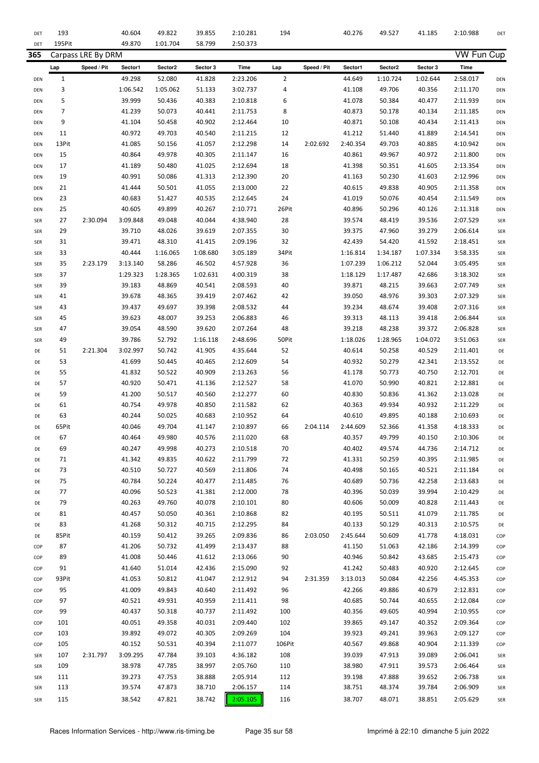| | | | | | | | | | | | | |
|---|---|---|---|---|---|---|---|---|---|---|---|---|
| DET | 193 | | 40.604 | 49.822 | 39.855 | 2:10.281 | 194 | | 40.276 | 49.527 | 41.185 | 2:10.988 | DET |
| DET | 195Pit | | 49.870 | 1:01.704 | 58.799 | 2:50.373 | | | | | | | |

## 365 Carpass LRE By DRM — VW Fun Cup

| | Lap | Speed / Pit | Sector1 | Sector2 | Sector 3 | Time | Lap | Speed / Pit | Sector1 | Sector2 | Sector 3 | Time | |
|---|---|---|---|---|---|---|---|---|---|---|---|---|---|
| DEN | 1 | | 49.298 | 52.080 | 41.828 | 2:23.206 | 2 | | 44.649 | 1:10.724 | 1:02.644 | 2:58.017 | DEN |
| DEN | 3 | | 1:06.542 | 1:05.062 | 51.133 | 3:02.737 | 4 | | 41.108 | 49.706 | 40.356 | 2:11.170 | DEN |
| DEN | 5 | | 39.999 | 50.436 | 40.383 | 2:10.818 | 6 | | 41.078 | 50.384 | 40.477 | 2:11.939 | DEN |
| DEN | 7 | | 41.239 | 50.073 | 40.441 | 2:11.753 | 8 | | 40.873 | 50.178 | 40.134 | 2:11.185 | DEN |
| DEN | 9 | | 41.104 | 50.458 | 40.902 | 2:12.464 | 10 | | 40.871 | 50.108 | 40.434 | 2:11.413 | DEN |
| DEN | 11 | | 40.972 | 49.703 | 40.540 | 2:11.215 | 12 | | 41.212 | 51.440 | 41.889 | 2:14.541 | DEN |
| DEN | 13Pit | | 41.085 | 50.156 | 41.057 | 2:12.298 | 14 | 2:02.692 | 2:40.354 | 49.703 | 40.885 | 4:10.942 | DEN |
| DEN | 15 | | 40.864 | 49.978 | 40.305 | 2:11.147 | 16 | | 40.861 | 49.967 | 40.972 | 2:11.800 | DEN |
| DEN | 17 | | 41.189 | 50.480 | 41.025 | 2:12.694 | 18 | | 41.398 | 50.351 | 41.605 | 2:13.354 | DEN |
| DEN | 19 | | 40.991 | 50.086 | 41.313 | 2:12.390 | 20 | | 41.163 | 50.230 | 41.603 | 2:12.996 | DEN |
| DEN | 21 | | 41.444 | 50.501 | 41.055 | 2:13.000 | 22 | | 40.615 | 49.838 | 40.905 | 2:11.358 | DEN |
| DEN | 23 | | 40.683 | 51.427 | 40.535 | 2:12.645 | 24 | | 41.019 | 50.076 | 40.454 | 2:11.549 | DEN |
| DEN | 25 | | 40.605 | 49.899 | 40.267 | 2:10.771 | 26Pit | | 40.896 | 50.296 | 40.126 | 2:11.318 | DEN |
| SER | 27 | 2:30.094 | 3:09.848 | 49.048 | 40.044 | 4:38.940 | 28 | | 39.574 | 48.419 | 39.536 | 2:07.529 | SER |
| SER | 29 | | 39.710 | 48.026 | 39.619 | 2:07.355 | 30 | | 39.375 | 47.960 | 39.279 | 2:06.614 | SER |
| SER | 31 | | 39.471 | 48.310 | 41.415 | 2:09.196 | 32 | | 42.439 | 54.420 | 41.592 | 2:18.451 | SER |
| SER | 33 | | 40.444 | 1:16.065 | 1:08.680 | 3:05.189 | 34Pit | | 1:16.814 | 1:34.187 | 1:07.334 | 3:58.335 | SER |
| SER | 35 | 2:23.179 | 3:13.140 | 58.286 | 46.502 | 4:57.928 | 36 | | 1:07.239 | 1:06.212 | 52.044 | 3:05.495 | SER |
| SER | 37 | | 1:29.323 | 1:28.365 | 1:02.631 | 4:00.319 | 38 | | 1:18.129 | 1:17.487 | 42.686 | 3:18.302 | SER |
| SER | 39 | | 39.183 | 48.869 | 40.541 | 2:08.593 | 40 | | 39.871 | 48.215 | 39.663 | 2:07.749 | SER |
| SER | 41 | | 39.678 | 48.365 | 39.419 | 2:07.462 | 42 | | 39.050 | 48.976 | 39.303 | 2:07.329 | SER |
| SER | 43 | | 39.437 | 49.697 | 39.398 | 2:08.532 | 44 | | 39.234 | 48.674 | 39.408 | 2:07.316 | SER |
| SER | 45 | | 39.623 | 48.007 | 39.253 | 2:06.883 | 46 | | 39.313 | 48.113 | 39.418 | 2:06.844 | SER |
| SER | 47 | | 39.054 | 48.590 | 39.620 | 2:07.264 | 48 | | 39.218 | 48.238 | 39.372 | 2:06.828 | SER |
| SER | 49 | | 39.786 | 52.792 | 1:16.118 | 2:48.696 | 50Pit | | 1:18.026 | 1:28.965 | 1:04.072 | 3:51.063 | SER |
| DE | 51 | 2:21.304 | 3:02.997 | 50.742 | 41.905 | 4:35.644 | 52 | | 40.614 | 50.258 | 40.529 | 2:11.401 | DE |
| DE | 53 | | 41.699 | 50.445 | 40.465 | 2:12.609 | 54 | | 40.932 | 50.279 | 42.341 | 2:13.552 | DE |
| DE | 55 | | 41.832 | 50.522 | 40.909 | 2:13.263 | 56 | | 41.178 | 50.773 | 40.750 | 2:12.701 | DE |
| DE | 57 | | 40.920 | 50.471 | 41.136 | 2:12.527 | 58 | | 41.070 | 50.990 | 40.821 | 2:12.881 | DE |
| DE | 59 | | 41.200 | 50.517 | 40.560 | 2:12.277 | 60 | | 40.830 | 50.836 | 41.362 | 2:13.028 | DE |
| DE | 61 | | 40.754 | 49.978 | 40.850 | 2:11.582 | 62 | | 40.363 | 49.934 | 40.932 | 2:11.229 | DE |
| DE | 63 | | 40.244 | 50.025 | 40.683 | 2:10.952 | 64 | | 40.610 | 49.895 | 40.188 | 2:10.693 | DE |
| DE | 65Pit | | 40.046 | 49.704 | 41.147 | 2:10.897 | 66 | 2:04.114 | 2:44.609 | 52.366 | 41.358 | 4:18.333 | DE |
| DE | 67 | | 40.464 | 49.980 | 40.576 | 2:11.020 | 68 | | 40.357 | 49.799 | 40.150 | 2:10.306 | DE |
| DE | 69 | | 40.247 | 49.998 | 40.273 | 2:10.518 | 70 | | 40.402 | 49.574 | 44.736 | 2:14.712 | DE |
| DE | 71 | | 41.342 | 49.835 | 40.622 | 2:11.799 | 72 | | 41.331 | 50.259 | 40.395 | 2:11.985 | DE |
| DE | 73 | | 40.510 | 50.727 | 40.569 | 2:11.806 | 74 | | 40.498 | 50.165 | 40.521 | 2:11.184 | DE |
| DE | 75 | | 40.784 | 50.224 | 40.477 | 2:11.485 | 76 | | 40.689 | 50.736 | 42.258 | 2:13.683 | DE |
| DE | 77 | | 40.096 | 50.523 | 41.381 | 2:12.000 | 78 | | 40.396 | 50.039 | 39.994 | 2:10.429 | DE |
| DE | 79 | | 40.263 | 49.760 | 40.078 | 2:10.101 | 80 | | 40.606 | 50.009 | 40.828 | 2:11.443 | DE |
| DE | 81 | | 40.457 | 50.050 | 40.361 | 2:10.868 | 82 | | 40.195 | 50.511 | 41.079 | 2:11.785 | DE |
| DE | 83 | | 41.268 | 50.312 | 40.715 | 2:12.295 | 84 | | 40.133 | 50.129 | 40.313 | 2:10.575 | DE |
| DE | 85Pit | | 40.159 | 50.412 | 39.265 | 2:09.836 | 86 | 2:03.050 | 2:45.644 | 50.609 | 41.778 | 4:18.031 | COP |
| COP | 87 | | 41.206 | 50.732 | 41.499 | 2:13.437 | 88 | | 41.150 | 51.063 | 42.186 | 2:14.399 | COP |
| COP | 89 | | 41.008 | 50.446 | 41.612 | 2:13.066 | 90 | | 40.946 | 50.842 | 43.685 | 2:15.473 | COP |
| COP | 91 | | 41.640 | 51.014 | 42.436 | 2:15.090 | 92 | | 41.242 | 50.483 | 40.920 | 2:12.645 | COP |
| COP | 93Pit | | 41.053 | 50.812 | 41.047 | 2:12.912 | 94 | 2:31.359 | 3:13.013 | 50.084 | 42.256 | 4:45.353 | COP |
| COP | 95 | | 41.009 | 49.843 | 40.640 | 2:11.492 | 96 | | 42.266 | 49.886 | 40.679 | 2:12.831 | COP |
| COP | 97 | | 40.521 | 49.931 | 40.959 | 2:11.411 | 98 | | 40.685 | 50.744 | 40.655 | 2:12.084 | COP |
| COP | 99 | | 40.437 | 50.318 | 40.737 | 2:11.492 | 100 | | 40.356 | 49.605 | 40.994 | 2:10.955 | COP |
| COP | 101 | | 40.051 | 49.358 | 40.031 | 2:09.440 | 102 | | 39.865 | 49.147 | 40.352 | 2:09.364 | COP |
| COP | 103 | | 39.892 | 49.072 | 40.305 | 2:09.269 | 104 | | 39.923 | 49.241 | 39.963 | 2:09.127 | COP |
| COP | 105 | | 40.152 | 50.531 | 40.394 | 2:11.077 | 106Pit | | 40.567 | 49.868 | 40.904 | 2:11.339 | COP |
| SER | 107 | 2:31.797 | 3:09.295 | 47.784 | 39.103 | 4:36.182 | 108 | | 39.039 | 47.913 | 39.089 | 2:06.041 | SER |
| SER | 109 | | 38.978 | 47.785 | 38.997 | 2:05.760 | 110 | | 38.980 | 47.911 | 39.573 | 2:06.464 | SER |
| SER | 111 | | 39.273 | 47.753 | 38.888 | 2:05.914 | 112 | | 39.198 | 47.888 | 39.652 | 2:06.738 | SER |
| SER | 113 | | 39.574 | 47.873 | 38.710 | 2:06.157 | 114 | | 38.751 | 48.374 | 39.784 | 2:06.909 | SER |
| SER | 115 | | 38.542 | 47.821 | 38.742 | 2:05.105 | 116 | | 38.707 | 48.071 | 38.851 | 2:05.629 | SER |

Races Information Services - http://www.ris-timing.be — Imprimé à 22:10 dimanche 5 juin 2022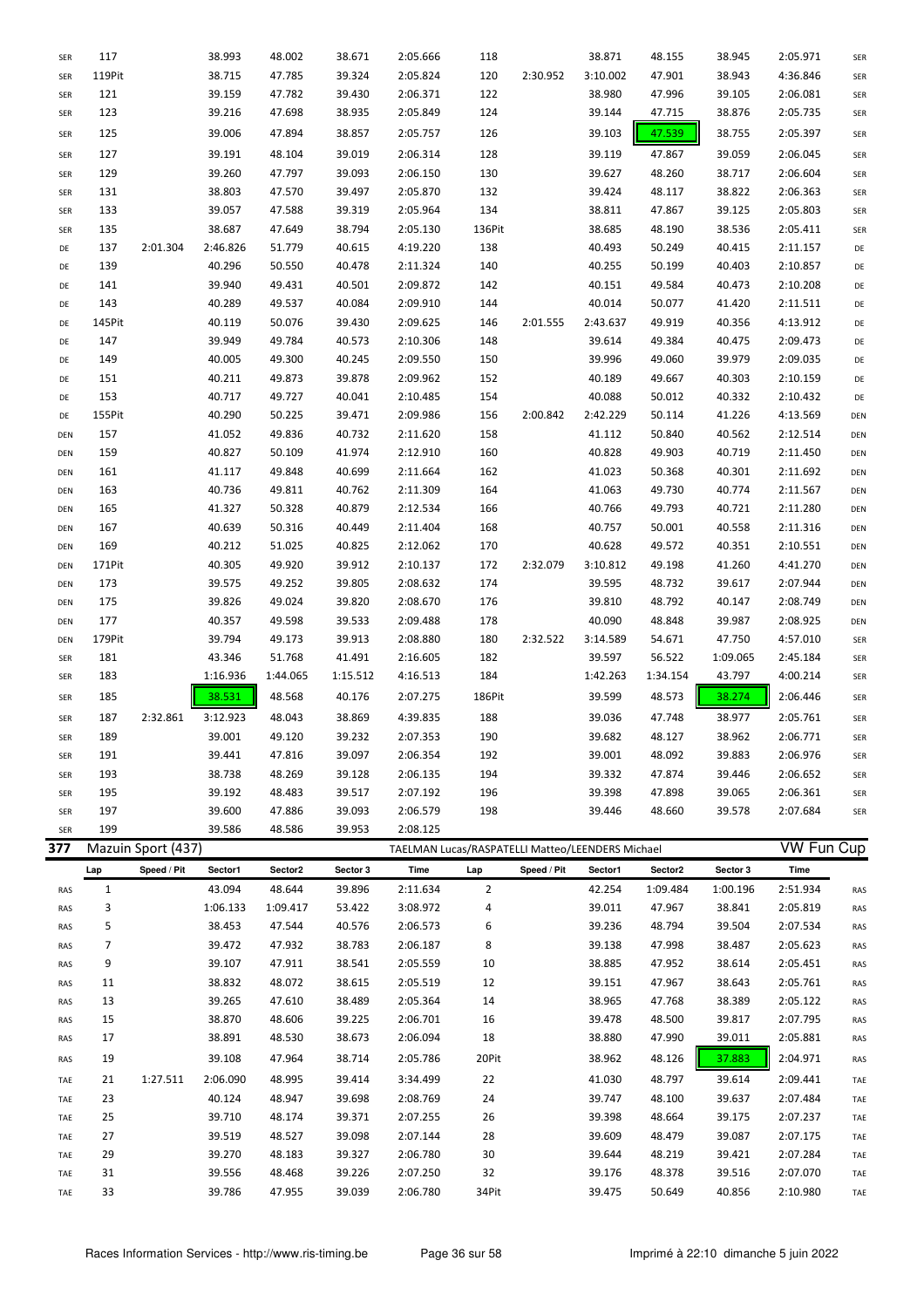| | | | | | | | | | | | | | | |
|---|---|---|---|---|---|---|---|---|---|---|---|---|---|---|
| SER | 117 | | 38.993 | 48.002 | 38.671 | 2:05.666 | 118 | | 38.871 | 48.155 | 38.945 | 2:05.971 | SER |
| SER | 119Pit | | 38.715 | 47.785 | 39.324 | 2:05.824 | 120 | 2:30.952 | 3:10.002 | 47.901 | 38.943 | 4:36.846 | SER |
| SER | 121 | | 39.159 | 47.782 | 39.430 | 2:06.371 | 122 | | 38.980 | 47.996 | 39.105 | 2:06.081 | SER |
| SER | 123 | | 39.216 | 47.698 | 38.935 | 2:05.849 | 124 | | 39.144 | 47.715 | 38.876 | 2:05.735 | SER |
| SER | 125 | | 39.006 | 47.894 | 38.857 | 2:05.757 | 126 | | 39.103 | 47.539 | 38.755 | 2:05.397 | SER |
| SER | 127 | | 39.191 | 48.104 | 39.019 | 2:06.314 | 128 | | 39.119 | 47.867 | 39.059 | 2:06.045 | SER |
| SER | 129 | | 39.260 | 47.797 | 39.093 | 2:06.150 | 130 | | 39.627 | 48.260 | 38.717 | 2:06.604 | SER |
| SER | 131 | | 38.803 | 47.570 | 39.497 | 2:05.870 | 132 | | 39.424 | 48.117 | 38.822 | 2:06.363 | SER |
| SER | 133 | | 39.057 | 47.588 | 39.319 | 2:05.964 | 134 | | 38.811 | 47.867 | 39.125 | 2:05.803 | SER |
| SER | 135 | | 38.687 | 47.649 | 38.794 | 2:05.130 | 136Pit | | 38.685 | 48.190 | 38.536 | 2:05.411 | SER |
| DE | 137 | 2:01.304 | 2:46.826 | 51.779 | 40.615 | 4:19.220 | 138 | | 40.493 | 50.249 | 40.415 | 2:11.157 | DE |
| DE | 139 | | 40.296 | 50.550 | 40.478 | 2:11.324 | 140 | | 40.255 | 50.199 | 40.403 | 2:10.857 | DE |
| DE | 141 | | 39.940 | 49.431 | 40.501 | 2:09.872 | 142 | | 40.151 | 49.584 | 40.473 | 2:10.208 | DE |
| DE | 143 | | 40.289 | 49.537 | 40.084 | 2:09.910 | 144 | | 40.014 | 50.077 | 41.420 | 2:11.511 | DE |
| DE | 145Pit | | 40.119 | 50.076 | 39.430 | 2:09.625 | 146 | 2:01.555 | 2:43.637 | 49.919 | 40.356 | 4:13.912 | DE |
| DE | 147 | | 39.949 | 49.784 | 40.573 | 2:10.306 | 148 | | 39.614 | 49.384 | 40.475 | 2:09.473 | DE |
| DE | 149 | | 40.005 | 49.300 | 40.245 | 2:09.550 | 150 | | 39.996 | 49.060 | 39.979 | 2:09.035 | DE |
| DE | 151 | | 40.211 | 49.873 | 39.878 | 2:09.962 | 152 | | 40.189 | 49.667 | 40.303 | 2:10.159 | DE |
| DE | 153 | | 40.717 | 49.727 | 40.041 | 2:10.485 | 154 | | 40.088 | 50.012 | 40.332 | 2:10.432 | DE |
| DE | 155Pit | | 40.290 | 50.225 | 39.471 | 2:09.986 | 156 | 2:00.842 | 2:42.229 | 50.114 | 41.226 | 4:13.569 | DEN |
| DEN | 157 | | 41.052 | 49.836 | 40.732 | 2:11.620 | 158 | | 41.112 | 50.840 | 40.562 | 2:12.514 | DEN |
| DEN | 159 | | 40.827 | 50.109 | 41.974 | 2:12.910 | 160 | | 40.828 | 49.903 | 40.719 | 2:11.450 | DEN |
| DEN | 161 | | 41.117 | 49.848 | 40.699 | 2:11.664 | 162 | | 41.023 | 50.368 | 40.301 | 2:11.692 | DEN |
| DEN | 163 | | 40.736 | 49.811 | 40.762 | 2:11.309 | 164 | | 41.063 | 49.730 | 40.774 | 2:11.567 | DEN |
| DEN | 165 | | 41.327 | 50.328 | 40.879 | 2:12.534 | 166 | | 40.766 | 49.793 | 40.721 | 2:11.280 | DEN |
| DEN | 167 | | 40.639 | 50.316 | 40.449 | 2:11.404 | 168 | | 40.757 | 50.001 | 40.558 | 2:11.316 | DEN |
| DEN | 169 | | 40.212 | 51.025 | 40.825 | 2:12.062 | 170 | | 40.628 | 49.572 | 40.351 | 2:10.551 | DEN |
| DEN | 171Pit | | 40.305 | 49.920 | 39.912 | 2:10.137 | 172 | 2:32.079 | 3:10.812 | 49.198 | 41.260 | 4:41.270 | DEN |
| DEN | 173 | | 39.575 | 49.252 | 39.805 | 2:08.632 | 174 | | 39.595 | 48.732 | 39.617 | 2:07.944 | DEN |
| DEN | 175 | | 39.826 | 49.024 | 39.820 | 2:08.670 | 176 | | 39.810 | 48.792 | 40.147 | 2:08.749 | DEN |
| DEN | 177 | | 40.357 | 49.598 | 39.533 | 2:09.488 | 178 | | 40.090 | 48.848 | 39.987 | 2:08.925 | DEN |
| DEN | 179Pit | | 39.794 | 49.173 | 39.913 | 2:08.880 | 180 | 2:32.522 | 3:14.589 | 54.671 | 47.750 | 4:57.010 | SER |
| SER | 181 | | 43.346 | 51.768 | 41.491 | 2:16.605 | 182 | | 39.597 | 56.522 | 1:09.065 | 2:45.184 | SER |
| SER | 183 | | 1:16.936 | 1:44.065 | 1:15.512 | 4:16.513 | 184 | | 1:42.263 | 1:34.154 | 43.797 | 4:00.214 | SER |
| SER | 185 | | 38.531 | 48.568 | 40.176 | 2:07.275 | 186Pit | | 39.599 | 48.573 | 38.274 | 2:06.446 | SER |
| SER | 187 | 2:32.861 | 3:12.923 | 48.043 | 38.869 | 4:39.835 | 188 | | 39.036 | 47.748 | 38.977 | 2:05.761 | SER |
| SER | 189 | | 39.001 | 49.120 | 39.232 | 2:07.353 | 190 | | 39.682 | 48.127 | 38.962 | 2:06.771 | SER |
| SER | 191 | | 39.441 | 47.816 | 39.097 | 2:06.354 | 192 | | 39.001 | 48.092 | 39.883 | 2:06.976 | SER |
| SER | 193 | | 38.738 | 48.269 | 39.128 | 2:06.135 | 194 | | 39.332 | 47.874 | 39.446 | 2:06.652 | SER |
| SER | 195 | | 39.192 | 48.483 | 39.517 | 2:07.192 | 196 | | 39.398 | 47.898 | 39.065 | 2:06.361 | SER |
| SER | 197 | | 39.600 | 47.886 | 39.093 | 2:06.579 | 198 | | 39.446 | 48.660 | 39.578 | 2:07.684 | SER |
| SER | 199 | | 39.586 | 48.586 | 39.953 | 2:08.125 | | | | | | | |

**377** Mazuin Sport (437) — TAELMAN Lucas/RASPATELLI Matteo/LEENDERS Michael — VW Fun Cup

| | Lap | Speed / Pit | Sector1 | Sector2 | Sector 3 | Time | Lap | Speed / Pit | Sector1 | Sector2 | Sector 3 | Time | |
|---|---|---|---|---|---|---|---|---|---|---|---|---|---|
| RAS | 1 | | 43.094 | 48.644 | 39.896 | 2:11.634 | 2 | | 42.254 | 1:09.484 | 1:00.196 | 2:51.934 | RAS |
| RAS | 3 | | 1:06.133 | 1:09.417 | 53.422 | 3:08.972 | 4 | | 39.011 | 47.967 | 38.841 | 2:05.819 | RAS |
| RAS | 5 | | 38.453 | 47.544 | 40.576 | 2:06.573 | 6 | | 39.236 | 48.794 | 39.504 | 2:07.534 | RAS |
| RAS | 7 | | 39.472 | 47.932 | 38.783 | 2:06.187 | 8 | | 39.138 | 47.998 | 38.487 | 2:05.623 | RAS |
| RAS | 9 | | 39.107 | 47.911 | 38.541 | 2:05.559 | 10 | | 38.885 | 47.952 | 38.614 | 2:05.451 | RAS |
| RAS | 11 | | 38.832 | 48.072 | 38.615 | 2:05.519 | 12 | | 39.151 | 47.967 | 38.643 | 2:05.761 | RAS |
| RAS | 13 | | 39.265 | 47.610 | 38.489 | 2:05.364 | 14 | | 38.965 | 47.768 | 38.389 | 2:05.122 | RAS |
| RAS | 15 | | 38.870 | 48.606 | 39.225 | 2:06.701 | 16 | | 39.478 | 48.500 | 39.817 | 2:07.795 | RAS |
| RAS | 17 | | 38.891 | 48.530 | 38.673 | 2:06.094 | 18 | | 38.880 | 47.990 | 39.011 | 2:05.881 | RAS |
| RAS | 19 | | 39.108 | 47.964 | 38.714 | 2:05.786 | 20Pit | | 38.962 | 48.126 | 37.883 | 2:04.971 | RAS |
| TAE | 21 | 1:27.511 | 2:06.090 | 48.995 | 39.414 | 3:34.499 | 22 | | 41.030 | 48.797 | 39.614 | 2:09.441 | TAE |
| TAE | 23 | | 40.124 | 48.947 | 39.698 | 2:08.769 | 24 | | 39.747 | 48.100 | 39.637 | 2:07.484 | TAE |
| TAE | 25 | | 39.710 | 48.174 | 39.371 | 2:07.255 | 26 | | 39.398 | 48.664 | 39.175 | 2:07.237 | TAE |
| TAE | 27 | | 39.519 | 48.527 | 39.098 | 2:07.144 | 28 | | 39.609 | 48.479 | 39.087 | 2:07.175 | TAE |
| TAE | 29 | | 39.270 | 48.183 | 39.327 | 2:06.780 | 30 | | 39.644 | 48.219 | 39.421 | 2:07.284 | TAE |
| TAE | 31 | | 39.556 | 48.468 | 39.226 | 2:07.250 | 32 | | 39.176 | 48.378 | 39.516 | 2:07.070 | TAE |
| TAE | 33 | | 39.786 | 47.955 | 39.039 | 2:06.780 | 34Pit | | 39.475 | 50.649 | 40.856 | 2:10.980 | TAE |

Races Information Services - http://www.ris-timing.be    Imprimé à 22:10 dimanche 5 juin 2022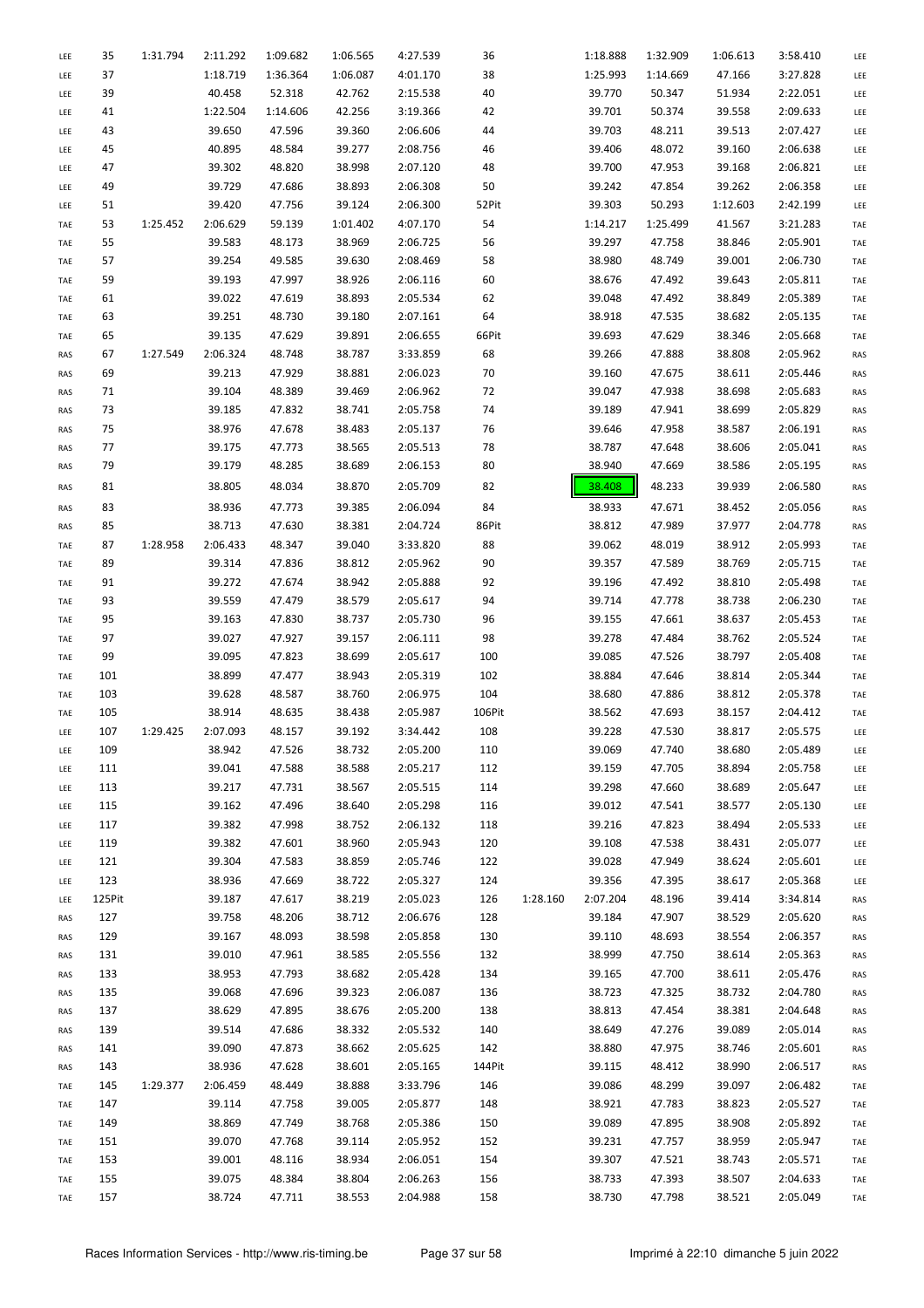| | | | | | | | | | | | | | | |
|---|---|---|---|---|---|---|---|---|---|---|---|---|---|---|
| LEE | 35 | 1:31.794 | 2:11.292 | 1:09.682 | 1:06.565 | 4:27.539 | 36 | | 1:18.888 | 1:32.909 | 1:06.613 | 3:58.410 | LEE |
| LEE | 37 | | 1:18.719 | 1:36.364 | 1:06.087 | 4:01.170 | 38 | | 1:25.993 | 1:14.669 | 47.166 | 3:27.828 | LEE |
| LEE | 39 | | 40.458 | 52.318 | 42.762 | 2:15.538 | 40 | | 39.770 | 50.347 | 51.934 | 2:22.051 | LEE |
| LEE | 41 | | 1:22.504 | 1:14.606 | 42.256 | 3:19.366 | 42 | | 39.701 | 50.374 | 39.558 | 2:09.633 | LEE |
| LEE | 43 | | 39.650 | 47.596 | 39.360 | 2:06.606 | 44 | | 39.703 | 48.211 | 39.513 | 2:07.427 | LEE |
| LEE | 45 | | 40.895 | 48.584 | 39.277 | 2:08.756 | 46 | | 39.406 | 48.072 | 39.160 | 2:06.638 | LEE |
| LEE | 47 | | 39.302 | 48.820 | 38.998 | 2:07.120 | 48 | | 39.700 | 47.953 | 39.168 | 2:06.821 | LEE |
| LEE | 49 | | 39.729 | 47.686 | 38.893 | 2:06.308 | 50 | | 39.242 | 47.854 | 39.262 | 2:06.358 | LEE |
| LEE | 51 | | 39.420 | 47.756 | 39.124 | 2:06.300 | 52Pit | | 39.303 | 50.293 | 1:12.603 | 2:42.199 | LEE |
| TAE | 53 | 1:25.452 | 2:06.629 | 59.139 | 1:01.402 | 4:07.170 | 54 | | 1:14.217 | 1:25.499 | 41.567 | 3:21.283 | TAE |
| TAE | 55 | | 39.583 | 48.173 | 38.969 | 2:06.725 | 56 | | 39.297 | 47.758 | 38.846 | 2:05.901 | TAE |
| TAE | 57 | | 39.254 | 49.585 | 39.630 | 2:08.469 | 58 | | 38.980 | 48.749 | 39.001 | 2:06.730 | TAE |
| TAE | 59 | | 39.193 | 47.997 | 38.926 | 2:06.116 | 60 | | 38.676 | 47.492 | 39.643 | 2:05.811 | TAE |
| TAE | 61 | | 39.022 | 47.619 | 38.893 | 2:05.534 | 62 | | 39.048 | 47.492 | 38.849 | 2:05.389 | TAE |
| TAE | 63 | | 39.251 | 48.730 | 39.180 | 2:07.161 | 64 | | 38.918 | 47.535 | 38.682 | 2:05.135 | TAE |
| TAE | 65 | | 39.135 | 47.629 | 39.891 | 2:06.655 | 66Pit | | 39.693 | 47.629 | 38.346 | 2:05.668 | TAE |
| RAS | 67 | 1:27.549 | 2:06.324 | 48.748 | 38.787 | 3:33.859 | 68 | | 39.266 | 47.888 | 38.808 | 2:05.962 | RAS |
| RAS | 69 | | 39.213 | 47.929 | 38.881 | 2:06.023 | 70 | | 39.160 | 47.675 | 38.611 | 2:05.446 | RAS |
| RAS | 71 | | 39.104 | 48.389 | 39.469 | 2:06.962 | 72 | | 39.047 | 47.938 | 38.698 | 2:05.683 | RAS |
| RAS | 73 | | 39.185 | 47.832 | 38.741 | 2:05.758 | 74 | | 39.189 | 47.941 | 38.699 | 2:05.829 | RAS |
| RAS | 75 | | 38.976 | 47.678 | 38.483 | 2:05.137 | 76 | | 39.646 | 47.958 | 38.587 | 2:06.191 | RAS |
| RAS | 77 | | 39.175 | 47.773 | 38.565 | 2:05.513 | 78 | | 38.787 | 47.648 | 38.606 | 2:05.041 | RAS |
| RAS | 79 | | 39.179 | 48.285 | 38.689 | 2:06.153 | 80 | | 38.940 | 47.669 | 38.586 | 2:05.195 | RAS |
| RAS | 81 | | 38.805 | 48.034 | 38.870 | 2:05.709 | 82 | | 38.408 | 48.233 | 39.939 | 2:06.580 | RAS |
| RAS | 83 | | 38.936 | 47.773 | 39.385 | 2:06.094 | 84 | | 38.933 | 47.671 | 38.452 | 2:05.056 | RAS |
| RAS | 85 | | 38.713 | 47.630 | 38.381 | 2:04.724 | 86Pit | | 38.812 | 47.989 | 37.977 | 2:04.778 | RAS |
| TAE | 87 | 1:28.958 | 2:06.433 | 48.347 | 39.040 | 3:33.820 | 88 | | 39.062 | 48.019 | 38.912 | 2:05.993 | TAE |
| TAE | 89 | | 39.314 | 47.836 | 38.812 | 2:05.962 | 90 | | 39.357 | 47.589 | 38.769 | 2:05.715 | TAE |
| TAE | 91 | | 39.272 | 47.674 | 38.942 | 2:05.888 | 92 | | 39.196 | 47.492 | 38.810 | 2:05.498 | TAE |
| TAE | 93 | | 39.559 | 47.479 | 38.579 | 2:05.617 | 94 | | 39.714 | 47.778 | 38.738 | 2:06.230 | TAE |
| TAE | 95 | | 39.163 | 47.830 | 38.737 | 2:05.730 | 96 | | 39.155 | 47.661 | 38.637 | 2:05.453 | TAE |
| TAE | 97 | | 39.027 | 47.927 | 39.157 | 2:06.111 | 98 | | 39.278 | 47.484 | 38.762 | 2:05.524 | TAE |
| TAE | 99 | | 39.095 | 47.823 | 38.699 | 2:05.617 | 100 | | 39.085 | 47.526 | 38.797 | 2:05.408 | TAE |
| TAE | 101 | | 38.899 | 47.477 | 38.943 | 2:05.319 | 102 | | 38.884 | 47.646 | 38.814 | 2:05.344 | TAE |
| TAE | 103 | | 39.628 | 48.587 | 38.760 | 2:06.975 | 104 | | 38.680 | 47.886 | 38.812 | 2:05.378 | TAE |
| TAE | 105 | | 38.914 | 48.635 | 38.438 | 2:05.987 | 106Pit | | 38.562 | 47.693 | 38.157 | 2:04.412 | TAE |
| LEE | 107 | 1:29.425 | 2:07.093 | 48.157 | 39.192 | 3:34.442 | 108 | | 39.228 | 47.530 | 38.817 | 2:05.575 | LEE |
| LEE | 109 | | 38.942 | 47.526 | 38.732 | 2:05.200 | 110 | | 39.069 | 47.740 | 38.680 | 2:05.489 | LEE |
| LEE | 111 | | 39.041 | 47.588 | 38.588 | 2:05.217 | 112 | | 39.159 | 47.705 | 38.894 | 2:05.758 | LEE |
| LEE | 113 | | 39.217 | 47.731 | 38.567 | 2:05.515 | 114 | | 39.298 | 47.660 | 38.689 | 2:05.647 | LEE |
| LEE | 115 | | 39.162 | 47.496 | 38.640 | 2:05.298 | 116 | | 39.012 | 47.541 | 38.577 | 2:05.130 | LEE |
| LEE | 117 | | 39.382 | 47.998 | 38.752 | 2:06.132 | 118 | | 39.216 | 47.823 | 38.494 | 2:05.533 | LEE |
| LEE | 119 | | 39.382 | 47.601 | 38.960 | 2:05.943 | 120 | | 39.108 | 47.538 | 38.431 | 2:05.077 | LEE |
| LEE | 121 | | 39.304 | 47.583 | 38.859 | 2:05.746 | 122 | | 39.028 | 47.949 | 38.624 | 2:05.601 | LEE |
| LEE | 123 | | 38.936 | 47.669 | 38.722 | 2:05.327 | 124 | | 39.356 | 47.395 | 38.617 | 2:05.368 | LEE |
| LEE | 125Pit | | 39.187 | 47.617 | 38.219 | 2:05.023 | 126 | 1:28.160 | 2:07.204 | 48.196 | 39.414 | 3:34.814 | RAS |
| RAS | 127 | | 39.758 | 48.206 | 38.712 | 2:06.676 | 128 | | 39.184 | 47.907 | 38.529 | 2:05.620 | RAS |
| RAS | 129 | | 39.167 | 48.093 | 38.598 | 2:05.858 | 130 | | 39.110 | 48.693 | 38.554 | 2:06.357 | RAS |
| RAS | 131 | | 39.010 | 47.961 | 38.585 | 2:05.556 | 132 | | 38.999 | 47.750 | 38.614 | 2:05.363 | RAS |
| RAS | 133 | | 38.953 | 47.793 | 38.682 | 2:05.428 | 134 | | 39.165 | 47.700 | 38.611 | 2:05.476 | RAS |
| RAS | 135 | | 39.068 | 47.696 | 39.323 | 2:06.087 | 136 | | 38.723 | 47.325 | 38.732 | 2:04.780 | RAS |
| RAS | 137 | | 38.629 | 47.895 | 38.676 | 2:05.200 | 138 | | 38.813 | 47.454 | 38.381 | 2:04.648 | RAS |
| RAS | 139 | | 39.514 | 47.686 | 38.332 | 2:05.532 | 140 | | 38.649 | 47.276 | 39.089 | 2:05.014 | RAS |
| RAS | 141 | | 39.090 | 47.873 | 38.662 | 2:05.625 | 142 | | 38.880 | 47.975 | 38.746 | 2:05.601 | RAS |
| RAS | 143 | | 38.936 | 47.628 | 38.601 | 2:05.165 | 144Pit | | 39.115 | 48.412 | 38.990 | 2:06.517 | RAS |
| TAE | 145 | 1:29.377 | 2:06.459 | 48.449 | 38.888 | 3:33.796 | 146 | | 39.086 | 48.299 | 39.097 | 2:06.482 | TAE |
| TAE | 147 | | 39.114 | 47.758 | 39.005 | 2:05.877 | 148 | | 38.921 | 47.783 | 38.823 | 2:05.527 | TAE |
| TAE | 149 | | 38.869 | 47.749 | 38.768 | 2:05.386 | 150 | | 39.089 | 47.895 | 38.908 | 2:05.892 | TAE |
| TAE | 151 | | 39.070 | 47.768 | 39.114 | 2:05.952 | 152 | | 39.231 | 47.757 | 38.959 | 2:05.947 | TAE |
| TAE | 153 | | 39.001 | 48.116 | 38.934 | 2:06.051 | 154 | | 39.307 | 47.521 | 38.743 | 2:05.571 | TAE |
| TAE | 155 | | 39.075 | 48.384 | 38.804 | 2:06.263 | 156 | | 38.733 | 47.393 | 38.507 | 2:04.633 | TAE |
| TAE | 157 | | 38.724 | 47.711 | 38.553 | 2:04.988 | 158 | | 38.730 | 47.798 | 38.521 | 2:05.049 | TAE |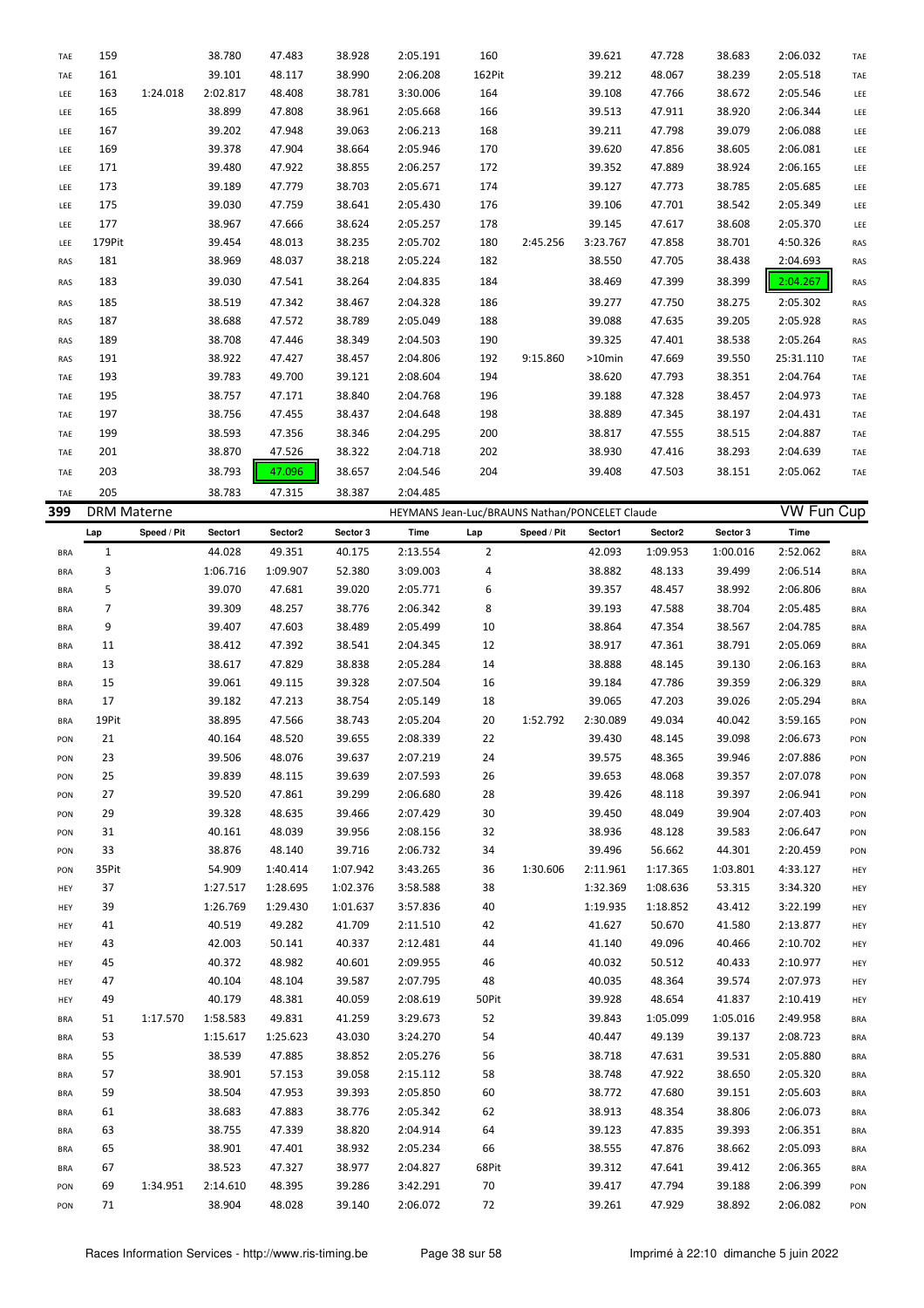| | | | | | | | | | | | | | |
|---|---|---|---|---|---|---|---|---|---|---|---|---|---|
| TAE | 159 | | 38.780 | 47.483 | 38.928 | 2:05.191 | 160 | | 39.621 | 47.728 | 38.683 | 2:06.032 | TAE |
| TAE | 161 | | 39.101 | 48.117 | 38.990 | 2:06.208 | 162Pit | | 39.212 | 48.067 | 38.239 | 2:05.518 | TAE |
| LEE | 163 | 1:24.018 | 2:02.817 | 48.408 | 38.781 | 3:30.006 | 164 | | 39.108 | 47.766 | 38.672 | 2:05.546 | LEE |
| LEE | 165 | | 38.899 | 47.808 | 38.961 | 2:05.668 | 166 | | 39.513 | 47.911 | 38.920 | 2:06.344 | LEE |
| LEE | 167 | | 39.202 | 47.948 | 39.063 | 2:06.213 | 168 | | 39.211 | 47.798 | 39.079 | 2:06.088 | LEE |
| LEE | 169 | | 39.378 | 47.904 | 38.664 | 2:05.946 | 170 | | 39.620 | 47.856 | 38.605 | 2:06.081 | LEE |
| LEE | 171 | | 39.480 | 47.922 | 38.855 | 2:06.257 | 172 | | 39.352 | 47.889 | 38.924 | 2:06.165 | LEE |
| LEE | 173 | | 39.189 | 47.779 | 38.703 | 2:05.671 | 174 | | 39.127 | 47.773 | 38.785 | 2:05.685 | LEE |
| LEE | 175 | | 39.030 | 47.759 | 38.641 | 2:05.430 | 176 | | 39.106 | 47.701 | 38.542 | 2:05.349 | LEE |
| LEE | 177 | | 38.967 | 47.666 | 38.624 | 2:05.257 | 178 | | 39.145 | 47.617 | 38.608 | 2:05.370 | LEE |
| LEE | 179Pit | | 39.454 | 48.013 | 38.235 | 2:05.702 | 180 | 2:45.256 | 3:23.767 | 47.858 | 38.701 | 4:50.326 | RAS |
| RAS | 181 | | 38.969 | 48.037 | 38.218 | 2:05.224 | 182 | | 38.550 | 47.705 | 38.438 | 2:04.693 | RAS |
| RAS | 183 | | 39.030 | 47.541 | 38.264 | 2:04.835 | 184 | | 38.469 | 47.399 | 38.399 | 2:04.267 | RAS |
| RAS | 185 | | 38.519 | 47.342 | 38.467 | 2:04.328 | 186 | | 39.277 | 47.750 | 38.275 | 2:05.302 | RAS |
| RAS | 187 | | 38.688 | 47.572 | 38.789 | 2:05.049 | 188 | | 39.088 | 47.635 | 39.205 | 2:05.928 | RAS |
| RAS | 189 | | 38.708 | 47.446 | 38.349 | 2:04.503 | 190 | | 39.325 | 47.401 | 38.538 | 2:05.264 | RAS |
| RAS | 191 | | 38.922 | 47.427 | 38.457 | 2:04.806 | 192 | 9:15.860 | >10min | 47.669 | 39.550 | 25:31.110 | TAE |
| TAE | 193 | | 39.783 | 49.700 | 39.121 | 2:08.604 | 194 | | 38.620 | 47.793 | 38.351 | 2:04.764 | TAE |
| TAE | 195 | | 38.757 | 47.171 | 38.840 | 2:04.768 | 196 | | 39.188 | 47.328 | 38.457 | 2:04.973 | TAE |
| TAE | 197 | | 38.756 | 47.455 | 38.437 | 2:04.648 | 198 | | 38.889 | 47.345 | 38.197 | 2:04.431 | TAE |
| TAE | 199 | | 38.593 | 47.356 | 38.346 | 2:04.295 | 200 | | 38.817 | 47.555 | 38.515 | 2:04.887 | TAE |
| TAE | 201 | | 38.870 | 47.526 | 38.322 | 2:04.718 | 202 | | 38.930 | 47.416 | 38.293 | 2:04.639 | TAE |
| TAE | 203 | | 38.793 | 47.096 | 38.657 | 2:04.546 | 204 | | 39.408 | 47.503 | 38.151 | 2:05.062 | TAE |
| TAE | 205 | | 38.783 | 47.315 | 38.387 | 2:04.485 | | | | | | | |

## 399 DRM Materne — HEYMANS Jean-Luc/BRAUNS Nathan/PONCELET Claude — VW Fun Cup

| | Lap | Speed / Pit | Sector1 | Sector2 | Sector 3 | Time | Lap | Speed / Pit | Sector1 | Sector2 | Sector 3 | Time | |
|---|---|---|---|---|---|---|---|---|---|---|---|---|---|
| BRA | 1 | | 44.028 | 49.351 | 40.175 | 2:13.554 | 2 | | 42.093 | 1:09.953 | 1:00.016 | 2:52.062 | BRA |
| BRA | 3 | | 1:06.716 | 1:09.907 | 52.380 | 3:09.003 | 4 | | 38.882 | 48.133 | 39.499 | 2:06.514 | BRA |
| BRA | 5 | | 39.070 | 47.681 | 39.020 | 2:05.771 | 6 | | 39.357 | 48.457 | 38.992 | 2:06.806 | BRA |
| BRA | 7 | | 39.309 | 48.257 | 38.776 | 2:06.342 | 8 | | 39.193 | 47.588 | 38.704 | 2:05.485 | BRA |
| BRA | 9 | | 39.407 | 47.603 | 38.489 | 2:05.499 | 10 | | 38.864 | 47.354 | 38.567 | 2:04.785 | BRA |
| BRA | 11 | | 38.412 | 47.392 | 38.541 | 2:04.345 | 12 | | 38.917 | 47.361 | 38.791 | 2:05.069 | BRA |
| BRA | 13 | | 38.617 | 47.829 | 38.838 | 2:05.284 | 14 | | 38.888 | 48.145 | 39.130 | 2:06.163 | BRA |
| BRA | 15 | | 39.061 | 49.115 | 39.328 | 2:07.504 | 16 | | 39.184 | 47.786 | 39.359 | 2:06.329 | BRA |
| BRA | 17 | | 39.182 | 47.213 | 38.754 | 2:05.149 | 18 | | 39.065 | 47.203 | 39.026 | 2:05.294 | BRA |
| BRA | 19Pit | | 38.895 | 47.566 | 38.743 | 2:05.204 | 20 | 1:52.792 | 2:30.089 | 49.034 | 40.042 | 3:59.165 | PON |
| PON | 21 | | 40.164 | 48.520 | 39.655 | 2:08.339 | 22 | | 39.430 | 48.145 | 39.098 | 2:06.673 | PON |
| PON | 23 | | 39.506 | 48.076 | 39.637 | 2:07.219 | 24 | | 39.575 | 48.365 | 39.946 | 2:07.886 | PON |
| PON | 25 | | 39.839 | 48.115 | 39.639 | 2:07.593 | 26 | | 39.653 | 48.068 | 39.357 | 2:07.078 | PON |
| PON | 27 | | 39.520 | 47.861 | 39.299 | 2:06.680 | 28 | | 39.426 | 48.118 | 39.397 | 2:06.941 | PON |
| PON | 29 | | 39.328 | 48.635 | 39.466 | 2:07.429 | 30 | | 39.450 | 48.049 | 39.904 | 2:07.403 | PON |
| PON | 31 | | 40.161 | 48.039 | 39.956 | 2:08.156 | 32 | | 38.936 | 48.128 | 39.583 | 2:06.647 | PON |
| PON | 33 | | 38.876 | 48.140 | 39.716 | 2:06.732 | 34 | | 39.496 | 56.662 | 44.301 | 2:20.459 | PON |
| PON | 35Pit | | 54.909 | 1:40.414 | 1:07.942 | 3:43.265 | 36 | 1:30.606 | 2:11.961 | 1:17.365 | 1:03.801 | 4:33.127 | HEY |
| HEY | 37 | | 1:27.517 | 1:28.695 | 1:02.376 | 3:58.588 | 38 | | 1:32.369 | 1:08.636 | 53.315 | 3:34.320 | HEY |
| HEY | 39 | | 1:26.769 | 1:29.430 | 1:01.637 | 3:57.836 | 40 | | 1:19.935 | 1:18.852 | 43.412 | 3:22.199 | HEY |
| HEY | 41 | | 40.519 | 49.282 | 41.709 | 2:11.510 | 42 | | 41.627 | 50.670 | 41.580 | 2:13.877 | HEY |
| HEY | 43 | | 42.003 | 50.141 | 40.337 | 2:12.481 | 44 | | 41.140 | 49.096 | 40.466 | 2:10.702 | HEY |
| HEY | 45 | | 40.372 | 48.982 | 40.601 | 2:09.955 | 46 | | 40.032 | 50.512 | 40.433 | 2:10.977 | HEY |
| HEY | 47 | | 40.104 | 48.104 | 39.587 | 2:07.795 | 48 | | 40.035 | 48.364 | 39.574 | 2:07.973 | HEY |
| HEY | 49 | | 40.179 | 48.381 | 40.059 | 2:08.619 | 50Pit | | 39.928 | 48.654 | 41.837 | 2:10.419 | HEY |
| BRA | 51 | 1:17.570 | 1:58.583 | 49.831 | 41.259 | 3:29.673 | 52 | | 39.843 | 1:05.099 | 1:05.016 | 2:49.958 | BRA |
| BRA | 53 | | 1:15.617 | 1:25.623 | 43.030 | 3:24.270 | 54 | | 40.447 | 49.139 | 39.137 | 2:08.723 | BRA |
| BRA | 55 | | 38.539 | 47.885 | 38.852 | 2:05.276 | 56 | | 38.718 | 47.631 | 39.531 | 2:05.880 | BRA |
| BRA | 57 | | 38.901 | 57.153 | 39.058 | 2:15.112 | 58 | | 38.748 | 47.922 | 38.650 | 2:05.320 | BRA |
| BRA | 59 | | 38.504 | 47.953 | 39.393 | 2:05.850 | 60 | | 38.772 | 47.680 | 39.151 | 2:05.603 | BRA |
| BRA | 61 | | 38.683 | 47.883 | 38.776 | 2:05.342 | 62 | | 38.913 | 48.354 | 38.806 | 2:06.073 | BRA |
| BRA | 63 | | 38.755 | 47.339 | 38.820 | 2:04.914 | 64 | | 39.123 | 47.835 | 39.393 | 2:06.351 | BRA |
| BRA | 65 | | 38.901 | 47.401 | 38.932 | 2:05.234 | 66 | | 38.555 | 47.876 | 38.662 | 2:05.093 | BRA |
| BRA | 67 | | 38.523 | 47.327 | 38.977 | 2:04.827 | 68Pit | | 39.312 | 47.641 | 39.412 | 2:06.365 | BRA |
| PON | 69 | 1:34.951 | 2:14.610 | 48.395 | 39.286 | 3:42.291 | 70 | | 39.417 | 47.794 | 39.188 | 2:06.399 | PON |
| PON | 71 | | 38.904 | 48.028 | 39.140 | 2:06.072 | 72 | | 39.261 | 47.929 | 38.892 | 2:06.082 | PON |

Races Information Services - http://www.ris-timing.be — Imprimé à 22:10 dimanche 5 juin 2022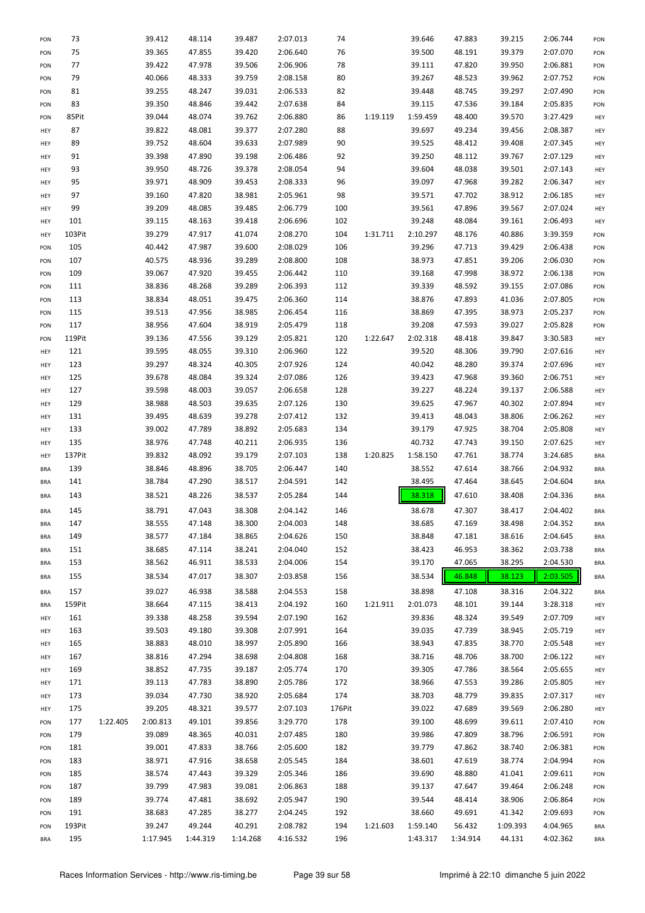| | | | | | | | | | | | | | | |
|---|---|---|---|---|---|---|---|---|---|---|---|---|---|---|
| PON | 73 | | 39.412 | 48.114 | 39.487 | 2:07.013 | 74 | | 39.646 | 47.883 | 39.215 | 2:06.744 | PON |
| PON | 75 | | 39.365 | 47.855 | 39.420 | 2:06.640 | 76 | | 39.500 | 48.191 | 39.379 | 2:07.070 | PON |
| PON | 77 | | 39.422 | 47.978 | 39.506 | 2:06.906 | 78 | | 39.111 | 47.820 | 39.950 | 2:06.881 | PON |
| PON | 79 | | 40.066 | 48.333 | 39.759 | 2:08.158 | 80 | | 39.267 | 48.523 | 39.962 | 2:07.752 | PON |
| PON | 81 | | 39.255 | 48.247 | 39.031 | 2:06.533 | 82 | | 39.448 | 48.745 | 39.297 | 2:07.490 | PON |
| PON | 83 | | 39.350 | 48.846 | 39.442 | 2:07.638 | 84 | | 39.115 | 47.536 | 39.184 | 2:05.835 | PON |
| PON | 85Pit | | 39.044 | 48.074 | 39.762 | 2:06.880 | 86 | 1:19.119 | 1:59.459 | 48.400 | 39.570 | 3:27.429 | HEY |
| HEY | 87 | | 39.822 | 48.081 | 39.377 | 2:07.280 | 88 | | 39.697 | 49.234 | 39.456 | 2:08.387 | HEY |
| HEY | 89 | | 39.752 | 48.604 | 39.633 | 2:07.989 | 90 | | 39.525 | 48.412 | 39.408 | 2:07.345 | HEY |
| HEY | 91 | | 39.398 | 47.890 | 39.198 | 2:06.486 | 92 | | 39.250 | 48.112 | 39.767 | 2:07.129 | HEY |
| HEY | 93 | | 39.950 | 48.726 | 39.378 | 2:08.054 | 94 | | 39.604 | 48.038 | 39.501 | 2:07.143 | HEY |
| HEY | 95 | | 39.971 | 48.909 | 39.453 | 2:08.333 | 96 | | 39.097 | 47.968 | 39.282 | 2:06.347 | HEY |
| HEY | 97 | | 39.160 | 47.820 | 38.981 | 2:05.961 | 98 | | 39.571 | 47.702 | 38.912 | 2:06.185 | HEY |
| HEY | 99 | | 39.209 | 48.085 | 39.485 | 2:06.779 | 100 | | 39.561 | 47.896 | 39.567 | 2:07.024 | HEY |
| HEY | 101 | | 39.115 | 48.163 | 39.418 | 2:06.696 | 102 | | 39.248 | 48.084 | 39.161 | 2:06.493 | HEY |
| HEY | 103Pit | | 39.279 | 47.917 | 41.074 | 2:08.270 | 104 | 1:31.711 | 2:10.297 | 48.176 | 40.886 | 3:39.359 | PON |
| PON | 105 | | 40.442 | 47.987 | 39.600 | 2:08.029 | 106 | | 39.296 | 47.713 | 39.429 | 2:06.438 | PON |
| PON | 107 | | 40.575 | 48.936 | 39.289 | 2:08.800 | 108 | | 38.973 | 47.851 | 39.206 | 2:06.030 | PON |
| PON | 109 | | 39.067 | 47.920 | 39.455 | 2:06.442 | 110 | | 39.168 | 47.998 | 38.972 | 2:06.138 | PON |
| PON | 111 | | 38.836 | 48.268 | 39.289 | 2:06.393 | 112 | | 39.339 | 48.592 | 39.155 | 2:07.086 | PON |
| PON | 113 | | 38.834 | 48.051 | 39.475 | 2:06.360 | 114 | | 38.876 | 47.893 | 41.036 | 2:07.805 | PON |
| PON | 115 | | 39.513 | 47.956 | 38.985 | 2:06.454 | 116 | | 38.869 | 47.395 | 38.973 | 2:05.237 | PON |
| PON | 117 | | 38.956 | 47.604 | 38.919 | 2:05.479 | 118 | | 39.208 | 47.593 | 39.027 | 2:05.828 | PON |
| PON | 119Pit | | 39.136 | 47.556 | 39.129 | 2:05.821 | 120 | 1:22.647 | 2:02.318 | 48.418 | 39.847 | 3:30.583 | HEY |
| HEY | 121 | | 39.595 | 48.055 | 39.310 | 2:06.960 | 122 | | 39.520 | 48.306 | 39.790 | 2:07.616 | HEY |
| HEY | 123 | | 39.297 | 48.324 | 40.305 | 2:07.926 | 124 | | 40.042 | 48.280 | 39.374 | 2:07.696 | HEY |
| HEY | 125 | | 39.678 | 48.084 | 39.324 | 2:07.086 | 126 | | 39.423 | 47.968 | 39.360 | 2:06.751 | HEY |
| HEY | 127 | | 39.598 | 48.003 | 39.057 | 2:06.658 | 128 | | 39.227 | 48.224 | 39.137 | 2:06.588 | HEY |
| HEY | 129 | | 38.988 | 48.503 | 39.635 | 2:07.126 | 130 | | 39.625 | 47.967 | 40.302 | 2:07.894 | HEY |
| HEY | 131 | | 39.495 | 48.639 | 39.278 | 2:07.412 | 132 | | 39.413 | 48.043 | 38.806 | 2:06.262 | HEY |
| HEY | 133 | | 39.002 | 47.789 | 38.892 | 2:05.683 | 134 | | 39.179 | 47.925 | 38.704 | 2:05.808 | HEY |
| HEY | 135 | | 38.976 | 47.748 | 40.211 | 2:06.935 | 136 | | 40.732 | 47.743 | 39.150 | 2:07.625 | HEY |
| HEY | 137Pit | | 39.832 | 48.092 | 39.179 | 2:07.103 | 138 | 1:20.825 | 1:58.150 | 47.761 | 38.774 | 3:24.685 | BRA |
| BRA | 139 | | 38.846 | 48.896 | 38.705 | 2:06.447 | 140 | | 38.552 | 47.614 | 38.766 | 2:04.932 | BRA |
| BRA | 141 | | 38.784 | 47.290 | 38.517 | 2:04.591 | 142 | | 38.495 | 47.464 | 38.645 | 2:04.604 | BRA |
| BRA | 143 | | 38.521 | 48.226 | 38.537 | 2:05.284 | 144 | | 38.318 | 47.610 | 38.408 | 2:04.336 | BRA |
| BRA | 145 | | 38.791 | 47.043 | 38.308 | 2:04.142 | 146 | | 38.678 | 47.307 | 38.417 | 2:04.402 | BRA |
| BRA | 147 | | 38.555 | 47.148 | 38.300 | 2:04.003 | 148 | | 38.685 | 47.169 | 38.498 | 2:04.352 | BRA |
| BRA | 149 | | 38.577 | 47.184 | 38.865 | 2:04.626 | 150 | | 38.848 | 47.181 | 38.616 | 2:04.645 | BRA |
| BRA | 151 | | 38.685 | 47.114 | 38.241 | 2:04.040 | 152 | | 38.423 | 46.953 | 38.362 | 2:03.738 | BRA |
| BRA | 153 | | 38.562 | 46.911 | 38.533 | 2:04.006 | 154 | | 39.170 | 47.065 | 38.295 | 2:04.530 | BRA |
| BRA | 155 | | 38.534 | 47.017 | 38.307 | 2:03.858 | 156 | | 38.534 | 46.848 | 38.123 | 2:03.505 | BRA |
| BRA | 157 | | 39.027 | 46.938 | 38.588 | 2:04.553 | 158 | | 38.898 | 47.108 | 38.316 | 2:04.322 | BRA |
| BRA | 159Pit | | 38.664 | 47.115 | 38.413 | 2:04.192 | 160 | 1:21.911 | 2:01.073 | 48.101 | 39.144 | 3:28.318 | HEY |
| HEY | 161 | | 39.338 | 48.258 | 39.594 | 2:07.190 | 162 | | 39.836 | 48.324 | 39.549 | 2:07.709 | HEY |
| HEY | 163 | | 39.503 | 49.180 | 39.308 | 2:07.991 | 164 | | 39.035 | 47.739 | 38.945 | 2:05.719 | HEY |
| HEY | 165 | | 38.883 | 48.010 | 38.997 | 2:05.890 | 166 | | 38.943 | 47.835 | 38.770 | 2:05.548 | HEY |
| HEY | 167 | | 38.816 | 47.294 | 38.698 | 2:04.808 | 168 | | 38.716 | 48.706 | 38.700 | 2:06.122 | HEY |
| HEY | 169 | | 38.852 | 47.735 | 39.187 | 2:05.774 | 170 | | 39.305 | 47.786 | 38.564 | 2:05.655 | HEY |
| HEY | 171 | | 39.113 | 47.783 | 38.890 | 2:05.786 | 172 | | 38.966 | 47.553 | 39.286 | 2:05.805 | HEY |
| HEY | 173 | | 39.034 | 47.730 | 38.920 | 2:05.684 | 174 | | 38.703 | 48.779 | 39.835 | 2:07.317 | HEY |
| HEY | 175 | | 39.205 | 48.321 | 39.577 | 2:07.103 | 176Pit | | 39.022 | 47.689 | 39.569 | 2:06.280 | HEY |
| PON | 177 | 1:22.405 | 2:00.813 | 49.101 | 39.856 | 3:29.770 | 178 | | 39.100 | 48.699 | 39.611 | 2:07.410 | PON |
| PON | 179 | | 39.089 | 48.365 | 40.031 | 2:07.485 | 180 | | 39.986 | 47.809 | 38.796 | 2:06.591 | PON |
| PON | 181 | | 39.001 | 47.833 | 38.766 | 2:05.600 | 182 | | 39.779 | 47.862 | 38.740 | 2:06.381 | PON |
| PON | 183 | | 38.971 | 47.916 | 38.658 | 2:05.545 | 184 | | 38.601 | 47.619 | 38.774 | 2:04.994 | PON |
| PON | 185 | | 38.574 | 47.443 | 39.329 | 2:05.346 | 186 | | 39.690 | 48.880 | 41.041 | 2:09.611 | PON |
| PON | 187 | | 39.799 | 47.983 | 39.081 | 2:06.863 | 188 | | 39.137 | 47.647 | 39.464 | 2:06.248 | PON |
| PON | 189 | | 39.774 | 47.481 | 38.692 | 2:05.947 | 190 | | 39.544 | 48.414 | 38.906 | 2:06.864 | PON |
| PON | 191 | | 38.683 | 47.285 | 38.277 | 2:04.245 | 192 | | 38.660 | 49.691 | 41.342 | 2:09.693 | PON |
| PON | 193Pit | | 39.247 | 49.244 | 40.291 | 2:08.782 | 194 | 1:21.603 | 1:59.140 | 56.432 | 1:09.393 | 4:04.965 | BRA |
| BRA | 195 | | 1:17.945 | 1:44.319 | 1:14.268 | 4:16.532 | 196 | | 1:43.317 | 1:34.914 | 44.131 | 4:02.362 | BRA |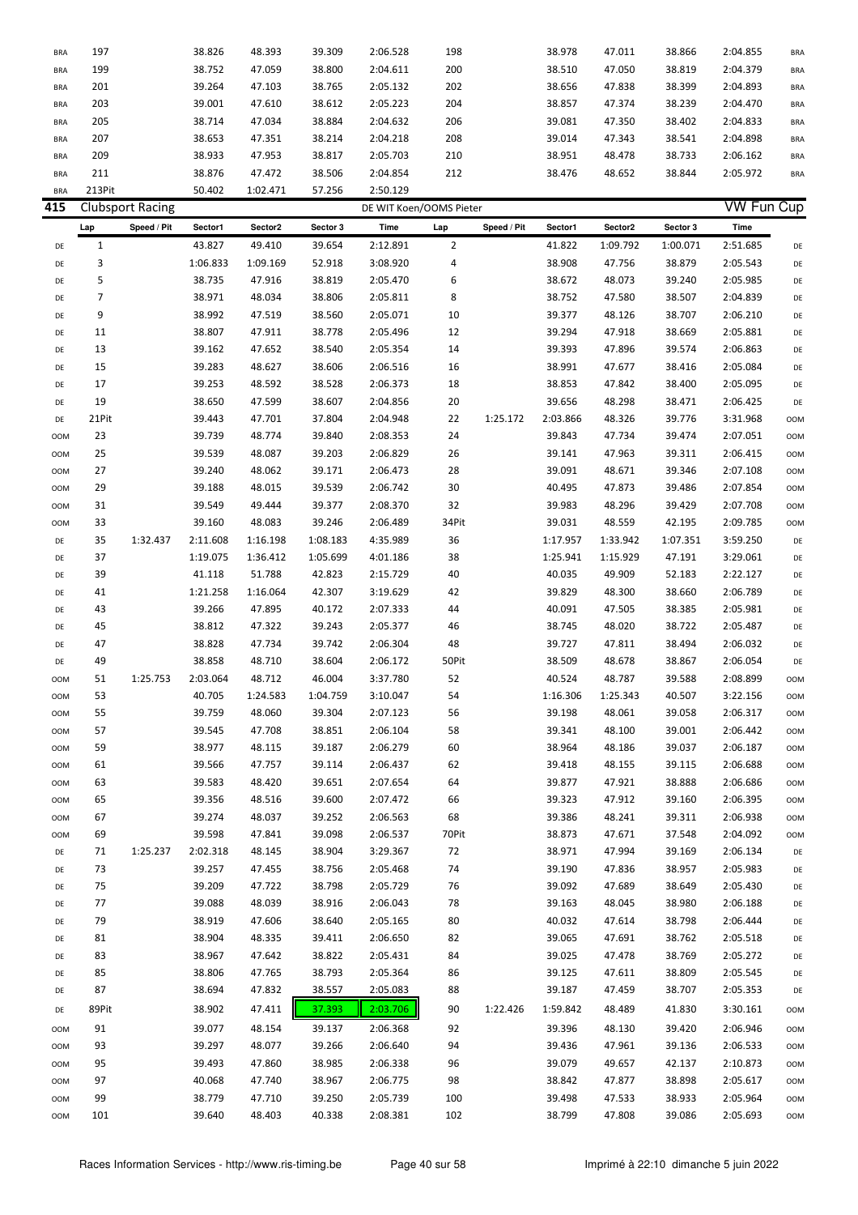| | | | | | | | | | | | | | |
|---|---|---|---|---|---|---|---|---|---|---|---|---|---|
| BRA | 197 | | 38.826 | 48.393 | 39.309 | 2:06.528 | 198 | | 38.978 | 47.011 | 38.866 | 2:04.855 | BRA |
| BRA | 199 | | 38.752 | 47.059 | 38.800 | 2:04.611 | 200 | | 38.510 | 47.050 | 38.819 | 2:04.379 | BRA |
| BRA | 201 | | 39.264 | 47.103 | 38.765 | 2:05.132 | 202 | | 38.656 | 47.838 | 38.399 | 2:04.893 | BRA |
| BRA | 203 | | 39.001 | 47.610 | 38.612 | 2:05.223 | 204 | | 38.857 | 47.374 | 38.239 | 2:04.470 | BRA |
| BRA | 205 | | 38.714 | 47.034 | 38.884 | 2:04.632 | 206 | | 39.081 | 47.350 | 38.402 | 2:04.833 | BRA |
| BRA | 207 | | 38.653 | 47.351 | 38.214 | 2:04.218 | 208 | | 39.014 | 47.343 | 38.541 | 2:04.898 | BRA |
| BRA | 209 | | 38.933 | 47.953 | 38.817 | 2:05.703 | 210 | | 38.951 | 48.478 | 38.733 | 2:06.162 | BRA |
| BRA | 211 | | 38.876 | 47.472 | 38.506 | 2:04.854 | 212 | | 38.476 | 48.652 | 38.844 | 2:05.972 | BRA |
| BRA | 213Pit | | 50.402 | 1:02.471 | 57.256 | 2:50.129 | | | | | | | |

**415** Clubsport Racing — DE WIT Koen/OOMS Pieter — VW Fun Cup

| | Lap | Speed / Pit | Sector1 | Sector2 | Sector 3 | Time | Lap | Speed / Pit | Sector1 | Sector2 | Sector 3 | Time | |
|---|---|---|---|---|---|---|---|---|---|---|---|---|---|
| DE | 1 | | 43.827 | 49.410 | 39.654 | 2:12.891 | 2 | | 41.822 | 1:09.792 | 1:00.071 | 2:51.685 | DE |
| DE | 3 | | 1:06.833 | 1:09.169 | 52.918 | 3:08.920 | 4 | | 38.908 | 47.756 | 38.879 | 2:05.543 | DE |
| DE | 5 | | 38.735 | 47.916 | 38.819 | 2:05.470 | 6 | | 38.672 | 48.073 | 39.240 | 2:05.985 | DE |
| DE | 7 | | 38.971 | 48.034 | 38.806 | 2:05.811 | 8 | | 38.752 | 47.580 | 38.507 | 2:04.839 | DE |
| DE | 9 | | 38.992 | 47.519 | 38.560 | 2:05.071 | 10 | | 39.377 | 48.126 | 38.707 | 2:06.210 | DE |
| DE | 11 | | 38.807 | 47.911 | 38.778 | 2:05.496 | 12 | | 39.294 | 47.918 | 38.669 | 2:05.881 | DE |
| DE | 13 | | 39.162 | 47.652 | 38.540 | 2:05.354 | 14 | | 39.393 | 47.896 | 39.574 | 2:06.863 | DE |
| DE | 15 | | 39.283 | 48.627 | 38.606 | 2:06.516 | 16 | | 38.991 | 47.677 | 38.416 | 2:05.084 | DE |
| DE | 17 | | 39.253 | 48.592 | 38.528 | 2:06.373 | 18 | | 38.853 | 47.842 | 38.400 | 2:05.095 | DE |
| DE | 19 | | 38.650 | 47.599 | 38.607 | 2:04.856 | 20 | | 39.656 | 48.298 | 38.471 | 2:06.425 | DE |
| DE | 21Pit | | 39.443 | 47.701 | 37.804 | 2:04.948 | 22 | 1:25.172 | 2:03.866 | 48.326 | 39.776 | 3:31.968 | OOM |
| OOM | 23 | | 39.739 | 48.774 | 39.840 | 2:08.353 | 24 | | 39.843 | 47.734 | 39.474 | 2:07.051 | OOM |
| OOM | 25 | | 39.539 | 48.087 | 39.203 | 2:06.829 | 26 | | 39.141 | 47.963 | 39.311 | 2:06.415 | OOM |
| OOM | 27 | | 39.240 | 48.062 | 39.171 | 2:06.473 | 28 | | 39.091 | 48.671 | 39.346 | 2:07.108 | OOM |
| OOM | 29 | | 39.188 | 48.015 | 39.539 | 2:06.742 | 30 | | 40.495 | 47.873 | 39.486 | 2:07.854 | OOM |
| OOM | 31 | | 39.549 | 49.444 | 39.377 | 2:08.370 | 32 | | 39.983 | 48.296 | 39.429 | 2:07.708 | OOM |
| OOM | 33 | | 39.160 | 48.083 | 39.246 | 2:06.489 | 34Pit | | 39.031 | 48.559 | 42.195 | 2:09.785 | OOM |
| DE | 35 | 1:32.437 | 2:11.608 | 1:16.198 | 1:08.183 | 4:35.989 | 36 | | 1:17.957 | 1:33.942 | 1:07.351 | 3:59.250 | DE |
| DE | 37 | | 1:19.075 | 1:36.412 | 1:05.699 | 4:01.186 | 38 | | 1:25.941 | 1:15.929 | 47.191 | 3:29.061 | DE |
| DE | 39 | | 41.118 | 51.788 | 42.823 | 2:15.729 | 40 | | 40.035 | 49.909 | 52.183 | 2:22.127 | DE |
| DE | 41 | | 1:21.258 | 1:16.064 | 42.307 | 3:19.629 | 42 | | 39.829 | 48.300 | 38.660 | 2:06.789 | DE |
| DE | 43 | | 39.266 | 47.895 | 40.172 | 2:07.333 | 44 | | 40.091 | 47.505 | 38.385 | 2:05.981 | DE |
| DE | 45 | | 38.812 | 47.322 | 39.243 | 2:05.377 | 46 | | 38.745 | 48.020 | 38.722 | 2:05.487 | DE |
| DE | 47 | | 38.828 | 47.734 | 39.742 | 2:06.304 | 48 | | 39.727 | 47.811 | 38.494 | 2:06.032 | DE |
| DE | 49 | | 38.858 | 48.710 | 38.604 | 2:06.172 | 50Pit | | 38.509 | 48.678 | 38.867 | 2:06.054 | DE |
| OOM | 51 | 1:25.753 | 2:03.064 | 48.712 | 46.004 | 3:37.780 | 52 | | 40.524 | 48.787 | 39.588 | 2:08.899 | OOM |
| OOM | 53 | | 40.705 | 1:24.583 | 1:04.759 | 3:10.047 | 54 | | 1:16.306 | 1:25.343 | 40.507 | 3:22.156 | OOM |
| OOM | 55 | | 39.759 | 48.060 | 39.304 | 2:07.123 | 56 | | 39.198 | 48.061 | 39.058 | 2:06.317 | OOM |
| OOM | 57 | | 39.545 | 47.708 | 38.851 | 2:06.104 | 58 | | 39.341 | 48.100 | 39.001 | 2:06.442 | OOM |
| OOM | 59 | | 38.977 | 48.115 | 39.187 | 2:06.279 | 60 | | 38.964 | 48.186 | 39.037 | 2:06.187 | OOM |
| OOM | 61 | | 39.566 | 47.757 | 39.114 | 2:06.437 | 62 | | 39.418 | 48.155 | 39.115 | 2:06.688 | OOM |
| OOM | 63 | | 39.583 | 48.420 | 39.651 | 2:07.654 | 64 | | 39.877 | 47.921 | 38.888 | 2:06.686 | OOM |
| OOM | 65 | | 39.356 | 48.516 | 39.600 | 2:07.472 | 66 | | 39.323 | 47.912 | 39.160 | 2:06.395 | OOM |
| OOM | 67 | | 39.274 | 48.037 | 39.252 | 2:06.563 | 68 | | 39.386 | 48.241 | 39.311 | 2:06.938 | OOM |
| OOM | 69 | | 39.598 | 47.841 | 39.098 | 2:06.537 | 70Pit | | 38.873 | 47.671 | 37.548 | 2:04.092 | OOM |
| DE | 71 | 1:25.237 | 2:02.318 | 48.145 | 38.904 | 3:29.367 | 72 | | 38.971 | 47.994 | 39.169 | 2:06.134 | DE |
| DE | 73 | | 39.257 | 47.455 | 38.756 | 2:05.468 | 74 | | 39.190 | 47.836 | 38.957 | 2:05.983 | DE |
| DE | 75 | | 39.209 | 47.722 | 38.798 | 2:05.729 | 76 | | 39.092 | 47.689 | 38.649 | 2:05.430 | DE |
| DE | 77 | | 39.088 | 48.039 | 38.916 | 2:06.043 | 78 | | 39.163 | 48.045 | 38.980 | 2:06.188 | DE |
| DE | 79 | | 38.919 | 47.606 | 38.640 | 2:05.165 | 80 | | 40.032 | 47.614 | 38.798 | 2:06.444 | DE |
| DE | 81 | | 38.904 | 48.335 | 39.411 | 2:06.650 | 82 | | 39.065 | 47.691 | 38.762 | 2:05.518 | DE |
| DE | 83 | | 38.967 | 47.642 | 38.822 | 2:05.431 | 84 | | 39.025 | 47.478 | 38.769 | 2:05.272 | DE |
| DE | 85 | | 38.806 | 47.765 | 38.793 | 2:05.364 | 86 | | 39.125 | 47.611 | 38.809 | 2:05.545 | DE |
| DE | 87 | | 38.694 | 47.832 | 38.557 | 2:05.083 | 88 | | 39.187 | 47.459 | 38.707 | 2:05.353 | DE |
| DE | 89Pit | | 38.902 | 47.411 | 37.393 | 2:03.706 | 90 | 1:22.426 | 1:59.842 | 48.489 | 41.830 | 3:30.161 | OOM |
| OOM | 91 | | 39.077 | 48.154 | 39.137 | 2:06.368 | 92 | | 39.396 | 48.130 | 39.420 | 2:06.946 | OOM |
| OOM | 93 | | 39.297 | 48.077 | 39.266 | 2:06.640 | 94 | | 39.436 | 47.961 | 39.136 | 2:06.533 | OOM |
| OOM | 95 | | 39.493 | 47.860 | 38.985 | 2:06.338 | 96 | | 39.079 | 49.657 | 42.137 | 2:10.873 | OOM |
| OOM | 97 | | 40.068 | 47.740 | 38.967 | 2:06.775 | 98 | | 38.842 | 47.877 | 38.898 | 2:05.617 | OOM |
| OOM | 99 | | 38.779 | 47.710 | 39.250 | 2:05.739 | 100 | | 39.498 | 47.533 | 38.933 | 2:05.964 | OOM |
| OOM | 101 | | 39.640 | 48.403 | 40.338 | 2:08.381 | 102 | | 38.799 | 47.808 | 39.086 | 2:05.693 | OOM |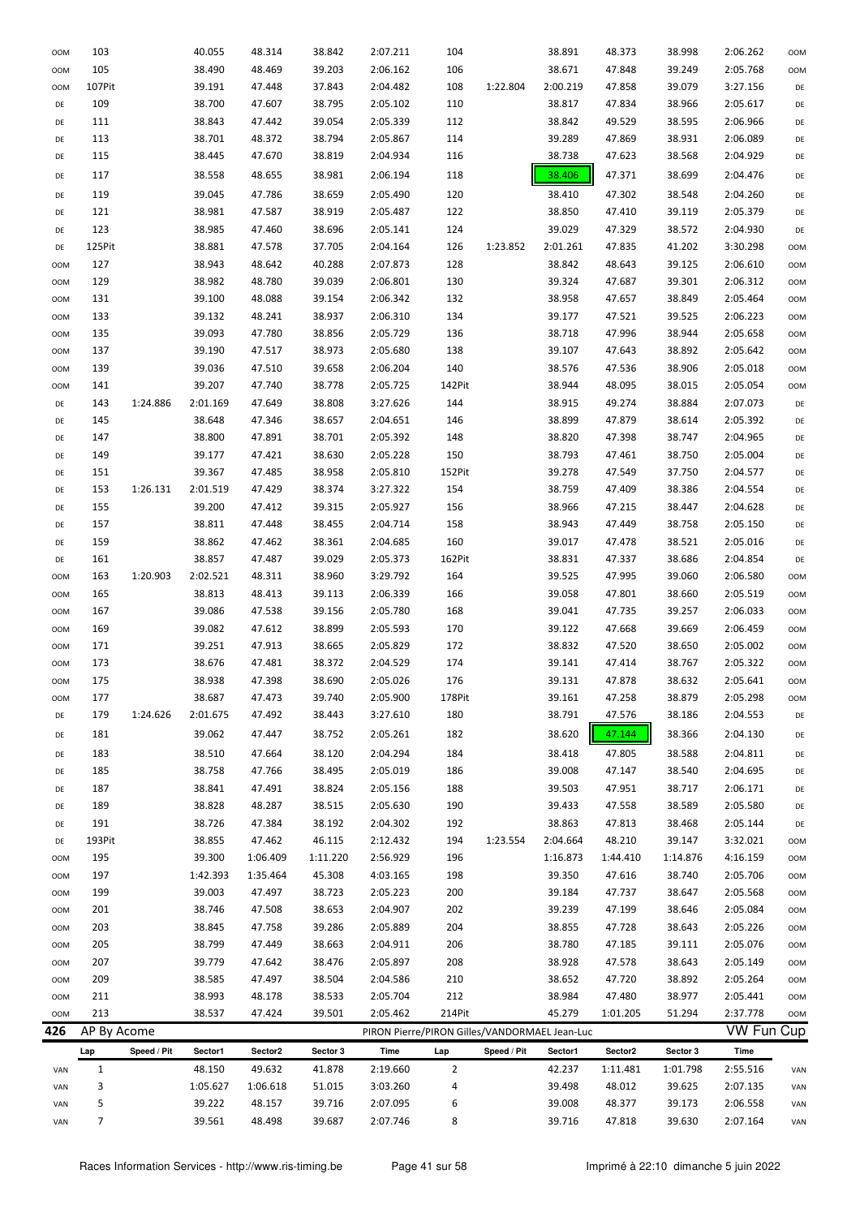| | | | | | | | | | | | | | | |
|---|---|---|---|---|---|---|---|---|---|---|---|---|---|---|
| OOM | 103 | | 40.055 | 48.314 | 38.842 | 2:07.211 | 104 | | 38.891 | 48.373 | 38.998 | 2:06.262 | OOM |
| OOM | 105 | | 38.490 | 48.469 | 39.203 | 2:06.162 | 106 | | 38.671 | 47.848 | 39.249 | 2:05.768 | OOM |
| OOM | 107Pit | | 39.191 | 47.448 | 37.843 | 2:04.482 | 108 | 1:22.804 | 2:00.219 | 47.858 | 39.079 | 3:27.156 | DE |
| DE | 109 | | 38.700 | 47.607 | 38.795 | 2:05.102 | 110 | | 38.817 | 47.834 | 38.966 | 2:05.617 | DE |
| DE | 111 | | 38.843 | 47.442 | 39.054 | 2:05.339 | 112 | | 38.842 | 49.529 | 38.595 | 2:06.966 | DE |
| DE | 113 | | 38.701 | 48.372 | 38.794 | 2:05.867 | 114 | | 39.289 | 47.869 | 38.931 | 2:06.089 | DE |
| DE | 115 | | 38.445 | 47.670 | 38.819 | 2:04.934 | 116 | | 38.738 | 47.623 | 38.568 | 2:04.929 | DE |
| DE | 117 | | 38.558 | 48.655 | 38.981 | 2:06.194 | 118 | | 38.406 | 47.371 | 38.699 | 2:04.476 | DE |
| DE | 119 | | 39.045 | 47.786 | 38.659 | 2:05.490 | 120 | | 38.410 | 47.302 | 38.548 | 2:04.260 | DE |
| DE | 121 | | 38.981 | 47.587 | 38.919 | 2:05.487 | 122 | | 38.850 | 47.410 | 39.119 | 2:05.379 | DE |
| DE | 123 | | 38.985 | 47.460 | 38.696 | 2:05.141 | 124 | | 39.029 | 47.329 | 38.572 | 2:04.930 | DE |
| DE | 125Pit | | 38.881 | 47.578 | 37.705 | 2:04.164 | 126 | 1:23.852 | 2:01.261 | 47.835 | 41.202 | 3:30.298 | OOM |
| OOM | 127 | | 38.943 | 48.642 | 40.288 | 2:07.873 | 128 | | 38.842 | 48.643 | 39.125 | 2:06.610 | OOM |
| OOM | 129 | | 38.982 | 48.780 | 39.039 | 2:06.801 | 130 | | 39.324 | 47.687 | 39.301 | 2:06.312 | OOM |
| OOM | 131 | | 39.100 | 48.088 | 39.154 | 2:06.342 | 132 | | 38.958 | 47.657 | 38.849 | 2:05.464 | OOM |
| OOM | 133 | | 39.132 | 48.241 | 38.937 | 2:06.310 | 134 | | 39.177 | 47.521 | 39.525 | 2:06.223 | OOM |
| OOM | 135 | | 39.093 | 47.780 | 38.856 | 2:05.729 | 136 | | 38.718 | 47.996 | 38.944 | 2:05.658 | OOM |
| OOM | 137 | | 39.190 | 47.517 | 38.973 | 2:05.680 | 138 | | 39.107 | 47.643 | 38.892 | 2:05.642 | OOM |
| OOM | 139 | | 39.036 | 47.510 | 39.658 | 2:06.204 | 140 | | 38.576 | 47.536 | 38.906 | 2:05.018 | OOM |
| OOM | 141 | | 39.207 | 47.740 | 38.778 | 2:05.725 | 142Pit | | 38.944 | 48.095 | 38.015 | 2:05.054 | OOM |
| DE | 143 | 1:24.886 | 2:01.169 | 47.649 | 38.808 | 3:27.626 | 144 | | 38.915 | 49.274 | 38.884 | 2:07.073 | DE |
| DE | 145 | | 38.648 | 47.346 | 38.657 | 2:04.651 | 146 | | 38.899 | 47.879 | 38.614 | 2:05.392 | DE |
| DE | 147 | | 38.800 | 47.891 | 38.701 | 2:05.392 | 148 | | 38.820 | 47.398 | 38.747 | 2:04.965 | DE |
| DE | 149 | | 39.177 | 47.421 | 38.630 | 2:05.228 | 150 | | 38.793 | 47.461 | 38.750 | 2:05.004 | DE |
| DE | 151 | | 39.367 | 47.485 | 38.958 | 2:05.810 | 152Pit | | 39.278 | 47.549 | 37.750 | 2:04.577 | DE |
| DE | 153 | 1:26.131 | 2:01.519 | 47.429 | 38.374 | 3:27.322 | 154 | | 38.759 | 47.409 | 38.386 | 2:04.554 | DE |
| DE | 155 | | 39.200 | 47.412 | 39.315 | 2:05.927 | 156 | | 38.966 | 47.215 | 38.447 | 2:04.628 | DE |
| DE | 157 | | 38.811 | 47.448 | 38.455 | 2:04.714 | 158 | | 38.943 | 47.449 | 38.758 | 2:05.150 | DE |
| DE | 159 | | 38.862 | 47.462 | 38.361 | 2:04.685 | 160 | | 39.017 | 47.478 | 38.521 | 2:05.016 | DE |
| DE | 161 | | 38.857 | 47.487 | 39.029 | 2:05.373 | 162Pit | | 38.831 | 47.337 | 38.686 | 2:04.854 | DE |
| OOM | 163 | 1:20.903 | 2:02.521 | 48.311 | 38.960 | 3:29.792 | 164 | | 39.525 | 47.995 | 39.060 | 2:06.580 | OOM |
| OOM | 165 | | 38.813 | 48.413 | 39.113 | 2:06.339 | 166 | | 39.058 | 47.801 | 38.660 | 2:05.519 | OOM |
| OOM | 167 | | 39.086 | 47.538 | 39.156 | 2:05.780 | 168 | | 39.041 | 47.735 | 39.257 | 2:06.033 | OOM |
| OOM | 169 | | 39.082 | 47.612 | 38.899 | 2:05.593 | 170 | | 39.122 | 47.668 | 39.669 | 2:06.459 | OOM |
| OOM | 171 | | 39.251 | 47.913 | 38.665 | 2:05.829 | 172 | | 38.832 | 47.520 | 38.650 | 2:05.002 | OOM |
| OOM | 173 | | 38.676 | 47.481 | 38.372 | 2:04.529 | 174 | | 39.141 | 47.414 | 38.767 | 2:05.322 | OOM |
| OOM | 175 | | 38.938 | 47.398 | 38.690 | 2:05.026 | 176 | | 39.131 | 47.878 | 38.632 | 2:05.641 | OOM |
| OOM | 177 | | 38.687 | 47.473 | 39.740 | 2:05.900 | 178Pit | | 39.161 | 47.258 | 38.879 | 2:05.298 | OOM |
| DE | 179 | 1:24.626 | 2:01.675 | 47.492 | 38.443 | 3:27.610 | 180 | | 38.791 | 47.576 | 38.186 | 2:04.553 | DE |
| DE | 181 | | 39.062 | 47.447 | 38.752 | 2:05.261 | 182 | | 38.620 | 47.144 | 38.366 | 2:04.130 | DE |
| DE | 183 | | 38.510 | 47.664 | 38.120 | 2:04.294 | 184 | | 38.418 | 47.805 | 38.588 | 2:04.811 | DE |
| DE | 185 | | 38.758 | 47.766 | 38.495 | 2:05.019 | 186 | | 39.008 | 47.147 | 38.540 | 2:04.695 | DE |
| DE | 187 | | 38.841 | 47.491 | 38.824 | 2:05.156 | 188 | | 39.503 | 47.951 | 38.717 | 2:06.171 | DE |
| DE | 189 | | 38.828 | 48.287 | 38.515 | 2:05.630 | 190 | | 39.433 | 47.558 | 38.589 | 2:05.580 | DE |
| DE | 191 | | 38.726 | 47.384 | 38.192 | 2:04.302 | 192 | | 38.863 | 47.813 | 38.468 | 2:05.144 | DE |
| DE | 193Pit | | 38.855 | 47.462 | 46.115 | 2:12.432 | 194 | 1:23.554 | 2:04.664 | 48.210 | 39.147 | 3:32.021 | OOM |
| OOM | 195 | | 39.300 | 1:06.409 | 1:11.220 | 2:56.929 | 196 | | 1:16.873 | 1:44.410 | 1:14.876 | 4:16.159 | OOM |
| OOM | 197 | | 1:42.393 | 1:35.464 | 45.308 | 4:03.165 | 198 | | 39.350 | 47.616 | 38.740 | 2:05.706 | OOM |
| OOM | 199 | | 39.003 | 47.497 | 38.723 | 2:05.223 | 200 | | 39.184 | 47.737 | 38.647 | 2:05.568 | OOM |
| OOM | 201 | | 38.746 | 47.508 | 38.653 | 2:04.907 | 202 | | 39.239 | 47.199 | 38.646 | 2:05.084 | OOM |
| OOM | 203 | | 38.845 | 47.758 | 39.286 | 2:05.889 | 204 | | 38.855 | 47.728 | 38.643 | 2:05.226 | OOM |
| OOM | 205 | | 38.799 | 47.449 | 38.663 | 2:04.911 | 206 | | 38.780 | 47.185 | 39.111 | 2:05.076 | OOM |
| OOM | 207 | | 39.779 | 47.642 | 38.476 | 2:05.897 | 208 | | 38.928 | 47.578 | 38.643 | 2:05.149 | OOM |
| OOM | 209 | | 38.585 | 47.497 | 38.504 | 2:04.586 | 210 | | 38.652 | 47.720 | 38.892 | 2:05.264 | OOM |
| OOM | 211 | | 38.993 | 48.178 | 38.533 | 2:05.704 | 212 | | 38.984 | 47.480 | 38.977 | 2:05.441 | OOM |
| OOM | 213 | | 38.537 | 47.424 | 39.501 | 2:05.462 | 214Pit | | 45.279 | 1:01.205 | 51.294 | 2:37.778 | OOM |

## 426 AP By Acome — PIRON Pierre/PIRON Gilles/VANDORMAEL Jean-Luc — VW Fun Cup

| | Lap | Speed / Pit | Sector1 | Sector2 | Sector 3 | Time | Lap | Speed / Pit | Sector1 | Sector2 | Sector 3 | Time | |
|---|---|---|---|---|---|---|---|---|---|---|---|---|---|
| VAN | 1 | | 48.150 | 49.632 | 41.878 | 2:19.660 | 2 | | 42.237 | 1:11.481 | 1:01.798 | 2:55.516 | VAN |
| VAN | 3 | | 1:05.627 | 1:06.618 | 51.015 | 3:03.260 | 4 | | 39.498 | 48.012 | 39.625 | 2:07.135 | VAN |
| VAN | 5 | | 39.222 | 48.157 | 39.716 | 2:07.095 | 6 | | 39.008 | 48.377 | 39.173 | 2:06.558 | VAN |
| VAN | 7 | | 39.561 | 48.498 | 39.687 | 2:07.746 | 8 | | 39.716 | 47.818 | 39.630 | 2:07.164 | VAN |

Races Information Services - http://www.ris-timing.be — Imprimé à 22:10 dimanche 5 juin 2022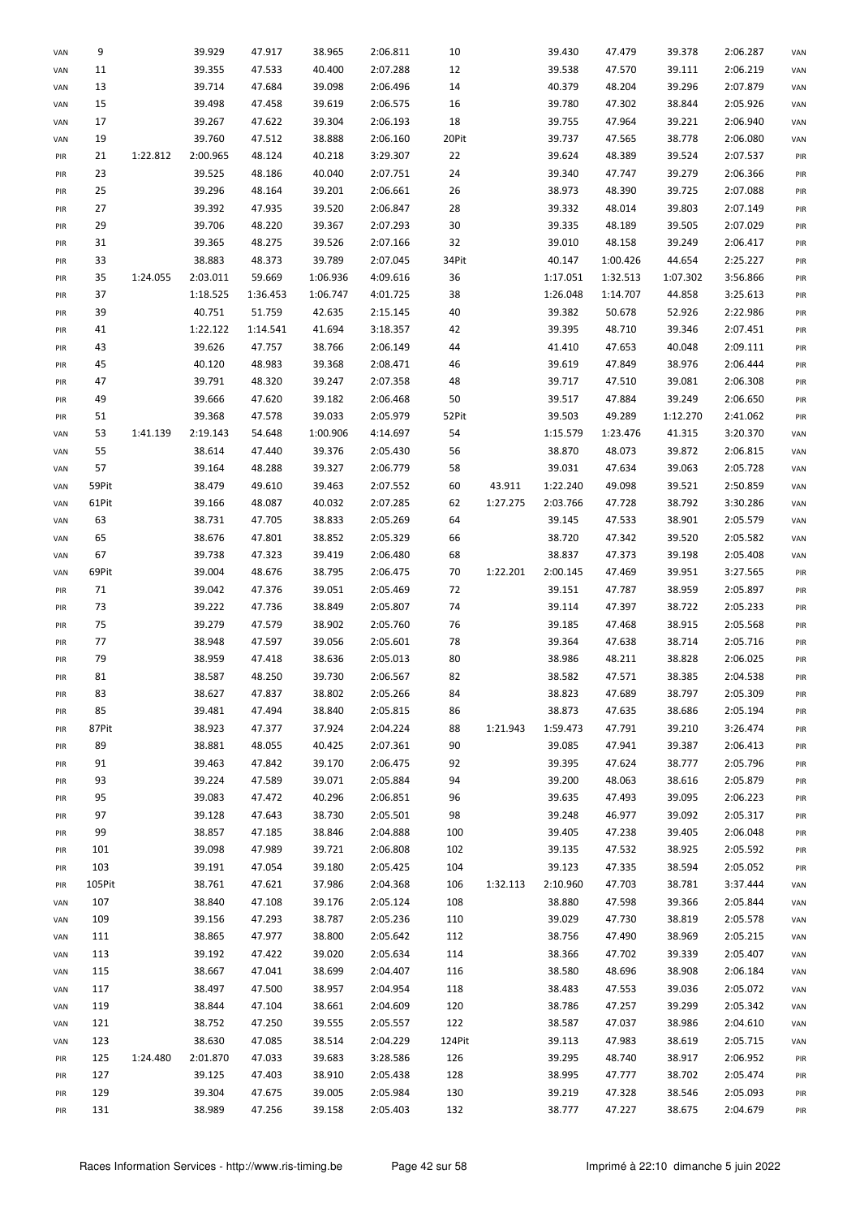| | | | | | | | | | | | | | | |
|---|---|---|---|---|---|---|---|---|---|---|---|---|---|---|
| VAN | 9 | | 39.929 | 47.917 | 38.965 | 2:06.811 | 10 | | 39.430 | 47.479 | 39.378 | 2:06.287 | VAN |
| VAN | 11 | | 39.355 | 47.533 | 40.400 | 2:07.288 | 12 | | 39.538 | 47.570 | 39.111 | 2:06.219 | VAN |
| VAN | 13 | | 39.714 | 47.684 | 39.098 | 2:06.496 | 14 | | 40.379 | 48.204 | 39.296 | 2:07.879 | VAN |
| VAN | 15 | | 39.498 | 47.458 | 39.619 | 2:06.575 | 16 | | 39.780 | 47.302 | 38.844 | 2:05.926 | VAN |
| VAN | 17 | | 39.267 | 47.622 | 39.304 | 2:06.193 | 18 | | 39.755 | 47.964 | 39.221 | 2:06.940 | VAN |
| VAN | 19 | | 39.760 | 47.512 | 38.888 | 2:06.160 | 20Pit | | 39.737 | 47.565 | 38.778 | 2:06.080 | VAN |
| PIR | 21 | 1:22.812 | 2:00.965 | 48.124 | 40.218 | 3:29.307 | 22 | | 39.624 | 48.389 | 39.524 | 2:07.537 | PIR |
| PIR | 23 | | 39.525 | 48.186 | 40.040 | 2:07.751 | 24 | | 39.340 | 47.747 | 39.279 | 2:06.366 | PIR |
| PIR | 25 | | 39.296 | 48.164 | 39.201 | 2:06.661 | 26 | | 38.973 | 48.390 | 39.725 | 2:07.088 | PIR |
| PIR | 27 | | 39.392 | 47.935 | 39.520 | 2:06.847 | 28 | | 39.332 | 48.014 | 39.803 | 2:07.149 | PIR |
| PIR | 29 | | 39.706 | 48.220 | 39.367 | 2:07.293 | 30 | | 39.335 | 48.189 | 39.505 | 2:07.029 | PIR |
| PIR | 31 | | 39.365 | 48.275 | 39.526 | 2:07.166 | 32 | | 39.010 | 48.158 | 39.249 | 2:06.417 | PIR |
| PIR | 33 | | 38.883 | 48.373 | 39.789 | 2:07.045 | 34Pit | | 40.147 | 1:00.426 | 44.654 | 2:25.227 | PIR |
| PIR | 35 | 1:24.055 | 2:03.011 | 59.669 | 1:06.936 | 4:09.616 | 36 | | 1:17.051 | 1:32.513 | 1:07.302 | 3:56.866 | PIR |
| PIR | 37 | | 1:18.525 | 1:36.453 | 1:06.747 | 4:01.725 | 38 | | 1:26.048 | 1:14.707 | 44.858 | 3:25.613 | PIR |
| PIR | 39 | | 40.751 | 51.759 | 42.635 | 2:15.145 | 40 | | 39.382 | 50.678 | 52.926 | 2:22.986 | PIR |
| PIR | 41 | | 1:22.122 | 1:14.541 | 41.694 | 3:18.357 | 42 | | 39.395 | 48.710 | 39.346 | 2:07.451 | PIR |
| PIR | 43 | | 39.626 | 47.757 | 38.766 | 2:06.149 | 44 | | 41.410 | 47.653 | 40.048 | 2:09.111 | PIR |
| PIR | 45 | | 40.120 | 48.983 | 39.368 | 2:08.471 | 46 | | 39.619 | 47.849 | 38.976 | 2:06.444 | PIR |
| PIR | 47 | | 39.791 | 48.320 | 39.247 | 2:07.358 | 48 | | 39.717 | 47.510 | 39.081 | 2:06.308 | PIR |
| PIR | 49 | | 39.666 | 47.620 | 39.182 | 2:06.468 | 50 | | 39.517 | 47.884 | 39.249 | 2:06.650 | PIR |
| PIR | 51 | | 39.368 | 47.578 | 39.033 | 2:05.979 | 52Pit | | 39.503 | 49.289 | 1:12.270 | 2:41.062 | PIR |
| VAN | 53 | 1:41.139 | 2:19.143 | 54.648 | 1:00.906 | 4:14.697 | 54 | | 1:15.579 | 1:23.476 | 41.315 | 3:20.370 | VAN |
| VAN | 55 | | 38.614 | 47.440 | 39.376 | 2:05.430 | 56 | | 38.870 | 48.073 | 39.872 | 2:06.815 | VAN |
| VAN | 57 | | 39.164 | 48.288 | 39.327 | 2:06.779 | 58 | | 39.031 | 47.634 | 39.063 | 2:05.728 | VAN |
| VAN | 59Pit | | 38.479 | 49.610 | 39.463 | 2:07.552 | 60 | 43.911 | 1:22.240 | 49.098 | 39.521 | 2:50.859 | VAN |
| VAN | 61Pit | | 39.166 | 48.087 | 40.032 | 2:07.285 | 62 | 1:27.275 | 2:03.766 | 47.728 | 38.792 | 3:30.286 | VAN |
| VAN | 63 | | 38.731 | 47.705 | 38.833 | 2:05.269 | 64 | | 39.145 | 47.533 | 38.901 | 2:05.579 | VAN |
| VAN | 65 | | 38.676 | 47.801 | 38.852 | 2:05.329 | 66 | | 38.720 | 47.342 | 39.520 | 2:05.582 | VAN |
| VAN | 67 | | 39.738 | 47.323 | 39.419 | 2:06.480 | 68 | | 38.837 | 47.373 | 39.198 | 2:05.408 | VAN |
| VAN | 69Pit | | 39.004 | 48.676 | 38.795 | 2:06.475 | 70 | 1:22.201 | 2:00.145 | 47.469 | 39.951 | 3:27.565 | PIR |
| PIR | 71 | | 39.042 | 47.376 | 39.051 | 2:05.469 | 72 | | 39.151 | 47.787 | 38.959 | 2:05.897 | PIR |
| PIR | 73 | | 39.222 | 47.736 | 38.849 | 2:05.807 | 74 | | 39.114 | 47.397 | 38.722 | 2:05.233 | PIR |
| PIR | 75 | | 39.279 | 47.579 | 38.902 | 2:05.760 | 76 | | 39.185 | 47.468 | 38.915 | 2:05.568 | PIR |
| PIR | 77 | | 38.948 | 47.597 | 39.056 | 2:05.601 | 78 | | 39.364 | 47.638 | 38.714 | 2:05.716 | PIR |
| PIR | 79 | | 38.959 | 47.418 | 38.636 | 2:05.013 | 80 | | 38.986 | 48.211 | 38.828 | 2:06.025 | PIR |
| PIR | 81 | | 38.587 | 48.250 | 39.730 | 2:06.567 | 82 | | 38.582 | 47.571 | 38.385 | 2:04.538 | PIR |
| PIR | 83 | | 38.627 | 47.837 | 38.802 | 2:05.266 | 84 | | 38.823 | 47.689 | 38.797 | 2:05.309 | PIR |
| PIR | 85 | | 39.481 | 47.494 | 38.840 | 2:05.815 | 86 | | 38.873 | 47.635 | 38.686 | 2:05.194 | PIR |
| PIR | 87Pit | | 38.923 | 47.377 | 37.924 | 2:04.224 | 88 | 1:21.943 | 1:59.473 | 47.791 | 39.210 | 3:26.474 | PIR |
| PIR | 89 | | 38.881 | 48.055 | 40.425 | 2:07.361 | 90 | | 39.085 | 47.941 | 39.387 | 2:06.413 | PIR |
| PIR | 91 | | 39.463 | 47.842 | 39.170 | 2:06.475 | 92 | | 39.395 | 47.624 | 38.777 | 2:05.796 | PIR |
| PIR | 93 | | 39.224 | 47.589 | 39.071 | 2:05.884 | 94 | | 39.200 | 48.063 | 38.616 | 2:05.879 | PIR |
| PIR | 95 | | 39.083 | 47.472 | 40.296 | 2:06.851 | 96 | | 39.635 | 47.493 | 39.095 | 2:06.223 | PIR |
| PIR | 97 | | 39.128 | 47.643 | 38.730 | 2:05.501 | 98 | | 39.248 | 46.977 | 39.092 | 2:05.317 | PIR |
| PIR | 99 | | 38.857 | 47.185 | 38.846 | 2:04.888 | 100 | | 39.405 | 47.238 | 39.405 | 2:06.048 | PIR |
| PIR | 101 | | 39.098 | 47.989 | 39.721 | 2:06.808 | 102 | | 39.135 | 47.532 | 38.925 | 2:05.592 | PIR |
| PIR | 103 | | 39.191 | 47.054 | 39.180 | 2:05.425 | 104 | | 39.123 | 47.335 | 38.594 | 2:05.052 | PIR |
| PIR | 105Pit | | 38.761 | 47.621 | 37.986 | 2:04.368 | 106 | 1:32.113 | 2:10.960 | 47.703 | 38.781 | 3:37.444 | VAN |
| VAN | 107 | | 38.840 | 47.108 | 39.176 | 2:05.124 | 108 | | 38.880 | 47.598 | 39.366 | 2:05.844 | VAN |
| VAN | 109 | | 39.156 | 47.293 | 38.787 | 2:05.236 | 110 | | 39.029 | 47.730 | 38.819 | 2:05.578 | VAN |
| VAN | 111 | | 38.865 | 47.977 | 38.800 | 2:05.642 | 112 | | 38.756 | 47.490 | 38.969 | 2:05.215 | VAN |
| VAN | 113 | | 39.192 | 47.422 | 39.020 | 2:05.634 | 114 | | 38.366 | 47.702 | 39.339 | 2:05.407 | VAN |
| VAN | 115 | | 38.667 | 47.041 | 38.699 | 2:04.407 | 116 | | 38.580 | 48.696 | 38.908 | 2:06.184 | VAN |
| VAN | 117 | | 38.497 | 47.500 | 38.957 | 2:04.954 | 118 | | 38.483 | 47.553 | 39.036 | 2:05.072 | VAN |
| VAN | 119 | | 38.844 | 47.104 | 38.661 | 2:04.609 | 120 | | 38.786 | 47.257 | 39.299 | 2:05.342 | VAN |
| VAN | 121 | | 38.752 | 47.250 | 39.555 | 2:05.557 | 122 | | 38.587 | 47.037 | 38.986 | 2:04.610 | VAN |
| VAN | 123 | | 38.630 | 47.085 | 38.514 | 2:04.229 | 124Pit | | 39.113 | 47.983 | 38.619 | 2:05.715 | VAN |
| PIR | 125 | 1:24.480 | 2:01.870 | 47.033 | 39.683 | 3:28.586 | 126 | | 39.295 | 48.740 | 38.917 | 2:06.952 | PIR |
| PIR | 127 | | 39.125 | 47.403 | 38.910 | 2:05.438 | 128 | | 38.995 | 47.777 | 38.702 | 2:05.474 | PIR |
| PIR | 129 | | 39.304 | 47.675 | 39.005 | 2:05.984 | 130 | | 39.219 | 47.328 | 38.546 | 2:05.093 | PIR |
| PIR | 131 | | 38.989 | 47.256 | 39.158 | 2:05.403 | 132 | | 38.777 | 47.227 | 38.675 | 2:04.679 | PIR |

Races Information Services - http://www.ris-timing.be Imprimé à 22:10 dimanche 5 juin 2022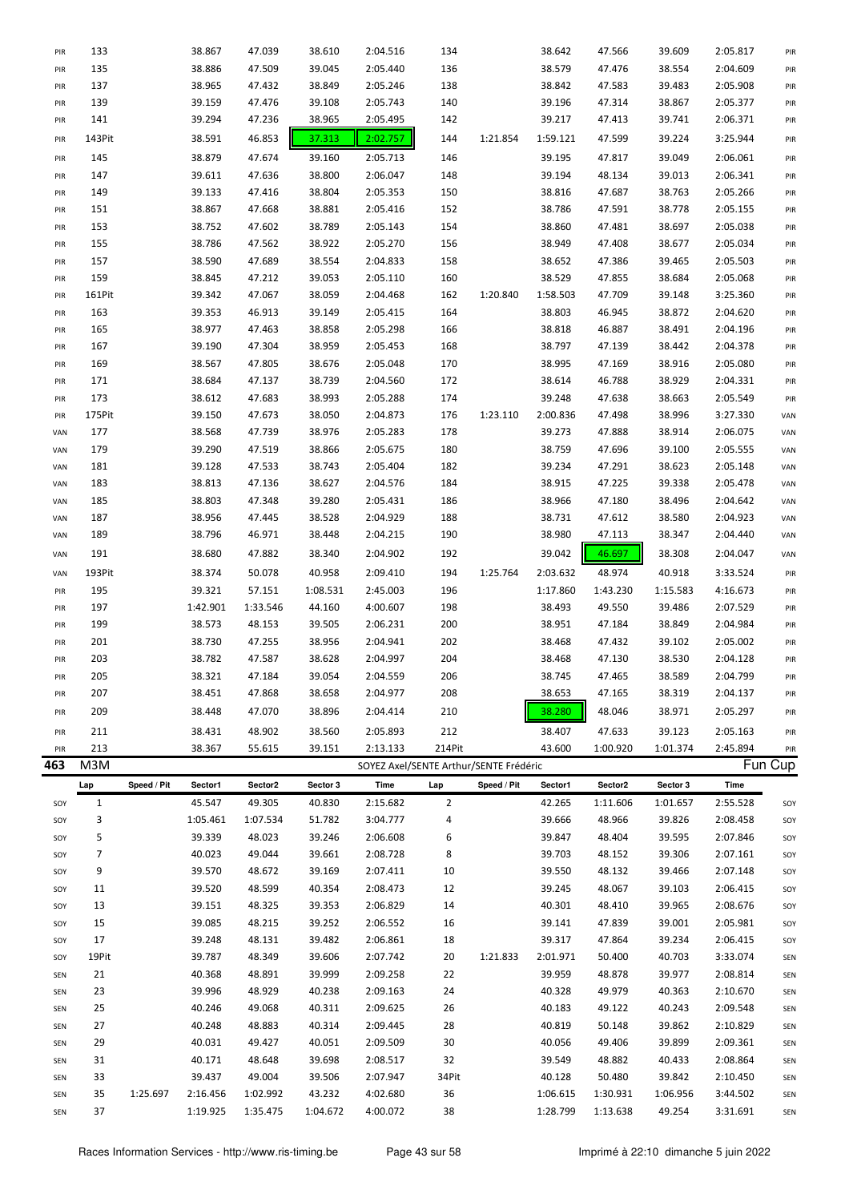| | | | | | | | | | | | | | | |
|---|---|---|---|---|---|---|---|---|---|---|---|---|---|---|
| PIR | 133 | | 38.867 | 47.039 | 38.610 | 2:04.516 | 134 | | 38.642 | 47.566 | 39.609 | 2:05.817 | PIR |
| PIR | 135 | | 38.886 | 47.509 | 39.045 | 2:05.440 | 136 | | 38.579 | 47.476 | 38.554 | 2:04.609 | PIR |
| PIR | 137 | | 38.965 | 47.432 | 38.849 | 2:05.246 | 138 | | 38.842 | 47.583 | 39.483 | 2:05.908 | PIR |
| PIR | 139 | | 39.159 | 47.476 | 39.108 | 2:05.743 | 140 | | 39.196 | 47.314 | 38.867 | 2:05.377 | PIR |
| PIR | 141 | | 39.294 | 47.236 | 38.965 | 2:05.495 | 142 | | 39.217 | 47.413 | 39.741 | 2:06.371 | PIR |
| PIR | 143Pit | | 38.591 | 46.853 | 37.313 | 2:02.757 | 144 | 1:21.854 | 1:59.121 | 47.599 | 39.224 | 3:25.944 | PIR |
| PIR | 145 | | 38.879 | 47.674 | 39.160 | 2:05.713 | 146 | | 39.195 | 47.817 | 39.049 | 2:06.061 | PIR |
| PIR | 147 | | 39.611 | 47.636 | 38.800 | 2:06.047 | 148 | | 39.194 | 48.134 | 39.013 | 2:06.341 | PIR |
| PIR | 149 | | 39.133 | 47.416 | 38.804 | 2:05.353 | 150 | | 38.816 | 47.687 | 38.763 | 2:05.266 | PIR |
| PIR | 151 | | 38.867 | 47.668 | 38.881 | 2:05.416 | 152 | | 38.786 | 47.591 | 38.778 | 2:05.155 | PIR |
| PIR | 153 | | 38.752 | 47.602 | 38.789 | 2:05.143 | 154 | | 38.860 | 47.481 | 38.697 | 2:05.038 | PIR |
| PIR | 155 | | 38.786 | 47.562 | 38.922 | 2:05.270 | 156 | | 38.949 | 47.408 | 38.677 | 2:05.034 | PIR |
| PIR | 157 | | 38.590 | 47.689 | 38.554 | 2:04.833 | 158 | | 38.652 | 47.386 | 39.465 | 2:05.503 | PIR |
| PIR | 159 | | 38.845 | 47.212 | 39.053 | 2:05.110 | 160 | | 38.529 | 47.855 | 38.684 | 2:05.068 | PIR |
| PIR | 161Pit | | 39.342 | 47.067 | 38.059 | 2:04.468 | 162 | 1:20.840 | 1:58.503 | 47.709 | 39.148 | 3:25.360 | PIR |
| PIR | 163 | | 39.353 | 46.913 | 39.149 | 2:05.415 | 164 | | 38.803 | 46.945 | 38.872 | 2:04.620 | PIR |
| PIR | 165 | | 38.977 | 47.463 | 38.858 | 2:05.298 | 166 | | 38.818 | 46.887 | 38.491 | 2:04.196 | PIR |
| PIR | 167 | | 39.190 | 47.304 | 38.959 | 2:05.453 | 168 | | 38.797 | 47.139 | 38.442 | 2:04.378 | PIR |
| PIR | 169 | | 38.567 | 47.805 | 38.676 | 2:05.048 | 170 | | 38.995 | 47.169 | 38.916 | 2:05.080 | PIR |
| PIR | 171 | | 38.684 | 47.137 | 38.739 | 2:04.560 | 172 | | 38.614 | 46.788 | 38.929 | 2:04.331 | PIR |
| PIR | 173 | | 38.612 | 47.683 | 38.993 | 2:05.288 | 174 | | 39.248 | 47.638 | 38.663 | 2:05.549 | PIR |
| PIR | 175Pit | | 39.150 | 47.673 | 38.050 | 2:04.873 | 176 | 1:23.110 | 2:00.836 | 47.498 | 38.996 | 3:27.330 | VAN |
| VAN | 177 | | 38.568 | 47.739 | 38.976 | 2:05.283 | 178 | | 39.273 | 47.888 | 38.914 | 2:06.075 | VAN |
| VAN | 179 | | 39.290 | 47.519 | 38.866 | 2:05.675 | 180 | | 38.759 | 47.696 | 39.100 | 2:05.555 | VAN |
| VAN | 181 | | 39.128 | 47.533 | 38.743 | 2:05.404 | 182 | | 39.234 | 47.291 | 38.623 | 2:05.148 | VAN |
| VAN | 183 | | 38.813 | 47.136 | 38.627 | 2:04.576 | 184 | | 38.915 | 47.225 | 39.338 | 2:05.478 | VAN |
| VAN | 185 | | 38.803 | 47.348 | 39.280 | 2:05.431 | 186 | | 38.966 | 47.180 | 38.496 | 2:04.642 | VAN |
| VAN | 187 | | 38.956 | 47.445 | 38.528 | 2:04.929 | 188 | | 38.731 | 47.612 | 38.580 | 2:04.923 | VAN |
| VAN | 189 | | 38.796 | 46.971 | 38.448 | 2:04.215 | 190 | | 38.980 | 47.113 | 38.347 | 2:04.440 | VAN |
| VAN | 191 | | 38.680 | 47.882 | 38.340 | 2:04.902 | 192 | | 39.042 | 46.697 | 38.308 | 2:04.047 | VAN |
| VAN | 193Pit | | 38.374 | 50.078 | 40.958 | 2:09.410 | 194 | 1:25.764 | 2:03.632 | 48.974 | 40.918 | 3:33.524 | PIR |
| PIR | 195 | | 39.321 | 57.151 | 1:08.531 | 2:45.003 | 196 | | 1:17.860 | 1:43.230 | 1:15.583 | 4:16.673 | PIR |
| PIR | 197 | | 1:42.901 | 1:33.546 | 44.160 | 4:00.607 | 198 | | 38.493 | 49.550 | 39.486 | 2:07.529 | PIR |
| PIR | 199 | | 38.573 | 48.153 | 39.505 | 2:06.231 | 200 | | 38.951 | 47.184 | 38.849 | 2:04.984 | PIR |
| PIR | 201 | | 38.730 | 47.255 | 38.956 | 2:04.941 | 202 | | 38.468 | 47.432 | 39.102 | 2:05.002 | PIR |
| PIR | 203 | | 38.782 | 47.587 | 38.628 | 2:04.997 | 204 | | 38.468 | 47.130 | 38.530 | 2:04.128 | PIR |
| PIR | 205 | | 38.321 | 47.184 | 39.054 | 2:04.559 | 206 | | 38.745 | 47.465 | 38.589 | 2:04.799 | PIR |
| PIR | 207 | | 38.451 | 47.868 | 38.658 | 2:04.977 | 208 | | 38.653 | 47.165 | 38.319 | 2:04.137 | PIR |
| PIR | 209 | | 38.448 | 47.070 | 38.896 | 2:04.414 | 210 | | 38.280 | 48.046 | 38.971 | 2:05.297 | PIR |
| PIR | 211 | | 38.431 | 48.902 | 38.560 | 2:05.893 | 212 | | 38.407 | 47.633 | 39.123 | 2:05.163 | PIR |
| PIR | 213 | | 38.367 | 55.615 | 39.151 | 2:13.133 | 214Pit | | 43.600 | 1:00.920 | 1:01.374 | 2:45.894 | PIR |

## 463 M3M — SOYEZ Axel/SENTE Arthur/SENTE Frédéric — Fun Cup

| | Lap | Speed / Pit | Sector1 | Sector2 | Sector 3 | Time | Lap | Speed / Pit | Sector1 | Sector2 | Sector 3 | Time | |
|---|---|---|---|---|---|---|---|---|---|---|---|---|---|
| SOY | 1 | | 45.547 | 49.305 | 40.830 | 2:15.682 | 2 | | 42.265 | 1:11.606 | 1:01.657 | 2:55.528 | SOY |
| SOY | 3 | | 1:05.461 | 1:07.534 | 51.782 | 3:04.777 | 4 | | 39.666 | 48.966 | 39.826 | 2:08.458 | SOY |
| SOY | 5 | | 39.339 | 48.023 | 39.246 | 2:06.608 | 6 | | 39.847 | 48.404 | 39.595 | 2:07.846 | SOY |
| SOY | 7 | | 40.023 | 49.044 | 39.661 | 2:08.728 | 8 | | 39.703 | 48.152 | 39.306 | 2:07.161 | SOY |
| SOY | 9 | | 39.570 | 48.672 | 39.169 | 2:07.411 | 10 | | 39.550 | 48.132 | 39.466 | 2:07.148 | SOY |
| SOY | 11 | | 39.520 | 48.599 | 40.354 | 2:08.473 | 12 | | 39.245 | 48.067 | 39.103 | 2:06.415 | SOY |
| SOY | 13 | | 39.151 | 48.325 | 39.353 | 2:06.829 | 14 | | 40.301 | 48.410 | 39.965 | 2:08.676 | SOY |
| SOY | 15 | | 39.085 | 48.215 | 39.252 | 2:06.552 | 16 | | 39.141 | 47.839 | 39.001 | 2:05.981 | SOY |
| SOY | 17 | | 39.248 | 48.131 | 39.482 | 2:06.861 | 18 | | 39.317 | 47.864 | 39.234 | 2:06.415 | SOY |
| SOY | 19Pit | | 39.787 | 48.349 | 39.606 | 2:07.742 | 20 | 1:21.833 | 2:01.971 | 50.400 | 40.703 | 3:33.074 | SEN |
| SEN | 21 | | 40.368 | 48.891 | 39.999 | 2:09.258 | 22 | | 39.959 | 48.878 | 39.977 | 2:08.814 | SEN |
| SEN | 23 | | 39.996 | 48.929 | 40.238 | 2:09.163 | 24 | | 40.328 | 49.979 | 40.363 | 2:10.670 | SEN |
| SEN | 25 | | 40.246 | 49.068 | 40.311 | 2:09.625 | 26 | | 40.183 | 49.122 | 40.243 | 2:09.548 | SEN |
| SEN | 27 | | 40.248 | 48.883 | 40.314 | 2:09.445 | 28 | | 40.819 | 50.148 | 39.862 | 2:10.829 | SEN |
| SEN | 29 | | 40.031 | 49.427 | 40.051 | 2:09.509 | 30 | | 40.056 | 49.406 | 39.899 | 2:09.361 | SEN |
| SEN | 31 | | 40.171 | 48.648 | 39.698 | 2:08.517 | 32 | | 39.549 | 48.882 | 40.433 | 2:08.864 | SEN |
| SEN | 33 | | 39.437 | 49.004 | 39.506 | 2:07.947 | 34Pit | | 40.128 | 50.480 | 39.842 | 2:10.450 | SEN |
| SEN | 35 | 1:25.697 | 2:16.456 | 1:02.992 | 43.232 | 4:02.680 | 36 | | 1:06.615 | 1:30.931 | 1:06.956 | 3:44.502 | SEN |
| SEN | 37 | | 1:19.925 | 1:35.475 | 1:04.672 | 4:00.072 | 38 | | 1:28.799 | 1:13.638 | 49.254 | 3:31.691 | SEN |

Races Information Services - http://www.ris-timing.be — Imprimé à 22:10 dimanche 5 juin 2022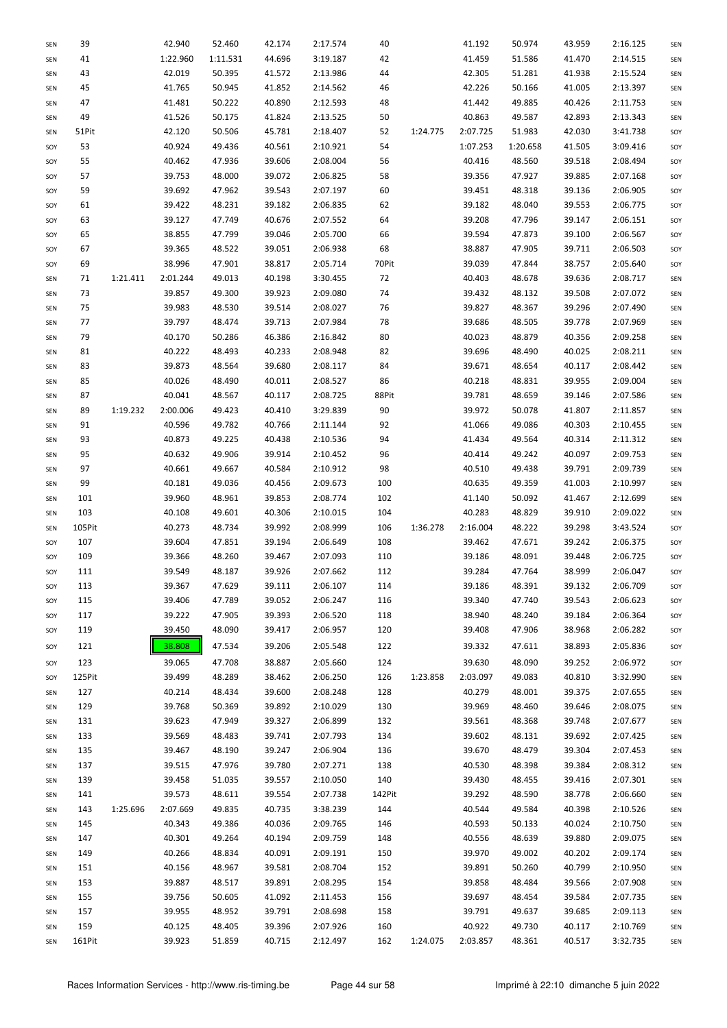| | | | | | | | | | | | | | |
|---|---|---|---|---|---|---|---|---|---|---|---|---|---|
| SEN | 39 | | 42.940 | 52.460 | 42.174 | 2:17.574 | 40 | | 41.192 | 50.974 | 43.959 | 2:16.125 | SEN |
| SEN | 41 | | 1:22.960 | 1:11.531 | 44.696 | 3:19.187 | 42 | | 41.459 | 51.586 | 41.470 | 2:14.515 | SEN |
| SEN | 43 | | 42.019 | 50.395 | 41.572 | 2:13.986 | 44 | | 42.305 | 51.281 | 41.938 | 2:15.524 | SEN |
| SEN | 45 | | 41.765 | 50.945 | 41.852 | 2:14.562 | 46 | | 42.226 | 50.166 | 41.005 | 2:13.397 | SEN |
| SEN | 47 | | 41.481 | 50.222 | 40.890 | 2:12.593 | 48 | | 41.442 | 49.885 | 40.426 | 2:11.753 | SEN |
| SEN | 49 | | 41.526 | 50.175 | 41.824 | 2:13.525 | 50 | | 40.863 | 49.587 | 42.893 | 2:13.343 | SEN |
| SEN | 51Pit | | 42.120 | 50.506 | 45.781 | 2:18.407 | 52 | 1:24.775 | 2:07.725 | 51.983 | 42.030 | 3:41.738 | SOY |
| SOY | 53 | | 40.924 | 49.436 | 40.561 | 2:10.921 | 54 | | 1:07.253 | 1:20.658 | 41.505 | 3:09.416 | SOY |
| SOY | 55 | | 40.462 | 47.936 | 39.606 | 2:08.004 | 56 | | 40.416 | 48.560 | 39.518 | 2:08.494 | SOY |
| SOY | 57 | | 39.753 | 48.000 | 39.072 | 2:06.825 | 58 | | 39.356 | 47.927 | 39.885 | 2:07.168 | SOY |
| SOY | 59 | | 39.692 | 47.962 | 39.543 | 2:07.197 | 60 | | 39.451 | 48.318 | 39.136 | 2:06.905 | SOY |
| SOY | 61 | | 39.422 | 48.231 | 39.182 | 2:06.835 | 62 | | 39.182 | 48.040 | 39.553 | 2:06.775 | SOY |
| SOY | 63 | | 39.127 | 47.749 | 40.676 | 2:07.552 | 64 | | 39.208 | 47.796 | 39.147 | 2:06.151 | SOY |
| SOY | 65 | | 38.855 | 47.799 | 39.046 | 2:05.700 | 66 | | 39.594 | 47.873 | 39.100 | 2:06.567 | SOY |
| SOY | 67 | | 39.365 | 48.522 | 39.051 | 2:06.938 | 68 | | 38.887 | 47.905 | 39.711 | 2:06.503 | SOY |
| SOY | 69 | | 38.996 | 47.901 | 38.817 | 2:05.714 | 70Pit | | 39.039 | 47.844 | 38.757 | 2:05.640 | SOY |
| SEN | 71 | 1:21.411 | 2:01.244 | 49.013 | 40.198 | 3:30.455 | 72 | | 40.403 | 48.678 | 39.636 | 2:08.717 | SEN |
| SEN | 73 | | 39.857 | 49.300 | 39.923 | 2:09.080 | 74 | | 39.432 | 48.132 | 39.508 | 2:07.072 | SEN |
| SEN | 75 | | 39.983 | 48.530 | 39.514 | 2:08.027 | 76 | | 39.827 | 48.367 | 39.296 | 2:07.490 | SEN |
| SEN | 77 | | 39.797 | 48.474 | 39.713 | 2:07.984 | 78 | | 39.686 | 48.505 | 39.778 | 2:07.969 | SEN |
| SEN | 79 | | 40.170 | 50.286 | 46.386 | 2:16.842 | 80 | | 40.023 | 48.879 | 40.356 | 2:09.258 | SEN |
| SEN | 81 | | 40.222 | 48.493 | 40.233 | 2:08.948 | 82 | | 39.696 | 48.490 | 40.025 | 2:08.211 | SEN |
| SEN | 83 | | 39.873 | 48.564 | 39.680 | 2:08.117 | 84 | | 39.671 | 48.654 | 40.117 | 2:08.442 | SEN |
| SEN | 85 | | 40.026 | 48.490 | 40.011 | 2:08.527 | 86 | | 40.218 | 48.831 | 39.955 | 2:09.004 | SEN |
| SEN | 87 | | 40.041 | 48.567 | 40.117 | 2:08.725 | 88Pit | | 39.781 | 48.659 | 39.146 | 2:07.586 | SEN |
| SEN | 89 | 1:19.232 | 2:00.006 | 49.423 | 40.410 | 3:29.839 | 90 | | 39.972 | 50.078 | 41.807 | 2:11.857 | SEN |
| SEN | 91 | | 40.596 | 49.782 | 40.766 | 2:11.144 | 92 | | 41.066 | 49.086 | 40.303 | 2:10.455 | SEN |
| SEN | 93 | | 40.873 | 49.225 | 40.438 | 2:10.536 | 94 | | 41.434 | 49.564 | 40.314 | 2:11.312 | SEN |
| SEN | 95 | | 40.632 | 49.906 | 39.914 | 2:10.452 | 96 | | 40.414 | 49.242 | 40.097 | 2:09.753 | SEN |
| SEN | 97 | | 40.661 | 49.667 | 40.584 | 2:10.912 | 98 | | 40.510 | 49.438 | 39.791 | 2:09.739 | SEN |
| SEN | 99 | | 40.181 | 49.036 | 40.456 | 2:09.673 | 100 | | 40.635 | 49.359 | 41.003 | 2:10.997 | SEN |
| SEN | 101 | | 39.960 | 48.961 | 39.853 | 2:08.774 | 102 | | 41.140 | 50.092 | 41.467 | 2:12.699 | SEN |
| SEN | 103 | | 40.108 | 49.601 | 40.306 | 2:10.015 | 104 | | 40.283 | 48.829 | 39.910 | 2:09.022 | SEN |
| SEN | 105Pit | | 40.273 | 48.734 | 39.992 | 2:08.999 | 106 | 1:36.278 | 2:16.004 | 48.222 | 39.298 | 3:43.524 | SOY |
| SOY | 107 | | 39.604 | 47.851 | 39.194 | 2:06.649 | 108 | | 39.462 | 47.671 | 39.242 | 2:06.375 | SOY |
| SOY | 109 | | 39.366 | 48.260 | 39.467 | 2:07.093 | 110 | | 39.186 | 48.091 | 39.448 | 2:06.725 | SOY |
| SOY | 111 | | 39.549 | 48.187 | 39.926 | 2:07.662 | 112 | | 39.284 | 47.764 | 38.999 | 2:06.047 | SOY |
| SOY | 113 | | 39.367 | 47.629 | 39.111 | 2:06.107 | 114 | | 39.186 | 48.391 | 39.132 | 2:06.709 | SOY |
| SOY | 115 | | 39.406 | 47.789 | 39.052 | 2:06.247 | 116 | | 39.340 | 47.740 | 39.543 | 2:06.623 | SOY |
| SOY | 117 | | 39.222 | 47.905 | 39.393 | 2:06.520 | 118 | | 38.940 | 48.240 | 39.184 | 2:06.364 | SOY |
| SOY | 119 | | 39.450 | 48.090 | 39.417 | 2:06.957 | 120 | | 39.408 | 47.906 | 38.968 | 2:06.282 | SOY |
| SOY | 121 | | 38.808 | 47.534 | 39.206 | 2:05.548 | 122 | | 39.332 | 47.611 | 38.893 | 2:05.836 | SOY |
| SOY | 123 | | 39.065 | 47.708 | 38.887 | 2:05.660 | 124 | | 39.630 | 48.090 | 39.252 | 2:06.972 | SOY |
| SOY | 125Pit | | 39.499 | 48.289 | 38.462 | 2:06.250 | 126 | 1:23.858 | 2:03.097 | 49.083 | 40.810 | 3:32.990 | SEN |
| SEN | 127 | | 40.214 | 48.434 | 39.600 | 2:08.248 | 128 | | 40.279 | 48.001 | 39.375 | 2:07.655 | SEN |
| SEN | 129 | | 39.768 | 50.369 | 39.892 | 2:10.029 | 130 | | 39.969 | 48.460 | 39.646 | 2:08.075 | SEN |
| SEN | 131 | | 39.623 | 47.949 | 39.327 | 2:06.899 | 132 | | 39.561 | 48.368 | 39.748 | 2:07.677 | SEN |
| SEN | 133 | | 39.569 | 48.483 | 39.741 | 2:07.793 | 134 | | 39.602 | 48.131 | 39.692 | 2:07.425 | SEN |
| SEN | 135 | | 39.467 | 48.190 | 39.247 | 2:06.904 | 136 | | 39.670 | 48.479 | 39.304 | 2:07.453 | SEN |
| SEN | 137 | | 39.515 | 47.976 | 39.780 | 2:07.271 | 138 | | 40.530 | 48.398 | 39.384 | 2:08.312 | SEN |
| SEN | 139 | | 39.458 | 51.035 | 39.557 | 2:10.050 | 140 | | 39.430 | 48.455 | 39.416 | 2:07.301 | SEN |
| SEN | 141 | | 39.573 | 48.611 | 39.554 | 2:07.738 | 142Pit | | 39.292 | 48.590 | 38.778 | 2:06.660 | SEN |
| SEN | 143 | 1:25.696 | 2:07.669 | 49.835 | 40.735 | 3:38.239 | 144 | | 40.544 | 49.584 | 40.398 | 2:10.526 | SEN |
| SEN | 145 | | 40.343 | 49.386 | 40.036 | 2:09.765 | 146 | | 40.593 | 50.133 | 40.024 | 2:10.750 | SEN |
| SEN | 147 | | 40.301 | 49.264 | 40.194 | 2:09.759 | 148 | | 40.556 | 48.639 | 39.880 | 2:09.075 | SEN |
| SEN | 149 | | 40.266 | 48.834 | 40.091 | 2:09.191 | 150 | | 39.970 | 49.002 | 40.202 | 2:09.174 | SEN |
| SEN | 151 | | 40.156 | 48.967 | 39.581 | 2:08.704 | 152 | | 39.891 | 50.260 | 40.799 | 2:10.950 | SEN |
| SEN | 153 | | 39.887 | 48.517 | 39.891 | 2:08.295 | 154 | | 39.858 | 48.484 | 39.566 | 2:07.908 | SEN |
| SEN | 155 | | 39.756 | 50.605 | 41.092 | 2:11.453 | 156 | | 39.697 | 48.454 | 39.584 | 2:07.735 | SEN |
| SEN | 157 | | 39.955 | 48.952 | 39.791 | 2:08.698 | 158 | | 39.791 | 49.637 | 39.685 | 2:09.113 | SEN |
| SEN | 159 | | 40.125 | 48.405 | 39.396 | 2:07.926 | 160 | | 40.922 | 49.730 | 40.117 | 2:10.769 | SEN |
| SEN | 161Pit | | 39.923 | 51.859 | 40.715 | 2:12.497 | 162 | 1:24.075 | 2:03.857 | 48.361 | 40.517 | 3:32.735 | SEN |

Races Information Services - http://www.ris-timing.be | Imprimé à 22:10 dimanche 5 juin 2022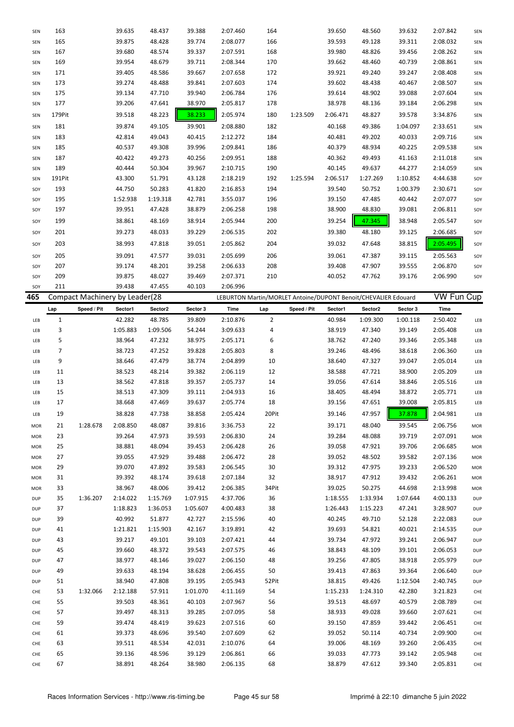| | | | | | | | | | | | | | | |
|---|---|---|---|---|---|---|---|---|---|---|---|---|---|---|
| SEN | 163 | | 39.635 | 48.437 | 39.388 | 2:07.460 | 164 | | 39.650 | 48.560 | 39.632 | 2:07.842 | SEN |
| SEN | 165 | | 39.875 | 48.428 | 39.774 | 2:08.077 | 166 | | 39.593 | 49.128 | 39.311 | 2:08.032 | SEN |
| SEN | 167 | | 39.680 | 48.574 | 39.337 | 2:07.591 | 168 | | 39.980 | 48.826 | 39.456 | 2:08.262 | SEN |
| SEN | 169 | | 39.954 | 48.679 | 39.711 | 2:08.344 | 170 | | 39.662 | 48.460 | 40.739 | 2:08.861 | SEN |
| SEN | 171 | | 39.405 | 48.586 | 39.667 | 2:07.658 | 172 | | 39.921 | 49.240 | 39.247 | 2:08.408 | SEN |
| SEN | 173 | | 39.274 | 48.488 | 39.841 | 2:07.603 | 174 | | 39.602 | 48.438 | 40.467 | 2:08.507 | SEN |
| SEN | 175 | | 39.134 | 47.710 | 39.940 | 2:06.784 | 176 | | 39.614 | 48.902 | 39.088 | 2:07.604 | SEN |
| SEN | 177 | | 39.206 | 47.641 | 38.970 | 2:05.817 | 178 | | 38.978 | 48.136 | 39.184 | 2:06.298 | SEN |
| SEN | 179Pit | | 39.518 | 48.223 | 38.233 | 2:05.974 | 180 | 1:23.509 | 2:06.471 | 48.827 | 39.578 | 3:34.876 | SEN |
| SEN | 181 | | 39.874 | 49.105 | 39.901 | 2:08.880 | 182 | | 40.168 | 49.386 | 1:04.097 | 2:33.651 | SEN |
| SEN | 183 | | 42.814 | 49.043 | 40.415 | 2:12.272 | 184 | | 40.481 | 49.202 | 40.033 | 2:09.716 | SEN |
| SEN | 185 | | 40.537 | 49.308 | 39.996 | 2:09.841 | 186 | | 40.379 | 48.934 | 40.225 | 2:09.538 | SEN |
| SEN | 187 | | 40.422 | 49.273 | 40.256 | 2:09.951 | 188 | | 40.362 | 49.493 | 41.163 | 2:11.018 | SEN |
| SEN | 189 | | 40.444 | 50.304 | 39.967 | 2:10.715 | 190 | | 40.145 | 49.637 | 44.277 | 2:14.059 | SEN |
| SEN | 191Pit | | 43.300 | 51.791 | 43.128 | 2:18.219 | 192 | 1:25.594 | 2:06.517 | 1:27.269 | 1:10.852 | 4:44.638 | SOY |
| SOY | 193 | | 44.750 | 50.283 | 41.820 | 2:16.853 | 194 | | 39.540 | 50.752 | 1:00.379 | 2:30.671 | SOY |
| SOY | 195 | | 1:52.938 | 1:19.318 | 42.781 | 3:55.037 | 196 | | 39.150 | 47.485 | 40.442 | 2:07.077 | SOY |
| SOY | 197 | | 39.951 | 47.428 | 38.879 | 2:06.258 | 198 | | 38.900 | 48.830 | 39.081 | 2:06.811 | SOY |
| SOY | 199 | | 38.861 | 48.169 | 38.914 | 2:05.944 | 200 | | 39.254 | 47.345 | 38.948 | 2:05.547 | SOY |
| SOY | 201 | | 39.273 | 48.033 | 39.229 | 2:06.535 | 202 | | 39.380 | 48.180 | 39.125 | 2:06.685 | SOY |
| SOY | 203 | | 38.993 | 47.818 | 39.051 | 2:05.862 | 204 | | 39.032 | 47.648 | 38.815 | 2:05.495 | SOY |
| SOY | 205 | | 39.091 | 47.577 | 39.031 | 2:05.699 | 206 | | 39.061 | 47.387 | 39.115 | 2:05.563 | SOY |
| SOY | 207 | | 39.174 | 48.201 | 39.258 | 2:06.633 | 208 | | 39.408 | 47.907 | 39.555 | 2:06.870 | SOY |
| SOY | 209 | | 39.875 | 48.027 | 39.469 | 2:07.371 | 210 | | 40.052 | 47.762 | 39.176 | 2:06.990 | SOY |
| SOY | 211 | | 39.438 | 47.455 | 40.103 | 2:06.996 | | | | | | | |

**465** Compact Machinery by Leader(28 — LEBURTON Martin/MORLET Antoine/DUPONT Benoit/CHEVALIER Edouard — **VW Fun Cup**

| | Lap | Speed / Pit | Sector1 | Sector2 | Sector 3 | Time | Lap | Speed / Pit | Sector1 | Sector2 | Sector 3 | Time | |
|---|---|---|---|---|---|---|---|---|---|---|---|---|---|
| LEB | 1 | | 42.282 | 48.785 | 39.809 | 2:10.876 | 2 | | 40.984 | 1:09.300 | 1:00.118 | 2:50.402 | LEB |
| LEB | 3 | | 1:05.883 | 1:09.506 | 54.244 | 3:09.633 | 4 | | 38.919 | 47.340 | 39.149 | 2:05.408 | LEB |
| LEB | 5 | | 38.964 | 47.232 | 38.975 | 2:05.171 | 6 | | 38.762 | 47.240 | 39.346 | 2:05.348 | LEB |
| LEB | 7 | | 38.723 | 47.252 | 39.828 | 2:05.803 | 8 | | 39.246 | 48.496 | 38.618 | 2:06.360 | LEB |
| LEB | 9 | | 38.646 | 47.479 | 38.774 | 2:04.899 | 10 | | 38.640 | 47.327 | 39.047 | 2:05.014 | LEB |
| LEB | 11 | | 38.523 | 48.214 | 39.382 | 2:06.119 | 12 | | 38.588 | 47.721 | 38.900 | 2:05.209 | LEB |
| LEB | 13 | | 38.562 | 47.818 | 39.357 | 2:05.737 | 14 | | 39.056 | 47.614 | 38.846 | 2:05.516 | LEB |
| LEB | 15 | | 38.513 | 47.309 | 39.111 | 2:04.933 | 16 | | 38.405 | 48.494 | 38.872 | 2:05.771 | LEB |
| LEB | 17 | | 38.668 | 47.469 | 39.637 | 2:05.774 | 18 | | 39.156 | 47.651 | 39.008 | 2:05.815 | LEB |
| LEB | 19 | | 38.828 | 47.738 | 38.858 | 2:05.424 | 20Pit | | 39.146 | 47.957 | 37.878 | 2:04.981 | LEB |
| MOR | 21 | 1:28.678 | 2:08.850 | 48.087 | 39.816 | 3:36.753 | 22 | | 39.171 | 48.040 | 39.545 | 2:06.756 | MOR |
| MOR | 23 | | 39.264 | 47.973 | 39.593 | 2:06.830 | 24 | | 39.284 | 48.088 | 39.719 | 2:07.091 | MOR |
| MOR | 25 | | 38.881 | 48.094 | 39.453 | 2:06.428 | 26 | | 39.058 | 47.921 | 39.706 | 2:06.685 | MOR |
| MOR | 27 | | 39.055 | 47.929 | 39.488 | 2:06.472 | 28 | | 39.052 | 48.502 | 39.582 | 2:07.136 | MOR |
| MOR | 29 | | 39.070 | 47.892 | 39.583 | 2:06.545 | 30 | | 39.312 | 47.975 | 39.233 | 2:06.520 | MOR |
| MOR | 31 | | 39.392 | 48.174 | 39.618 | 2:07.184 | 32 | | 38.917 | 47.912 | 39.432 | 2:06.261 | MOR |
| MOR | 33 | | 38.967 | 48.006 | 39.412 | 2:06.385 | 34Pit | | 39.025 | 50.275 | 44.698 | 2:13.998 | MOR |
| DUP | 35 | 1:36.207 | 2:14.022 | 1:15.769 | 1:07.915 | 4:37.706 | 36 | | 1:18.555 | 1:33.934 | 1:07.644 | 4:00.133 | DUP |
| DUP | 37 | | 1:18.823 | 1:36.053 | 1:05.607 | 4:00.483 | 38 | | 1:26.443 | 1:15.223 | 47.241 | 3:28.907 | DUP |
| DUP | 39 | | 40.992 | 51.877 | 42.727 | 2:15.596 | 40 | | 40.245 | 49.710 | 52.128 | 2:22.083 | DUP |
| DUP | 41 | | 1:21.821 | 1:15.903 | 42.167 | 3:19.891 | 42 | | 39.693 | 54.821 | 40.021 | 2:14.535 | DUP |
| DUP | 43 | | 39.217 | 49.101 | 39.103 | 2:07.421 | 44 | | 39.734 | 47.972 | 39.241 | 2:06.947 | DUP |
| DUP | 45 | | 39.660 | 48.372 | 39.543 | 2:07.575 | 46 | | 38.843 | 48.109 | 39.101 | 2:06.053 | DUP |
| DUP | 47 | | 38.977 | 48.146 | 39.027 | 2:06.150 | 48 | | 39.256 | 47.805 | 38.918 | 2:05.979 | DUP |
| DUP | 49 | | 39.633 | 48.194 | 38.628 | 2:06.455 | 50 | | 39.413 | 47.863 | 39.364 | 2:06.640 | DUP |
| DUP | 51 | | 38.940 | 47.808 | 39.195 | 2:05.943 | 52Pit | | 38.815 | 49.426 | 1:12.504 | 2:40.745 | DUP |
| CHE | 53 | 1:32.066 | 2:12.188 | 57.911 | 1:01.070 | 4:11.169 | 54 | | 1:15.233 | 1:24.310 | 42.280 | 3:21.823 | CHE |
| CHE | 55 | | 39.503 | 48.361 | 40.103 | 2:07.967 | 56 | | 39.513 | 48.697 | 40.579 | 2:08.789 | CHE |
| CHE | 57 | | 39.497 | 48.313 | 39.285 | 2:07.095 | 58 | | 38.933 | 49.028 | 39.660 | 2:07.621 | CHE |
| CHE | 59 | | 39.474 | 48.419 | 39.623 | 2:07.516 | 60 | | 39.150 | 47.859 | 39.442 | 2:06.451 | CHE |
| CHE | 61 | | 39.373 | 48.696 | 39.540 | 2:07.609 | 62 | | 39.052 | 50.114 | 40.734 | 2:09.900 | CHE |
| CHE | 63 | | 39.511 | 48.534 | 42.031 | 2:10.076 | 64 | | 39.006 | 48.169 | 39.260 | 2:06.435 | CHE |
| CHE | 65 | | 39.136 | 48.596 | 39.129 | 2:06.861 | 66 | | 39.033 | 47.773 | 39.142 | 2:05.948 | CHE |
| CHE | 67 | | 38.891 | 48.264 | 38.980 | 2:06.135 | 68 | | 38.879 | 47.612 | 39.340 | 2:05.831 | CHE |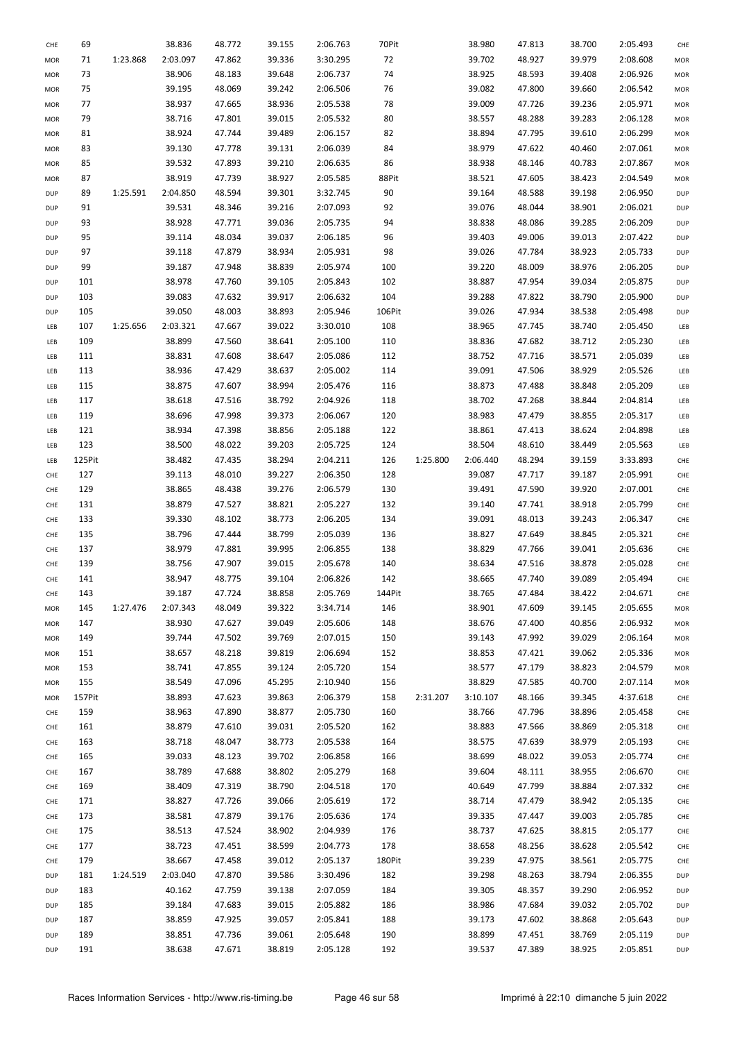| | | | | | | | | | | | | | |
|---|---|---|---|---|---|---|---|---|---|---|---|---|---|
| CHE | 69 | | 38.836 | 48.772 | 39.155 | 2:06.763 | 70Pit | | 38.980 | 47.813 | 38.700 | 2:05.493 | CHE |
| MOR | 71 | 1:23.868 | 2:03.097 | 47.862 | 39.336 | 3:30.295 | 72 | | 39.702 | 48.927 | 39.979 | 2:08.608 | MOR |
| MOR | 73 | | 38.906 | 48.183 | 39.648 | 2:06.737 | 74 | | 38.925 | 48.593 | 39.408 | 2:06.926 | MOR |
| MOR | 75 | | 39.195 | 48.069 | 39.242 | 2:06.506 | 76 | | 39.082 | 47.800 | 39.660 | 2:06.542 | MOR |
| MOR | 77 | | 38.937 | 47.665 | 38.936 | 2:05.538 | 78 | | 39.009 | 47.726 | 39.236 | 2:05.971 | MOR |
| MOR | 79 | | 38.716 | 47.801 | 39.015 | 2:05.532 | 80 | | 38.557 | 48.288 | 39.283 | 2:06.128 | MOR |
| MOR | 81 | | 38.924 | 47.744 | 39.489 | 2:06.157 | 82 | | 38.894 | 47.795 | 39.610 | 2:06.299 | MOR |
| MOR | 83 | | 39.130 | 47.778 | 39.131 | 2:06.039 | 84 | | 38.979 | 47.622 | 40.460 | 2:07.061 | MOR |
| MOR | 85 | | 39.532 | 47.893 | 39.210 | 2:06.635 | 86 | | 38.938 | 48.146 | 40.783 | 2:07.867 | MOR |
| MOR | 87 | | 38.919 | 47.739 | 38.927 | 2:05.585 | 88Pit | | 38.521 | 47.605 | 38.423 | 2:04.549 | MOR |
| DUP | 89 | 1:25.591 | 2:04.850 | 48.594 | 39.301 | 3:32.745 | 90 | | 39.164 | 48.588 | 39.198 | 2:06.950 | DUP |
| DUP | 91 | | 39.531 | 48.346 | 39.216 | 2:07.093 | 92 | | 39.076 | 48.044 | 38.901 | 2:06.021 | DUP |
| DUP | 93 | | 38.928 | 47.771 | 39.036 | 2:05.735 | 94 | | 38.838 | 48.086 | 39.285 | 2:06.209 | DUP |
| DUP | 95 | | 39.114 | 48.034 | 39.037 | 2:06.185 | 96 | | 39.403 | 49.006 | 39.013 | 2:07.422 | DUP |
| DUP | 97 | | 39.118 | 47.879 | 38.934 | 2:05.931 | 98 | | 39.026 | 47.784 | 38.923 | 2:05.733 | DUP |
| DUP | 99 | | 39.187 | 47.948 | 38.839 | 2:05.974 | 100 | | 39.220 | 48.009 | 38.976 | 2:06.205 | DUP |
| DUP | 101 | | 38.978 | 47.760 | 39.105 | 2:05.843 | 102 | | 38.887 | 47.954 | 39.034 | 2:05.875 | DUP |
| DUP | 103 | | 39.083 | 47.632 | 39.917 | 2:06.632 | 104 | | 39.288 | 47.822 | 38.790 | 2:05.900 | DUP |
| DUP | 105 | | 39.050 | 48.003 | 38.893 | 2:05.946 | 106Pit | | 39.026 | 47.934 | 38.538 | 2:05.498 | DUP |
| LEB | 107 | 1:25.656 | 2:03.321 | 47.667 | 39.022 | 3:30.010 | 108 | | 38.965 | 47.745 | 38.740 | 2:05.450 | LEB |
| LEB | 109 | | 38.899 | 47.560 | 38.641 | 2:05.100 | 110 | | 38.836 | 47.682 | 38.712 | 2:05.230 | LEB |
| LEB | 111 | | 38.831 | 47.608 | 38.647 | 2:05.086 | 112 | | 38.752 | 47.716 | 38.571 | 2:05.039 | LEB |
| LEB | 113 | | 38.936 | 47.429 | 38.637 | 2:05.002 | 114 | | 39.091 | 47.506 | 38.929 | 2:05.526 | LEB |
| LEB | 115 | | 38.875 | 47.607 | 38.994 | 2:05.476 | 116 | | 38.873 | 47.488 | 38.848 | 2:05.209 | LEB |
| LEB | 117 | | 38.618 | 47.516 | 38.792 | 2:04.926 | 118 | | 38.702 | 47.268 | 38.844 | 2:04.814 | LEB |
| LEB | 119 | | 38.696 | 47.998 | 39.373 | 2:06.067 | 120 | | 38.983 | 47.479 | 38.855 | 2:05.317 | LEB |
| LEB | 121 | | 38.934 | 47.398 | 38.856 | 2:05.188 | 122 | | 38.861 | 47.413 | 38.624 | 2:04.898 | LEB |
| LEB | 123 | | 38.500 | 48.022 | 39.203 | 2:05.725 | 124 | | 38.504 | 48.610 | 38.449 | 2:05.563 | LEB |
| LEB | 125Pit | | 38.482 | 47.435 | 38.294 | 2:04.211 | 126 | 1:25.800 | 2:06.440 | 48.294 | 39.159 | 3:33.893 | CHE |
| CHE | 127 | | 39.113 | 48.010 | 39.227 | 2:06.350 | 128 | | 39.087 | 47.717 | 39.187 | 2:05.991 | CHE |
| CHE | 129 | | 38.865 | 48.438 | 39.276 | 2:06.579 | 130 | | 39.491 | 47.590 | 39.920 | 2:07.001 | CHE |
| CHE | 131 | | 38.879 | 47.527 | 38.821 | 2:05.227 | 132 | | 39.140 | 47.741 | 38.918 | 2:05.799 | CHE |
| CHE | 133 | | 39.330 | 48.102 | 38.773 | 2:06.205 | 134 | | 39.091 | 48.013 | 39.243 | 2:06.347 | CHE |
| CHE | 135 | | 38.796 | 47.444 | 38.799 | 2:05.039 | 136 | | 38.827 | 47.649 | 38.845 | 2:05.321 | CHE |
| CHE | 137 | | 38.979 | 47.881 | 39.995 | 2:06.855 | 138 | | 38.829 | 47.766 | 39.041 | 2:05.636 | CHE |
| CHE | 139 | | 38.756 | 47.907 | 39.015 | 2:05.678 | 140 | | 38.634 | 47.516 | 38.878 | 2:05.028 | CHE |
| CHE | 141 | | 38.947 | 48.775 | 39.104 | 2:06.826 | 142 | | 38.665 | 47.740 | 39.089 | 2:05.494 | CHE |
| CHE | 143 | | 39.187 | 47.724 | 38.858 | 2:05.769 | 144Pit | | 38.765 | 47.484 | 38.422 | 2:04.671 | CHE |
| MOR | 145 | 1:27.476 | 2:07.343 | 48.049 | 39.322 | 3:34.714 | 146 | | 38.901 | 47.609 | 39.145 | 2:05.655 | MOR |
| MOR | 147 | | 38.930 | 47.627 | 39.049 | 2:05.606 | 148 | | 38.676 | 47.400 | 40.856 | 2:06.932 | MOR |
| MOR | 149 | | 39.744 | 47.502 | 39.769 | 2:07.015 | 150 | | 39.143 | 47.992 | 39.029 | 2:06.164 | MOR |
| MOR | 151 | | 38.657 | 48.218 | 39.819 | 2:06.694 | 152 | | 38.853 | 47.421 | 39.062 | 2:05.336 | MOR |
| MOR | 153 | | 38.741 | 47.855 | 39.124 | 2:05.720 | 154 | | 38.577 | 47.179 | 38.823 | 2:04.579 | MOR |
| MOR | 155 | | 38.549 | 47.096 | 45.295 | 2:10.940 | 156 | | 38.829 | 47.585 | 40.700 | 2:07.114 | MOR |
| MOR | 157Pit | | 38.893 | 47.623 | 39.863 | 2:06.379 | 158 | 2:31.207 | 3:10.107 | 48.166 | 39.345 | 4:37.618 | CHE |
| CHE | 159 | | 38.963 | 47.890 | 38.877 | 2:05.730 | 160 | | 38.766 | 47.796 | 38.896 | 2:05.458 | CHE |
| CHE | 161 | | 38.879 | 47.610 | 39.031 | 2:05.520 | 162 | | 38.883 | 47.566 | 38.869 | 2:05.318 | CHE |
| CHE | 163 | | 38.718 | 48.047 | 38.773 | 2:05.538 | 164 | | 38.575 | 47.639 | 38.979 | 2:05.193 | CHE |
| CHE | 165 | | 39.033 | 48.123 | 39.702 | 2:06.858 | 166 | | 38.699 | 48.022 | 39.053 | 2:05.774 | CHE |
| CHE | 167 | | 38.789 | 47.688 | 38.802 | 2:05.279 | 168 | | 39.604 | 48.111 | 38.955 | 2:06.670 | CHE |
| CHE | 169 | | 38.409 | 47.319 | 38.790 | 2:04.518 | 170 | | 40.649 | 47.799 | 38.884 | 2:07.332 | CHE |
| CHE | 171 | | 38.827 | 47.726 | 39.066 | 2:05.619 | 172 | | 38.714 | 47.479 | 38.942 | 2:05.135 | CHE |
| CHE | 173 | | 38.581 | 47.879 | 39.176 | 2:05.636 | 174 | | 39.335 | 47.447 | 39.003 | 2:05.785 | CHE |
| CHE | 175 | | 38.513 | 47.524 | 38.902 | 2:04.939 | 176 | | 38.737 | 47.625 | 38.815 | 2:05.177 | CHE |
| CHE | 177 | | 38.723 | 47.451 | 38.599 | 2:04.773 | 178 | | 38.658 | 48.256 | 38.628 | 2:05.542 | CHE |
| CHE | 179 | | 38.667 | 47.458 | 39.012 | 2:05.137 | 180Pit | | 39.239 | 47.975 | 38.561 | 2:05.775 | CHE |
| DUP | 181 | 1:24.519 | 2:03.040 | 47.870 | 39.586 | 3:30.496 | 182 | | 39.298 | 48.263 | 38.794 | 2:06.355 | DUP |
| DUP | 183 | | 40.162 | 47.759 | 39.138 | 2:07.059 | 184 | | 39.305 | 48.357 | 39.290 | 2:06.952 | DUP |
| DUP | 185 | | 39.184 | 47.683 | 39.015 | 2:05.882 | 186 | | 38.986 | 47.684 | 39.032 | 2:05.702 | DUP |
| DUP | 187 | | 38.859 | 47.925 | 39.057 | 2:05.841 | 188 | | 39.173 | 47.602 | 38.868 | 2:05.643 | DUP |
| DUP | 189 | | 38.851 | 47.736 | 39.061 | 2:05.648 | 190 | | 38.899 | 47.451 | 38.769 | 2:05.119 | DUP |
| DUP | 191 | | 38.638 | 47.671 | 38.819 | 2:05.128 | 192 | | 39.537 | 47.389 | 38.925 | 2:05.851 | DUP |

Races Information Services - http://www.ris-timing.be    Imprimé à 22:10 dimanche 5 juin 2022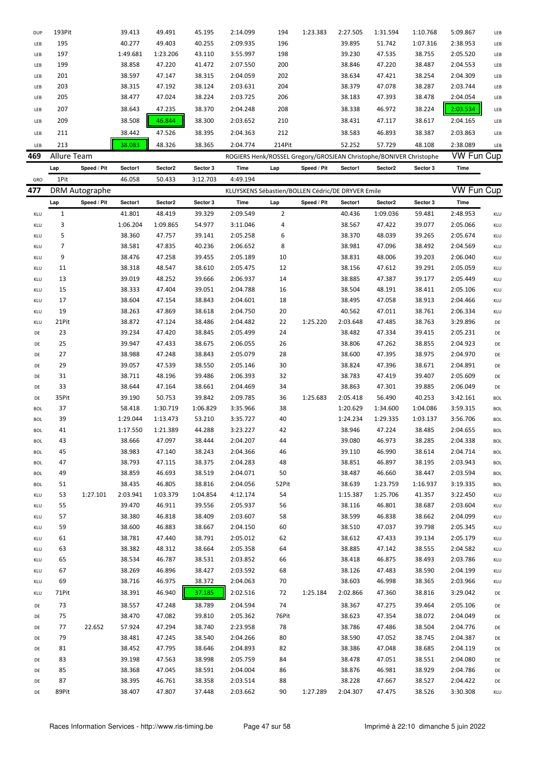| | Lap | Speed / Pit | Sector1 | Sector2 | Sector 3 | Time | Lap | Speed / Pit | Sector1 | Sector2 | Sector 3 | Time | |
|---|---|---|---|---|---|---|---|---|---|---|---|---|---|
| DUP | 193Pit | | 39.413 | 49.491 | 45.195 | 2:14.099 | 194 | 1:23.383 | 2:27.505 | 1:31.594 | 1:10.768 | 5:09.867 | LEB |
| LEB | 195 | | 40.277 | 49.403 | 40.255 | 2:09.935 | 196 | | 39.895 | 51.742 | 1:07.316 | 2:38.953 | LEB |
| LEB | 197 | | 1:49.681 | 1:23.206 | 43.110 | 3:55.997 | 198 | | 39.230 | 47.535 | 38.755 | 2:05.520 | LEB |
| LEB | 199 | | 38.858 | 47.220 | 41.472 | 2:07.550 | 200 | | 38.846 | 47.220 | 38.487 | 2:04.553 | LEB |
| LEB | 201 | | 38.597 | 47.147 | 38.315 | 2:04.059 | 202 | | 38.634 | 47.421 | 38.254 | 2:04.309 | LEB |
| LEB | 203 | | 38.315 | 47.192 | 38.124 | 2:03.631 | 204 | | 38.379 | 47.078 | 38.287 | 2:03.744 | LEB |
| LEB | 205 | | 38.477 | 47.024 | 38.224 | 2:03.725 | 206 | | 38.183 | 47.393 | 38.478 | 2:04.054 | LEB |
| LEB | 207 | | 38.643 | 47.235 | 38.370 | 2:04.248 | 208 | | 38.338 | 46.972 | 38.224 | 2:03.534 | LEB |
| LEB | 209 | | 38.508 | 46.844 | 38.300 | 2:03.652 | 210 | | 38.431 | 47.117 | 38.617 | 2:04.165 | LEB |
| LEB | 211 | | 38.442 | 47.526 | 38.395 | 2:04.363 | 212 | | 38.583 | 46.893 | 38.387 | 2:03.863 | LEB |
| LEB | 213 | | 38.083 | 48.326 | 38.365 | 2:04.774 | 214Pit | | 52.252 | 57.729 | 48.108 | 2:38.089 | LEB |

## 469 Allure Team — ROGIERS Henk/ROSSEL Gregory/GROSJEAN Christophe/BONIVER Christophe — VW Fun Cup

| | Lap | Speed / Pit | Sector1 | Sector2 | Sector 3 | Time | Lap | Speed / Pit | Sector1 | Sector2 | Sector 3 | Time | |
|---|---|---|---|---|---|---|---|---|---|---|---|---|---|
| GRO | 1Pit | | 46.058 | 50.433 | 3:12.703 | 4:49.194 | | | | | | | |

## 477 DRM Autographe — KLUYSKENS Sébastien/BOLLEN Cédric/DE DRYVER Emile — VW Fun Cup

| | Lap | Speed / Pit | Sector1 | Sector2 | Sector 3 | Time | Lap | Speed / Pit | Sector1 | Sector2 | Sector 3 | Time | |
|---|---|---|---|---|---|---|---|---|---|---|---|---|---|
| KLU | 1 | | 41.801 | 48.419 | 39.329 | 2:09.549 | 2 | | 40.436 | 1:09.036 | 59.481 | 2:48.953 | KLU |
| KLU | 3 | | 1:06.204 | 1:09.865 | 54.977 | 3:11.046 | 4 | | 38.567 | 47.422 | 39.077 | 2:05.066 | KLU |
| KLU | 5 | | 38.360 | 47.757 | 39.141 | 2:05.258 | 6 | | 38.370 | 48.039 | 39.265 | 2:05.674 | KLU |
| KLU | 7 | | 38.581 | 47.835 | 40.236 | 2:06.652 | 8 | | 38.981 | 47.096 | 38.492 | 2:04.569 | KLU |
| KLU | 9 | | 38.476 | 47.258 | 39.455 | 2:05.189 | 10 | | 38.831 | 48.006 | 39.203 | 2:06.040 | KLU |
| KLU | 11 | | 38.318 | 48.547 | 38.610 | 2:05.475 | 12 | | 38.156 | 47.612 | 39.291 | 2:05.059 | KLU |
| KLU | 13 | | 39.019 | 48.252 | 39.666 | 2:06.937 | 14 | | 38.885 | 47.387 | 39.177 | 2:05.449 | KLU |
| KLU | 15 | | 38.333 | 47.404 | 39.051 | 2:04.788 | 16 | | 38.504 | 48.191 | 38.411 | 2:05.106 | KLU |
| KLU | 17 | | 38.604 | 47.154 | 38.843 | 2:04.601 | 18 | | 38.495 | 47.058 | 38.913 | 2:04.466 | KLU |
| KLU | 19 | | 38.263 | 47.869 | 38.618 | 2:04.750 | 20 | | 40.562 | 47.011 | 38.761 | 2:06.334 | KLU |
| KLU | 21Pit | | 38.872 | 47.124 | 38.486 | 2:04.482 | 22 | 1:25.220 | 2:03.648 | 47.485 | 38.763 | 3:29.896 | DE |
| DE | 23 | | 39.234 | 47.420 | 38.845 | 2:05.499 | 24 | | 38.482 | 47.334 | 39.415 | 2:05.231 | DE |
| DE | 25 | | 39.947 | 47.433 | 38.675 | 2:06.055 | 26 | | 38.806 | 47.262 | 38.855 | 2:04.923 | DE |
| DE | 27 | | 38.988 | 47.248 | 38.843 | 2:05.079 | 28 | | 38.600 | 47.395 | 38.975 | 2:04.970 | DE |
| DE | 29 | | 39.057 | 47.539 | 38.550 | 2:05.146 | 30 | | 38.824 | 47.396 | 38.671 | 2:04.891 | DE |
| DE | 31 | | 38.711 | 48.196 | 39.486 | 2:06.393 | 32 | | 38.783 | 47.419 | 39.407 | 2:05.609 | DE |
| DE | 33 | | 38.644 | 47.164 | 38.661 | 2:04.469 | 34 | | 38.863 | 47.301 | 39.885 | 2:06.049 | DE |
| DE | 35Pit | | 39.190 | 50.753 | 39.842 | 2:09.785 | 36 | 1:25.683 | 2:05.418 | 56.490 | 40.253 | 3:42.161 | BOL |
| BOL | 37 | | 58.418 | 1:30.719 | 1:06.829 | 3:35.966 | 38 | | 1:20.629 | 1:34.600 | 1:04.086 | 3:59.315 | BOL |
| BOL | 39 | | 1:29.044 | 1:13.473 | 53.210 | 3:35.727 | 40 | | 1:24.234 | 1:29.335 | 1:03.137 | 3:56.706 | BOL |
| BOL | 41 | | 1:17.550 | 1:21.389 | 44.288 | 3:23.227 | 42 | | 38.946 | 47.224 | 38.485 | 2:04.655 | BOL |
| BOL | 43 | | 38.666 | 47.097 | 38.444 | 2:04.207 | 44 | | 39.080 | 46.973 | 38.285 | 2:04.338 | BOL |
| BOL | 45 | | 38.983 | 47.140 | 38.243 | 2:04.366 | 46 | | 39.110 | 46.990 | 38.614 | 2:04.714 | BOL |
| BOL | 47 | | 38.793 | 47.115 | 38.375 | 2:04.283 | 48 | | 38.851 | 46.897 | 38.195 | 2:03.943 | BOL |
| BOL | 49 | | 38.859 | 46.693 | 38.519 | 2:04.071 | 50 | | 38.487 | 46.660 | 38.447 | 2:03.594 | BOL |
| BOL | 51 | | 38.435 | 46.805 | 38.816 | 2:04.056 | 52Pit | | 38.639 | 1:23.759 | 1:16.937 | 3:19.335 | BOL |
| KLU | 53 | 1:27.101 | 2:03.941 | 1:03.379 | 1:04.854 | 4:12.174 | 54 | | 1:15.387 | 1:25.706 | 41.357 | 3:22.450 | KLU |
| KLU | 55 | | 39.470 | 46.911 | 39.556 | 2:05.937 | 56 | | 38.116 | 46.801 | 38.687 | 2:03.604 | KLU |
| KLU | 57 | | 38.380 | 46.818 | 38.409 | 2:03.607 | 58 | | 38.599 | 46.838 | 38.662 | 2:04.099 | KLU |
| KLU | 59 | | 38.600 | 46.883 | 38.667 | 2:04.150 | 60 | | 38.510 | 47.037 | 39.798 | 2:05.345 | KLU |
| KLU | 61 | | 38.781 | 47.440 | 38.791 | 2:05.012 | 62 | | 38.612 | 47.433 | 39.134 | 2:05.179 | KLU |
| KLU | 63 | | 38.382 | 48.312 | 38.664 | 2:05.358 | 64 | | 38.885 | 47.142 | 38.555 | 2:04.582 | KLU |
| KLU | 65 | | 38.534 | 46.787 | 38.531 | 2:03.852 | 66 | | 38.418 | 46.875 | 38.493 | 2:03.786 | KLU |
| KLU | 67 | | 38.269 | 46.896 | 38.427 | 2:03.592 | 68 | | 38.126 | 47.483 | 38.590 | 2:04.199 | KLU |
| KLU | 69 | | 38.716 | 46.975 | 38.372 | 2:04.063 | 70 | | 38.603 | 46.998 | 38.365 | 2:03.966 | KLU |
| KLU | 71Pit | | 38.391 | 46.940 | 37.185 | 2:02.516 | 72 | 1:25.184 | 2:02.866 | 47.360 | 38.816 | 3:29.042 | DE |
| DE | 73 | | 38.557 | 47.248 | 38.789 | 2:04.594 | 74 | | 38.367 | 47.275 | 39.464 | 2:05.106 | DE |
| DE | 75 | | 38.470 | 47.082 | 39.810 | 2:05.362 | 76Pit | | 38.623 | 47.354 | 38.072 | 2:04.049 | DE |
| DE | 77 | 22.652 | 57.924 | 47.294 | 38.740 | 2:23.958 | 78 | | 38.786 | 47.486 | 38.504 | 2:04.776 | DE |
| DE | 79 | | 38.481 | 47.245 | 38.540 | 2:04.266 | 80 | | 38.590 | 47.052 | 38.745 | 2:04.387 | DE |
| DE | 81 | | 38.452 | 47.795 | 38.646 | 2:04.893 | 82 | | 38.386 | 47.048 | 38.685 | 2:04.119 | DE |
| DE | 83 | | 39.198 | 47.563 | 38.998 | 2:05.759 | 84 | | 38.478 | 47.051 | 38.551 | 2:04.080 | DE |
| DE | 85 | | 38.368 | 47.045 | 38.591 | 2:04.004 | 86 | | 38.876 | 46.981 | 38.929 | 2:04.786 | DE |
| DE | 87 | | 38.395 | 46.761 | 38.358 | 2:03.514 | 88 | | 38.228 | 47.667 | 38.527 | 2:04.422 | DE |
| DE | 89Pit | | 38.407 | 47.807 | 37.448 | 2:03.662 | 90 | 1:27.289 | 2:04.307 | 47.475 | 38.526 | 3:30.308 | KLU |

Races Information Services - http://www.ris-timing.be — Imprimé à 22:10 dimanche 5 juin 2022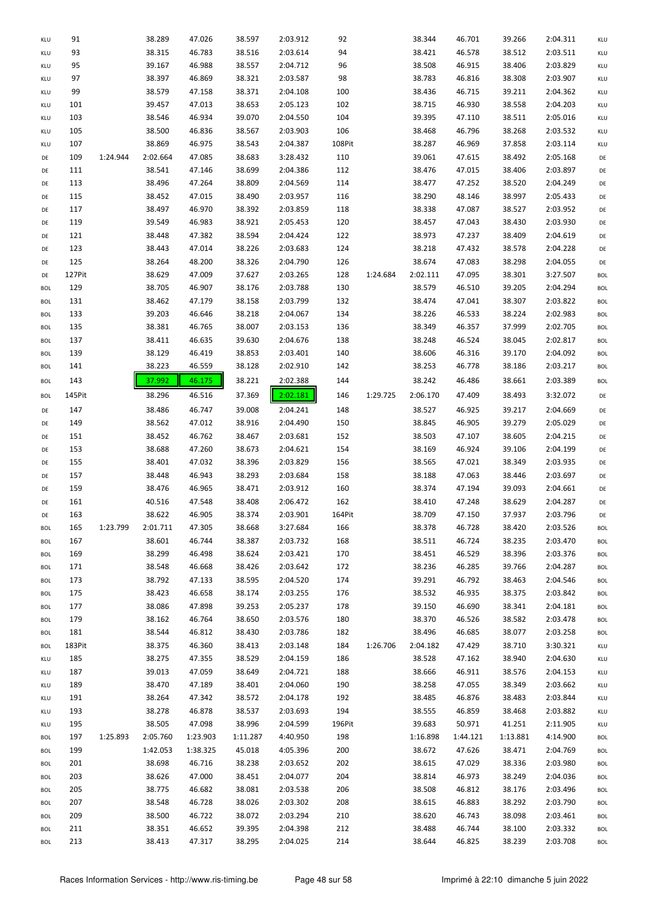| | | | | | | | | | | | | | |
|---|---|---|---|---|---|---|---|---|---|---|---|---|---|
| KLU | 91 | | 38.289 | 47.026 | 38.597 | 2:03.912 | 92 | | 38.344 | 46.701 | 39.266 | 2:04.311 | KLU |
| KLU | 93 | | 38.315 | 46.783 | 38.516 | 2:03.614 | 94 | | 38.421 | 46.578 | 38.512 | 2:03.511 | KLU |
| KLU | 95 | | 39.167 | 46.988 | 38.557 | 2:04.712 | 96 | | 38.508 | 46.915 | 38.406 | 2:03.829 | KLU |
| KLU | 97 | | 38.397 | 46.869 | 38.321 | 2:03.587 | 98 | | 38.783 | 46.816 | 38.308 | 2:03.907 | KLU |
| KLU | 99 | | 38.579 | 47.158 | 38.371 | 2:04.108 | 100 | | 38.436 | 46.715 | 39.211 | 2:04.362 | KLU |
| KLU | 101 | | 39.457 | 47.013 | 38.653 | 2:05.123 | 102 | | 38.715 | 46.930 | 38.558 | 2:04.203 | KLU |
| KLU | 103 | | 38.546 | 46.934 | 39.070 | 2:04.550 | 104 | | 39.395 | 47.110 | 38.511 | 2:05.016 | KLU |
| KLU | 105 | | 38.500 | 46.836 | 38.567 | 2:03.903 | 106 | | 38.468 | 46.796 | 38.268 | 2:03.532 | KLU |
| KLU | 107 | | 38.869 | 46.975 | 38.543 | 2:04.387 | 108Pit | | 38.287 | 46.969 | 37.858 | 2:03.114 | KLU |
| DE | 109 | 1:24.944 | 2:02.664 | 47.085 | 38.683 | 3:28.432 | 110 | | 39.061 | 47.615 | 38.492 | 2:05.168 | DE |
| DE | 111 | | 38.541 | 47.146 | 38.699 | 2:04.386 | 112 | | 38.476 | 47.015 | 38.406 | 2:03.897 | DE |
| DE | 113 | | 38.496 | 47.264 | 38.809 | 2:04.569 | 114 | | 38.477 | 47.252 | 38.520 | 2:04.249 | DE |
| DE | 115 | | 38.452 | 47.015 | 38.490 | 2:03.957 | 116 | | 38.290 | 48.146 | 38.997 | 2:05.433 | DE |
| DE | 117 | | 38.497 | 46.970 | 38.392 | 2:03.859 | 118 | | 38.338 | 47.087 | 38.527 | 2:03.952 | DE |
| DE | 119 | | 39.549 | 46.983 | 38.921 | 2:05.453 | 120 | | 38.457 | 47.043 | 38.430 | 2:03.930 | DE |
| DE | 121 | | 38.448 | 47.382 | 38.594 | 2:04.424 | 122 | | 38.973 | 47.237 | 38.409 | 2:04.619 | DE |
| DE | 123 | | 38.443 | 47.014 | 38.226 | 2:03.683 | 124 | | 38.218 | 47.432 | 38.578 | 2:04.228 | DE |
| DE | 125 | | 38.264 | 48.200 | 38.326 | 2:04.790 | 126 | | 38.674 | 47.083 | 38.298 | 2:04.055 | DE |
| DE | 127Pit | | 38.629 | 47.009 | 37.627 | 2:03.265 | 128 | 1:24.684 | 2:02.111 | 47.095 | 38.301 | 3:27.507 | BOL |
| BOL | 129 | | 38.705 | 46.907 | 38.176 | 2:03.788 | 130 | | 38.579 | 46.510 | 39.205 | 2:04.294 | BOL |
| BOL | 131 | | 38.462 | 47.179 | 38.158 | 2:03.799 | 132 | | 38.474 | 47.041 | 38.307 | 2:03.822 | BOL |
| BOL | 133 | | 39.203 | 46.646 | 38.218 | 2:04.067 | 134 | | 38.226 | 46.533 | 38.224 | 2:02.983 | BOL |
| BOL | 135 | | 38.381 | 46.765 | 38.007 | 2:03.153 | 136 | | 38.349 | 46.357 | 37.999 | 2:02.705 | BOL |
| BOL | 137 | | 38.411 | 46.635 | 39.630 | 2:04.676 | 138 | | 38.248 | 46.524 | 38.045 | 2:02.817 | BOL |
| BOL | 139 | | 38.129 | 46.419 | 38.853 | 2:03.401 | 140 | | 38.606 | 46.316 | 39.170 | 2:04.092 | BOL |
| BOL | 141 | | 38.223 | 46.559 | 38.128 | 2:02.910 | 142 | | 38.253 | 46.778 | 38.186 | 2:03.217 | BOL |
| BOL | 143 | | 37.992 | 46.175 | 38.221 | 2:02.388 | 144 | | 38.242 | 46.486 | 38.661 | 2:03.389 | BOL |
| BOL | 145Pit | | 38.296 | 46.516 | 37.369 | 2:02.181 | 146 | 1:29.725 | 2:06.170 | 47.409 | 38.493 | 3:32.072 | DE |
| DE | 147 | | 38.486 | 46.747 | 39.008 | 2:04.241 | 148 | | 38.527 | 46.925 | 39.217 | 2:04.669 | DE |
| DE | 149 | | 38.562 | 47.012 | 38.916 | 2:04.490 | 150 | | 38.845 | 46.905 | 39.279 | 2:05.029 | DE |
| DE | 151 | | 38.452 | 46.762 | 38.467 | 2:03.681 | 152 | | 38.503 | 47.107 | 38.605 | 2:04.215 | DE |
| DE | 153 | | 38.688 | 47.260 | 38.673 | 2:04.621 | 154 | | 38.169 | 46.924 | 39.106 | 2:04.199 | DE |
| DE | 155 | | 38.401 | 47.032 | 38.396 | 2:03.829 | 156 | | 38.565 | 47.021 | 38.349 | 2:03.935 | DE |
| DE | 157 | | 38.448 | 46.943 | 38.293 | 2:03.684 | 158 | | 38.188 | 47.063 | 38.446 | 2:03.697 | DE |
| DE | 159 | | 38.476 | 46.965 | 38.471 | 2:03.912 | 160 | | 38.374 | 47.194 | 39.093 | 2:04.661 | DE |
| DE | 161 | | 40.516 | 47.548 | 38.408 | 2:06.472 | 162 | | 38.410 | 47.248 | 38.629 | 2:04.287 | DE |
| DE | 163 | | 38.622 | 46.905 | 38.374 | 2:03.901 | 164Pit | | 38.709 | 47.150 | 37.937 | 2:03.796 | DE |
| BOL | 165 | 1:23.799 | 2:01.711 | 47.305 | 38.668 | 3:27.684 | 166 | | 38.378 | 46.728 | 38.420 | 2:03.526 | BOL |
| BOL | 167 | | 38.601 | 46.744 | 38.387 | 2:03.732 | 168 | | 38.511 | 46.724 | 38.235 | 2:03.470 | BOL |
| BOL | 169 | | 38.299 | 46.498 | 38.624 | 2:03.421 | 170 | | 38.451 | 46.529 | 38.396 | 2:03.376 | BOL |
| BOL | 171 | | 38.548 | 46.668 | 38.426 | 2:03.642 | 172 | | 38.236 | 46.285 | 39.766 | 2:04.287 | BOL |
| BOL | 173 | | 38.792 | 47.133 | 38.595 | 2:04.520 | 174 | | 39.291 | 46.792 | 38.463 | 2:04.546 | BOL |
| BOL | 175 | | 38.423 | 46.658 | 38.174 | 2:03.255 | 176 | | 38.532 | 46.935 | 38.375 | 2:03.842 | BOL |
| BOL | 177 | | 38.086 | 47.898 | 39.253 | 2:05.237 | 178 | | 39.150 | 46.690 | 38.341 | 2:04.181 | BOL |
| BOL | 179 | | 38.162 | 46.764 | 38.650 | 2:03.576 | 180 | | 38.370 | 46.526 | 38.582 | 2:03.478 | BOL |
| BOL | 181 | | 38.544 | 46.812 | 38.430 | 2:03.786 | 182 | | 38.496 | 46.685 | 38.077 | 2:03.258 | BOL |
| BOL | 183Pit | | 38.375 | 46.360 | 38.413 | 2:03.148 | 184 | 1:26.706 | 2:04.182 | 47.429 | 38.710 | 3:30.321 | KLU |
| KLU | 185 | | 38.275 | 47.355 | 38.529 | 2:04.159 | 186 | | 38.528 | 47.162 | 38.940 | 2:04.630 | KLU |
| KLU | 187 | | 39.013 | 47.059 | 38.649 | 2:04.721 | 188 | | 38.666 | 46.911 | 38.576 | 2:04.153 | KLU |
| KLU | 189 | | 38.470 | 47.189 | 38.401 | 2:04.060 | 190 | | 38.258 | 47.055 | 38.349 | 2:03.662 | KLU |
| KLU | 191 | | 38.264 | 47.342 | 38.572 | 2:04.178 | 192 | | 38.485 | 46.876 | 38.483 | 2:03.844 | KLU |
| KLU | 193 | | 38.278 | 46.878 | 38.537 | 2:03.693 | 194 | | 38.555 | 46.859 | 38.468 | 2:03.882 | KLU |
| KLU | 195 | | 38.505 | 47.098 | 38.996 | 2:04.599 | 196Pit | | 39.683 | 50.971 | 41.251 | 2:11.905 | KLU |
| BOL | 197 | 1:25.893 | 2:05.760 | 1:23.903 | 1:11.287 | 4:40.950 | 198 | | 1:16.898 | 1:44.121 | 1:13.881 | 4:14.900 | BOL |
| BOL | 199 | | 1:42.053 | 1:38.325 | 45.018 | 4:05.396 | 200 | | 38.672 | 47.626 | 38.471 | 2:04.769 | BOL |
| BOL | 201 | | 38.698 | 46.716 | 38.238 | 2:03.652 | 202 | | 38.615 | 47.029 | 38.336 | 2:03.980 | BOL |
| BOL | 203 | | 38.626 | 47.000 | 38.451 | 2:04.077 | 204 | | 38.814 | 46.973 | 38.249 | 2:04.036 | BOL |
| BOL | 205 | | 38.775 | 46.682 | 38.081 | 2:03.538 | 206 | | 38.508 | 46.812 | 38.176 | 2:03.496 | BOL |
| BOL | 207 | | 38.548 | 46.728 | 38.026 | 2:03.302 | 208 | | 38.615 | 46.883 | 38.292 | 2:03.790 | BOL |
| BOL | 209 | | 38.500 | 46.722 | 38.072 | 2:03.294 | 210 | | 38.620 | 46.743 | 38.098 | 2:03.461 | BOL |
| BOL | 211 | | 38.351 | 46.652 | 39.395 | 2:04.398 | 212 | | 38.488 | 46.744 | 38.100 | 2:03.332 | BOL |
| BOL | 213 | | 38.413 | 47.317 | 38.295 | 2:04.025 | 214 | | 38.644 | 46.825 | 38.239 | 2:03.708 | BOL |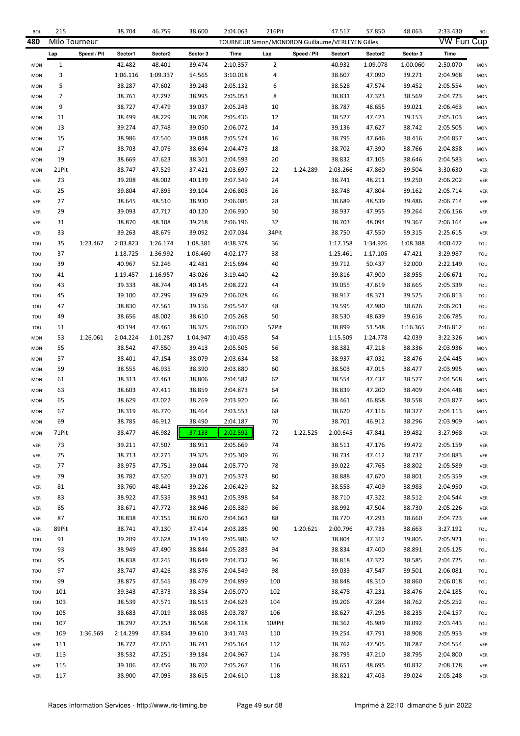| BOL | 215 | | 38.704 | 46.759 | 38.600 | 2:04.063 | 216Pit | | 47.517 | 57.850 | 48.063 | 2:33.430 | BOL |
|---|---|---|---|---|---|---|---|---|---|---|---|---|---|

## 480 Milo Tourneur — TOURNEUR Simon/MONDRON Guillaume/VERLEYEN Gilles — VW Fun Cup

| | Lap | Speed / Pit | Sector1 | Sector2 | Sector 3 | Time | Lap | Speed / Pit | Sector1 | Sector2 | Sector 3 | Time | |
|---|---|---|---|---|---|---|---|---|---|---|---|---|---|
| MON | 1 | | 42.482 | 48.401 | 39.474 | 2:10.357 | 2 | | 40.932 | 1:09.078 | 1:00.060 | 2:50.070 | MON |
| MON | 3 | | 1:06.116 | 1:09.337 | 54.565 | 3:10.018 | 4 | | 38.607 | 47.090 | 39.271 | 2:04.968 | MON |
| MON | 5 | | 38.287 | 47.602 | 39.243 | 2:05.132 | 6 | | 38.528 | 47.574 | 39.452 | 2:05.554 | MON |
| MON | 7 | | 38.761 | 47.297 | 38.995 | 2:05.053 | 8 | | 38.831 | 47.323 | 38.569 | 2:04.723 | MON |
| MON | 9 | | 38.727 | 47.479 | 39.037 | 2:05.243 | 10 | | 38.787 | 48.655 | 39.021 | 2:06.463 | MON |
| MON | 11 | | 38.499 | 48.229 | 38.708 | 2:05.436 | 12 | | 38.527 | 47.423 | 39.153 | 2:05.103 | MON |
| MON | 13 | | 39.274 | 47.748 | 39.050 | 2:06.072 | 14 | | 39.136 | 47.627 | 38.742 | 2:05.505 | MON |
| MON | 15 | | 38.986 | 47.540 | 39.048 | 2:05.574 | 16 | | 38.795 | 47.646 | 38.416 | 2:04.857 | MON |
| MON | 17 | | 38.703 | 47.076 | 38.694 | 2:04.473 | 18 | | 38.702 | 47.390 | 38.766 | 2:04.858 | MON |
| MON | 19 | | 38.669 | 47.623 | 38.301 | 2:04.593 | 20 | | 38.832 | 47.105 | 38.646 | 2:04.583 | MON |
| MON | 21Pit | | 38.747 | 47.529 | 37.421 | 2:03.697 | 22 | 1:24.289 | 2:03.266 | 47.860 | 39.504 | 3:30.630 | VER |
| VER | 23 | | 39.208 | 48.002 | 40.139 | 2:07.349 | 24 | | 38.741 | 48.211 | 39.250 | 2:06.202 | VER |
| VER | 25 | | 39.804 | 47.895 | 39.104 | 2:06.803 | 26 | | 38.748 | 47.804 | 39.162 | 2:05.714 | VER |
| VER | 27 | | 38.645 | 48.510 | 38.930 | 2:06.085 | 28 | | 38.689 | 48.539 | 39.486 | 2:06.714 | VER |
| VER | 29 | | 39.093 | 47.717 | 40.120 | 2:06.930 | 30 | | 38.937 | 47.955 | 39.264 | 2:06.156 | VER |
| VER | 31 | | 38.870 | 48.108 | 39.218 | 2:06.196 | 32 | | 38.703 | 48.094 | 39.367 | 2:06.164 | VER |
| VER | 33 | | 39.263 | 48.679 | 39.092 | 2:07.034 | 34Pit | | 38.750 | 47.550 | 59.315 | 2:25.615 | VER |
| TOU | 35 | 1:23.467 | 2:03.823 | 1:26.174 | 1:08.381 | 4:38.378 | 36 | | 1:17.158 | 1:34.926 | 1:08.388 | 4:00.472 | TOU |
| TOU | 37 | | 1:18.725 | 1:36.992 | 1:06.460 | 4:02.177 | 38 | | 1:25.461 | 1:17.105 | 47.421 | 3:29.987 | TOU |
| TOU | 39 | | 40.967 | 52.246 | 42.481 | 2:15.694 | 40 | | 39.712 | 50.437 | 52.000 | 2:22.149 | TOU |
| TOU | 41 | | 1:19.457 | 1:16.957 | 43.026 | 3:19.440 | 42 | | 39.816 | 47.900 | 38.955 | 2:06.671 | TOU |
| TOU | 43 | | 39.333 | 48.744 | 40.145 | 2:08.222 | 44 | | 39.055 | 47.619 | 38.665 | 2:05.339 | TOU |
| TOU | 45 | | 39.100 | 47.299 | 39.629 | 2:06.028 | 46 | | 38.917 | 48.371 | 39.525 | 2:06.813 | TOU |
| TOU | 47 | | 38.830 | 47.561 | 39.156 | 2:05.547 | 48 | | 39.595 | 47.980 | 38.626 | 2:06.201 | TOU |
| TOU | 49 | | 38.656 | 48.002 | 38.610 | 2:05.268 | 50 | | 38.530 | 48.639 | 39.616 | 2:06.785 | TOU |
| TOU | 51 | | 40.194 | 47.461 | 38.375 | 2:06.030 | 52Pit | | 38.899 | 51.548 | 1:16.365 | 2:46.812 | TOU |
| MON | 53 | 1:26.061 | 2:04.224 | 1:01.287 | 1:04.947 | 4:10.458 | 54 | | 1:15.509 | 1:24.778 | 42.039 | 3:22.326 | MON |
| MON | 55 | | 38.542 | 47.550 | 39.413 | 2:05.505 | 56 | | 38.382 | 47.218 | 38.336 | 2:03.936 | MON |
| MON | 57 | | 38.401 | 47.154 | 38.079 | 2:03.634 | 58 | | 38.937 | 47.032 | 38.476 | 2:04.445 | MON |
| MON | 59 | | 38.555 | 46.935 | 38.390 | 2:03.880 | 60 | | 38.503 | 47.015 | 38.477 | 2:03.995 | MON |
| MON | 61 | | 38.313 | 47.463 | 38.806 | 2:04.582 | 62 | | 38.554 | 47.437 | 38.577 | 2:04.568 | MON |
| MON | 63 | | 38.603 | 47.411 | 38.859 | 2:04.873 | 64 | | 38.839 | 47.200 | 38.409 | 2:04.448 | MON |
| MON | 65 | | 38.629 | 47.022 | 38.269 | 2:03.920 | 66 | | 38.461 | 46.858 | 38.558 | 2:03.877 | MON |
| MON | 67 | | 38.319 | 46.770 | 38.464 | 2:03.553 | 68 | | 38.620 | 47.116 | 38.377 | 2:04.113 | MON |
| MON | 69 | | 38.785 | 46.912 | 38.490 | 2:04.187 | 70 | | 38.701 | 46.912 | 38.296 | 2:03.909 | MON |
| MON | 71Pit | | 38.477 | 46.982 | 37.133 | 2:02.592 | 72 | 1:22.525 | 2:00.645 | 47.841 | 39.482 | 3:27.968 | VER |
| VER | 73 | | 39.211 | 47.507 | 38.951 | 2:05.669 | 74 | | 38.511 | 47.176 | 39.472 | 2:05.159 | VER |
| VER | 75 | | 38.713 | 47.271 | 39.325 | 2:05.309 | 76 | | 38.734 | 47.412 | 38.737 | 2:04.883 | VER |
| VER | 77 | | 38.975 | 47.751 | 39.044 | 2:05.770 | 78 | | 39.022 | 47.765 | 38.802 | 2:05.589 | VER |
| VER | 79 | | 38.782 | 47.520 | 39.071 | 2:05.373 | 80 | | 38.888 | 47.670 | 38.801 | 2:05.359 | VER |
| VER | 81 | | 38.760 | 48.443 | 39.226 | 2:06.429 | 82 | | 38.558 | 47.409 | 38.983 | 2:04.950 | VER |
| VER | 83 | | 38.922 | 47.535 | 38.941 | 2:05.398 | 84 | | 38.710 | 47.322 | 38.512 | 2:04.544 | VER |
| VER | 85 | | 38.671 | 47.772 | 38.946 | 2:05.389 | 86 | | 38.992 | 47.504 | 38.730 | 2:05.226 | VER |
| VER | 87 | | 38.838 | 47.155 | 38.670 | 2:04.663 | 88 | | 38.770 | 47.293 | 38.660 | 2:04.723 | VER |
| VER | 89Pit | | 38.741 | 47.130 | 37.414 | 2:03.285 | 90 | 1:20.621 | 2:00.796 | 47.733 | 38.663 | 3:27.192 | TOU |
| TOU | 91 | | 39.209 | 47.628 | 39.149 | 2:05.986 | 92 | | 38.804 | 47.312 | 39.805 | 2:05.921 | TOU |
| TOU | 93 | | 38.949 | 47.490 | 38.844 | 2:05.283 | 94 | | 38.834 | 47.400 | 38.891 | 2:05.125 | TOU |
| TOU | 95 | | 38.838 | 47.245 | 38.649 | 2:04.732 | 96 | | 38.818 | 47.322 | 38.585 | 2:04.725 | TOU |
| TOU | 97 | | 38.747 | 47.426 | 38.376 | 2:04.549 | 98 | | 39.033 | 47.547 | 39.501 | 2:06.081 | TOU |
| TOU | 99 | | 38.875 | 47.545 | 38.479 | 2:04.899 | 100 | | 38.848 | 48.310 | 38.860 | 2:06.018 | TOU |
| TOU | 101 | | 39.343 | 47.373 | 38.354 | 2:05.070 | 102 | | 38.478 | 47.231 | 38.476 | 2:04.185 | TOU |
| TOU | 103 | | 38.539 | 47.571 | 38.513 | 2:04.623 | 104 | | 39.206 | 47.284 | 38.762 | 2:05.252 | TOU |
| TOU | 105 | | 38.683 | 47.019 | 38.085 | 2:03.787 | 106 | | 38.627 | 47.295 | 38.235 | 2:04.157 | TOU |
| TOU | 107 | | 38.297 | 47.253 | 38.568 | 2:04.118 | 108Pit | | 38.362 | 46.989 | 38.092 | 2:03.443 | TOU |
| VER | 109 | 1:36.569 | 2:14.299 | 47.834 | 39.610 | 3:41.743 | 110 | | 39.254 | 47.791 | 38.908 | 2:05.953 | VER |
| VER | 111 | | 38.772 | 47.651 | 38.741 | 2:05.164 | 112 | | 38.762 | 47.505 | 38.287 | 2:04.554 | VER |
| VER | 113 | | 38.532 | 47.251 | 39.184 | 2:04.967 | 114 | | 38.795 | 47.210 | 38.795 | 2:04.800 | VER |
| VER | 115 | | 39.106 | 47.459 | 38.702 | 2:05.267 | 116 | | 38.651 | 48.695 | 40.832 | 2:08.178 | VER |
| VER | 117 | | 38.900 | 47.095 | 38.615 | 2:04.610 | 118 | | 38.821 | 47.403 | 39.024 | 2:05.248 | VER |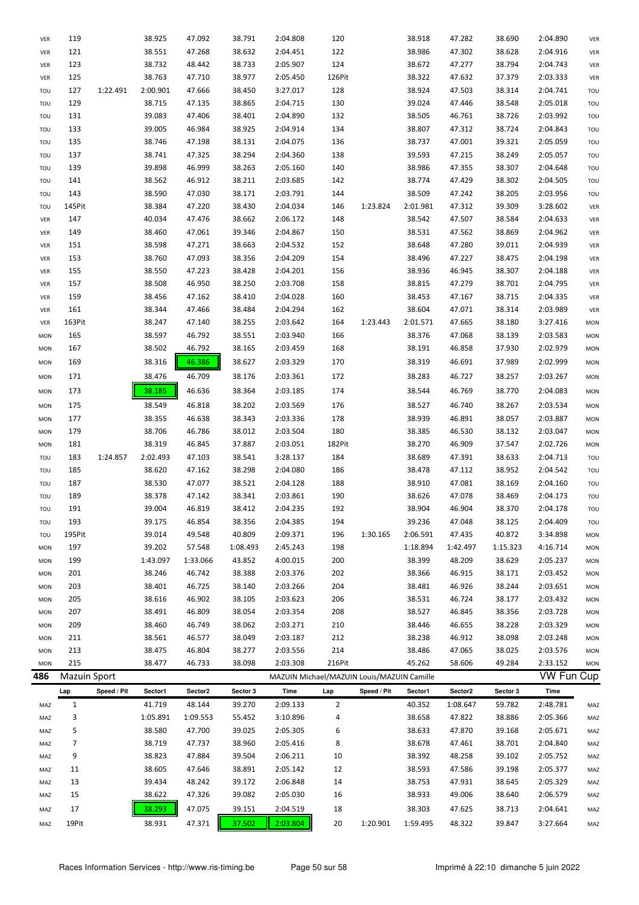| | | | | | | | | | | | | | |
|---|---|---|---|---|---|---|---|---|---|---|---|---|---|
| VER | 119 | | 38.925 | 47.092 | 38.791 | 2:04.808 | 120 | | 38.918 | 47.282 | 38.690 | 2:04.890 | VER |
| VER | 121 | | 38.551 | 47.268 | 38.632 | 2:04.451 | 122 | | 38.986 | 47.302 | 38.628 | 2:04.916 | VER |
| VER | 123 | | 38.732 | 48.442 | 38.733 | 2:05.907 | 124 | | 38.672 | 47.277 | 38.794 | 2:04.743 | VER |
| VER | 125 | | 38.763 | 47.710 | 38.977 | 2:05.450 | 126Pit | | 38.322 | 47.632 | 37.379 | 2:03.333 | VER |
| TOU | 127 | 1:22.491 | 2:00.901 | 47.666 | 38.450 | 3:27.017 | 128 | | 38.924 | 47.503 | 38.314 | 2:04.741 | TOU |
| TOU | 129 | | 38.715 | 47.135 | 38.865 | 2:04.715 | 130 | | 39.024 | 47.446 | 38.548 | 2:05.018 | TOU |
| TOU | 131 | | 39.083 | 47.406 | 38.401 | 2:04.890 | 132 | | 38.505 | 46.761 | 38.726 | 2:03.992 | TOU |
| TOU | 133 | | 39.005 | 46.984 | 38.925 | 2:04.914 | 134 | | 38.807 | 47.312 | 38.724 | 2:04.843 | TOU |
| TOU | 135 | | 38.746 | 47.198 | 38.131 | 2:04.075 | 136 | | 38.737 | 47.001 | 39.321 | 2:05.059 | TOU |
| TOU | 137 | | 38.741 | 47.325 | 38.294 | 2:04.360 | 138 | | 39.593 | 47.215 | 38.249 | 2:05.057 | TOU |
| TOU | 139 | | 39.898 | 46.999 | 38.263 | 2:05.160 | 140 | | 38.986 | 47.355 | 38.307 | 2:04.648 | TOU |
| TOU | 141 | | 38.562 | 46.912 | 38.211 | 2:03.685 | 142 | | 38.774 | 47.429 | 38.302 | 2:04.505 | TOU |
| TOU | 143 | | 38.590 | 47.030 | 38.171 | 2:03.791 | 144 | | 38.509 | 47.242 | 38.205 | 2:03.956 | TOU |
| TOU | 145Pit | | 38.384 | 47.220 | 38.430 | 2:04.034 | 146 | 1:23.824 | 2:01.981 | 47.312 | 39.309 | 3:28.602 | VER |
| VER | 147 | | 40.034 | 47.476 | 38.662 | 2:06.172 | 148 | | 38.542 | 47.507 | 38.584 | 2:04.633 | VER |
| VER | 149 | | 38.460 | 47.061 | 39.346 | 2:04.867 | 150 | | 38.531 | 47.562 | 38.869 | 2:04.962 | VER |
| VER | 151 | | 38.598 | 47.271 | 38.663 | 2:04.532 | 152 | | 38.648 | 47.280 | 39.011 | 2:04.939 | VER |
| VER | 153 | | 38.760 | 47.093 | 38.356 | 2:04.209 | 154 | | 38.496 | 47.227 | 38.475 | 2:04.198 | VER |
| VER | 155 | | 38.550 | 47.223 | 38.428 | 2:04.201 | 156 | | 38.936 | 46.945 | 38.307 | 2:04.188 | VER |
| VER | 157 | | 38.508 | 46.950 | 38.250 | 2:03.708 | 158 | | 38.815 | 47.279 | 38.701 | 2:04.795 | VER |
| VER | 159 | | 38.456 | 47.162 | 38.410 | 2:04.028 | 160 | | 38.453 | 47.167 | 38.715 | 2:04.335 | VER |
| VER | 161 | | 38.344 | 47.466 | 38.484 | 2:04.294 | 162 | | 38.604 | 47.071 | 38.314 | 2:03.989 | VER |
| VER | 163Pit | | 38.247 | 47.140 | 38.255 | 2:03.642 | 164 | 1:23.443 | 2:01.571 | 47.665 | 38.180 | 3:27.416 | MON |
| MON | 165 | | 38.597 | 46.792 | 38.551 | 2:03.940 | 166 | | 38.376 | 47.068 | 38.139 | 2:03.583 | MON |
| MON | 167 | | 38.502 | 46.792 | 38.165 | 2:03.459 | 168 | | 38.191 | 46.858 | 37.930 | 2:02.979 | MON |
| MON | 169 | | 38.316 | 46.386 | 38.627 | 2:03.329 | 170 | | 38.319 | 46.691 | 37.989 | 2:02.999 | MON |
| MON | 171 | | 38.476 | 46.709 | 38.176 | 2:03.361 | 172 | | 38.283 | 46.727 | 38.257 | 2:03.267 | MON |
| MON | 173 | | 38.185 | 46.636 | 38.364 | 2:03.185 | 174 | | 38.544 | 46.769 | 38.770 | 2:04.083 | MON |
| MON | 175 | | 38.549 | 46.818 | 38.202 | 2:03.569 | 176 | | 38.527 | 46.740 | 38.267 | 2:03.534 | MON |
| MON | 177 | | 38.355 | 46.638 | 38.343 | 2:03.336 | 178 | | 38.939 | 46.891 | 38.057 | 2:03.887 | MON |
| MON | 179 | | 38.706 | 46.786 | 38.012 | 2:03.504 | 180 | | 38.385 | 46.530 | 38.132 | 2:03.047 | MON |
| MON | 181 | | 38.319 | 46.845 | 37.887 | 2:03.051 | 182Pit | | 38.270 | 46.909 | 37.547 | 2:02.726 | MON |
| TOU | 183 | 1:24.857 | 2:02.493 | 47.103 | 38.541 | 3:28.137 | 184 | | 38.689 | 47.391 | 38.633 | 2:04.713 | TOU |
| TOU | 185 | | 38.620 | 47.162 | 38.298 | 2:04.080 | 186 | | 38.478 | 47.112 | 38.952 | 2:04.542 | TOU |
| TOU | 187 | | 38.530 | 47.077 | 38.521 | 2:04.128 | 188 | | 38.910 | 47.081 | 38.169 | 2:04.160 | TOU |
| TOU | 189 | | 38.378 | 47.142 | 38.341 | 2:03.861 | 190 | | 38.626 | 47.078 | 38.469 | 2:04.173 | TOU |
| TOU | 191 | | 39.004 | 46.819 | 38.412 | 2:04.235 | 192 | | 38.904 | 46.904 | 38.370 | 2:04.178 | TOU |
| TOU | 193 | | 39.175 | 46.854 | 38.356 | 2:04.385 | 194 | | 39.236 | 47.048 | 38.125 | 2:04.409 | TOU |
| TOU | 195Pit | | 39.014 | 49.548 | 40.809 | 2:09.371 | 196 | 1:30.165 | 2:06.591 | 47.435 | 40.872 | 3:34.898 | MON |
| MON | 197 | | 39.202 | 57.548 | 1:08.493 | 2:45.243 | 198 | | 1:18.894 | 1:42.497 | 1:15.323 | 4:16.714 | MON |
| MON | 199 | | 1:43.097 | 1:33.066 | 43.852 | 4:00.015 | 200 | | 38.399 | 48.209 | 38.629 | 2:05.237 | MON |
| MON | 201 | | 38.246 | 46.742 | 38.388 | 2:03.376 | 202 | | 38.366 | 46.915 | 38.171 | 2:03.452 | MON |
| MON | 203 | | 38.401 | 46.725 | 38.140 | 2:03.266 | 204 | | 38.481 | 46.926 | 38.244 | 2:03.651 | MON |
| MON | 205 | | 38.616 | 46.902 | 38.105 | 2:03.623 | 206 | | 38.531 | 46.724 | 38.177 | 2:03.432 | MON |
| MON | 207 | | 38.491 | 46.809 | 38.054 | 2:03.354 | 208 | | 38.527 | 46.845 | 38.356 | 2:03.728 | MON |
| MON | 209 | | 38.460 | 46.749 | 38.062 | 2:03.271 | 210 | | 38.446 | 46.655 | 38.228 | 2:03.329 | MON |
| MON | 211 | | 38.561 | 46.577 | 38.049 | 2:03.187 | 212 | | 38.238 | 46.912 | 38.098 | 2:03.248 | MON |
| MON | 213 | | 38.475 | 46.804 | 38.277 | 2:03.556 | 214 | | 38.486 | 47.065 | 38.025 | 2:03.576 | MON |
| MON | 215 | | 38.477 | 46.733 | 38.098 | 2:03.308 | 216Pit | | 45.262 | 58.606 | 49.284 | 2:33.152 | MON |

## 486 Mazuin Sport — MAZUIN Michael/MAZUIN Louis/MAZUIN Camille — VW Fun Cup

| | Lap | Speed / Pit | Sector1 | Sector2 | Sector 3 | Time | Lap | Speed / Pit | Sector1 | Sector2 | Sector 3 | Time | |
|---|---|---|---|---|---|---|---|---|---|---|---|---|---|
| MAZ | 1 | | 41.719 | 48.144 | 39.270 | 2:09.133 | 2 | | 40.352 | 1:08.647 | 59.782 | 2:48.781 | MAZ |
| MAZ | 3 | | 1:05.891 | 1:09.553 | 55.452 | 3:10.896 | 4 | | 38.658 | 47.822 | 38.886 | 2:05.366 | MAZ |
| MAZ | 5 | | 38.580 | 47.700 | 39.025 | 2:05.305 | 6 | | 38.633 | 47.870 | 39.168 | 2:05.671 | MAZ |
| MAZ | 7 | | 38.719 | 47.737 | 38.960 | 2:05.416 | 8 | | 38.678 | 47.461 | 38.701 | 2:04.840 | MAZ |
| MAZ | 9 | | 38.823 | 47.884 | 39.504 | 2:06.211 | 10 | | 38.392 | 48.258 | 39.102 | 2:05.752 | MAZ |
| MAZ | 11 | | 38.605 | 47.646 | 38.891 | 2:05.142 | 12 | | 38.593 | 47.586 | 39.198 | 2:05.377 | MAZ |
| MAZ | 13 | | 39.434 | 48.242 | 39.172 | 2:06.848 | 14 | | 38.753 | 47.931 | 38.645 | 2:05.329 | MAZ |
| MAZ | 15 | | 38.622 | 47.326 | 39.082 | 2:05.030 | 16 | | 38.933 | 49.006 | 38.640 | 2:06.579 | MAZ |
| MAZ | 17 | | 38.293 | 47.075 | 39.151 | 2:04.519 | 18 | | 38.303 | 47.625 | 38.713 | 2:04.641 | MAZ |
| MAZ | 19Pit | | 38.931 | 47.371 | 37.502 | 2:03.804 | 20 | 1:20.901 | 1:59.495 | 48.322 | 39.847 | 3:27.664 | MAZ |

Races Information Services - http://www.ris-timing.be

Imprimé à 22:10 dimanche 5 juin 2022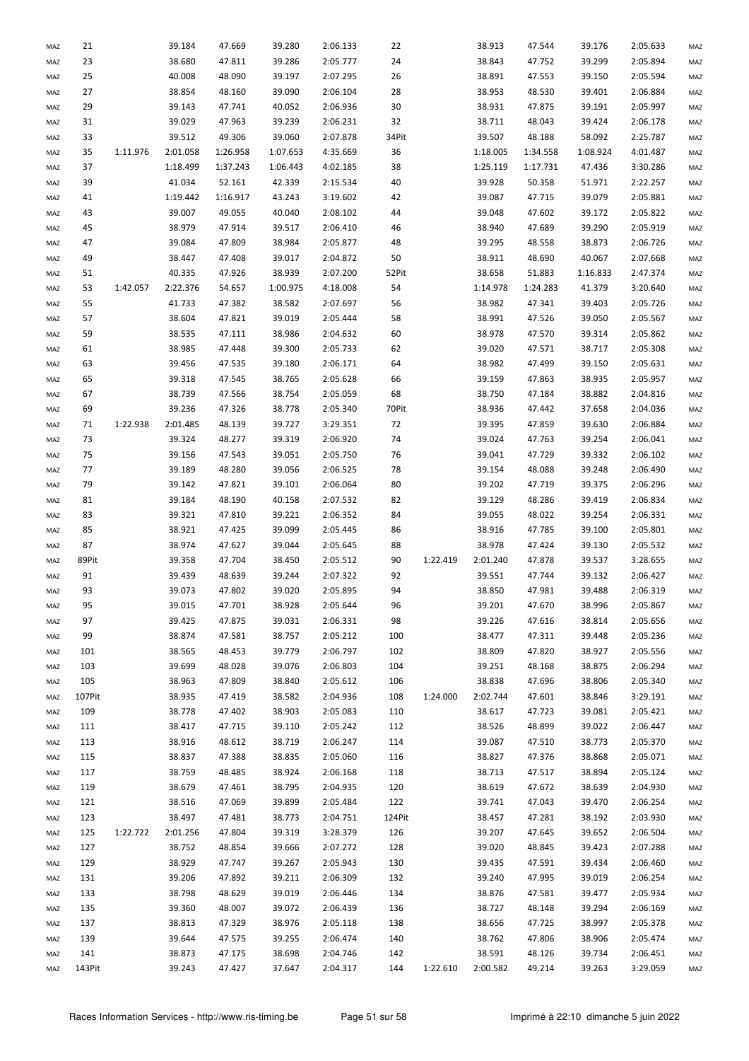| | | | | | | | | | | | | | | |
|---|---|---|---|---|---|---|---|---|---|---|---|---|---|---|
| MAZ | 21 | | 39.184 | 47.669 | 39.280 | 2:06.133 | 22 | | 38.913 | 47.544 | 39.176 | 2:05.633 | MAZ |
| MAZ | 23 | | 38.680 | 47.811 | 39.286 | 2:05.777 | 24 | | 38.843 | 47.752 | 39.299 | 2:05.894 | MAZ |
| MAZ | 25 | | 40.008 | 48.090 | 39.197 | 2:07.295 | 26 | | 38.891 | 47.553 | 39.150 | 2:05.594 | MAZ |
| MAZ | 27 | | 38.854 | 48.160 | 39.090 | 2:06.104 | 28 | | 38.953 | 48.530 | 39.401 | 2:06.884 | MAZ |
| MAZ | 29 | | 39.143 | 47.741 | 40.052 | 2:06.936 | 30 | | 38.931 | 47.875 | 39.191 | 2:05.997 | MAZ |
| MAZ | 31 | | 39.029 | 47.963 | 39.239 | 2:06.231 | 32 | | 38.711 | 48.043 | 39.424 | 2:06.178 | MAZ |
| MAZ | 33 | | 39.512 | 49.306 | 39.060 | 2:07.878 | 34Pit | | 39.507 | 48.188 | 58.092 | 2:25.787 | MAZ |
| MAZ | 35 | 1:11.976 | 2:01.058 | 1:26.958 | 1:07.653 | 4:35.669 | 36 | | 1:18.005 | 1:34.558 | 1:08.924 | 4:01.487 | MAZ |
| MAZ | 37 | | 1:18.499 | 1:37.243 | 1:06.443 | 4:02.185 | 38 | | 1:25.119 | 1:17.731 | 47.436 | 3:30.286 | MAZ |
| MAZ | 39 | | 41.034 | 52.161 | 42.339 | 2:15.534 | 40 | | 39.928 | 50.358 | 51.971 | 2:22.257 | MAZ |
| MAZ | 41 | | 1:19.442 | 1:16.917 | 43.243 | 3:19.602 | 42 | | 39.087 | 47.715 | 39.079 | 2:05.881 | MAZ |
| MAZ | 43 | | 39.007 | 49.055 | 40.040 | 2:08.102 | 44 | | 39.048 | 47.602 | 39.172 | 2:05.822 | MAZ |
| MAZ | 45 | | 38.979 | 47.914 | 39.517 | 2:06.410 | 46 | | 38.940 | 47.689 | 39.290 | 2:05.919 | MAZ |
| MAZ | 47 | | 39.084 | 47.809 | 38.984 | 2:05.877 | 48 | | 39.295 | 48.558 | 38.873 | 2:06.726 | MAZ |
| MAZ | 49 | | 38.447 | 47.408 | 39.017 | 2:04.872 | 50 | | 38.911 | 48.690 | 40.067 | 2:07.668 | MAZ |
| MAZ | 51 | | 40.335 | 47.926 | 38.939 | 2:07.200 | 52Pit | | 38.658 | 51.883 | 1:16.833 | 2:47.374 | MAZ |
| MAZ | 53 | 1:42.057 | 2:22.376 | 54.657 | 1:00.975 | 4:18.008 | 54 | | 1:14.978 | 1:24.283 | 41.379 | 3:20.640 | MAZ |
| MAZ | 55 | | 41.733 | 47.382 | 38.582 | 2:07.697 | 56 | | 38.982 | 47.341 | 39.403 | 2:05.726 | MAZ |
| MAZ | 57 | | 38.604 | 47.821 | 39.019 | 2:05.444 | 58 | | 38.991 | 47.526 | 39.050 | 2:05.567 | MAZ |
| MAZ | 59 | | 38.535 | 47.111 | 38.986 | 2:04.632 | 60 | | 38.978 | 47.570 | 39.314 | 2:05.862 | MAZ |
| MAZ | 61 | | 38.985 | 47.448 | 39.300 | 2:05.733 | 62 | | 39.020 | 47.571 | 38.717 | 2:05.308 | MAZ |
| MAZ | 63 | | 39.456 | 47.535 | 39.180 | 2:06.171 | 64 | | 38.982 | 47.499 | 39.150 | 2:05.631 | MAZ |
| MAZ | 65 | | 39.318 | 47.545 | 38.765 | 2:05.628 | 66 | | 39.159 | 47.863 | 38.935 | 2:05.957 | MAZ |
| MAZ | 67 | | 38.739 | 47.566 | 38.754 | 2:05.059 | 68 | | 38.750 | 47.184 | 38.882 | 2:04.816 | MAZ |
| MAZ | 69 | | 39.236 | 47.326 | 38.778 | 2:05.340 | 70Pit | | 38.936 | 47.442 | 37.658 | 2:04.036 | MAZ |
| MAZ | 71 | 1:22.938 | 2:01.485 | 48.139 | 39.727 | 3:29.351 | 72 | | 39.395 | 47.859 | 39.630 | 2:06.884 | MAZ |
| MAZ | 73 | | 39.324 | 48.277 | 39.319 | 2:06.920 | 74 | | 39.024 | 47.763 | 39.254 | 2:06.041 | MAZ |
| MAZ | 75 | | 39.156 | 47.543 | 39.051 | 2:05.750 | 76 | | 39.041 | 47.729 | 39.332 | 2:06.102 | MAZ |
| MAZ | 77 | | 39.189 | 48.280 | 39.056 | 2:06.525 | 78 | | 39.154 | 48.088 | 39.248 | 2:06.490 | MAZ |
| MAZ | 79 | | 39.142 | 47.821 | 39.101 | 2:06.064 | 80 | | 39.202 | 47.719 | 39.375 | 2:06.296 | MAZ |
| MAZ | 81 | | 39.184 | 48.190 | 40.158 | 2:07.532 | 82 | | 39.129 | 48.286 | 39.419 | 2:06.834 | MAZ |
| MAZ | 83 | | 39.321 | 47.810 | 39.221 | 2:06.352 | 84 | | 39.055 | 48.022 | 39.254 | 2:06.331 | MAZ |
| MAZ | 85 | | 38.921 | 47.425 | 39.099 | 2:05.445 | 86 | | 38.916 | 47.785 | 39.100 | 2:05.801 | MAZ |
| MAZ | 87 | | 38.974 | 47.627 | 39.044 | 2:05.645 | 88 | | 38.978 | 47.424 | 39.130 | 2:05.532 | MAZ |
| MAZ | 89Pit | | 39.358 | 47.704 | 38.450 | 2:05.512 | 90 | 1:22.419 | 2:01.240 | 47.878 | 39.537 | 3:28.655 | MAZ |
| MAZ | 91 | | 39.439 | 48.639 | 39.244 | 2:07.322 | 92 | | 39.551 | 47.744 | 39.132 | 2:06.427 | MAZ |
| MAZ | 93 | | 39.073 | 47.802 | 39.020 | 2:05.895 | 94 | | 38.850 | 47.981 | 39.488 | 2:06.319 | MAZ |
| MAZ | 95 | | 39.015 | 47.701 | 38.928 | 2:05.644 | 96 | | 39.201 | 47.670 | 38.996 | 2:05.867 | MAZ |
| MAZ | 97 | | 39.425 | 47.875 | 39.031 | 2:06.331 | 98 | | 39.226 | 47.616 | 38.814 | 2:05.656 | MAZ |
| MAZ | 99 | | 38.874 | 47.581 | 38.757 | 2:05.212 | 100 | | 38.477 | 47.311 | 39.448 | 2:05.236 | MAZ |
| MAZ | 101 | | 38.565 | 48.453 | 39.779 | 2:06.797 | 102 | | 38.809 | 47.820 | 38.927 | 2:05.556 | MAZ |
| MAZ | 103 | | 39.699 | 48.028 | 39.076 | 2:06.803 | 104 | | 39.251 | 48.168 | 38.875 | 2:06.294 | MAZ |
| MAZ | 105 | | 38.963 | 47.809 | 38.840 | 2:05.612 | 106 | | 38.838 | 47.696 | 38.806 | 2:05.340 | MAZ |
| MAZ | 107Pit | | 38.935 | 47.419 | 38.582 | 2:04.936 | 108 | 1:24.000 | 2:02.744 | 47.601 | 38.846 | 3:29.191 | MAZ |
| MAZ | 109 | | 38.778 | 47.402 | 38.903 | 2:05.083 | 110 | | 38.617 | 47.723 | 39.081 | 2:05.421 | MAZ |
| MAZ | 111 | | 38.417 | 47.715 | 39.110 | 2:05.242 | 112 | | 38.526 | 48.899 | 39.022 | 2:06.447 | MAZ |
| MAZ | 113 | | 38.916 | 48.612 | 38.719 | 2:06.247 | 114 | | 39.087 | 47.510 | 38.773 | 2:05.370 | MAZ |
| MAZ | 115 | | 38.837 | 47.388 | 38.835 | 2:05.060 | 116 | | 38.827 | 47.376 | 38.868 | 2:05.071 | MAZ |
| MAZ | 117 | | 38.759 | 48.485 | 38.924 | 2:06.168 | 118 | | 38.713 | 47.517 | 38.894 | 2:05.124 | MAZ |
| MAZ | 119 | | 38.679 | 47.461 | 38.795 | 2:04.935 | 120 | | 38.619 | 47.672 | 38.639 | 2:04.930 | MAZ |
| MAZ | 121 | | 38.516 | 47.069 | 39.899 | 2:05.484 | 122 | | 39.741 | 47.043 | 39.470 | 2:06.254 | MAZ |
| MAZ | 123 | | 38.497 | 47.481 | 38.773 | 2:04.751 | 124Pit | | 38.457 | 47.281 | 38.192 | 2:03.930 | MAZ |
| MAZ | 125 | 1:22.722 | 2:01.256 | 47.804 | 39.319 | 3:28.379 | 126 | | 39.207 | 47.645 | 39.652 | 2:06.504 | MAZ |
| MAZ | 127 | | 38.752 | 48.854 | 39.666 | 2:07.272 | 128 | | 39.020 | 48.845 | 39.423 | 2:07.288 | MAZ |
| MAZ | 129 | | 38.929 | 47.747 | 39.267 | 2:05.943 | 130 | | 39.435 | 47.591 | 39.434 | 2:06.460 | MAZ |
| MAZ | 131 | | 39.206 | 47.892 | 39.211 | 2:06.309 | 132 | | 39.240 | 47.995 | 39.019 | 2:06.254 | MAZ |
| MAZ | 133 | | 38.798 | 48.629 | 39.019 | 2:06.446 | 134 | | 38.876 | 47.581 | 39.477 | 2:05.934 | MAZ |
| MAZ | 135 | | 39.360 | 48.007 | 39.072 | 2:06.439 | 136 | | 38.727 | 48.148 | 39.294 | 2:06.169 | MAZ |
| MAZ | 137 | | 38.813 | 47.329 | 38.976 | 2:05.118 | 138 | | 38.656 | 47.725 | 38.997 | 2:05.378 | MAZ |
| MAZ | 139 | | 39.644 | 47.575 | 39.255 | 2:06.474 | 140 | | 38.762 | 47.806 | 38.906 | 2:05.474 | MAZ |
| MAZ | 141 | | 38.873 | 47.175 | 38.698 | 2:04.746 | 142 | | 38.591 | 48.126 | 39.734 | 2:06.451 | MAZ |
| MAZ | 143Pit | | 39.243 | 47.427 | 37.647 | 2:04.317 | 144 | 1:22.610 | 2:00.582 | 49.214 | 39.263 | 3:29.059 | MAZ |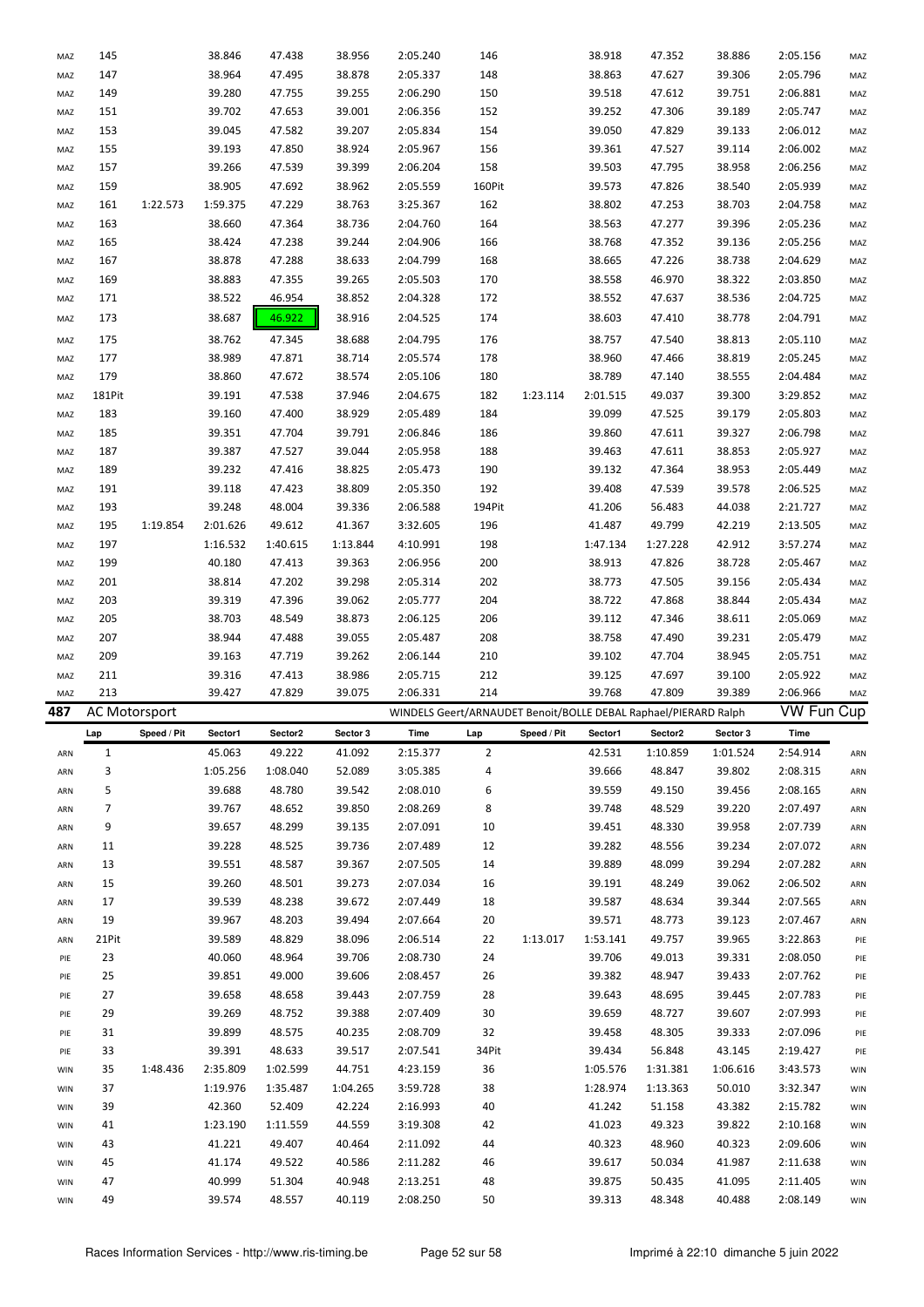| | Lap | Speed / Pit | Sector1 | Sector2 | Sector 3 | Time | Lap | Speed / Pit | Sector1 | Sector2 | Sector 3 | Time | |
|---|---|---|---|---|---|---|---|---|---|---|---|---|---|
| MAZ | 145 | | 38.846 | 47.438 | 38.956 | 2:05.240 | 146 | | 38.918 | 47.352 | 38.886 | 2:05.156 | MAZ |
| MAZ | 147 | | 38.964 | 47.495 | 38.878 | 2:05.337 | 148 | | 38.863 | 47.627 | 39.306 | 2:05.796 | MAZ |
| MAZ | 149 | | 39.280 | 47.755 | 39.255 | 2:06.290 | 150 | | 39.518 | 47.612 | 39.751 | 2:06.881 | MAZ |
| MAZ | 151 | | 39.702 | 47.653 | 39.001 | 2:06.356 | 152 | | 39.252 | 47.306 | 39.189 | 2:05.747 | MAZ |
| MAZ | 153 | | 39.045 | 47.582 | 39.207 | 2:05.834 | 154 | | 39.050 | 47.829 | 39.133 | 2:06.012 | MAZ |
| MAZ | 155 | | 39.193 | 47.850 | 38.924 | 2:05.967 | 156 | | 39.361 | 47.527 | 39.114 | 2:06.002 | MAZ |
| MAZ | 157 | | 39.266 | 47.539 | 39.399 | 2:06.204 | 158 | | 39.503 | 47.795 | 38.958 | 2:06.256 | MAZ |
| MAZ | 159 | | 38.905 | 47.692 | 38.962 | 2:05.559 | 160Pit | | 39.573 | 47.826 | 38.540 | 2:05.939 | MAZ |
| MAZ | 161 | 1:22.573 | 1:59.375 | 47.229 | 38.763 | 3:25.367 | 162 | | 38.802 | 47.253 | 38.703 | 2:04.758 | MAZ |
| MAZ | 163 | | 38.660 | 47.364 | 38.736 | 2:04.760 | 164 | | 38.563 | 47.277 | 39.396 | 2:05.236 | MAZ |
| MAZ | 165 | | 38.424 | 47.238 | 39.244 | 2:04.906 | 166 | | 38.768 | 47.352 | 39.136 | 2:05.256 | MAZ |
| MAZ | 167 | | 38.878 | 47.288 | 38.633 | 2:04.799 | 168 | | 38.665 | 47.226 | 38.738 | 2:04.629 | MAZ |
| MAZ | 169 | | 38.883 | 47.355 | 39.265 | 2:05.503 | 170 | | 38.558 | 46.970 | 38.322 | 2:03.850 | MAZ |
| MAZ | 171 | | 38.522 | 46.954 | 38.852 | 2:04.328 | 172 | | 38.552 | 47.637 | 38.536 | 2:04.725 | MAZ |
| MAZ | 173 | | 38.687 | 46.922 | 38.916 | 2:04.525 | 174 | | 38.603 | 47.410 | 38.778 | 2:04.791 | MAZ |
| MAZ | 175 | | 38.762 | 47.345 | 38.688 | 2:04.795 | 176 | | 38.757 | 47.540 | 38.813 | 2:05.110 | MAZ |
| MAZ | 177 | | 38.989 | 47.871 | 38.714 | 2:05.574 | 178 | | 38.960 | 47.466 | 38.819 | 2:05.245 | MAZ |
| MAZ | 179 | | 38.860 | 47.672 | 38.574 | 2:05.106 | 180 | | 38.789 | 47.140 | 38.555 | 2:04.484 | MAZ |
| MAZ | 181Pit | | 39.191 | 47.538 | 37.946 | 2:04.675 | 182 | 1:23.114 | 2:01.515 | 49.037 | 39.300 | 3:29.852 | MAZ |
| MAZ | 183 | | 39.160 | 47.400 | 38.929 | 2:05.489 | 184 | | 39.099 | 47.525 | 39.179 | 2:05.803 | MAZ |
| MAZ | 185 | | 39.351 | 47.704 | 39.791 | 2:06.846 | 186 | | 39.860 | 47.611 | 39.327 | 2:06.798 | MAZ |
| MAZ | 187 | | 39.387 | 47.527 | 39.044 | 2:05.958 | 188 | | 39.463 | 47.611 | 38.853 | 2:05.927 | MAZ |
| MAZ | 189 | | 39.232 | 47.416 | 38.825 | 2:05.473 | 190 | | 39.132 | 47.364 | 38.953 | 2:05.449 | MAZ |
| MAZ | 191 | | 39.118 | 47.423 | 38.809 | 2:05.350 | 192 | | 39.408 | 47.539 | 39.578 | 2:06.525 | MAZ |
| MAZ | 193 | | 39.248 | 48.004 | 39.336 | 2:06.588 | 194Pit | | 41.206 | 56.483 | 44.038 | 2:21.727 | MAZ |
| MAZ | 195 | 1:19.854 | 2:01.626 | 49.612 | 41.367 | 3:32.605 | 196 | | 41.487 | 49.799 | 42.219 | 2:13.505 | MAZ |
| MAZ | 197 | | 1:16.532 | 1:40.615 | 1:13.844 | 4:10.991 | 198 | | 1:47.134 | 1:27.228 | 42.912 | 3:57.274 | MAZ |
| MAZ | 199 | | 40.180 | 47.413 | 39.363 | 2:06.956 | 200 | | 38.913 | 47.826 | 38.728 | 2:05.467 | MAZ |
| MAZ | 201 | | 38.814 | 47.202 | 39.298 | 2:05.314 | 202 | | 38.773 | 47.505 | 39.156 | 2:05.434 | MAZ |
| MAZ | 203 | | 39.319 | 47.396 | 39.062 | 2:05.777 | 204 | | 38.722 | 47.868 | 38.844 | 2:05.434 | MAZ |
| MAZ | 205 | | 38.703 | 48.549 | 38.873 | 2:06.125 | 206 | | 39.112 | 47.346 | 38.611 | 2:05.069 | MAZ |
| MAZ | 207 | | 38.944 | 47.488 | 39.055 | 2:05.487 | 208 | | 38.758 | 47.490 | 39.231 | 2:05.479 | MAZ |
| MAZ | 209 | | 39.163 | 47.719 | 39.262 | 2:06.144 | 210 | | 39.102 | 47.704 | 38.945 | 2:05.751 | MAZ |
| MAZ | 211 | | 39.316 | 47.413 | 38.986 | 2:05.715 | 212 | | 39.125 | 47.697 | 39.100 | 2:05.922 | MAZ |
| MAZ | 213 | | 39.427 | 47.829 | 39.075 | 2:06.331 | 214 | | 39.768 | 47.809 | 39.389 | 2:06.966 | MAZ |

## 487 AC Motorsport — WINDELS Geert/ARNAUDET Benoit/BOLLE DEBAL Raphael/PIERARD Ralph — VW Fun Cup

| | Lap | Speed / Pit | Sector1 | Sector2 | Sector 3 | Time | Lap | Speed / Pit | Sector1 | Sector2 | Sector 3 | Time | |
|---|---|---|---|---|---|---|---|---|---|---|---|---|---|
| ARN | 1 | | 45.063 | 49.222 | 41.092 | 2:15.377 | 2 | | 42.531 | 1:10.859 | 1:01.524 | 2:54.914 | ARN |
| ARN | 3 | | 1:05.256 | 1:08.040 | 52.089 | 3:05.385 | 4 | | 39.666 | 48.847 | 39.802 | 2:08.315 | ARN |
| ARN | 5 | | 39.688 | 48.780 | 39.542 | 2:08.010 | 6 | | 39.559 | 49.150 | 39.456 | 2:08.165 | ARN |
| ARN | 7 | | 39.767 | 48.652 | 39.850 | 2:08.269 | 8 | | 39.748 | 48.529 | 39.220 | 2:07.497 | ARN |
| ARN | 9 | | 39.657 | 48.299 | 39.135 | 2:07.091 | 10 | | 39.451 | 48.330 | 39.958 | 2:07.739 | ARN |
| ARN | 11 | | 39.228 | 48.525 | 39.736 | 2:07.489 | 12 | | 39.282 | 48.556 | 39.234 | 2:07.072 | ARN |
| ARN | 13 | | 39.551 | 48.587 | 39.367 | 2:07.505 | 14 | | 39.889 | 48.099 | 39.294 | 2:07.282 | ARN |
| ARN | 15 | | 39.260 | 48.501 | 39.273 | 2:07.034 | 16 | | 39.191 | 48.249 | 39.062 | 2:06.502 | ARN |
| ARN | 17 | | 39.539 | 48.238 | 39.672 | 2:07.449 | 18 | | 39.587 | 48.634 | 39.344 | 2:07.565 | ARN |
| ARN | 19 | | 39.967 | 48.203 | 39.494 | 2:07.664 | 20 | | 39.571 | 48.773 | 39.123 | 2:07.467 | ARN |
| ARN | 21Pit | | 39.589 | 48.829 | 38.096 | 2:06.514 | 22 | 1:13.017 | 1:53.141 | 49.757 | 39.965 | 3:22.863 | PIE |
| PIE | 23 | | 40.060 | 48.964 | 39.706 | 2:08.730 | 24 | | 39.706 | 49.013 | 39.331 | 2:08.050 | PIE |
| PIE | 25 | | 39.851 | 49.000 | 39.606 | 2:08.457 | 26 | | 39.382 | 48.947 | 39.433 | 2:07.762 | PIE |
| PIE | 27 | | 39.658 | 48.658 | 39.443 | 2:07.759 | 28 | | 39.643 | 48.695 | 39.445 | 2:07.783 | PIE |
| PIE | 29 | | 39.269 | 48.752 | 39.388 | 2:07.409 | 30 | | 39.659 | 48.727 | 39.607 | 2:07.993 | PIE |
| PIE | 31 | | 39.899 | 48.575 | 40.235 | 2:08.709 | 32 | | 39.458 | 48.305 | 39.333 | 2:07.096 | PIE |
| PIE | 33 | | 39.391 | 48.633 | 39.517 | 2:07.541 | 34Pit | | 39.434 | 56.848 | 43.145 | 2:19.427 | PIE |
| WIN | 35 | 1:48.436 | 2:35.809 | 1:02.599 | 44.751 | 4:23.159 | 36 | | 1:05.576 | 1:31.381 | 1:06.616 | 3:43.573 | WIN |
| WIN | 37 | | 1:19.976 | 1:35.487 | 1:04.265 | 3:59.728 | 38 | | 1:28.974 | 1:13.363 | 50.010 | 3:32.347 | WIN |
| WIN | 39 | | 42.360 | 52.409 | 42.224 | 2:16.993 | 40 | | 41.242 | 51.158 | 43.382 | 2:15.782 | WIN |
| WIN | 41 | | 1:23.190 | 1:11.559 | 44.559 | 3:19.308 | 42 | | 41.023 | 49.323 | 39.822 | 2:10.168 | WIN |
| WIN | 43 | | 41.221 | 49.407 | 40.464 | 2:11.092 | 44 | | 40.323 | 48.960 | 40.323 | 2:09.606 | WIN |
| WIN | 45 | | 41.174 | 49.522 | 40.586 | 2:11.282 | 46 | | 39.617 | 50.034 | 41.987 | 2:11.638 | WIN |
| WIN | 47 | | 40.999 | 51.304 | 40.948 | 2:13.251 | 48 | | 39.875 | 50.435 | 41.095 | 2:11.405 | WIN |
| WIN | 49 | | 39.574 | 48.557 | 40.119 | 2:08.250 | 50 | | 39.313 | 48.348 | 40.488 | 2:08.149 | WIN |

Races Information Services - http://www.ris-timing.be    Imprimé à 22:10 dimanche 5 juin 2022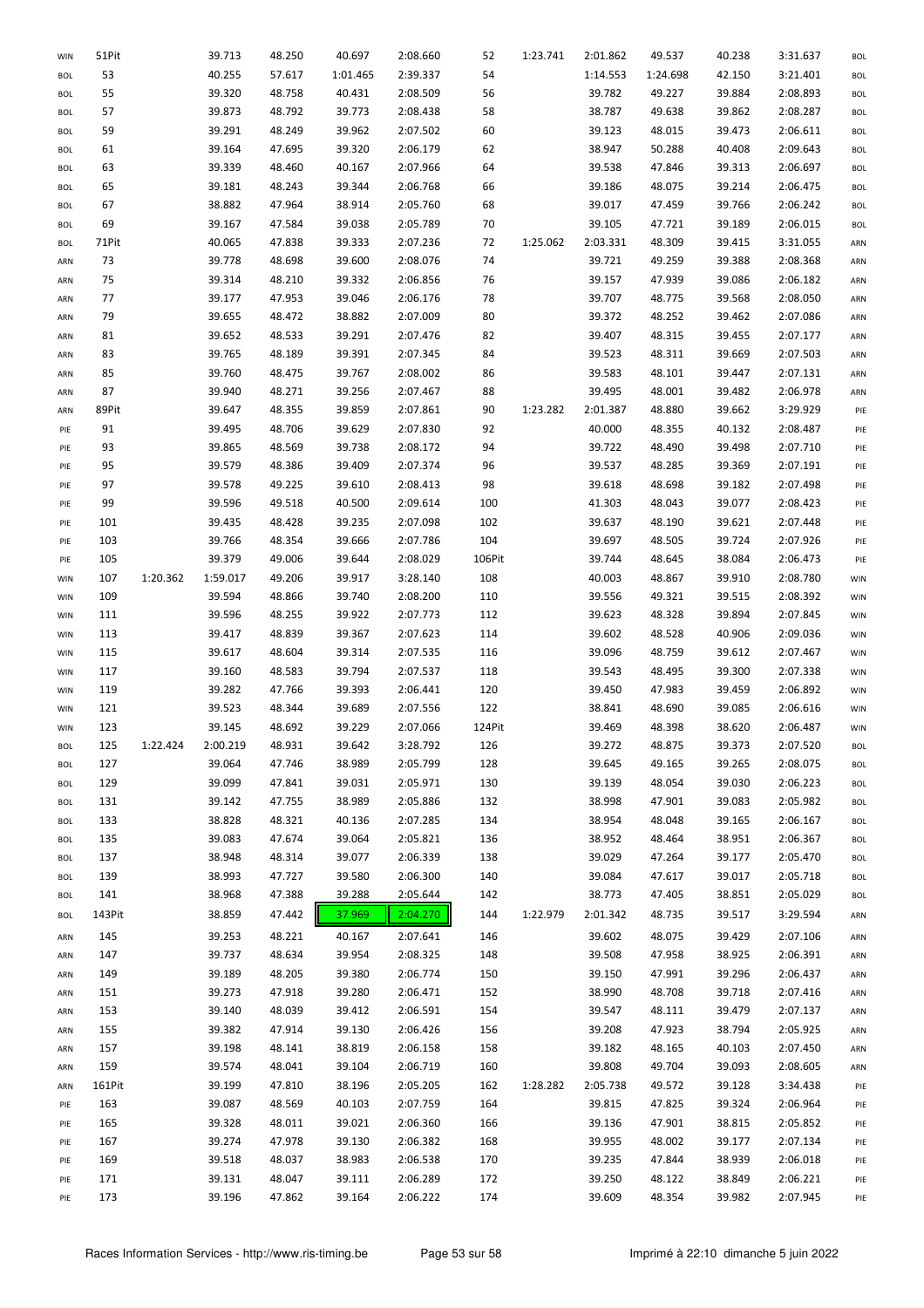| | | | | | | | | | | | | | |
|---|---|---|---|---|---|---|---|---|---|---|---|---|---|
| WIN | 51Pit | | 39.713 | 48.250 | 40.697 | 2:08.660 | 52 | 1:23.741 | 2:01.862 | 49.537 | 40.238 | 3:31.637 | BOL |
| BOL | 53 | | 40.255 | 57.617 | 1:01.465 | 2:39.337 | 54 | | 1:14.553 | 1:24.698 | 42.150 | 3:21.401 | BOL |
| BOL | 55 | | 39.320 | 48.758 | 40.431 | 2:08.509 | 56 | | 39.782 | 49.227 | 39.884 | 2:08.893 | BOL |
| BOL | 57 | | 39.873 | 48.792 | 39.773 | 2:08.438 | 58 | | 38.787 | 49.638 | 39.862 | 2:08.287 | BOL |
| BOL | 59 | | 39.291 | 48.249 | 39.962 | 2:07.502 | 60 | | 39.123 | 48.015 | 39.473 | 2:06.611 | BOL |
| BOL | 61 | | 39.164 | 47.695 | 39.320 | 2:06.179 | 62 | | 38.947 | 50.288 | 40.408 | 2:09.643 | BOL |
| BOL | 63 | | 39.339 | 48.460 | 40.167 | 2:07.966 | 64 | | 39.538 | 47.846 | 39.313 | 2:06.697 | BOL |
| BOL | 65 | | 39.181 | 48.243 | 39.344 | 2:06.768 | 66 | | 39.186 | 48.075 | 39.214 | 2:06.475 | BOL |
| BOL | 67 | | 38.882 | 47.964 | 38.914 | 2:05.760 | 68 | | 39.017 | 47.459 | 39.766 | 2:06.242 | BOL |
| BOL | 69 | | 39.167 | 47.584 | 39.038 | 2:05.789 | 70 | | 39.105 | 47.721 | 39.189 | 2:06.015 | BOL |
| BOL | 71Pit | | 40.065 | 47.838 | 39.333 | 2:07.236 | 72 | 1:25.062 | 2:03.331 | 48.309 | 39.415 | 3:31.055 | ARN |
| ARN | 73 | | 39.778 | 48.698 | 39.600 | 2:08.076 | 74 | | 39.721 | 49.259 | 39.388 | 2:08.368 | ARN |
| ARN | 75 | | 39.314 | 48.210 | 39.332 | 2:06.856 | 76 | | 39.157 | 47.939 | 39.086 | 2:06.182 | ARN |
| ARN | 77 | | 39.177 | 47.953 | 39.046 | 2:06.176 | 78 | | 39.707 | 48.775 | 39.568 | 2:08.050 | ARN |
| ARN | 79 | | 39.655 | 48.472 | 38.882 | 2:07.009 | 80 | | 39.372 | 48.252 | 39.462 | 2:07.086 | ARN |
| ARN | 81 | | 39.652 | 48.533 | 39.291 | 2:07.476 | 82 | | 39.407 | 48.315 | 39.455 | 2:07.177 | ARN |
| ARN | 83 | | 39.765 | 48.189 | 39.391 | 2:07.345 | 84 | | 39.523 | 48.311 | 39.669 | 2:07.503 | ARN |
| ARN | 85 | | 39.760 | 48.475 | 39.767 | 2:08.002 | 86 | | 39.583 | 48.101 | 39.447 | 2:07.131 | ARN |
| ARN | 87 | | 39.940 | 48.271 | 39.256 | 2:07.467 | 88 | | 39.495 | 48.001 | 39.482 | 2:06.978 | ARN |
| ARN | 89Pit | | 39.647 | 48.355 | 39.859 | 2:07.861 | 90 | 1:23.282 | 2:01.387 | 48.880 | 39.662 | 3:29.929 | PIE |
| PIE | 91 | | 39.495 | 48.706 | 39.629 | 2:07.830 | 92 | | 40.000 | 48.355 | 40.132 | 2:08.487 | PIE |
| PIE | 93 | | 39.865 | 48.569 | 39.738 | 2:08.172 | 94 | | 39.722 | 48.490 | 39.498 | 2:07.710 | PIE |
| PIE | 95 | | 39.579 | 48.386 | 39.409 | 2:07.374 | 96 | | 39.537 | 48.285 | 39.369 | 2:07.191 | PIE |
| PIE | 97 | | 39.578 | 49.225 | 39.610 | 2:08.413 | 98 | | 39.618 | 48.698 | 39.182 | 2:07.498 | PIE |
| PIE | 99 | | 39.596 | 49.518 | 40.500 | 2:09.614 | 100 | | 41.303 | 48.043 | 39.077 | 2:08.423 | PIE |
| PIE | 101 | | 39.435 | 48.428 | 39.235 | 2:07.098 | 102 | | 39.637 | 48.190 | 39.621 | 2:07.448 | PIE |
| PIE | 103 | | 39.766 | 48.354 | 39.666 | 2:07.786 | 104 | | 39.697 | 48.505 | 39.724 | 2:07.926 | PIE |
| PIE | 105 | | 39.379 | 49.006 | 39.644 | 2:08.029 | 106Pit | | 39.744 | 48.645 | 38.084 | 2:06.473 | PIE |
| WIN | 107 | 1:20.362 | 1:59.017 | 49.206 | 39.917 | 3:28.140 | 108 | | 40.003 | 48.867 | 39.910 | 2:08.780 | WIN |
| WIN | 109 | | 39.594 | 48.866 | 39.740 | 2:08.200 | 110 | | 39.556 | 49.321 | 39.515 | 2:08.392 | WIN |
| WIN | 111 | | 39.596 | 48.255 | 39.922 | 2:07.773 | 112 | | 39.623 | 48.328 | 39.894 | 2:07.845 | WIN |
| WIN | 113 | | 39.417 | 48.839 | 39.367 | 2:07.623 | 114 | | 39.602 | 48.528 | 40.906 | 2:09.036 | WIN |
| WIN | 115 | | 39.617 | 48.604 | 39.314 | 2:07.535 | 116 | | 39.096 | 48.759 | 39.612 | 2:07.467 | WIN |
| WIN | 117 | | 39.160 | 48.583 | 39.794 | 2:07.537 | 118 | | 39.543 | 48.495 | 39.300 | 2:07.338 | WIN |
| WIN | 119 | | 39.282 | 47.766 | 39.393 | 2:06.441 | 120 | | 39.450 | 47.983 | 39.459 | 2:06.892 | WIN |
| WIN | 121 | | 39.523 | 48.344 | 39.689 | 2:07.556 | 122 | | 38.841 | 48.690 | 39.085 | 2:06.616 | WIN |
| WIN | 123 | | 39.145 | 48.692 | 39.229 | 2:07.066 | 124Pit | | 39.469 | 48.398 | 38.620 | 2:06.487 | WIN |
| BOL | 125 | 1:22.424 | 2:00.219 | 48.931 | 39.642 | 3:28.792 | 126 | | 39.272 | 48.875 | 39.373 | 2:07.520 | BOL |
| BOL | 127 | | 39.064 | 47.746 | 38.989 | 2:05.799 | 128 | | 39.645 | 49.165 | 39.265 | 2:08.075 | BOL |
| BOL | 129 | | 39.099 | 47.841 | 39.031 | 2:05.971 | 130 | | 39.139 | 48.054 | 39.030 | 2:06.223 | BOL |
| BOL | 131 | | 39.142 | 47.755 | 38.989 | 2:05.886 | 132 | | 38.998 | 47.901 | 39.083 | 2:05.982 | BOL |
| BOL | 133 | | 38.828 | 48.321 | 40.136 | 2:07.285 | 134 | | 38.954 | 48.048 | 39.165 | 2:06.167 | BOL |
| BOL | 135 | | 39.083 | 47.674 | 39.064 | 2:05.821 | 136 | | 38.952 | 48.464 | 38.951 | 2:06.367 | BOL |
| BOL | 137 | | 38.948 | 48.314 | 39.077 | 2:06.339 | 138 | | 39.029 | 47.264 | 39.177 | 2:05.470 | BOL |
| BOL | 139 | | 38.993 | 47.727 | 39.580 | 2:06.300 | 140 | | 39.084 | 47.617 | 39.017 | 2:05.718 | BOL |
| BOL | 141 | | 38.968 | 47.388 | 39.288 | 2:05.644 | 142 | | 38.773 | 47.405 | 38.851 | 2:05.029 | BOL |
| BOL | 143Pit | | 38.859 | 47.442 | 37.969 | 2:04.270 | 144 | 1:22.979 | 2:01.342 | 48.735 | 39.517 | 3:29.594 | ARN |
| ARN | 145 | | 39.253 | 48.221 | 40.167 | 2:07.641 | 146 | | 39.602 | 48.075 | 39.429 | 2:07.106 | ARN |
| ARN | 147 | | 39.737 | 48.634 | 39.954 | 2:08.325 | 148 | | 39.508 | 47.958 | 38.925 | 2:06.391 | ARN |
| ARN | 149 | | 39.189 | 48.205 | 39.380 | 2:06.774 | 150 | | 39.150 | 47.991 | 39.296 | 2:06.437 | ARN |
| ARN | 151 | | 39.273 | 47.918 | 39.280 | 2:06.471 | 152 | | 38.990 | 48.708 | 39.718 | 2:07.416 | ARN |
| ARN | 153 | | 39.140 | 48.039 | 39.412 | 2:06.591 | 154 | | 39.547 | 48.111 | 39.479 | 2:07.137 | ARN |
| ARN | 155 | | 39.382 | 47.914 | 39.130 | 2:06.426 | 156 | | 39.208 | 47.923 | 38.794 | 2:05.925 | ARN |
| ARN | 157 | | 39.198 | 48.141 | 38.819 | 2:06.158 | 158 | | 39.182 | 48.165 | 40.103 | 2:07.450 | ARN |
| ARN | 159 | | 39.574 | 48.041 | 39.104 | 2:06.719 | 160 | | 39.808 | 49.704 | 39.093 | 2:08.605 | ARN |
| ARN | 161Pit | | 39.199 | 47.810 | 38.196 | 2:05.205 | 162 | 1:28.282 | 2:05.738 | 49.572 | 39.128 | 3:34.438 | PIE |
| PIE | 163 | | 39.087 | 48.569 | 40.103 | 2:07.759 | 164 | | 39.815 | 47.825 | 39.324 | 2:06.964 | PIE |
| PIE | 165 | | 39.328 | 48.011 | 39.021 | 2:06.360 | 166 | | 39.136 | 47.901 | 38.815 | 2:05.852 | PIE |
| PIE | 167 | | 39.274 | 47.978 | 39.130 | 2:06.382 | 168 | | 39.955 | 48.002 | 39.177 | 2:07.134 | PIE |
| PIE | 169 | | 39.518 | 48.037 | 38.983 | 2:06.538 | 170 | | 39.235 | 47.844 | 38.939 | 2:06.018 | PIE |
| PIE | 171 | | 39.131 | 48.047 | 39.111 | 2:06.289 | 172 | | 39.250 | 48.122 | 38.849 | 2:06.221 | PIE |
| PIE | 173 | | 39.196 | 47.862 | 39.164 | 2:06.222 | 174 | | 39.609 | 48.354 | 39.982 | 2:07.945 | PIE |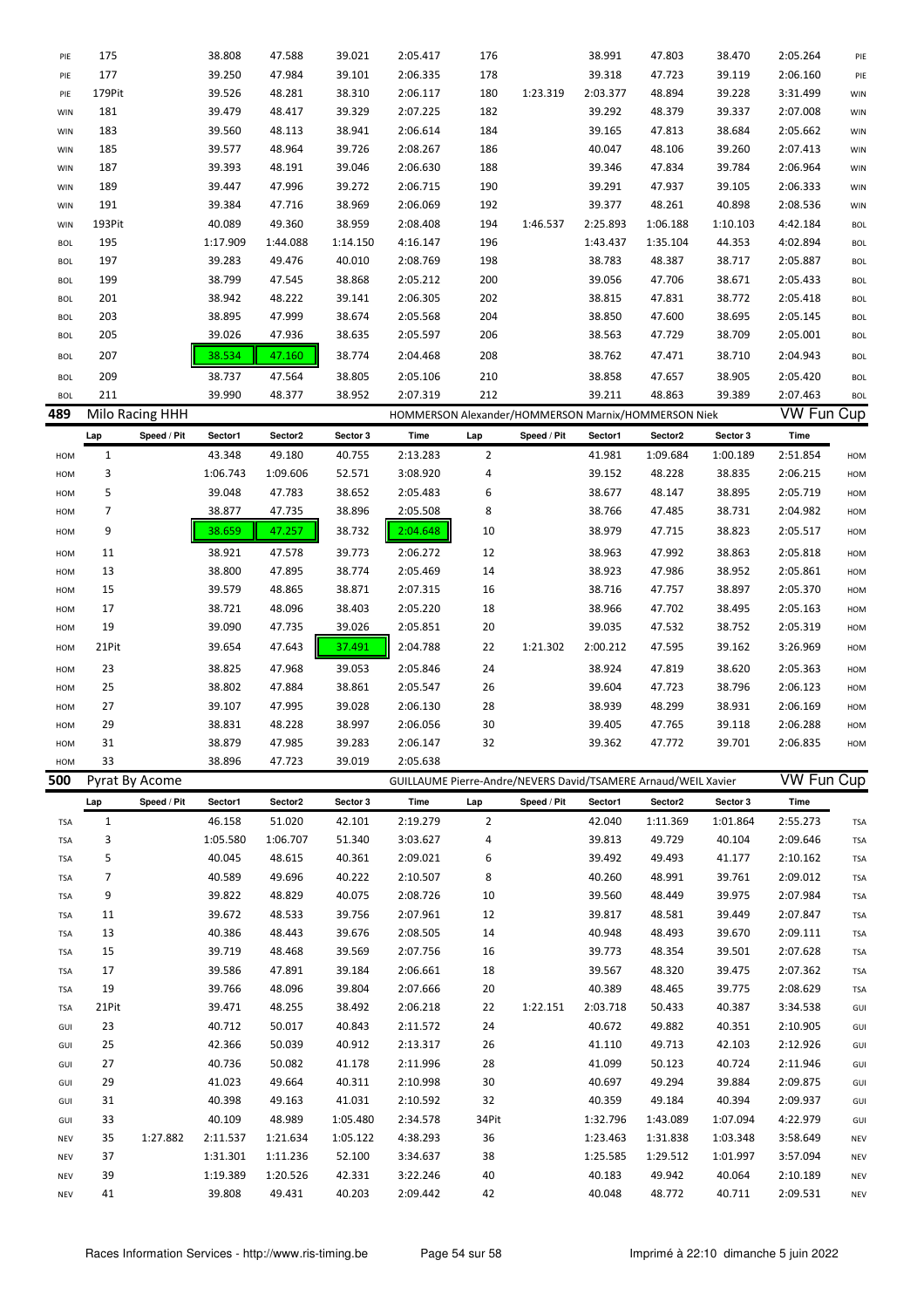| | Lap | Speed / Pit | Sector1 | Sector2 | Sector 3 | Time | Lap | Speed / Pit | Sector1 | Sector2 | Sector 3 | Time | |
|---|---|---|---|---|---|---|---|---|---|---|---|---|---|
| PIE | 175 | | 38.808 | 47.588 | 39.021 | 2:05.417 | 176 | | 38.991 | 47.803 | 38.470 | 2:05.264 | PIE |
| PIE | 177 | | 39.250 | 47.984 | 39.101 | 2:06.335 | 178 | | 39.318 | 47.723 | 39.119 | 2:06.160 | PIE |
| PIE | 179Pit | | 39.526 | 48.281 | 38.310 | 2:06.117 | 180 | 1:23.319 | 2:03.377 | 48.894 | 39.228 | 3:31.499 | WIN |
| WIN | 181 | | 39.479 | 48.417 | 39.329 | 2:07.225 | 182 | | 39.292 | 48.379 | 39.337 | 2:07.008 | WIN |
| WIN | 183 | | 39.560 | 48.113 | 38.941 | 2:06.614 | 184 | | 39.165 | 47.813 | 38.684 | 2:05.662 | WIN |
| WIN | 185 | | 39.577 | 48.964 | 39.726 | 2:08.267 | 186 | | 40.047 | 48.106 | 39.260 | 2:07.413 | WIN |
| WIN | 187 | | 39.393 | 48.191 | 39.046 | 2:06.630 | 188 | | 39.346 | 47.834 | 39.784 | 2:06.964 | WIN |
| WIN | 189 | | 39.447 | 47.996 | 39.272 | 2:06.715 | 190 | | 39.291 | 47.937 | 39.105 | 2:06.333 | WIN |
| WIN | 191 | | 39.384 | 47.716 | 38.969 | 2:06.069 | 192 | | 39.377 | 48.261 | 40.898 | 2:08.536 | WIN |
| WIN | 193Pit | | 40.089 | 49.360 | 38.959 | 2:08.408 | 194 | 1:46.537 | 2:25.893 | 1:06.188 | 1:10.103 | 4:42.184 | BOL |
| BOL | 195 | | 1:17.909 | 1:44.088 | 1:14.150 | 4:16.147 | 196 | | 1:43.437 | 1:35.104 | 44.353 | 4:02.894 | BOL |
| BOL | 197 | | 39.283 | 49.476 | 40.010 | 2:08.769 | 198 | | 38.783 | 48.387 | 38.717 | 2:05.887 | BOL |
| BOL | 199 | | 38.799 | 47.545 | 38.868 | 2:05.212 | 200 | | 39.056 | 47.706 | 38.671 | 2:05.433 | BOL |
| BOL | 201 | | 38.942 | 48.222 | 39.141 | 2:06.305 | 202 | | 38.815 | 47.831 | 38.772 | 2:05.418 | BOL |
| BOL | 203 | | 38.895 | 47.999 | 38.674 | 2:05.568 | 204 | | 38.850 | 47.600 | 38.695 | 2:05.145 | BOL |
| BOL | 205 | | 39.026 | 47.936 | 38.635 | 2:05.597 | 206 | | 38.563 | 47.729 | 38.709 | 2:05.001 | BOL |
| BOL | 207 | | 38.534 | 47.160 | 38.774 | 2:04.468 | 208 | | 38.762 | 47.471 | 38.710 | 2:04.943 | BOL |
| BOL | 209 | | 38.737 | 47.564 | 38.805 | 2:05.106 | 210 | | 38.858 | 47.657 | 38.905 | 2:05.420 | BOL |
| BOL | 211 | | 39.990 | 48.377 | 38.952 | 2:07.319 | 212 | | 39.211 | 48.863 | 39.389 | 2:07.463 | BOL |

## 489 Milo Racing HHH — HOMMERSON Alexander/HOMMERSON Marnix/HOMMERSON Niek — VW Fun Cup

| | Lap | Speed / Pit | Sector1 | Sector2 | Sector 3 | Time | Lap | Speed / Pit | Sector1 | Sector2 | Sector 3 | Time | |
|---|---|---|---|---|---|---|---|---|---|---|---|---|---|
| HOM | 1 | | 43.348 | 49.180 | 40.755 | 2:13.283 | 2 | | 41.981 | 1:09.684 | 1:00.189 | 2:51.854 | HOM |
| HOM | 3 | | 1:06.743 | 1:09.606 | 52.571 | 3:08.920 | 4 | | 39.152 | 48.228 | 38.835 | 2:06.215 | HOM |
| HOM | 5 | | 39.048 | 47.783 | 38.652 | 2:05.483 | 6 | | 38.677 | 48.147 | 38.895 | 2:05.719 | HOM |
| HOM | 7 | | 38.877 | 47.735 | 38.896 | 2:05.508 | 8 | | 38.766 | 47.485 | 38.731 | 2:04.982 | HOM |
| HOM | 9 | | 38.659 | 47.257 | 38.732 | 2:04.648 | 10 | | 38.979 | 47.715 | 38.823 | 2:05.517 | HOM |
| HOM | 11 | | 38.921 | 47.578 | 39.773 | 2:06.272 | 12 | | 38.963 | 47.992 | 38.863 | 2:05.818 | HOM |
| HOM | 13 | | 38.800 | 47.895 | 38.774 | 2:05.469 | 14 | | 38.923 | 47.986 | 38.952 | 2:05.861 | HOM |
| HOM | 15 | | 39.579 | 48.865 | 38.871 | 2:07.315 | 16 | | 38.716 | 47.757 | 38.897 | 2:05.370 | HOM |
| HOM | 17 | | 38.721 | 48.096 | 38.403 | 2:05.220 | 18 | | 38.966 | 47.702 | 38.495 | 2:05.163 | HOM |
| HOM | 19 | | 39.090 | 47.735 | 39.026 | 2:05.851 | 20 | | 39.035 | 47.532 | 38.752 | 2:05.319 | HOM |
| HOM | 21Pit | | 39.654 | 47.643 | 37.491 | 2:04.788 | 22 | 1:21.302 | 2:00.212 | 47.595 | 39.162 | 3:26.969 | HOM |
| HOM | 23 | | 38.825 | 47.968 | 39.053 | 2:05.846 | 24 | | 38.924 | 47.819 | 38.620 | 2:05.363 | HOM |
| HOM | 25 | | 38.802 | 47.884 | 38.861 | 2:05.547 | 26 | | 39.604 | 47.723 | 38.796 | 2:06.123 | HOM |
| HOM | 27 | | 39.107 | 47.995 | 39.028 | 2:06.130 | 28 | | 38.939 | 48.299 | 38.931 | 2:06.169 | HOM |
| HOM | 29 | | 38.831 | 48.228 | 38.997 | 2:06.056 | 30 | | 39.405 | 47.765 | 39.118 | 2:06.288 | HOM |
| HOM | 31 | | 38.879 | 47.985 | 39.283 | 2:06.147 | 32 | | 39.362 | 47.772 | 39.701 | 2:06.835 | HOM |
| HOM | 33 | | 38.896 | 47.723 | 39.019 | 2:05.638 | | | | | | | |

## 500 Pyrat By Acome — GUILLAUME Pierre-Andre/NEVERS David/TSAMERE Arnaud/WEIL Xavier — VW Fun Cup

| | Lap | Speed / Pit | Sector1 | Sector2 | Sector 3 | Time | Lap | Speed / Pit | Sector1 | Sector2 | Sector 3 | Time | |
|---|---|---|---|---|---|---|---|---|---|---|---|---|---|
| TSA | 1 | | 46.158 | 51.020 | 42.101 | 2:19.279 | 2 | | 42.040 | 1:11.369 | 1:01.864 | 2:55.273 | TSA |
| TSA | 3 | | 1:05.580 | 1:06.707 | 51.340 | 3:03.627 | 4 | | 39.813 | 49.729 | 40.104 | 2:09.646 | TSA |
| TSA | 5 | | 40.045 | 48.615 | 40.361 | 2:09.021 | 6 | | 39.492 | 49.493 | 41.177 | 2:10.162 | TSA |
| TSA | 7 | | 40.589 | 49.696 | 40.222 | 2:10.507 | 8 | | 40.260 | 48.991 | 39.761 | 2:09.012 | TSA |
| TSA | 9 | | 39.822 | 48.829 | 40.075 | 2:08.726 | 10 | | 39.560 | 48.449 | 39.975 | 2:07.984 | TSA |
| TSA | 11 | | 39.672 | 48.533 | 39.756 | 2:07.961 | 12 | | 39.817 | 48.581 | 39.449 | 2:07.847 | TSA |
| TSA | 13 | | 40.386 | 48.443 | 39.676 | 2:08.505 | 14 | | 40.948 | 48.493 | 39.670 | 2:09.111 | TSA |
| TSA | 15 | | 39.719 | 48.468 | 39.569 | 2:07.756 | 16 | | 39.773 | 48.354 | 39.501 | 2:07.628 | TSA |
| TSA | 17 | | 39.586 | 47.891 | 39.184 | 2:06.661 | 18 | | 39.567 | 48.320 | 39.475 | 2:07.362 | TSA |
| TSA | 19 | | 39.766 | 48.096 | 39.804 | 2:07.666 | 20 | | 40.389 | 48.465 | 39.775 | 2:08.629 | TSA |
| TSA | 21Pit | | 39.471 | 48.255 | 38.492 | 2:06.218 | 22 | 1:22.151 | 2:03.718 | 50.433 | 40.387 | 3:34.538 | GUI |
| GUI | 23 | | 40.712 | 50.017 | 40.843 | 2:11.572 | 24 | | 40.672 | 49.882 | 40.351 | 2:10.905 | GUI |
| GUI | 25 | | 42.366 | 50.039 | 40.912 | 2:13.317 | 26 | | 41.110 | 49.713 | 42.103 | 2:12.926 | GUI |
| GUI | 27 | | 40.736 | 50.082 | 41.178 | 2:11.996 | 28 | | 41.099 | 50.123 | 40.724 | 2:11.946 | GUI |
| GUI | 29 | | 41.023 | 49.664 | 40.311 | 2:10.998 | 30 | | 40.697 | 49.294 | 39.884 | 2:09.875 | GUI |
| GUI | 31 | | 40.398 | 49.163 | 41.031 | 2:10.592 | 32 | | 40.359 | 49.184 | 40.394 | 2:09.937 | GUI |
| GUI | 33 | | 40.109 | 48.989 | 1:05.480 | 2:34.578 | 34Pit | | 1:32.796 | 1:43.089 | 1:07.094 | 4:22.979 | GUI |
| NEV | 35 | 1:27.882 | 2:11.537 | 1:21.634 | 1:05.122 | 4:38.293 | 36 | | 1:23.463 | 1:31.838 | 1:03.348 | 3:58.649 | NEV |
| NEV | 37 | | 1:31.301 | 1:11.236 | 52.100 | 3:34.637 | 38 | | 1:25.585 | 1:29.512 | 1:01.997 | 3:57.094 | NEV |
| NEV | 39 | | 1:19.389 | 1:20.526 | 42.331 | 3:22.246 | 40 | | 40.183 | 49.942 | 40.064 | 2:10.189 | NEV |
| NEV | 41 | | 39.808 | 49.431 | 40.203 | 2:09.442 | 42 | | 40.048 | 48.772 | 40.711 | 2:09.531 | NEV |

Races Information Services - http://www.ris-timing.be — Imprimé à 22:10 dimanche 5 juin 2022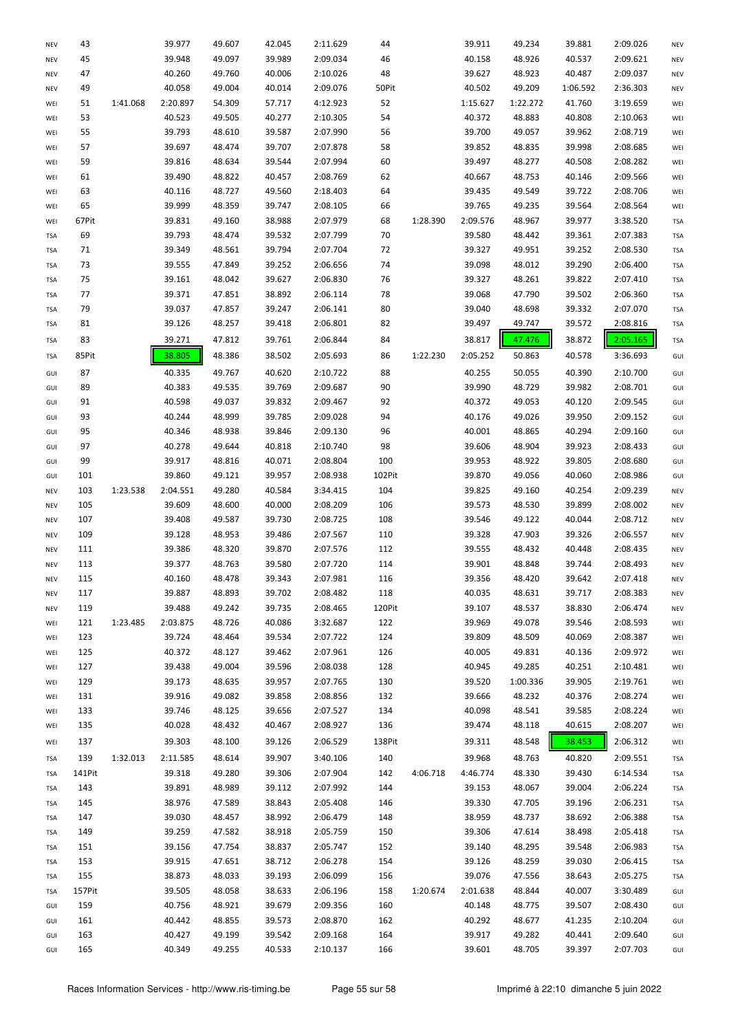| | | | | | | | | | | | | | | |
|---|---|---|---|---|---|---|---|---|---|---|---|---|---|---|
| NEV | 43 | | 39.977 | 49.607 | 42.045 | 2:11.629 | 44 | | 39.911 | 49.234 | 39.881 | 2:09.026 | NEV |
| NEV | 45 | | 39.948 | 49.097 | 39.989 | 2:09.034 | 46 | | 40.158 | 48.926 | 40.537 | 2:09.621 | NEV |
| NEV | 47 | | 40.260 | 49.760 | 40.006 | 2:10.026 | 48 | | 39.627 | 48.923 | 40.487 | 2:09.037 | NEV |
| NEV | 49 | | 40.058 | 49.004 | 40.014 | 2:09.076 | 50Pit | | 40.502 | 49.209 | 1:06.592 | 2:36.303 | NEV |
| WEI | 51 | 1:41.068 | 2:20.897 | 54.309 | 57.717 | 4:12.923 | 52 | | 1:15.627 | 1:22.272 | 41.760 | 3:19.659 | WEI |
| WEI | 53 | | 40.523 | 49.505 | 40.277 | 2:10.305 | 54 | | 40.372 | 48.883 | 40.808 | 2:10.063 | WEI |
| WEI | 55 | | 39.793 | 48.610 | 39.587 | 2:07.990 | 56 | | 39.700 | 49.057 | 39.962 | 2:08.719 | WEI |
| WEI | 57 | | 39.697 | 48.474 | 39.707 | 2:07.878 | 58 | | 39.852 | 48.835 | 39.998 | 2:08.685 | WEI |
| WEI | 59 | | 39.816 | 48.634 | 39.544 | 2:07.994 | 60 | | 39.497 | 48.277 | 40.508 | 2:08.282 | WEI |
| WEI | 61 | | 39.490 | 48.822 | 40.457 | 2:08.769 | 62 | | 40.667 | 48.753 | 40.146 | 2:09.566 | WEI |
| WEI | 63 | | 40.116 | 48.727 | 49.560 | 2:18.403 | 64 | | 39.435 | 49.549 | 39.722 | 2:08.706 | WEI |
| WEI | 65 | | 39.999 | 48.359 | 39.747 | 2:08.105 | 66 | | 39.765 | 49.235 | 39.564 | 2:08.564 | WEI |
| WEI | 67Pit | | 39.831 | 49.160 | 38.988 | 2:07.979 | 68 | 1:28.390 | 2:09.576 | 48.967 | 39.977 | 3:38.520 | TSA |
| TSA | 69 | | 39.793 | 48.474 | 39.532 | 2:07.799 | 70 | | 39.580 | 48.442 | 39.361 | 2:07.383 | TSA |
| TSA | 71 | | 39.349 | 48.561 | 39.794 | 2:07.704 | 72 | | 39.327 | 49.951 | 39.252 | 2:08.530 | TSA |
| TSA | 73 | | 39.555 | 47.849 | 39.252 | 2:06.656 | 74 | | 39.098 | 48.012 | 39.290 | 2:06.400 | TSA |
| TSA | 75 | | 39.161 | 48.042 | 39.627 | 2:06.830 | 76 | | 39.327 | 48.261 | 39.822 | 2:07.410 | TSA |
| TSA | 77 | | 39.371 | 47.851 | 38.892 | 2:06.114 | 78 | | 39.068 | 47.790 | 39.502 | 2:06.360 | TSA |
| TSA | 79 | | 39.037 | 47.857 | 39.247 | 2:06.141 | 80 | | 39.040 | 48.698 | 39.332 | 2:07.070 | TSA |
| TSA | 81 | | 39.126 | 48.257 | 39.418 | 2:06.801 | 82 | | 39.497 | 49.747 | 39.572 | 2:08.816 | TSA |
| TSA | 83 | | 39.271 | 47.812 | 39.761 | 2:06.844 | 84 | | 38.817 | 47.476 | 38.872 | 2:05.165 | TSA |
| TSA | 85Pit | | 38.805 | 48.386 | 38.502 | 2:05.693 | 86 | 1:22.230 | 2:05.252 | 50.863 | 40.578 | 3:36.693 | GUI |
| GUI | 87 | | 40.335 | 49.767 | 40.620 | 2:10.722 | 88 | | 40.255 | 50.055 | 40.390 | 2:10.700 | GUI |
| GUI | 89 | | 40.383 | 49.535 | 39.769 | 2:09.687 | 90 | | 39.990 | 48.729 | 39.982 | 2:08.701 | GUI |
| GUI | 91 | | 40.598 | 49.037 | 39.832 | 2:09.467 | 92 | | 40.372 | 49.053 | 40.120 | 2:09.545 | GUI |
| GUI | 93 | | 40.244 | 48.999 | 39.785 | 2:09.028 | 94 | | 40.176 | 49.026 | 39.950 | 2:09.152 | GUI |
| GUI | 95 | | 40.346 | 48.938 | 39.846 | 2:09.130 | 96 | | 40.001 | 48.865 | 40.294 | 2:09.160 | GUI |
| GUI | 97 | | 40.278 | 49.644 | 40.818 | 2:10.740 | 98 | | 39.606 | 48.904 | 39.923 | 2:08.433 | GUI |
| GUI | 99 | | 39.917 | 48.816 | 40.071 | 2:08.804 | 100 | | 39.953 | 48.922 | 39.805 | 2:08.680 | GUI |
| GUI | 101 | | 39.860 | 49.121 | 39.957 | 2:08.938 | 102Pit | | 39.870 | 49.056 | 40.060 | 2:08.986 | GUI |
| NEV | 103 | 1:23.538 | 2:04.551 | 49.280 | 40.584 | 3:34.415 | 104 | | 39.825 | 49.160 | 40.254 | 2:09.239 | NEV |
| NEV | 105 | | 39.609 | 48.600 | 40.000 | 2:08.209 | 106 | | 39.573 | 48.530 | 39.899 | 2:08.002 | NEV |
| NEV | 107 | | 39.408 | 49.587 | 39.730 | 2:08.725 | 108 | | 39.546 | 49.122 | 40.044 | 2:08.712 | NEV |
| NEV | 109 | | 39.128 | 48.953 | 39.486 | 2:07.567 | 110 | | 39.328 | 47.903 | 39.326 | 2:06.557 | NEV |
| NEV | 111 | | 39.386 | 48.320 | 39.870 | 2:07.576 | 112 | | 39.555 | 48.432 | 40.448 | 2:08.435 | NEV |
| NEV | 113 | | 39.377 | 48.763 | 39.580 | 2:07.720 | 114 | | 39.901 | 48.848 | 39.744 | 2:08.493 | NEV |
| NEV | 115 | | 40.160 | 48.478 | 39.343 | 2:07.981 | 116 | | 39.356 | 48.420 | 39.642 | 2:07.418 | NEV |
| NEV | 117 | | 39.887 | 48.893 | 39.702 | 2:08.482 | 118 | | 40.035 | 48.631 | 39.717 | 2:08.383 | NEV |
| NEV | 119 | | 39.488 | 49.242 | 39.735 | 2:08.465 | 120Pit | | 39.107 | 48.537 | 38.830 | 2:06.474 | NEV |
| WEI | 121 | 1:23.485 | 2:03.875 | 48.726 | 40.086 | 3:32.687 | 122 | | 39.969 | 49.078 | 39.546 | 2:08.593 | WEI |
| WEI | 123 | | 39.724 | 48.464 | 39.534 | 2:07.722 | 124 | | 39.809 | 48.509 | 40.069 | 2:08.387 | WEI |
| WEI | 125 | | 40.372 | 48.127 | 39.462 | 2:07.961 | 126 | | 40.005 | 49.831 | 40.136 | 2:09.972 | WEI |
| WEI | 127 | | 39.438 | 49.004 | 39.596 | 2:08.038 | 128 | | 40.945 | 49.285 | 40.251 | 2:10.481 | WEI |
| WEI | 129 | | 39.173 | 48.635 | 39.957 | 2:07.765 | 130 | | 39.520 | 1:00.336 | 39.905 | 2:19.761 | WEI |
| WEI | 131 | | 39.916 | 49.082 | 39.858 | 2:08.856 | 132 | | 39.666 | 48.232 | 40.376 | 2:08.274 | WEI |
| WEI | 133 | | 39.746 | 48.125 | 39.656 | 2:07.527 | 134 | | 40.098 | 48.541 | 39.585 | 2:08.224 | WEI |
| WEI | 135 | | 40.028 | 48.432 | 40.467 | 2:08.927 | 136 | | 39.474 | 48.118 | 40.615 | 2:08.207 | WEI |
| WEI | 137 | | 39.303 | 48.100 | 39.126 | 2:06.529 | 138Pit | | 39.311 | 48.548 | 38.453 | 2:06.312 | WEI |
| TSA | 139 | 1:32.013 | 2:11.585 | 48.614 | 39.907 | 3:40.106 | 140 | | 39.968 | 48.763 | 40.820 | 2:09.551 | TSA |
| TSA | 141Pit | | 39.318 | 49.280 | 39.306 | 2:07.904 | 142 | 4:06.718 | 4:46.774 | 48.330 | 39.430 | 6:14.534 | TSA |
| TSA | 143 | | 39.891 | 48.989 | 39.112 | 2:07.992 | 144 | | 39.153 | 48.067 | 39.004 | 2:06.224 | TSA |
| TSA | 145 | | 38.976 | 47.589 | 38.843 | 2:05.408 | 146 | | 39.330 | 47.705 | 39.196 | 2:06.231 | TSA |
| TSA | 147 | | 39.030 | 48.457 | 38.992 | 2:06.479 | 148 | | 38.959 | 48.737 | 38.692 | 2:06.388 | TSA |
| TSA | 149 | | 39.259 | 47.582 | 38.918 | 2:05.759 | 150 | | 39.306 | 47.614 | 38.498 | 2:05.418 | TSA |
| TSA | 151 | | 39.156 | 47.754 | 38.837 | 2:05.747 | 152 | | 39.140 | 48.295 | 39.548 | 2:06.983 | TSA |
| TSA | 153 | | 39.915 | 47.651 | 38.712 | 2:06.278 | 154 | | 39.126 | 48.259 | 39.030 | 2:06.415 | TSA |
| TSA | 155 | | 38.873 | 48.033 | 39.193 | 2:06.099 | 156 | | 39.076 | 47.556 | 38.643 | 2:05.275 | TSA |
| TSA | 157Pit | | 39.505 | 48.058 | 38.633 | 2:06.196 | 158 | 1:20.674 | 2:01.638 | 48.844 | 40.007 | 3:30.489 | GUI |
| GUI | 159 | | 40.756 | 48.921 | 39.679 | 2:09.356 | 160 | | 40.148 | 48.775 | 39.507 | 2:08.430 | GUI |
| GUI | 161 | | 40.442 | 48.855 | 39.573 | 2:08.870 | 162 | | 40.292 | 48.677 | 41.235 | 2:10.204 | GUI |
| GUI | 163 | | 40.427 | 49.199 | 39.542 | 2:09.168 | 164 | | 39.917 | 49.282 | 40.441 | 2:09.640 | GUI |
| GUI | 165 | | 40.349 | 49.255 | 40.533 | 2:10.137 | 166 | | 39.601 | 48.705 | 39.397 | 2:07.703 | GUI |

Races Information Services - http://www.ris-timing.be    Imprimé à 22:10 dimanche 5 juin 2022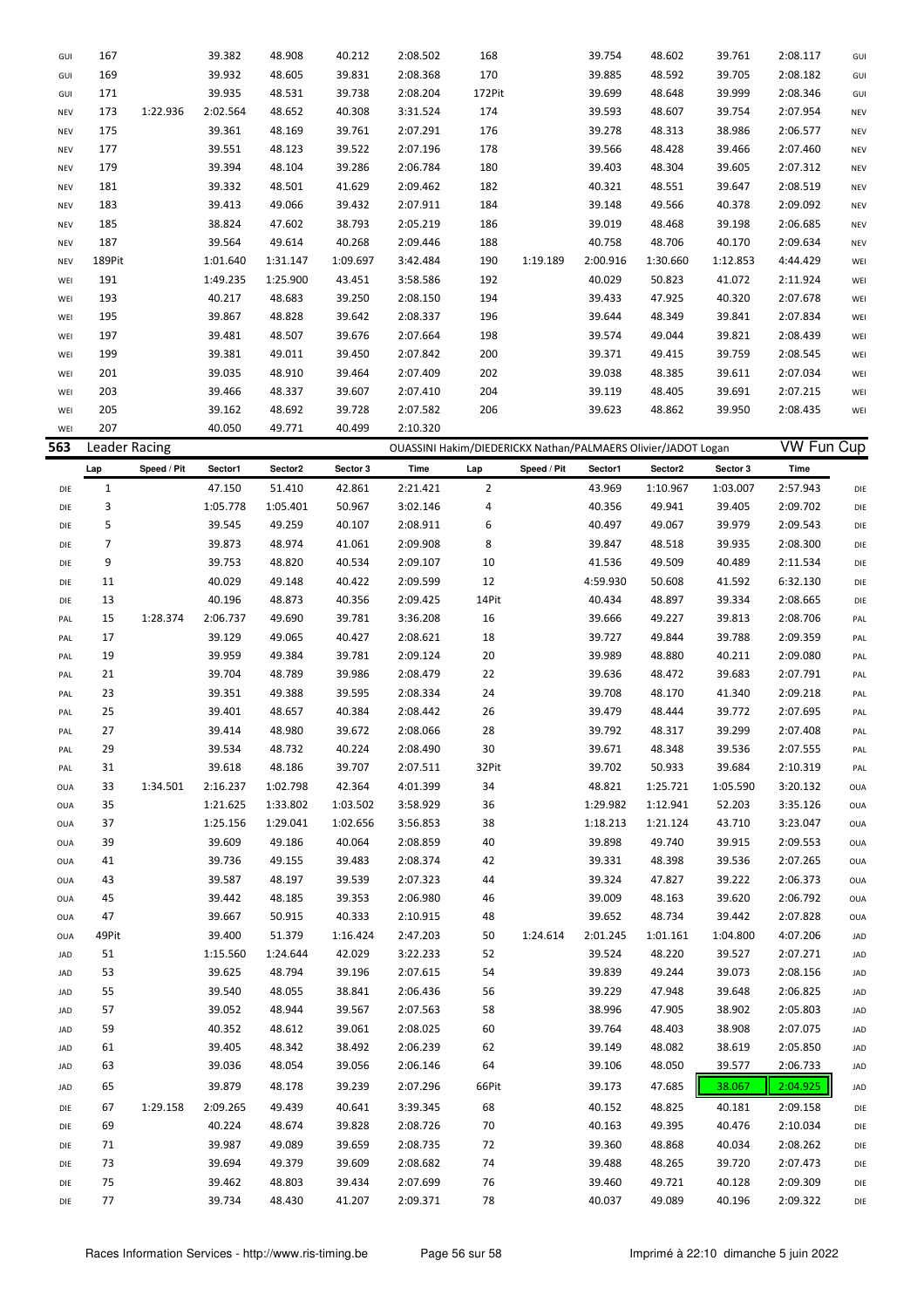| | | | | | | | | | | | | | | |
|---|---|---|---|---|---|---|---|---|---|---|---|---|---|---|
| GUI | 167 | | 39.382 | 48.908 | 40.212 | 2:08.502 | 168 | | 39.754 | 48.602 | 39.761 | 2:08.117 | GUI |
| GUI | 169 | | 39.932 | 48.605 | 39.831 | 2:08.368 | 170 | | 39.885 | 48.592 | 39.705 | 2:08.182 | GUI |
| GUI | 171 | | 39.935 | 48.531 | 39.738 | 2:08.204 | 172Pit | | 39.699 | 48.648 | 39.999 | 2:08.346 | GUI |
| NEV | 173 | 1:22.936 | 2:02.564 | 48.652 | 40.308 | 3:31.524 | 174 | | 39.593 | 48.607 | 39.754 | 2:07.954 | NEV |
| NEV | 175 | | 39.361 | 48.169 | 39.761 | 2:07.291 | 176 | | 39.278 | 48.313 | 38.986 | 2:06.577 | NEV |
| NEV | 177 | | 39.551 | 48.123 | 39.522 | 2:07.196 | 178 | | 39.566 | 48.428 | 39.466 | 2:07.460 | NEV |
| NEV | 179 | | 39.394 | 48.104 | 39.286 | 2:06.784 | 180 | | 39.403 | 48.304 | 39.605 | 2:07.312 | NEV |
| NEV | 181 | | 39.332 | 48.501 | 41.629 | 2:09.462 | 182 | | 40.321 | 48.551 | 39.647 | 2:08.519 | NEV |
| NEV | 183 | | 39.413 | 49.066 | 39.432 | 2:07.911 | 184 | | 39.148 | 49.566 | 40.378 | 2:09.092 | NEV |
| NEV | 185 | | 38.824 | 47.602 | 38.793 | 2:05.219 | 186 | | 39.019 | 48.468 | 39.198 | 2:06.685 | NEV |
| NEV | 187 | | 39.564 | 49.614 | 40.268 | 2:09.446 | 188 | | 40.758 | 48.706 | 40.170 | 2:09.634 | NEV |
| NEV | 189Pit | | 1:01.640 | 1:31.147 | 1:09.697 | 3:42.484 | 190 | 1:19.189 | 2:00.916 | 1:30.660 | 1:12.853 | 4:44.429 | WEI |
| WEI | 191 | | 1:49.235 | 1:25.900 | 43.451 | 3:58.586 | 192 | | 40.029 | 50.823 | 41.072 | 2:11.924 | WEI |
| WEI | 193 | | 40.217 | 48.683 | 39.250 | 2:08.150 | 194 | | 39.433 | 47.925 | 40.320 | 2:07.678 | WEI |
| WEI | 195 | | 39.867 | 48.828 | 39.642 | 2:08.337 | 196 | | 39.644 | 48.349 | 39.841 | 2:07.834 | WEI |
| WEI | 197 | | 39.481 | 48.507 | 39.676 | 2:07.664 | 198 | | 39.574 | 49.044 | 39.821 | 2:08.439 | WEI |
| WEI | 199 | | 39.381 | 49.011 | 39.450 | 2:07.842 | 200 | | 39.371 | 49.415 | 39.759 | 2:08.545 | WEI |
| WEI | 201 | | 39.035 | 48.910 | 39.464 | 2:07.409 | 202 | | 39.038 | 48.385 | 39.611 | 2:07.034 | WEI |
| WEI | 203 | | 39.466 | 48.337 | 39.607 | 2:07.410 | 204 | | 39.119 | 48.405 | 39.691 | 2:07.215 | WEI |
| WEI | 205 | | 39.162 | 48.692 | 39.728 | 2:07.582 | 206 | | 39.623 | 48.862 | 39.950 | 2:08.435 | WEI |
| WEI | 207 | | 40.050 | 49.771 | 40.499 | 2:10.320 | | | | | | | |

## 563 Leader Racing — OUASSINI Hakim/DIEDERICKX Nathan/PALMAERS Olivier/JADOT Logan — VW Fun Cup

| | Lap | Speed / Pit | Sector1 | Sector2 | Sector 3 | Time | Lap | Speed / Pit | Sector1 | Sector2 | Sector 3 | Time | |
|---|---|---|---|---|---|---|---|---|---|---|---|---|---|
| DIE | 1 | | 47.150 | 51.410 | 42.861 | 2:21.421 | 2 | | 43.969 | 1:10.967 | 1:03.007 | 2:57.943 | DIE |
| DIE | 3 | | 1:05.778 | 1:05.401 | 50.967 | 3:02.146 | 4 | | 40.356 | 49.941 | 39.405 | 2:09.702 | DIE |
| DIE | 5 | | 39.545 | 49.259 | 40.107 | 2:08.911 | 6 | | 40.497 | 49.067 | 39.979 | 2:09.543 | DIE |
| DIE | 7 | | 39.873 | 48.974 | 41.061 | 2:09.908 | 8 | | 39.847 | 48.518 | 39.935 | 2:08.300 | DIE |
| DIE | 9 | | 39.753 | 48.820 | 40.534 | 2:09.107 | 10 | | 41.536 | 49.509 | 40.489 | 2:11.534 | DIE |
| DIE | 11 | | 40.029 | 49.148 | 40.422 | 2:09.599 | 12 | | 4:59.930 | 50.608 | 41.592 | 6:32.130 | DIE |
| DIE | 13 | | 40.196 | 48.873 | 40.356 | 2:09.425 | 14Pit | | 40.434 | 48.897 | 39.334 | 2:08.665 | DIE |
| PAL | 15 | 1:28.374 | 2:06.737 | 49.690 | 39.781 | 3:36.208 | 16 | | 39.666 | 49.227 | 39.813 | 2:08.706 | PAL |
| PAL | 17 | | 39.129 | 49.065 | 40.427 | 2:08.621 | 18 | | 39.727 | 49.844 | 39.788 | 2:09.359 | PAL |
| PAL | 19 | | 39.959 | 49.384 | 39.781 | 2:09.124 | 20 | | 39.989 | 48.880 | 40.211 | 2:09.080 | PAL |
| PAL | 21 | | 39.704 | 48.789 | 39.986 | 2:08.479 | 22 | | 39.636 | 48.472 | 39.683 | 2:07.791 | PAL |
| PAL | 23 | | 39.351 | 49.388 | 39.595 | 2:08.334 | 24 | | 39.708 | 48.170 | 41.340 | 2:09.218 | PAL |
| PAL | 25 | | 39.401 | 48.657 | 40.384 | 2:08.442 | 26 | | 39.479 | 48.444 | 39.772 | 2:07.695 | PAL |
| PAL | 27 | | 39.414 | 48.980 | 39.672 | 2:08.066 | 28 | | 39.792 | 48.317 | 39.299 | 2:07.408 | PAL |
| PAL | 29 | | 39.534 | 48.732 | 40.224 | 2:08.490 | 30 | | 39.671 | 48.348 | 39.536 | 2:07.555 | PAL |
| PAL | 31 | | 39.618 | 48.186 | 39.707 | 2:07.511 | 32Pit | | 39.702 | 50.933 | 39.684 | 2:10.319 | PAL |
| OUA | 33 | 1:34.501 | 2:16.237 | 1:02.798 | 42.364 | 4:01.399 | 34 | | 48.821 | 1:25.721 | 1:05.590 | 3:20.132 | OUA |
| OUA | 35 | | 1:21.625 | 1:33.802 | 1:03.502 | 3:58.929 | 36 | | 1:29.982 | 1:12.941 | 52.203 | 3:35.126 | OUA |
| OUA | 37 | | 1:25.156 | 1:29.041 | 1:02.656 | 3:56.853 | 38 | | 1:18.213 | 1:21.124 | 43.710 | 3:23.047 | OUA |
| OUA | 39 | | 39.609 | 49.186 | 40.064 | 2:08.859 | 40 | | 39.898 | 49.740 | 39.915 | 2:09.553 | OUA |
| OUA | 41 | | 39.736 | 49.155 | 39.483 | 2:08.374 | 42 | | 39.331 | 48.398 | 39.536 | 2:07.265 | OUA |
| OUA | 43 | | 39.587 | 48.197 | 39.539 | 2:07.323 | 44 | | 39.324 | 47.827 | 39.222 | 2:06.373 | OUA |
| OUA | 45 | | 39.442 | 48.185 | 39.353 | 2:06.980 | 46 | | 39.009 | 48.163 | 39.620 | 2:06.792 | OUA |
| OUA | 47 | | 39.667 | 50.915 | 40.333 | 2:10.915 | 48 | | 39.652 | 48.734 | 39.442 | 2:07.828 | OUA |
| OUA | 49Pit | | 39.400 | 51.379 | 1:16.424 | 2:47.203 | 50 | 1:24.614 | 2:01.245 | 1:01.161 | 1:04.800 | 4:07.206 | JAD |
| JAD | 51 | | 1:15.560 | 1:24.644 | 42.029 | 3:22.233 | 52 | | 39.524 | 48.220 | 39.527 | 2:07.271 | JAD |
| JAD | 53 | | 39.625 | 48.794 | 39.196 | 2:07.615 | 54 | | 39.839 | 49.244 | 39.073 | 2:08.156 | JAD |
| JAD | 55 | | 39.540 | 48.055 | 38.841 | 2:06.436 | 56 | | 39.229 | 47.948 | 39.648 | 2:06.825 | JAD |
| JAD | 57 | | 39.052 | 48.944 | 39.567 | 2:07.563 | 58 | | 38.996 | 47.905 | 38.902 | 2:05.803 | JAD |
| JAD | 59 | | 40.352 | 48.612 | 39.061 | 2:08.025 | 60 | | 39.764 | 48.403 | 38.908 | 2:07.075 | JAD |
| JAD | 61 | | 39.405 | 48.342 | 38.492 | 2:06.239 | 62 | | 39.149 | 48.082 | 38.619 | 2:05.850 | JAD |
| JAD | 63 | | 39.036 | 48.054 | 39.056 | 2:06.146 | 64 | | 39.106 | 48.050 | 39.577 | 2:06.733 | JAD |
| JAD | 65 | | 39.879 | 48.178 | 39.239 | 2:07.296 | 66Pit | | 39.173 | 47.685 | 38.067 | 2:04.925 | JAD |
| DIE | 67 | 1:29.158 | 2:09.265 | 49.439 | 40.641 | 3:39.345 | 68 | | 40.152 | 48.825 | 40.181 | 2:09.158 | DIE |
| DIE | 69 | | 40.224 | 48.674 | 39.828 | 2:08.726 | 70 | | 40.163 | 49.395 | 40.476 | 2:10.034 | DIE |
| DIE | 71 | | 39.987 | 49.089 | 39.659 | 2:08.735 | 72 | | 39.360 | 48.868 | 40.034 | 2:08.262 | DIE |
| DIE | 73 | | 39.694 | 49.379 | 39.609 | 2:08.682 | 74 | | 39.488 | 48.265 | 39.720 | 2:07.473 | DIE |
| DIE | 75 | | 39.462 | 48.803 | 39.434 | 2:07.699 | 76 | | 39.460 | 49.721 | 40.128 | 2:09.309 | DIE |
| DIE | 77 | | 39.734 | 48.430 | 41.207 | 2:09.371 | 78 | | 40.037 | 49.089 | 40.196 | 2:09.322 | DIE |

Races Information Services - http://www.ris-timing.be — Imprimé à 22:10 dimanche 5 juin 2022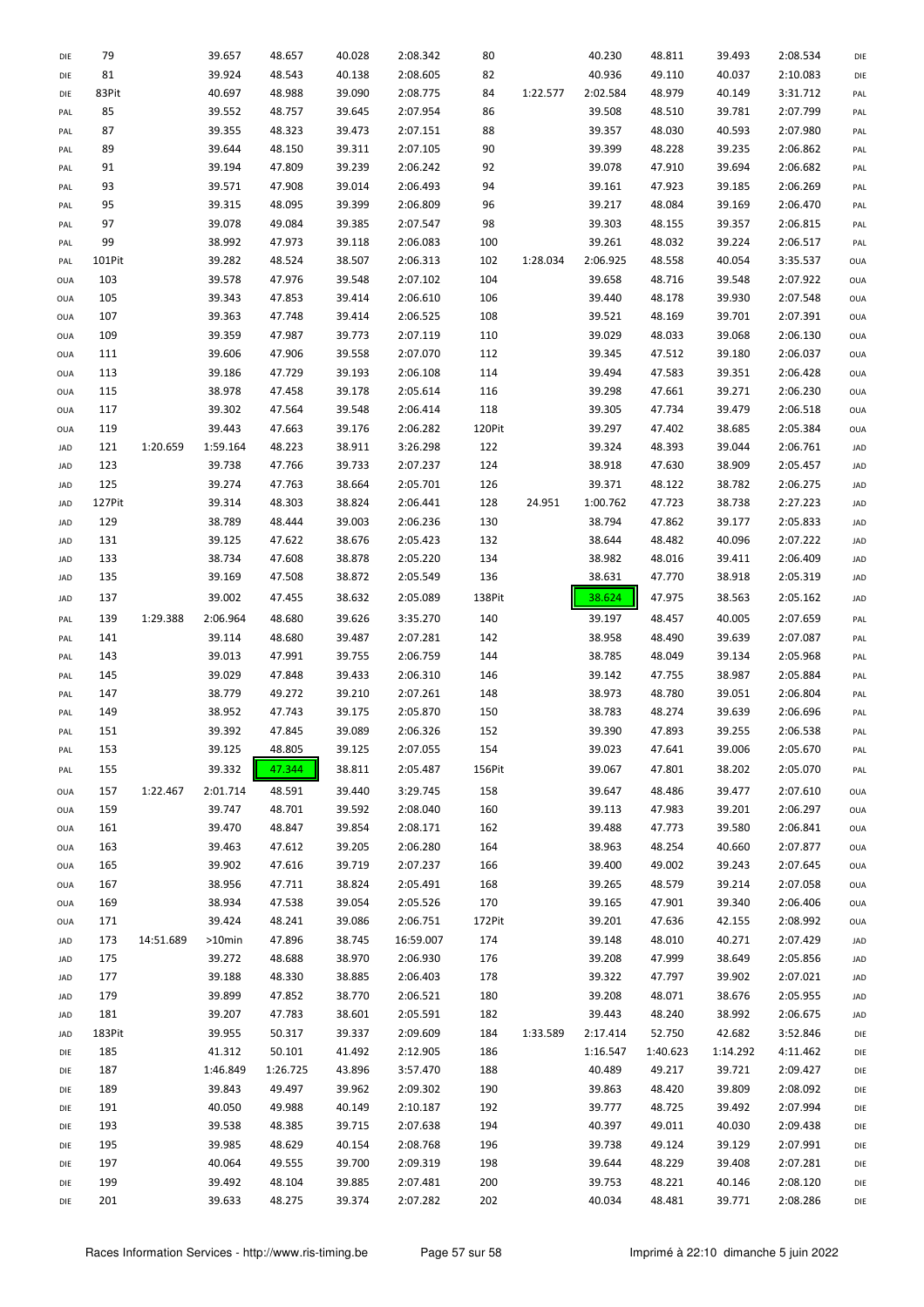| | | | | | | | | | | | | | |
|---|---|---|---|---|---|---|---|---|---|---|---|---|---|
| DIE | 79 | | 39.657 | 48.657 | 40.028 | 2:08.342 | 80 | | 40.230 | 48.811 | 39.493 | 2:08.534 | DIE |
| DIE | 81 | | 39.924 | 48.543 | 40.138 | 2:08.605 | 82 | | 40.936 | 49.110 | 40.037 | 2:10.083 | DIE |
| DIE | 83Pit | | 40.697 | 48.988 | 39.090 | 2:08.775 | 84 | 1:22.577 | 2:02.584 | 48.979 | 40.149 | 3:31.712 | PAL |
| PAL | 85 | | 39.552 | 48.757 | 39.645 | 2:07.954 | 86 | | 39.508 | 48.510 | 39.781 | 2:07.799 | PAL |
| PAL | 87 | | 39.355 | 48.323 | 39.473 | 2:07.151 | 88 | | 39.357 | 48.030 | 40.593 | 2:07.980 | PAL |
| PAL | 89 | | 39.644 | 48.150 | 39.311 | 2:07.105 | 90 | | 39.399 | 48.228 | 39.235 | 2:06.862 | PAL |
| PAL | 91 | | 39.194 | 47.809 | 39.239 | 2:06.242 | 92 | | 39.078 | 47.910 | 39.694 | 2:06.682 | PAL |
| PAL | 93 | | 39.571 | 47.908 | 39.014 | 2:06.493 | 94 | | 39.161 | 47.923 | 39.185 | 2:06.269 | PAL |
| PAL | 95 | | 39.315 | 48.095 | 39.399 | 2:06.809 | 96 | | 39.217 | 48.084 | 39.169 | 2:06.470 | PAL |
| PAL | 97 | | 39.078 | 49.084 | 39.385 | 2:07.547 | 98 | | 39.303 | 48.155 | 39.357 | 2:06.815 | PAL |
| PAL | 99 | | 38.992 | 47.973 | 39.118 | 2:06.083 | 100 | | 39.261 | 48.032 | 39.224 | 2:06.517 | PAL |
| PAL | 101Pit | | 39.282 | 48.524 | 38.507 | 2:06.313 | 102 | 1:28.034 | 2:06.925 | 48.558 | 40.054 | 3:35.537 | OUA |
| OUA | 103 | | 39.578 | 47.976 | 39.548 | 2:07.102 | 104 | | 39.658 | 48.716 | 39.548 | 2:07.922 | OUA |
| OUA | 105 | | 39.343 | 47.853 | 39.414 | 2:06.610 | 106 | | 39.440 | 48.178 | 39.930 | 2:07.548 | OUA |
| OUA | 107 | | 39.363 | 47.748 | 39.414 | 2:06.525 | 108 | | 39.521 | 48.169 | 39.701 | 2:07.391 | OUA |
| OUA | 109 | | 39.359 | 47.987 | 39.773 | 2:07.119 | 110 | | 39.029 | 48.033 | 39.068 | 2:06.130 | OUA |
| OUA | 111 | | 39.606 | 47.906 | 39.558 | 2:07.070 | 112 | | 39.345 | 47.512 | 39.180 | 2:06.037 | OUA |
| OUA | 113 | | 39.186 | 47.729 | 39.193 | 2:06.108 | 114 | | 39.494 | 47.583 | 39.351 | 2:06.428 | OUA |
| OUA | 115 | | 38.978 | 47.458 | 39.178 | 2:05.614 | 116 | | 39.298 | 47.661 | 39.271 | 2:06.230 | OUA |
| OUA | 117 | | 39.302 | 47.564 | 39.548 | 2:06.414 | 118 | | 39.305 | 47.734 | 39.479 | 2:06.518 | OUA |
| OUA | 119 | | 39.443 | 47.663 | 39.176 | 2:06.282 | 120Pit | | 39.297 | 47.402 | 38.685 | 2:05.384 | OUA |
| JAD | 121 | 1:20.659 | 1:59.164 | 48.223 | 38.911 | 3:26.298 | 122 | | 39.324 | 48.393 | 39.044 | 2:06.761 | JAD |
| JAD | 123 | | 39.738 | 47.766 | 39.733 | 2:07.237 | 124 | | 38.918 | 47.630 | 38.909 | 2:05.457 | JAD |
| JAD | 125 | | 39.274 | 47.763 | 38.664 | 2:05.701 | 126 | | 39.371 | 48.122 | 38.782 | 2:06.275 | JAD |
| JAD | 127Pit | | 39.314 | 48.303 | 38.824 | 2:06.441 | 128 | 24.951 | 1:00.762 | 47.723 | 38.738 | 2:27.223 | JAD |
| JAD | 129 | | 38.789 | 48.444 | 39.003 | 2:06.236 | 130 | | 38.794 | 47.862 | 39.177 | 2:05.833 | JAD |
| JAD | 131 | | 39.125 | 47.622 | 38.676 | 2:05.423 | 132 | | 38.644 | 48.482 | 40.096 | 2:07.222 | JAD |
| JAD | 133 | | 38.734 | 47.608 | 38.878 | 2:05.220 | 134 | | 38.982 | 48.016 | 39.411 | 2:06.409 | JAD |
| JAD | 135 | | 39.169 | 47.508 | 38.872 | 2:05.549 | 136 | | 38.631 | 47.770 | 38.918 | 2:05.319 | JAD |
| JAD | 137 | | 39.002 | 47.455 | 38.632 | 2:05.089 | 138Pit | | 38.624 | 47.975 | 38.563 | 2:05.162 | JAD |
| PAL | 139 | 1:29.388 | 2:06.964 | 48.680 | 39.626 | 3:35.270 | 140 | | 39.197 | 48.457 | 40.005 | 2:07.659 | PAL |
| PAL | 141 | | 39.114 | 48.680 | 39.487 | 2:07.281 | 142 | | 38.958 | 48.490 | 39.639 | 2:07.087 | PAL |
| PAL | 143 | | 39.013 | 47.991 | 39.755 | 2:06.759 | 144 | | 38.785 | 48.049 | 39.134 | 2:05.968 | PAL |
| PAL | 145 | | 39.029 | 47.848 | 39.433 | 2:06.310 | 146 | | 39.142 | 47.755 | 38.987 | 2:05.884 | PAL |
| PAL | 147 | | 38.779 | 49.272 | 39.210 | 2:07.261 | 148 | | 38.973 | 48.780 | 39.051 | 2:06.804 | PAL |
| PAL | 149 | | 38.952 | 47.743 | 39.175 | 2:05.870 | 150 | | 38.783 | 48.274 | 39.639 | 2:06.696 | PAL |
| PAL | 151 | | 39.392 | 47.845 | 39.089 | 2:06.326 | 152 | | 39.390 | 47.893 | 39.255 | 2:06.538 | PAL |
| PAL | 153 | | 39.125 | 48.805 | 39.125 | 2:07.055 | 154 | | 39.023 | 47.641 | 39.006 | 2:05.670 | PAL |
| PAL | 155 | | 39.332 | 47.344 | 38.811 | 2:05.487 | 156Pit | | 39.067 | 47.801 | 38.202 | 2:05.070 | PAL |
| OUA | 157 | 1:22.467 | 2:01.714 | 48.591 | 39.440 | 3:29.745 | 158 | | 39.647 | 48.486 | 39.477 | 2:07.610 | OUA |
| OUA | 159 | | 39.747 | 48.701 | 39.592 | 2:08.040 | 160 | | 39.113 | 47.983 | 39.201 | 2:06.297 | OUA |
| OUA | 161 | | 39.470 | 48.847 | 39.854 | 2:08.171 | 162 | | 39.488 | 47.773 | 39.580 | 2:06.841 | OUA |
| OUA | 163 | | 39.463 | 47.612 | 39.205 | 2:06.280 | 164 | | 38.963 | 48.254 | 40.660 | 2:07.877 | OUA |
| OUA | 165 | | 39.902 | 47.616 | 39.719 | 2:07.237 | 166 | | 39.400 | 49.002 | 39.243 | 2:07.645 | OUA |
| OUA | 167 | | 38.956 | 47.711 | 38.824 | 2:05.491 | 168 | | 39.265 | 48.579 | 39.214 | 2:07.058 | OUA |
| OUA | 169 | | 38.934 | 47.538 | 39.054 | 2:05.526 | 170 | | 39.165 | 47.901 | 39.340 | 2:06.406 | OUA |
| OUA | 171 | | 39.424 | 48.241 | 39.086 | 2:06.751 | 172Pit | | 39.201 | 47.636 | 42.155 | 2:08.992 | OUA |
| JAD | 173 | 14:51.689 | >10min | 47.896 | 38.745 | 16:59.007 | 174 | | 39.148 | 48.010 | 40.271 | 2:07.429 | JAD |
| JAD | 175 | | 39.272 | 48.688 | 38.970 | 2:06.930 | 176 | | 39.208 | 47.999 | 38.649 | 2:05.856 | JAD |
| JAD | 177 | | 39.188 | 48.330 | 38.885 | 2:06.403 | 178 | | 39.322 | 47.797 | 39.902 | 2:07.021 | JAD |
| JAD | 179 | | 39.899 | 47.852 | 38.770 | 2:06.521 | 180 | | 39.208 | 48.071 | 38.676 | 2:05.955 | JAD |
| JAD | 181 | | 39.207 | 47.783 | 38.601 | 2:05.591 | 182 | | 39.443 | 48.240 | 38.992 | 2:06.675 | JAD |
| JAD | 183Pit | | 39.955 | 50.317 | 39.337 | 2:09.609 | 184 | 1:33.589 | 2:17.414 | 52.750 | 42.682 | 3:52.846 | DIE |
| DIE | 185 | | 41.312 | 50.101 | 41.492 | 2:12.905 | 186 | | 1:16.547 | 1:40.623 | 1:14.292 | 4:11.462 | DIE |
| DIE | 187 | | 1:46.849 | 1:26.725 | 43.896 | 3:57.470 | 188 | | 40.489 | 49.217 | 39.721 | 2:09.427 | DIE |
| DIE | 189 | | 39.843 | 49.497 | 39.962 | 2:09.302 | 190 | | 39.863 | 48.420 | 39.809 | 2:08.092 | DIE |
| DIE | 191 | | 40.050 | 49.988 | 40.149 | 2:10.187 | 192 | | 39.777 | 48.725 | 39.492 | 2:07.994 | DIE |
| DIE | 193 | | 39.538 | 48.385 | 39.715 | 2:07.638 | 194 | | 40.397 | 49.011 | 40.030 | 2:09.438 | DIE |
| DIE | 195 | | 39.985 | 48.629 | 40.154 | 2:08.768 | 196 | | 39.738 | 49.124 | 39.129 | 2:07.991 | DIE |
| DIE | 197 | | 40.064 | 49.555 | 39.700 | 2:09.319 | 198 | | 39.644 | 48.229 | 39.408 | 2:07.281 | DIE |
| DIE | 199 | | 39.492 | 48.104 | 39.885 | 2:07.481 | 200 | | 39.753 | 48.221 | 40.146 | 2:08.120 | DIE |
| DIE | 201 | | 39.633 | 48.275 | 39.374 | 2:07.282 | 202 | | 40.034 | 48.481 | 39.771 | 2:08.286 | DIE |

Races Information Services - http://www.ris-timing.be

Imprimé à 22:10 dimanche 5 juin 2022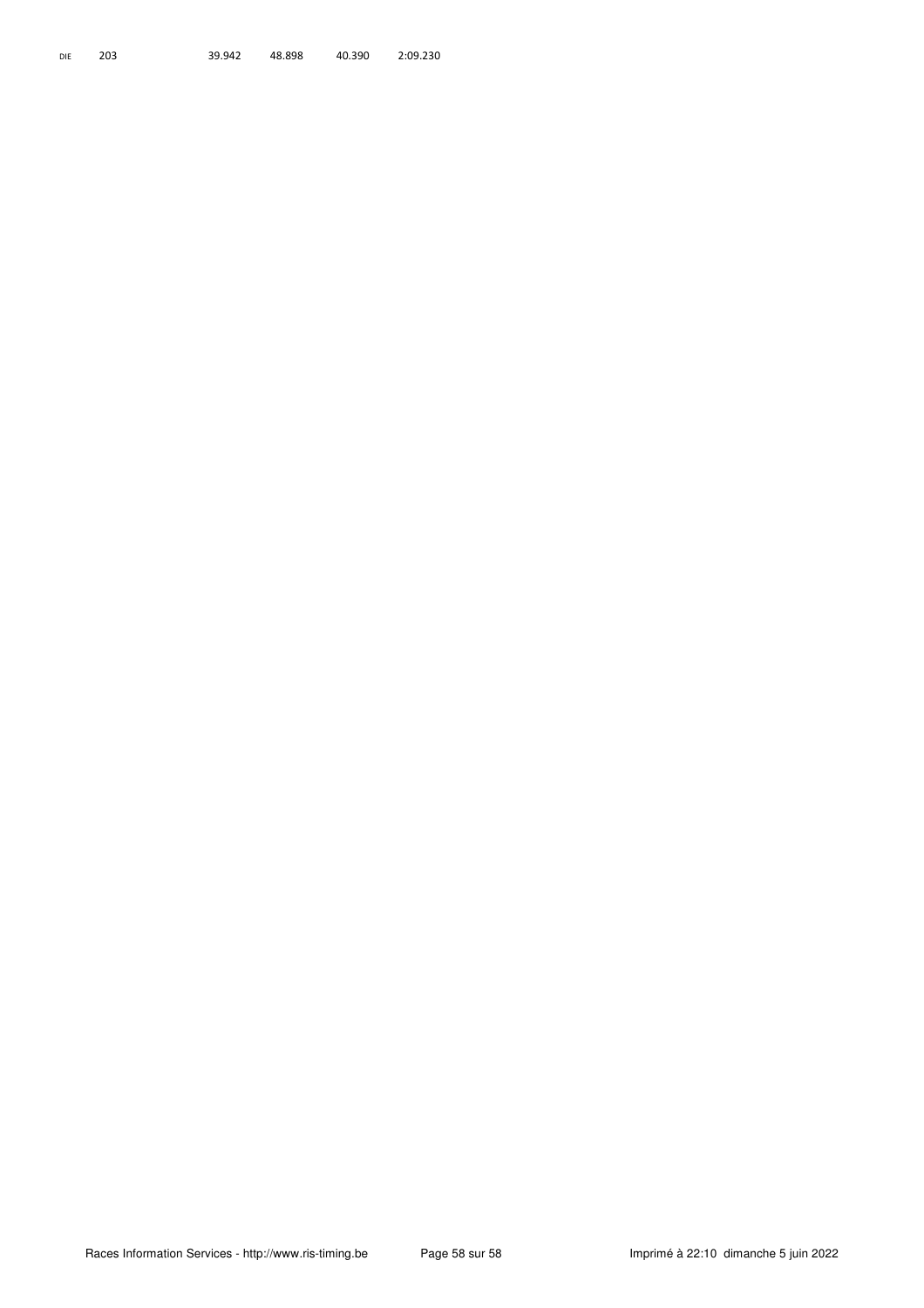| | | | | | |
|---|---|---|---|---|---|
| DIE | 203 | 39.942 | 48.898 | 40.390 | 2:09.230 |